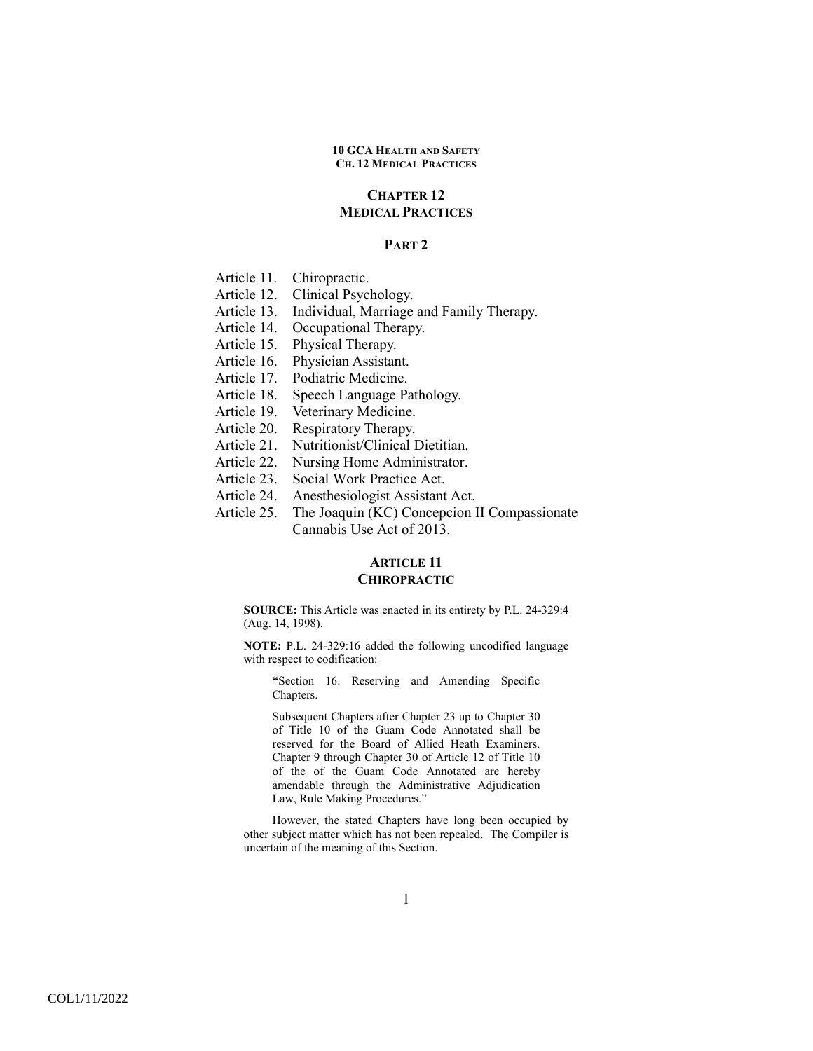# CHAPTER 12
# MEDICAL PRACTICES

## PART 2

- Article 11. Chiropractic.
- Article 12. Clinical Psychology.
- Article 13. Individual, Marriage and Family Therapy.
- Article 14. Occupational Therapy.
- Article 15. Physical Therapy.
- Article 16. Physician Assistant.
- Article 17. Podiatric Medicine.
- Article 18. Speech Language Pathology.
- Article 19. Veterinary Medicine.
- Article 20. Respiratory Therapy.
- Article 21. Nutritionist/Clinical Dietitian.
- Article 22. Nursing Home Administrator.
- Article 23. Social Work Practice Act.
- Article 24. Anesthesiologist Assistant Act.
- Article 25. The Joaquin (KC) Concepcion II Compassionate Cannabis Use Act of 2013.

## ARTICLE 11
## CHIROPRACTIC

**SOURCE:** This Article was enacted in its entirety by P.L. 24-329:4 (Aug. 14, 1998).

**NOTE:** P.L. 24-329:16 added the following uncodified language with respect to codification:

> **"**Section 16. Reserving and Amending Specific Chapters.
>
> Subsequent Chapters after Chapter 23 up to Chapter 30 of Title 10 of the Guam Code Annotated shall be reserved for the Board of Allied Heath Examiners. Chapter 9 through Chapter 30 of Article 12 of Title 10 of the of the Guam Code Annotated are hereby amendable through the Administrative Adjudication Law, Rule Making Procedures."

However, the stated Chapters have long been occupied by other subject matter which has not been repealed. The Compiler is uncertain of the meaning of this Section.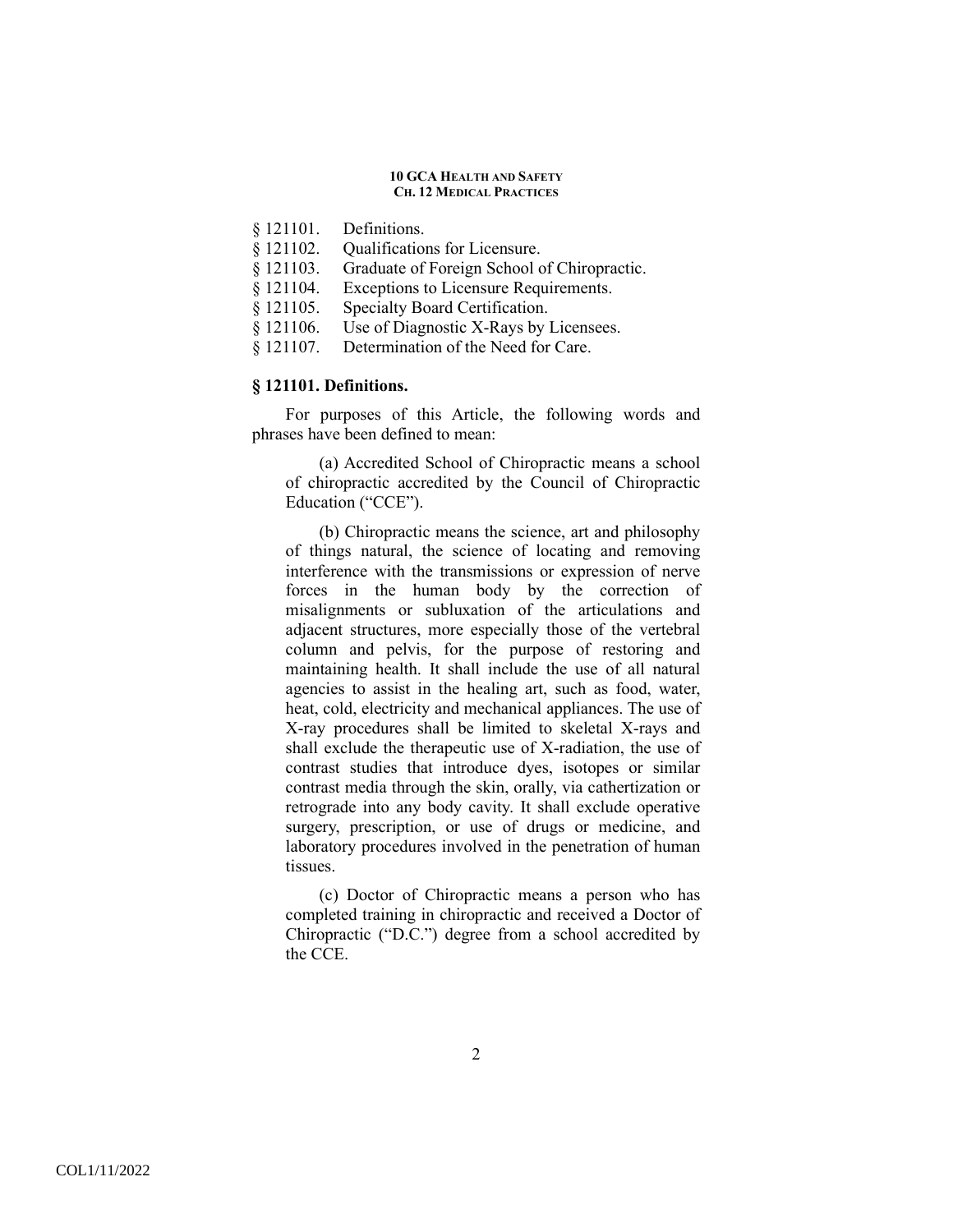§ 121101. Definitions.
§ 121102. Qualifications for Licensure.
§ 121103. Graduate of Foreign School of Chiropractic.
§ 121104. Exceptions to Licensure Requirements.
§ 121105. Specialty Board Certification.
§ 121106. Use of Diagnostic X-Rays by Licensees.
§ 121107. Determination of the Need for Care.

**§ 121101. Definitions.**

For purposes of this Article, the following words and phrases have been defined to mean:

(a) Accredited School of Chiropractic means a school of chiropractic accredited by the Council of Chiropractic Education ("CCE").

(b) Chiropractic means the science, art and philosophy of things natural, the science of locating and removing interference with the transmissions or expression of nerve forces in the human body by the correction of misalignments or subluxation of the articulations and adjacent structures, more especially those of the vertebral column and pelvis, for the purpose of restoring and maintaining health. It shall include the use of all natural agencies to assist in the healing art, such as food, water, heat, cold, electricity and mechanical appliances. The use of X-ray procedures shall be limited to skeletal X-rays and shall exclude the therapeutic use of X-radiation, the use of contrast studies that introduce dyes, isotopes or similar contrast media through the skin, orally, via cathertization or retrograde into any body cavity. It shall exclude operative surgery, prescription, or use of drugs or medicine, and laboratory procedures involved in the penetration of human tissues.

(c) Doctor of Chiropractic means a person who has completed training in chiropractic and received a Doctor of Chiropractic ("D.C.") degree from a school accredited by the CCE.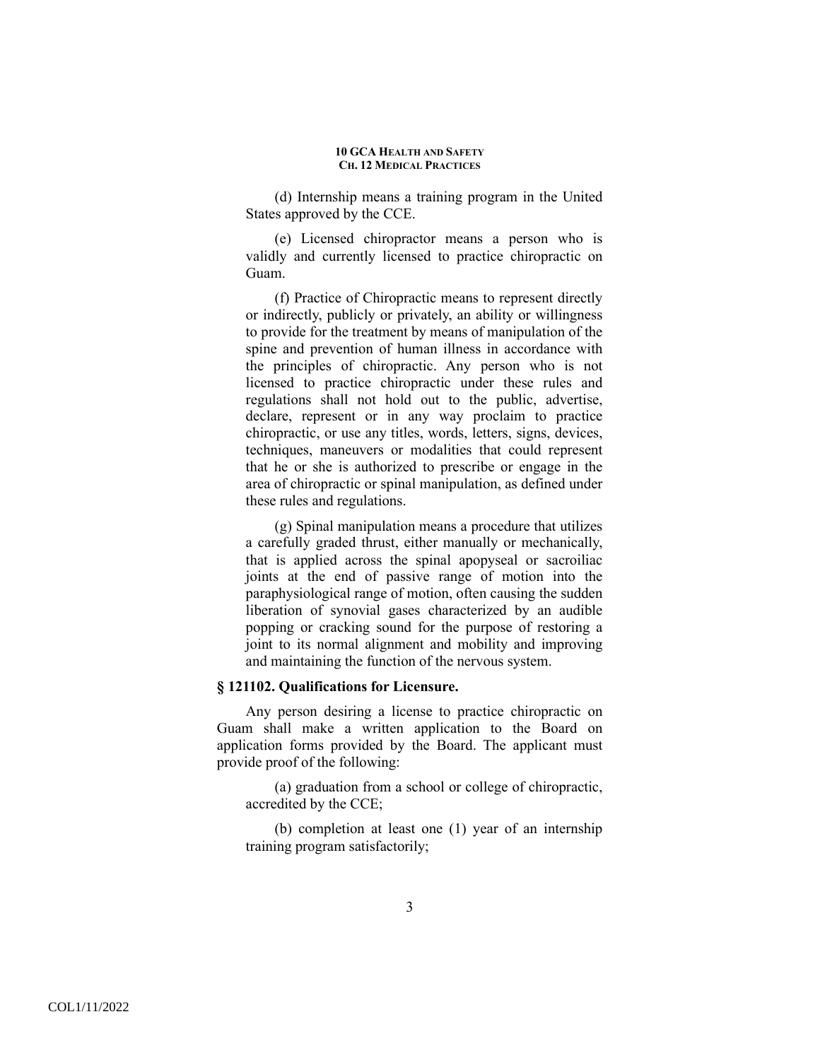(d) Internship means a training program in the United States approved by the CCE.

(e) Licensed chiropractor means a person who is validly and currently licensed to practice chiropractic on Guam.

(f) Practice of Chiropractic means to represent directly or indirectly, publicly or privately, an ability or willingness to provide for the treatment by means of manipulation of the spine and prevention of human illness in accordance with the principles of chiropractic. Any person who is not licensed to practice chiropractic under these rules and regulations shall not hold out to the public, advertise, declare, represent or in any way proclaim to practice chiropractic, or use any titles, words, letters, signs, devices, techniques, maneuvers or modalities that could represent that he or she is authorized to prescribe or engage in the area of chiropractic or spinal manipulation, as defined under these rules and regulations.

(g) Spinal manipulation means a procedure that utilizes a carefully graded thrust, either manually or mechanically, that is applied across the spinal apopyseal or sacroiliac joints at the end of passive range of motion into the paraphysiological range of motion, often causing the sudden liberation of synovial gases characterized by an audible popping or cracking sound for the purpose of restoring a joint to its normal alignment and mobility and improving and maintaining the function of the nervous system.

**§ 121102. Qualifications for Licensure.**

Any person desiring a license to practice chiropractic on Guam shall make a written application to the Board on application forms provided by the Board. The applicant must provide proof of the following:

(a) graduation from a school or college of chiropractic, accredited by the CCE;

(b) completion at least one (1) year of an internship training program satisfactorily;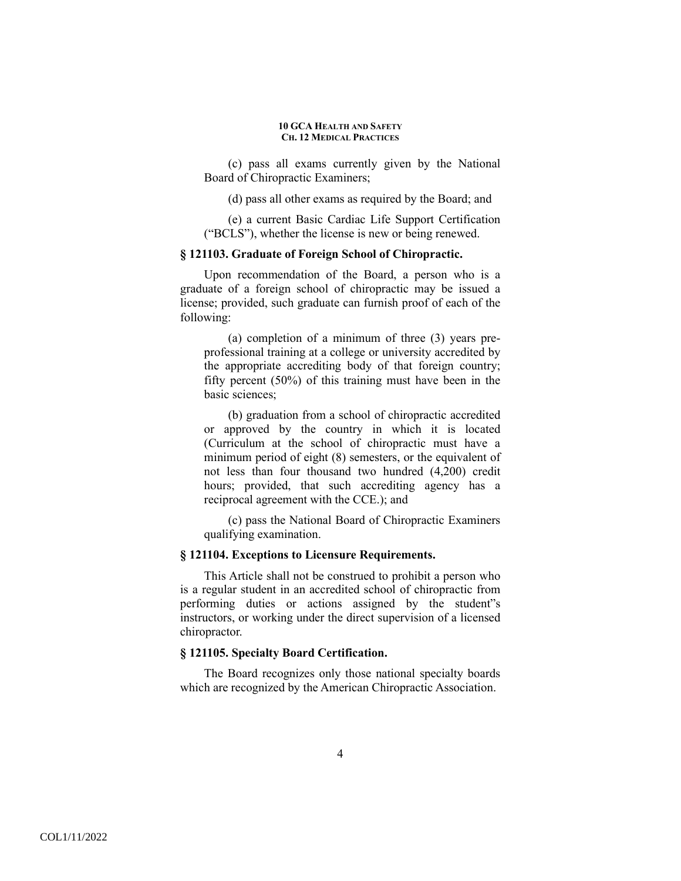(c) pass all exams currently given by the National Board of Chiropractic Examiners;

(d) pass all other exams as required by the Board; and

(e) a current Basic Cardiac Life Support Certification ("BCLS"), whether the license is new or being renewed.

### § 121103. Graduate of Foreign School of Chiropractic.

Upon recommendation of the Board, a person who is a graduate of a foreign school of chiropractic may be issued a license; provided, such graduate can furnish proof of each of the following:

(a) completion of a minimum of three (3) years pre-professional training at a college or university accredited by the appropriate accrediting body of that foreign country; fifty percent (50%) of this training must have been in the basic sciences;

(b) graduation from a school of chiropractic accredited or approved by the country in which it is located (Curriculum at the school of chiropractic must have a minimum period of eight (8) semesters, or the equivalent of not less than four thousand two hundred (4,200) credit hours; provided, that such accrediting agency has a reciprocal agreement with the CCE.); and

(c) pass the National Board of Chiropractic Examiners qualifying examination.

### § 121104. Exceptions to Licensure Requirements.

This Article shall not be construed to prohibit a person who is a regular student in an accredited school of chiropractic from performing duties or actions assigned by the student"s instructors, or working under the direct supervision of a licensed chiropractor.

### § 121105. Specialty Board Certification.

The Board recognizes only those national specialty boards which are recognized by the American Chiropractic Association.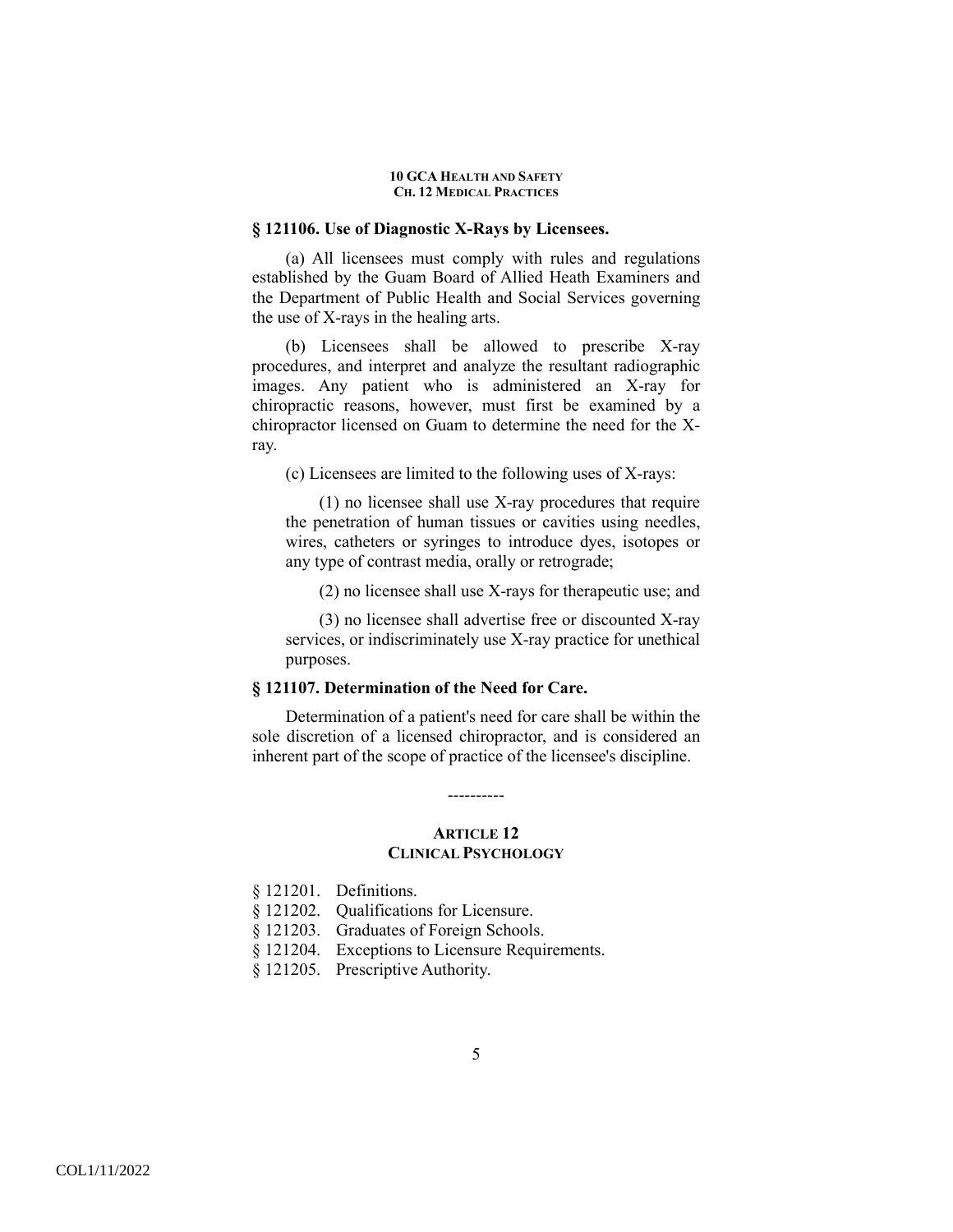### § 121106. Use of Diagnostic X-Rays by Licensees.

(a) All licensees must comply with rules and regulations established by the Guam Board of Allied Heath Examiners and the Department of Public Health and Social Services governing the use of X-rays in the healing arts.

(b) Licensees shall be allowed to prescribe X-ray procedures, and interpret and analyze the resultant radiographic images. Any patient who is administered an X-ray for chiropractic reasons, however, must first be examined by a chiropractor licensed on Guam to determine the need for the X-ray.

(c) Licensees are limited to the following uses of X-rays:

(1) no licensee shall use X-ray procedures that require the penetration of human tissues or cavities using needles, wires, catheters or syringes to introduce dyes, isotopes or any type of contrast media, orally or retrograde;

(2) no licensee shall use X-rays for therapeutic use; and

(3) no licensee shall advertise free or discounted X-ray services, or indiscriminately use X-ray practice for unethical purposes.

### § 121107. Determination of the Need for Care.

Determination of a patient's need for care shall be within the sole discretion of a licensed chiropractor, and is considered an inherent part of the scope of practice of the licensee's discipline.

----------

## ARTICLE 12
## CLINICAL PSYCHOLOGY

§ 121201. Definitions.
§ 121202. Qualifications for Licensure.
§ 121203. Graduates of Foreign Schools.
§ 121204. Exceptions to Licensure Requirements.
§ 121205. Prescriptive Authority.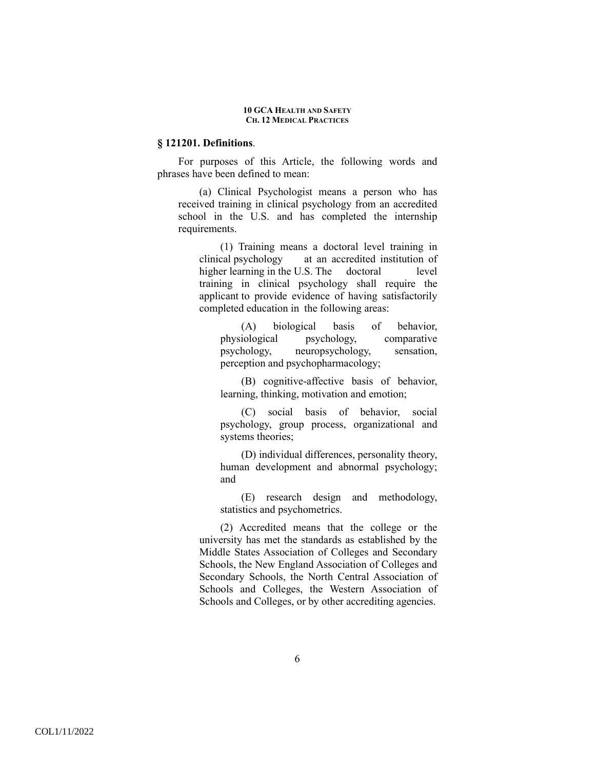### **§ 121201. Definitions**.

For purposes of this Article, the following words and phrases have been defined to mean:

(a) Clinical Psychologist means a person who has received training in clinical psychology from an accredited school in the U.S. and has completed the internship requirements.

(1) Training means a doctoral level training in clinical psychology at an accredited institution of higher learning in the U.S. The doctoral level training in clinical psychology shall require the applicant to provide evidence of having satisfactorily completed education in the following areas:

(A) biological basis of behavior, physiological psychology, comparative psychology, neuropsychology, sensation, perception and psychopharmacology;

(B) cognitive-affective basis of behavior, learning, thinking, motivation and emotion;

(C) social basis of behavior, social psychology, group process, organizational and systems theories;

(D) individual differences, personality theory, human development and abnormal psychology; and

(E) research design and methodology, statistics and psychometrics.

(2) Accredited means that the college or the university has met the standards as established by the Middle States Association of Colleges and Secondary Schools, the New England Association of Colleges and Secondary Schools, the North Central Association of Schools and Colleges, the Western Association of Schools and Colleges, or by other accrediting agencies.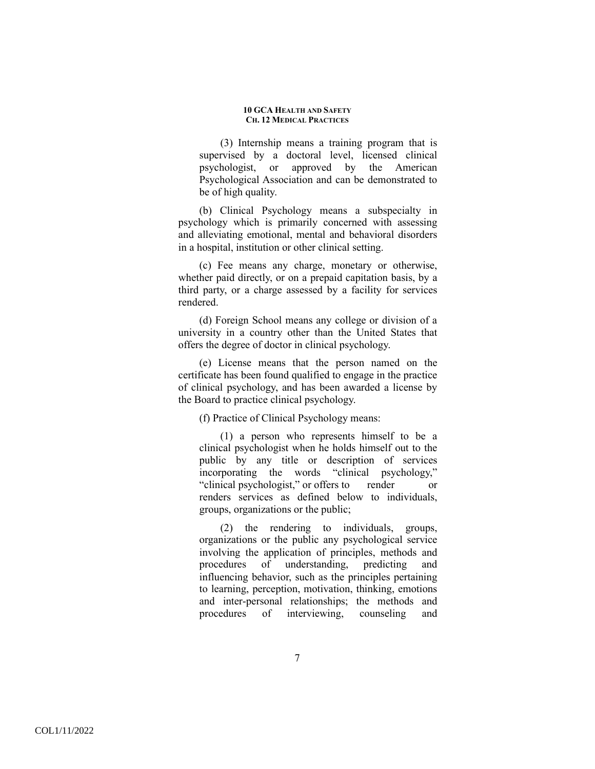(3) Internship means a training program that is supervised by a doctoral level, licensed clinical psychologist, or approved by the American Psychological Association and can be demonstrated to be of high quality.

(b) Clinical Psychology means a subspecialty in psychology which is primarily concerned with assessing and alleviating emotional, mental and behavioral disorders in a hospital, institution or other clinical setting.

(c) Fee means any charge, monetary or otherwise, whether paid directly, or on a prepaid capitation basis, by a third party, or a charge assessed by a facility for services rendered.

(d) Foreign School means any college or division of a university in a country other than the United States that offers the degree of doctor in clinical psychology.

(e) License means that the person named on the certificate has been found qualified to engage in the practice of clinical psychology, and has been awarded a license by the Board to practice clinical psychology.

(f) Practice of Clinical Psychology means:

(1) a person who represents himself to be a clinical psychologist when he holds himself out to the public by any title or description of services incorporating the words "clinical psychology," "clinical psychologist," or offers to render or renders services as defined below to individuals, groups, organizations or the public;

(2) the rendering to individuals, groups, organizations or the public any psychological service involving the application of principles, methods and procedures of understanding, predicting and influencing behavior, such as the principles pertaining to learning, perception, motivation, thinking, emotions and inter-personal relationships; the methods and procedures of interviewing, counseling and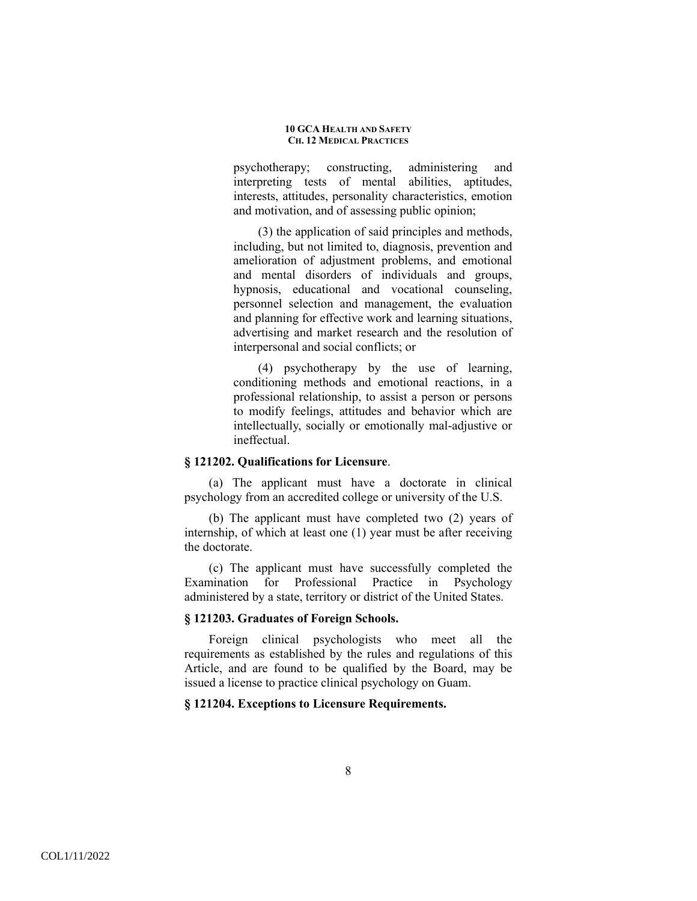psychotherapy; constructing, administering and interpreting tests of mental abilities, aptitudes, interests, attitudes, personality characteristics, emotion and motivation, and of assessing public opinion;

(3) the application of said principles and methods, including, but not limited to, diagnosis, prevention and amelioration of adjustment problems, and emotional and mental disorders of individuals and groups, hypnosis, educational and vocational counseling, personnel selection and management, the evaluation and planning for effective work and learning situations, advertising and market research and the resolution of interpersonal and social conflicts; or

(4) psychotherapy by the use of learning, conditioning methods and emotional reactions, in a professional relationship, to assist a person or persons to modify feelings, attitudes and behavior which are intellectually, socially or emotionally mal-adjustive or ineffectual.

**§ 121202. Qualifications for Licensure**.

(a) The applicant must have a doctorate in clinical psychology from an accredited college or university of the U.S.

(b) The applicant must have completed two (2) years of internship, of which at least one (1) year must be after receiving the doctorate.

(c) The applicant must have successfully completed the Examination for Professional Practice in Psychology administered by a state, territory or district of the United States.

**§ 121203. Graduates of Foreign Schools.**

Foreign clinical psychologists who meet all the requirements as established by the rules and regulations of this Article, and are found to be qualified by the Board, may be issued a license to practice clinical psychology on Guam.

**§ 121204. Exceptions to Licensure Requirements.**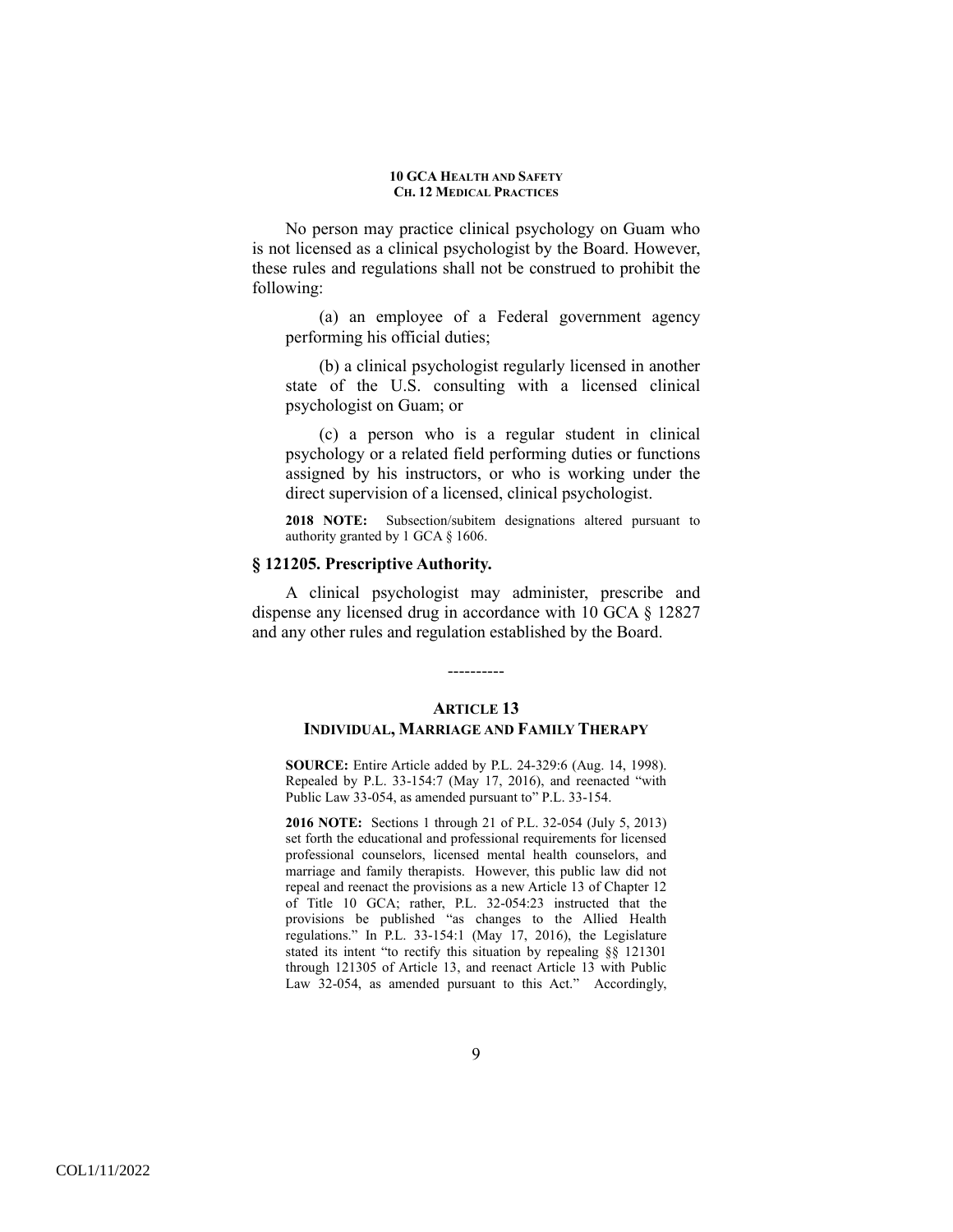No person may practice clinical psychology on Guam who is not licensed as a clinical psychologist by the Board. However, these rules and regulations shall not be construed to prohibit the following:

(a) an employee of a Federal government agency performing his official duties;

(b) a clinical psychologist regularly licensed in another state of the U.S. consulting with a licensed clinical psychologist on Guam; or

(c) a person who is a regular student in clinical psychology or a related field performing duties or functions assigned by his instructors, or who is working under the direct supervision of a licensed, clinical psychologist.

**2018 NOTE:** Subsection/subitem designations altered pursuant to authority granted by 1 GCA § 1606.

### § 121205. Prescriptive Authority.

A clinical psychologist may administer, prescribe and dispense any licensed drug in accordance with 10 GCA § 12827 and any other rules and regulation established by the Board.

----------

## ARTICLE 13
## INDIVIDUAL, MARRIAGE AND FAMILY THERAPY

**SOURCE:** Entire Article added by P.L. 24-329:6 (Aug. 14, 1998). Repealed by P.L. 33-154:7 (May 17, 2016), and reenacted "with Public Law 33-054, as amended pursuant to" P.L. 33-154.

**2016 NOTE:** Sections 1 through 21 of P.L. 32-054 (July 5, 2013) set forth the educational and professional requirements for licensed professional counselors, licensed mental health counselors, and marriage and family therapists. However, this public law did not repeal and reenact the provisions as a new Article 13 of Chapter 12 of Title 10 GCA; rather, P.L. 32-054:23 instructed that the provisions be published "as changes to the Allied Health regulations." In P.L. 33-154:1 (May 17, 2016), the Legislature stated its intent "to rectify this situation by repealing §§ 121301 through 121305 of Article 13, and reenact Article 13 with Public Law 32-054, as amended pursuant to this Act." Accordingly,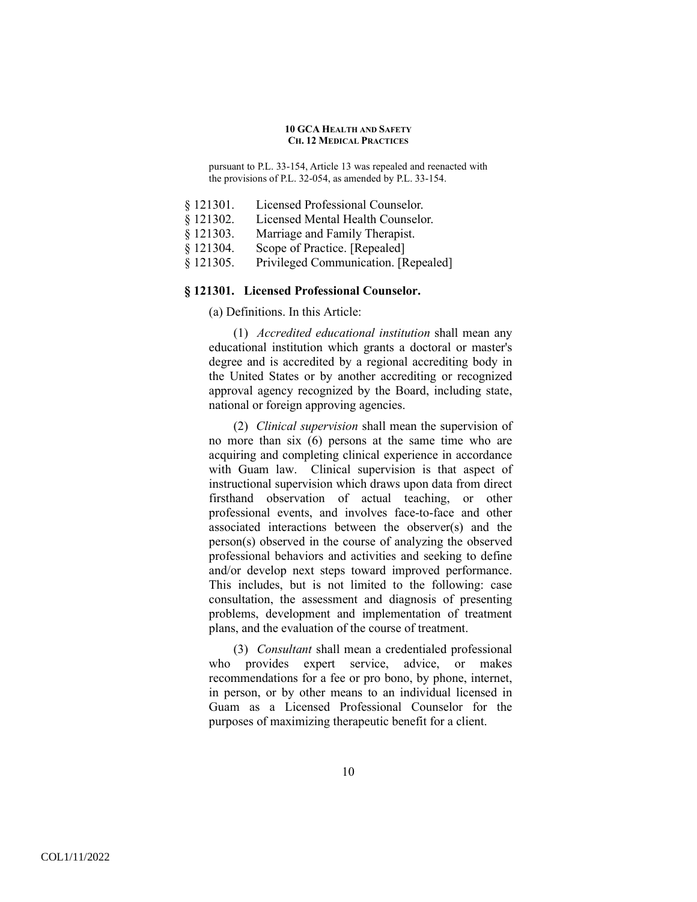pursuant to P.L. 33-154, Article 13 was repealed and reenacted with the provisions of P.L. 32-054, as amended by P.L. 33-154.

§ 121301. Licensed Professional Counselor.
§ 121302. Licensed Mental Health Counselor.
§ 121303. Marriage and Family Therapist.
§ 121304. Scope of Practice. [Repealed]
§ 121305. Privileged Communication. [Repealed]

### § 121301. Licensed Professional Counselor.

(a) Definitions. In this Article:

(1) *Accredited educational institution* shall mean any educational institution which grants a doctoral or master's degree and is accredited by a regional accrediting body in the United States or by another accrediting or recognized approval agency recognized by the Board, including state, national or foreign approving agencies.

(2) *Clinical supervision* shall mean the supervision of no more than six (6) persons at the same time who are acquiring and completing clinical experience in accordance with Guam law. Clinical supervision is that aspect of instructional supervision which draws upon data from direct firsthand observation of actual teaching, or other professional events, and involves face-to-face and other associated interactions between the observer(s) and the person(s) observed in the course of analyzing the observed professional behaviors and activities and seeking to define and/or develop next steps toward improved performance. This includes, but is not limited to the following: case consultation, the assessment and diagnosis of presenting problems, development and implementation of treatment plans, and the evaluation of the course of treatment.

(3) *Consultant* shall mean a credentialed professional who provides expert service, advice, or makes recommendations for a fee or pro bono, by phone, internet, in person, or by other means to an individual licensed in Guam as a Licensed Professional Counselor for the purposes of maximizing therapeutic benefit for a client.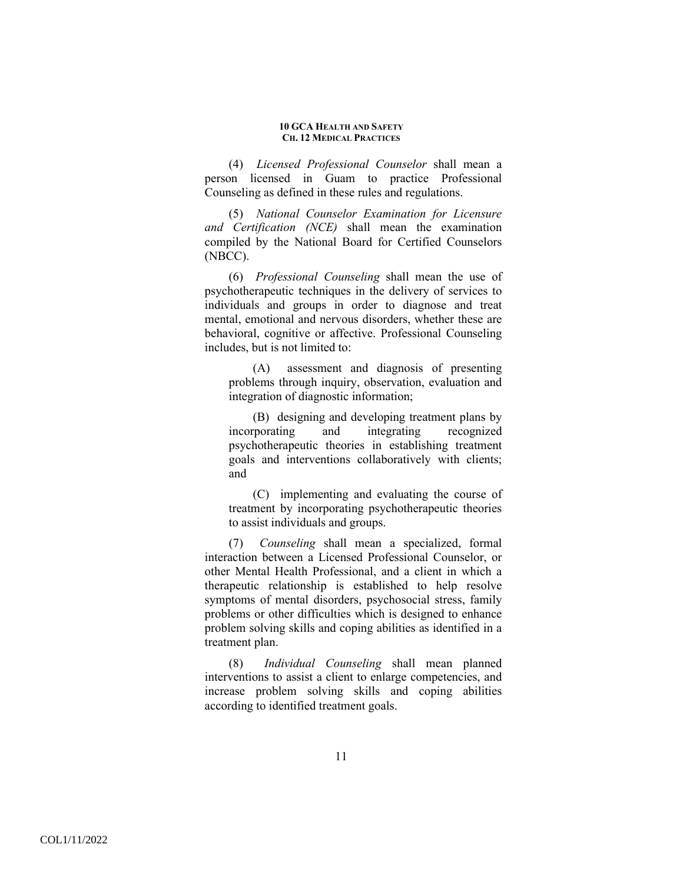(4) *Licensed Professional Counselor* shall mean a person licensed in Guam to practice Professional Counseling as defined in these rules and regulations.

(5) *National Counselor Examination for Licensure and Certification (NCE)* shall mean the examination compiled by the National Board for Certified Counselors (NBCC).

(6) *Professional Counseling* shall mean the use of psychotherapeutic techniques in the delivery of services to individuals and groups in order to diagnose and treat mental, emotional and nervous disorders, whether these are behavioral, cognitive or affective. Professional Counseling includes, but is not limited to:

(A) assessment and diagnosis of presenting problems through inquiry, observation, evaluation and integration of diagnostic information;

(B) designing and developing treatment plans by incorporating and integrating recognized psychotherapeutic theories in establishing treatment goals and interventions collaboratively with clients; and

(C) implementing and evaluating the course of treatment by incorporating psychotherapeutic theories to assist individuals and groups.

(7) *Counseling* shall mean a specialized, formal interaction between a Licensed Professional Counselor, or other Mental Health Professional, and a client in which a therapeutic relationship is established to help resolve symptoms of mental disorders, psychosocial stress, family problems or other difficulties which is designed to enhance problem solving skills and coping abilities as identified in a treatment plan.

(8) *Individual Counseling* shall mean planned interventions to assist a client to enlarge competencies, and increase problem solving skills and coping abilities according to identified treatment goals.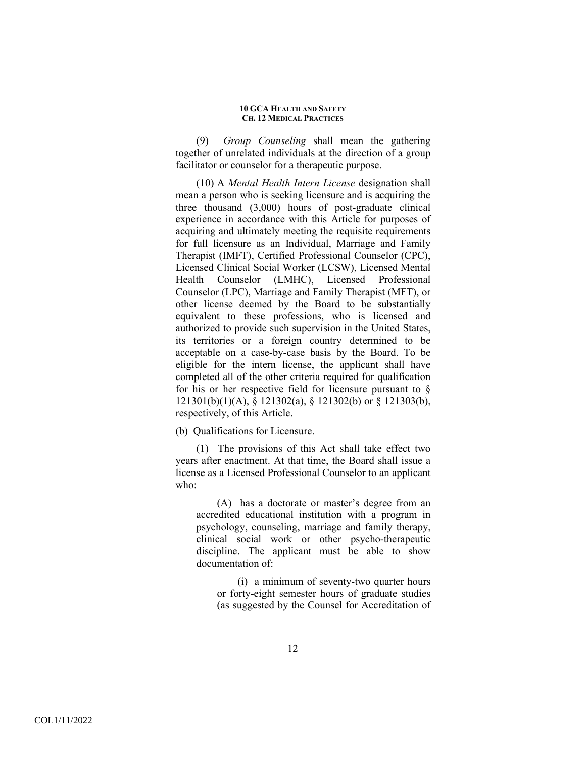(9) *Group Counseling* shall mean the gathering together of unrelated individuals at the direction of a group facilitator or counselor for a therapeutic purpose.

(10) A *Mental Health Intern License* designation shall mean a person who is seeking licensure and is acquiring the three thousand (3,000) hours of post-graduate clinical experience in accordance with this Article for purposes of acquiring and ultimately meeting the requisite requirements for full licensure as an Individual, Marriage and Family Therapist (IMFT), Certified Professional Counselor (CPC), Licensed Clinical Social Worker (LCSW), Licensed Mental Health Counselor (LMHC), Licensed Professional Counselor (LPC), Marriage and Family Therapist (MFT), or other license deemed by the Board to be substantially equivalent to these professions, who is licensed and authorized to provide such supervision in the United States, its territories or a foreign country determined to be acceptable on a case-by-case basis by the Board. To be eligible for the intern license, the applicant shall have completed all of the other criteria required for qualification for his or her respective field for licensure pursuant to § 121301(b)(1)(A), § 121302(a), § 121302(b) or § 121303(b), respectively, of this Article.

(b) Qualifications for Licensure.

(1) The provisions of this Act shall take effect two years after enactment. At that time, the Board shall issue a license as a Licensed Professional Counselor to an applicant who:

(A) has a doctorate or master's degree from an accredited educational institution with a program in psychology, counseling, marriage and family therapy, clinical social work or other psycho-therapeutic discipline. The applicant must be able to show documentation of:

(i) a minimum of seventy-two quarter hours or forty-eight semester hours of graduate studies (as suggested by the Counsel for Accreditation of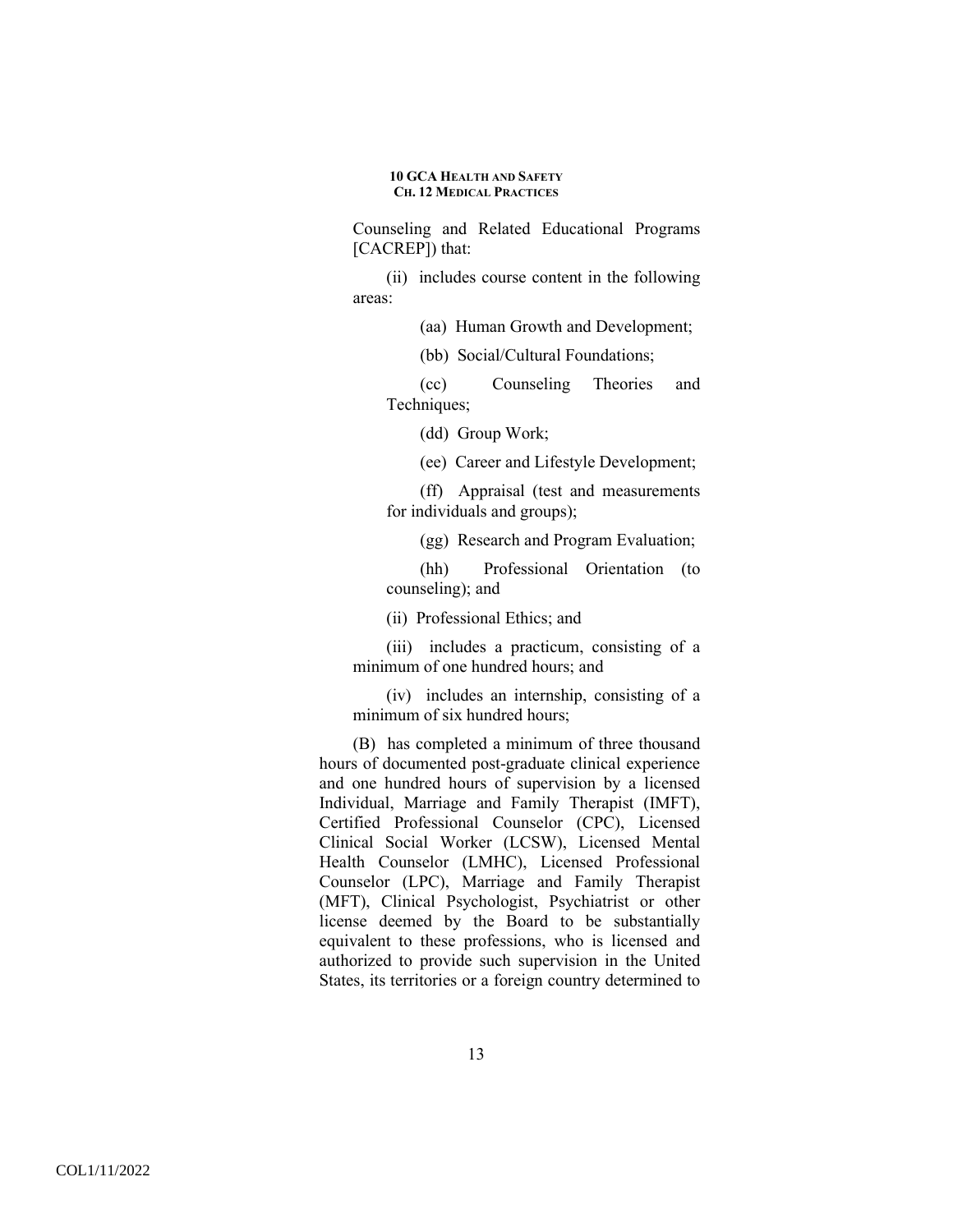Counseling and Related Educational Programs [CACREP]) that:

(ii) includes course content in the following areas:

(aa) Human Growth and Development;

(bb) Social/Cultural Foundations;

(cc) Counseling Theories and Techniques;

(dd) Group Work;

(ee) Career and Lifestyle Development;

(ff) Appraisal (test and measurements for individuals and groups);

(gg) Research and Program Evaluation;

(hh) Professional Orientation (to counseling); and

(ii) Professional Ethics; and

(iii) includes a practicum, consisting of a minimum of one hundred hours; and

(iv) includes an internship, consisting of a minimum of six hundred hours;

(B) has completed a minimum of three thousand hours of documented post-graduate clinical experience and one hundred hours of supervision by a licensed Individual, Marriage and Family Therapist (IMFT), Certified Professional Counselor (CPC), Licensed Clinical Social Worker (LCSW), Licensed Mental Health Counselor (LMHC), Licensed Professional Counselor (LPC), Marriage and Family Therapist (MFT), Clinical Psychologist, Psychiatrist or other license deemed by the Board to be substantially equivalent to these professions, who is licensed and authorized to provide such supervision in the United States, its territories or a foreign country determined to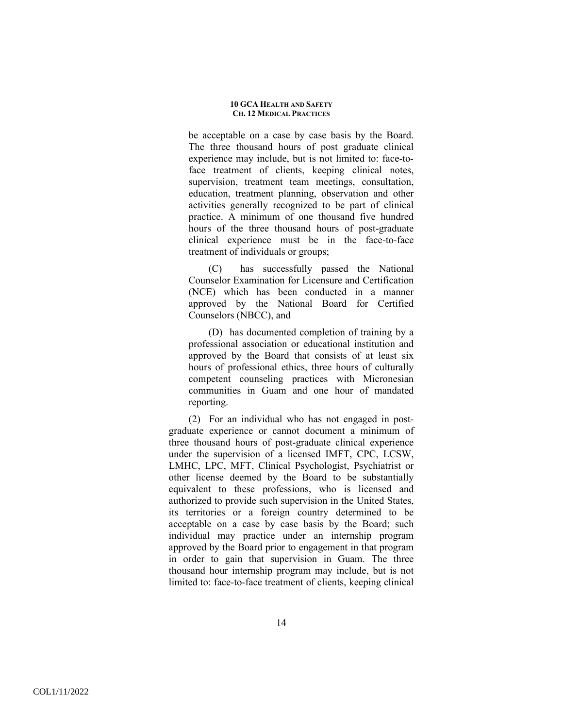be acceptable on a case by case basis by the Board. The three thousand hours of post graduate clinical experience may include, but is not limited to: face-to-face treatment of clients, keeping clinical notes, supervision, treatment team meetings, consultation, education, treatment planning, observation and other activities generally recognized to be part of clinical practice. A minimum of one thousand five hundred hours of the three thousand hours of post-graduate clinical experience must be in the face-to-face treatment of individuals or groups;

(C) has successfully passed the National Counselor Examination for Licensure and Certification (NCE) which has been conducted in a manner approved by the National Board for Certified Counselors (NBCC), and

(D) has documented completion of training by a professional association or educational institution and approved by the Board that consists of at least six hours of professional ethics, three hours of culturally competent counseling practices with Micronesian communities in Guam and one hour of mandated reporting.

(2) For an individual who has not engaged in post-graduate experience or cannot document a minimum of three thousand hours of post-graduate clinical experience under the supervision of a licensed IMFT, CPC, LCSW, LMHC, LPC, MFT, Clinical Psychologist, Psychiatrist or other license deemed by the Board to be substantially equivalent to these professions, who is licensed and authorized to provide such supervision in the United States, its territories or a foreign country determined to be acceptable on a case by case basis by the Board; such individual may practice under an internship program approved by the Board prior to engagement in that program in order to gain that supervision in Guam. The three thousand hour internship program may include, but is not limited to: face-to-face treatment of clients, keeping clinical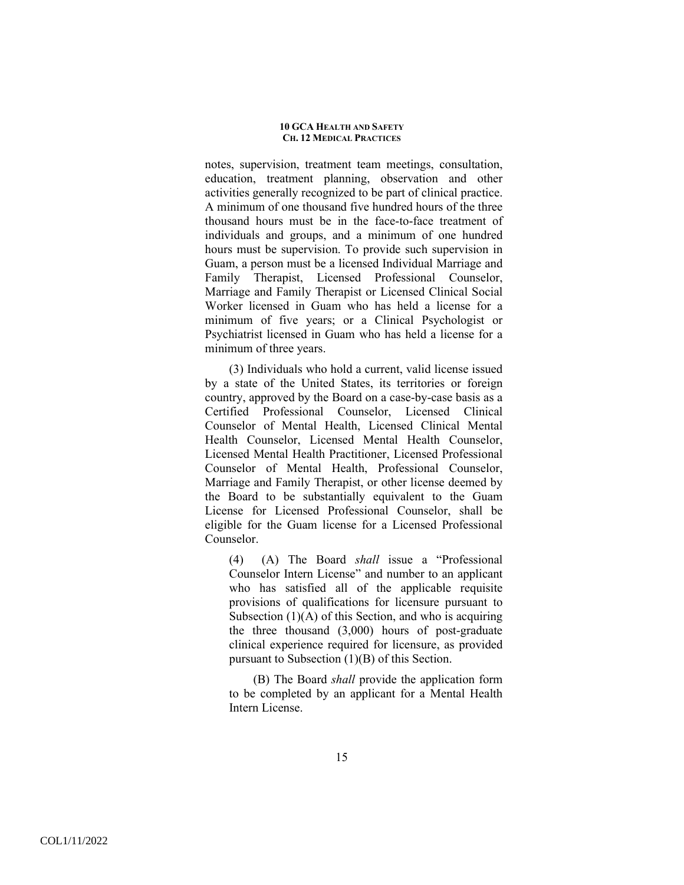notes, supervision, treatment team meetings, consultation, education, treatment planning, observation and other activities generally recognized to be part of clinical practice. A minimum of one thousand five hundred hours of the three thousand hours must be in the face-to-face treatment of individuals and groups, and a minimum of one hundred hours must be supervision. To provide such supervision in Guam, a person must be a licensed Individual Marriage and Family Therapist, Licensed Professional Counselor, Marriage and Family Therapist or Licensed Clinical Social Worker licensed in Guam who has held a license for a minimum of five years; or a Clinical Psychologist or Psychiatrist licensed in Guam who has held a license for a minimum of three years.

(3) Individuals who hold a current, valid license issued by a state of the United States, its territories or foreign country, approved by the Board on a case-by-case basis as a Certified Professional Counselor, Licensed Clinical Counselor of Mental Health, Licensed Clinical Mental Health Counselor, Licensed Mental Health Counselor, Licensed Mental Health Practitioner, Licensed Professional Counselor of Mental Health, Professional Counselor, Marriage and Family Therapist, or other license deemed by the Board to be substantially equivalent to the Guam License for Licensed Professional Counselor, shall be eligible for the Guam license for a Licensed Professional Counselor.

(4) (A) The Board *shall* issue a "Professional Counselor Intern License" and number to an applicant who has satisfied all of the applicable requisite provisions of qualifications for licensure pursuant to Subsection (1)(A) of this Section, and who is acquiring the three thousand (3,000) hours of post-graduate clinical experience required for licensure, as provided pursuant to Subsection (1)(B) of this Section.

(B) The Board *shall* provide the application form to be completed by an applicant for a Mental Health Intern License.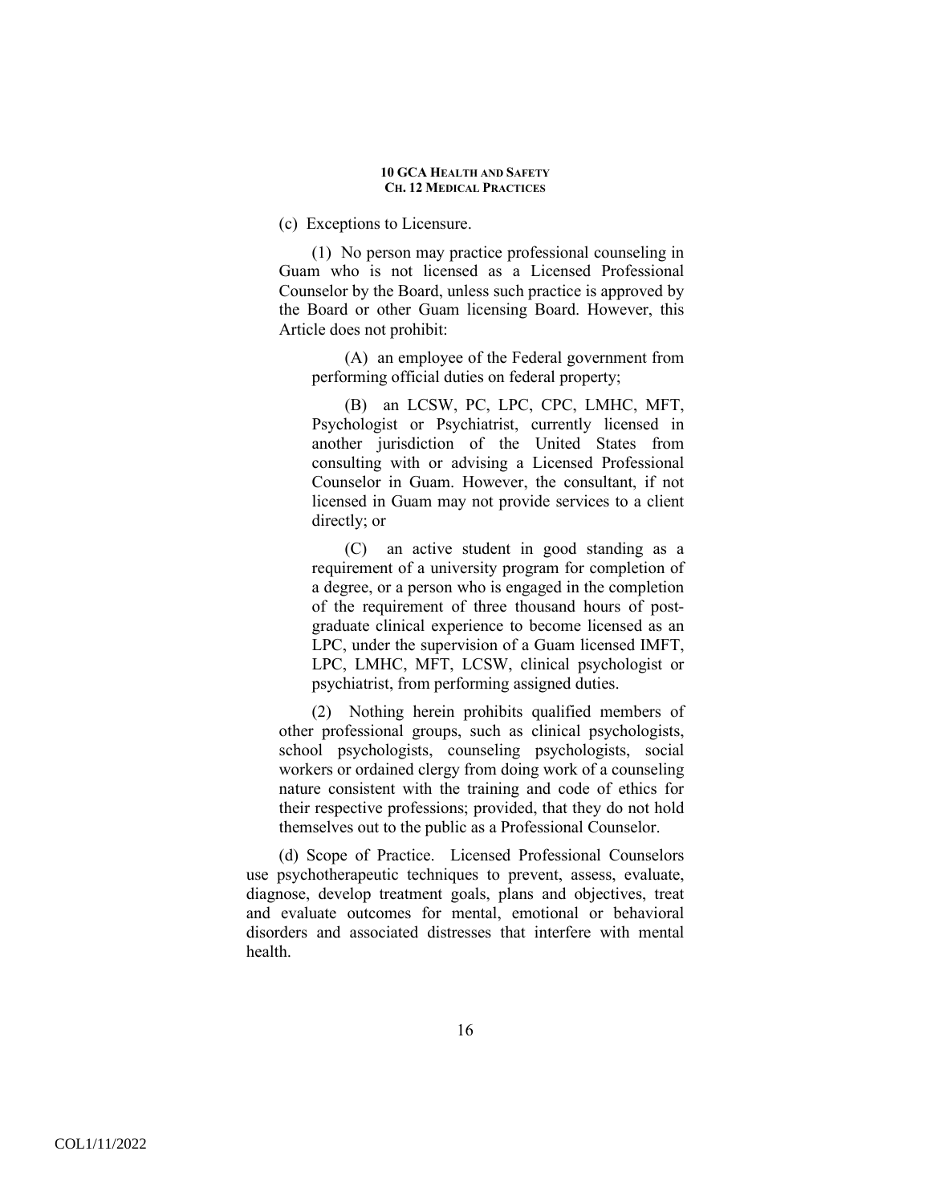(c) Exceptions to Licensure.

(1) No person may practice professional counseling in Guam who is not licensed as a Licensed Professional Counselor by the Board, unless such practice is approved by the Board or other Guam licensing Board. However, this Article does not prohibit:

(A) an employee of the Federal government from performing official duties on federal property;

(B) an LCSW, PC, LPC, CPC, LMHC, MFT, Psychologist or Psychiatrist, currently licensed in another jurisdiction of the United States from consulting with or advising a Licensed Professional Counselor in Guam. However, the consultant, if not licensed in Guam may not provide services to a client directly; or

(C) an active student in good standing as a requirement of a university program for completion of a degree, or a person who is engaged in the completion of the requirement of three thousand hours of post-graduate clinical experience to become licensed as an LPC, under the supervision of a Guam licensed IMFT, LPC, LMHC, MFT, LCSW, clinical psychologist or psychiatrist, from performing assigned duties.

(2) Nothing herein prohibits qualified members of other professional groups, such as clinical psychologists, school psychologists, counseling psychologists, social workers or ordained clergy from doing work of a counseling nature consistent with the training and code of ethics for their respective professions; provided, that they do not hold themselves out to the public as a Professional Counselor.

(d) Scope of Practice. Licensed Professional Counselors use psychotherapeutic techniques to prevent, assess, evaluate, diagnose, develop treatment goals, plans and objectives, treat and evaluate outcomes for mental, emotional or behavioral disorders and associated distresses that interfere with mental health.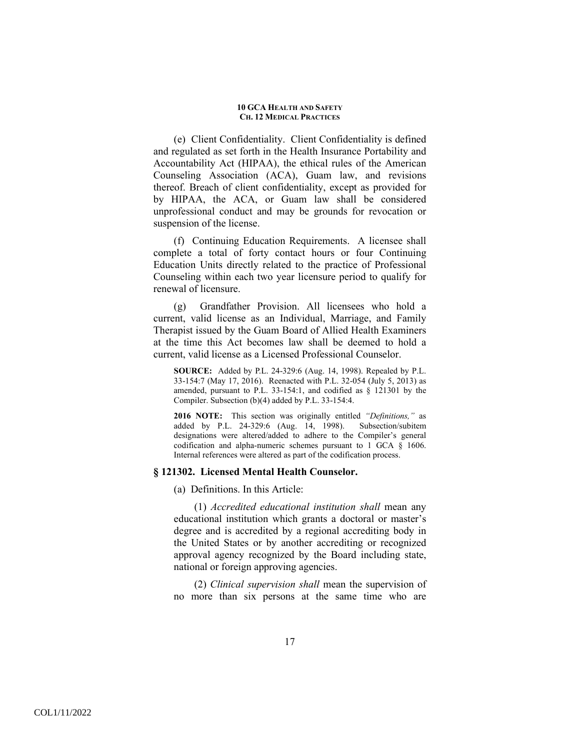(e) Client Confidentiality. Client Confidentiality is defined and regulated as set forth in the Health Insurance Portability and Accountability Act (HIPAA), the ethical rules of the American Counseling Association (ACA), Guam law, and revisions thereof. Breach of client confidentiality, except as provided for by HIPAA, the ACA, or Guam law shall be considered unprofessional conduct and may be grounds for revocation or suspension of the license.

(f) Continuing Education Requirements. A licensee shall complete a total of forty contact hours or four Continuing Education Units directly related to the practice of Professional Counseling within each two year licensure period to qualify for renewal of licensure.

(g) Grandfather Provision. All licensees who hold a current, valid license as an Individual, Marriage, and Family Therapist issued by the Guam Board of Allied Health Examiners at the time this Act becomes law shall be deemed to hold a current, valid license as a Licensed Professional Counselor.

**SOURCE:** Added by P.L. 24-329:6 (Aug. 14, 1998). Repealed by P.L. 33-154:7 (May 17, 2016). Reenacted with P.L. 32-054 (July 5, 2013) as amended, pursuant to P.L. 33-154:1, and codified as § 121301 by the Compiler. Subsection (b)(4) added by P.L. 33-154:4.

**2016 NOTE:** This section was originally entitled *"Definitions,"* as added by P.L. 24-329:6 (Aug. 14, 1998). Subsection/subitem designations were altered/added to adhere to the Compiler's general codification and alpha-numeric schemes pursuant to 1 GCA § 1606. Internal references were altered as part of the codification process.

### § 121302. Licensed Mental Health Counselor.

(a) Definitions. In this Article:

(1) *Accredited educational institution shall* mean any educational institution which grants a doctoral or master's degree and is accredited by a regional accrediting body in the United States or by another accrediting or recognized approval agency recognized by the Board including state, national or foreign approving agencies.

(2) *Clinical supervision shall* mean the supervision of no more than six persons at the same time who are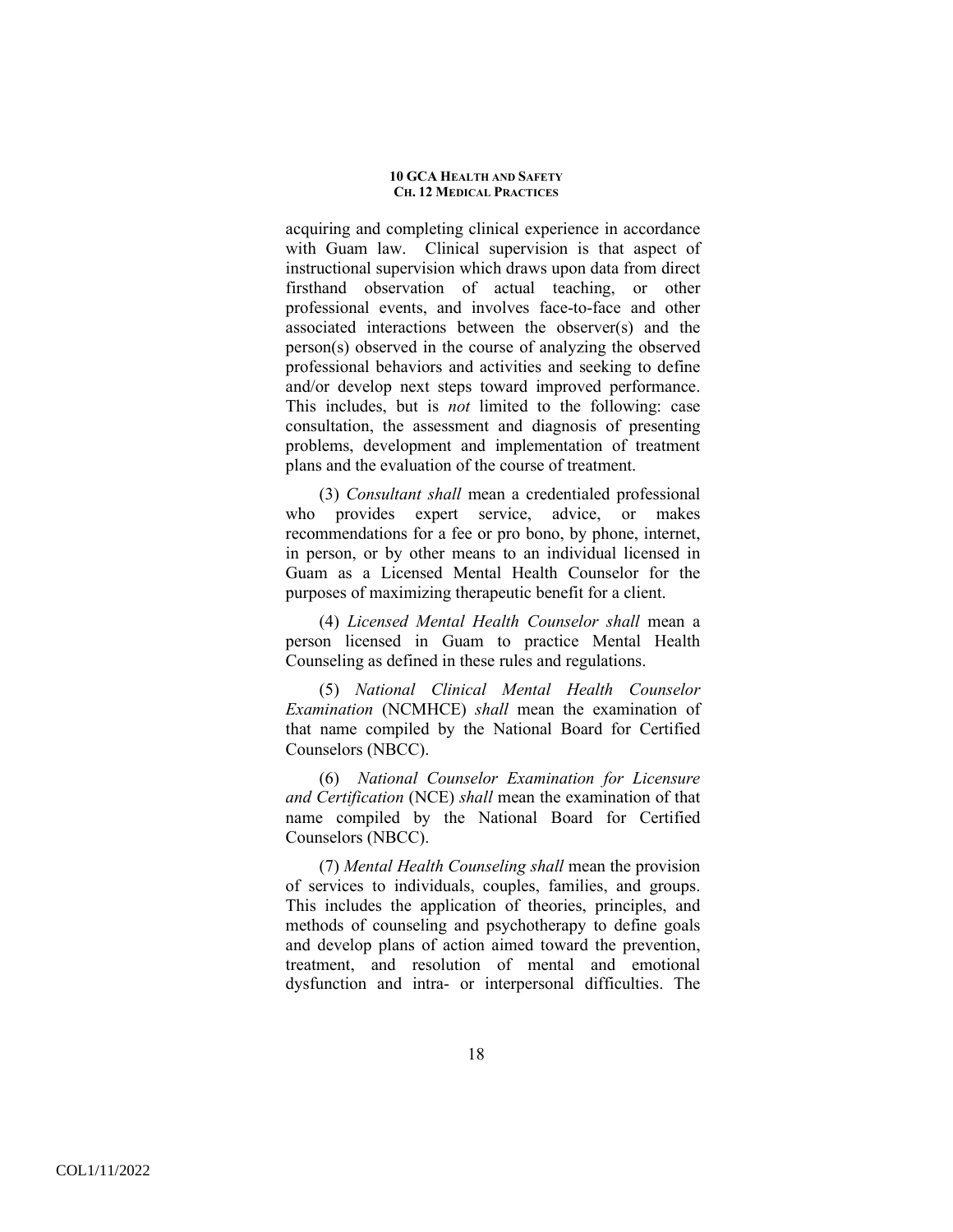acquiring and completing clinical experience in accordance with Guam law. Clinical supervision is that aspect of instructional supervision which draws upon data from direct firsthand observation of actual teaching, or other professional events, and involves face-to-face and other associated interactions between the observer(s) and the person(s) observed in the course of analyzing the observed professional behaviors and activities and seeking to define and/or develop next steps toward improved performance. This includes, but is *not* limited to the following: case consultation, the assessment and diagnosis of presenting problems, development and implementation of treatment plans and the evaluation of the course of treatment.

(3) *Consultant shall* mean a credentialed professional who provides expert service, advice, or makes recommendations for a fee or pro bono, by phone, internet, in person, or by other means to an individual licensed in Guam as a Licensed Mental Health Counselor for the purposes of maximizing therapeutic benefit for a client.

(4) *Licensed Mental Health Counselor shall* mean a person licensed in Guam to practice Mental Health Counseling as defined in these rules and regulations.

(5) *National Clinical Mental Health Counselor Examination* (NCMHCE) *shall* mean the examination of that name compiled by the National Board for Certified Counselors (NBCC).

(6) *National Counselor Examination for Licensure and Certification* (NCE) *shall* mean the examination of that name compiled by the National Board for Certified Counselors (NBCC).

(7) *Mental Health Counseling shall* mean the provision of services to individuals, couples, families, and groups. This includes the application of theories, principles, and methods of counseling and psychotherapy to define goals and develop plans of action aimed toward the prevention, treatment, and resolution of mental and emotional dysfunction and intra- or interpersonal difficulties. The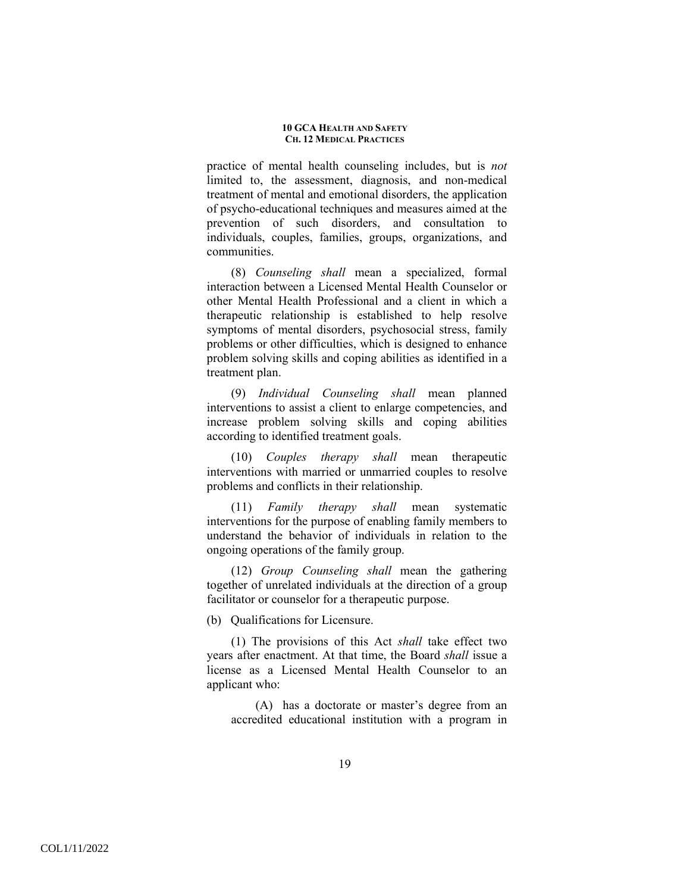practice of mental health counseling includes, but is *not* limited to, the assessment, diagnosis, and non-medical treatment of mental and emotional disorders, the application of psycho-educational techniques and measures aimed at the prevention of such disorders, and consultation to individuals, couples, families, groups, organizations, and communities.

(8) *Counseling shall* mean a specialized, formal interaction between a Licensed Mental Health Counselor or other Mental Health Professional and a client in which a therapeutic relationship is established to help resolve symptoms of mental disorders, psychosocial stress, family problems or other difficulties, which is designed to enhance problem solving skills and coping abilities as identified in a treatment plan.

(9) *Individual Counseling shall* mean planned interventions to assist a client to enlarge competencies, and increase problem solving skills and coping abilities according to identified treatment goals.

(10) *Couples therapy shall* mean therapeutic interventions with married or unmarried couples to resolve problems and conflicts in their relationship.

(11) *Family therapy shall* mean systematic interventions for the purpose of enabling family members to understand the behavior of individuals in relation to the ongoing operations of the family group.

(12) *Group Counseling shall* mean the gathering together of unrelated individuals at the direction of a group facilitator or counselor for a therapeutic purpose.

(b) Qualifications for Licensure.

(1) The provisions of this Act *shall* take effect two years after enactment. At that time, the Board *shall* issue a license as a Licensed Mental Health Counselor to an applicant who:

(A) has a doctorate or master's degree from an accredited educational institution with a program in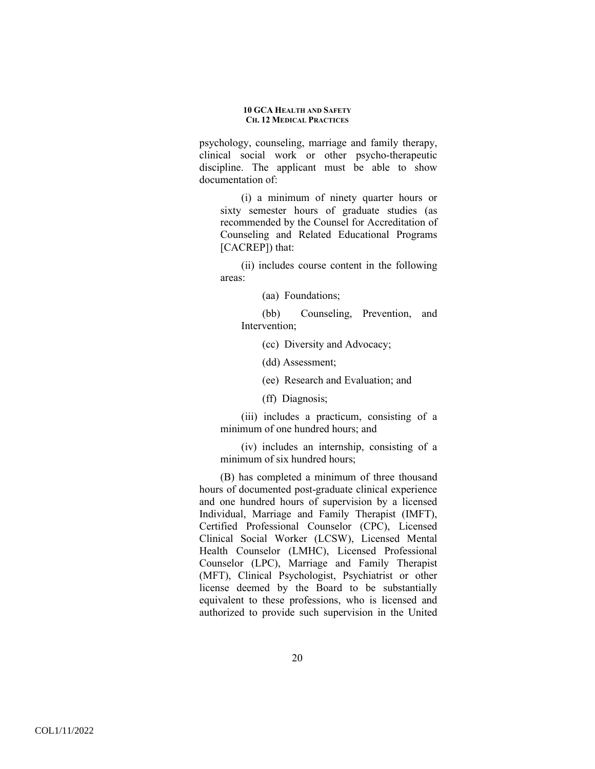psychology, counseling, marriage and family therapy, clinical social work or other psycho-therapeutic discipline. The applicant must be able to show documentation of:

(i) a minimum of ninety quarter hours or sixty semester hours of graduate studies (as recommended by the Counsel for Accreditation of Counseling and Related Educational Programs [CACREP]) that:

(ii) includes course content in the following areas:

(aa) Foundations;

(bb) Counseling, Prevention, and Intervention;

(cc) Diversity and Advocacy;

(dd) Assessment;

(ee) Research and Evaluation; and

(ff) Diagnosis;

(iii) includes a practicum, consisting of a minimum of one hundred hours; and

(iv) includes an internship, consisting of a minimum of six hundred hours;

(B) has completed a minimum of three thousand hours of documented post-graduate clinical experience and one hundred hours of supervision by a licensed Individual, Marriage and Family Therapist (IMFT), Certified Professional Counselor (CPC), Licensed Clinical Social Worker (LCSW), Licensed Mental Health Counselor (LMHC), Licensed Professional Counselor (LPC), Marriage and Family Therapist (MFT), Clinical Psychologist, Psychiatrist or other license deemed by the Board to be substantially equivalent to these professions, who is licensed and authorized to provide such supervision in the United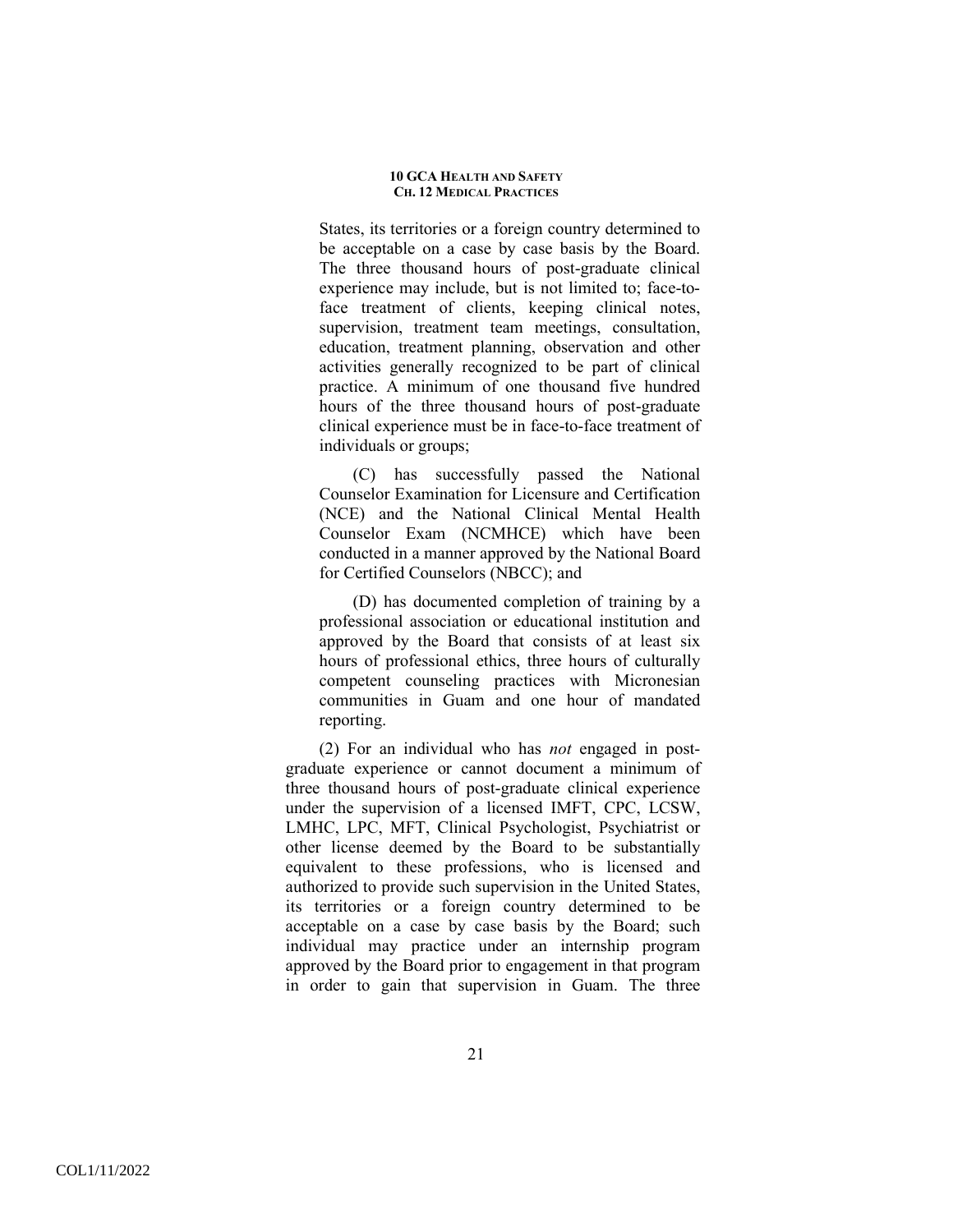States, its territories or a foreign country determined to be acceptable on a case by case basis by the Board. The three thousand hours of post-graduate clinical experience may include, but is not limited to; face-to-face treatment of clients, keeping clinical notes, supervision, treatment team meetings, consultation, education, treatment planning, observation and other activities generally recognized to be part of clinical practice. A minimum of one thousand five hundred hours of the three thousand hours of post-graduate clinical experience must be in face-to-face treatment of individuals or groups;

(C) has successfully passed the National Counselor Examination for Licensure and Certification (NCE) and the National Clinical Mental Health Counselor Exam (NCMHCE) which have been conducted in a manner approved by the National Board for Certified Counselors (NBCC); and

(D) has documented completion of training by a professional association or educational institution and approved by the Board that consists of at least six hours of professional ethics, three hours of culturally competent counseling practices with Micronesian communities in Guam and one hour of mandated reporting.

(2) For an individual who has *not* engaged in post-graduate experience or cannot document a minimum of three thousand hours of post-graduate clinical experience under the supervision of a licensed IMFT, CPC, LCSW, LMHC, LPC, MFT, Clinical Psychologist, Psychiatrist or other license deemed by the Board to be substantially equivalent to these professions, who is licensed and authorized to provide such supervision in the United States, its territories or a foreign country determined to be acceptable on a case by case basis by the Board; such individual may practice under an internship program approved by the Board prior to engagement in that program in order to gain that supervision in Guam. The three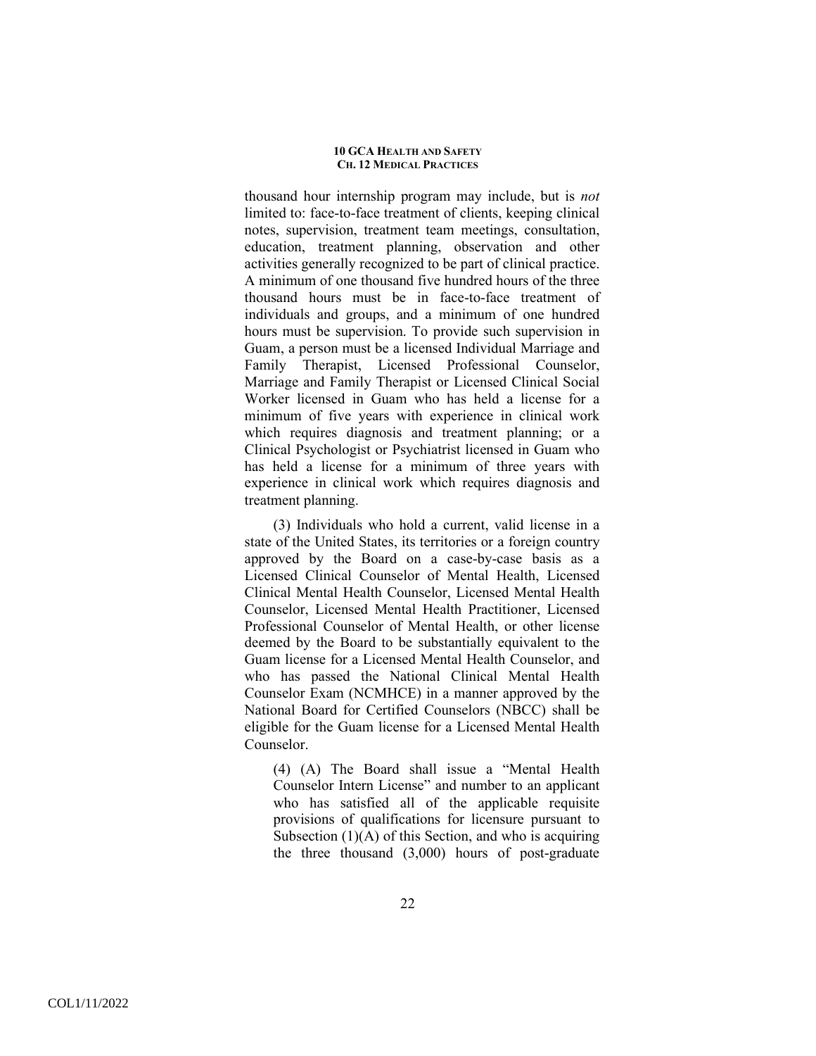thousand hour internship program may include, but is *not* limited to: face-to-face treatment of clients, keeping clinical notes, supervision, treatment team meetings, consultation, education, treatment planning, observation and other activities generally recognized to be part of clinical practice. A minimum of one thousand five hundred hours of the three thousand hours must be in face-to-face treatment of individuals and groups, and a minimum of one hundred hours must be supervision. To provide such supervision in Guam, a person must be a licensed Individual Marriage and Family Therapist, Licensed Professional Counselor, Marriage and Family Therapist or Licensed Clinical Social Worker licensed in Guam who has held a license for a minimum of five years with experience in clinical work which requires diagnosis and treatment planning; or a Clinical Psychologist or Psychiatrist licensed in Guam who has held a license for a minimum of three years with experience in clinical work which requires diagnosis and treatment planning.

(3) Individuals who hold a current, valid license in a state of the United States, its territories or a foreign country approved by the Board on a case-by-case basis as a Licensed Clinical Counselor of Mental Health, Licensed Clinical Mental Health Counselor, Licensed Mental Health Counselor, Licensed Mental Health Practitioner, Licensed Professional Counselor of Mental Health, or other license deemed by the Board to be substantially equivalent to the Guam license for a Licensed Mental Health Counselor, and who has passed the National Clinical Mental Health Counselor Exam (NCMHCE) in a manner approved by the National Board for Certified Counselors (NBCC) shall be eligible for the Guam license for a Licensed Mental Health Counselor.

(4) (A) The Board shall issue a "Mental Health Counselor Intern License" and number to an applicant who has satisfied all of the applicable requisite provisions of qualifications for licensure pursuant to Subsection (1)(A) of this Section, and who is acquiring the three thousand (3,000) hours of post-graduate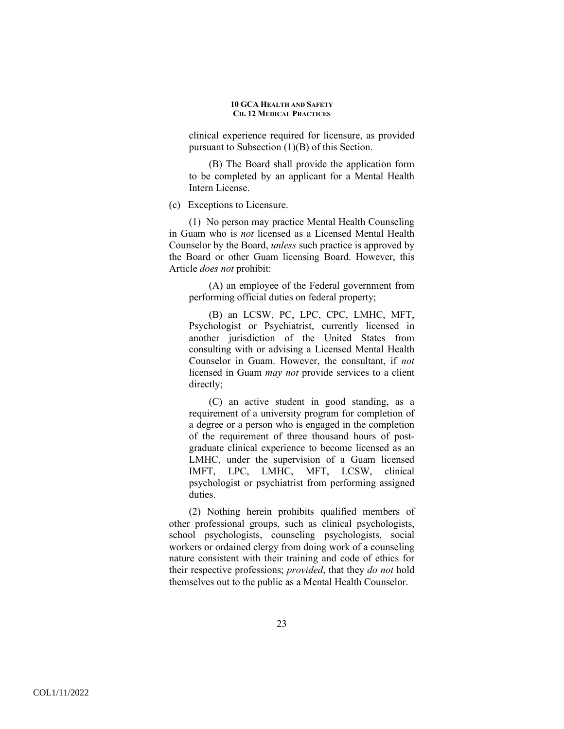clinical experience required for licensure, as provided pursuant to Subsection (1)(B) of this Section.

(B) The Board shall provide the application form to be completed by an applicant for a Mental Health Intern License.

(c) Exceptions to Licensure.

(1) No person may practice Mental Health Counseling in Guam who is *not* licensed as a Licensed Mental Health Counselor by the Board, *unless* such practice is approved by the Board or other Guam licensing Board. However, this Article *does not* prohibit:

(A) an employee of the Federal government from performing official duties on federal property;

(B) an LCSW, PC, LPC, CPC, LMHC, MFT, Psychologist or Psychiatrist, currently licensed in another jurisdiction of the United States from consulting with or advising a Licensed Mental Health Counselor in Guam. However, the consultant, if *not* licensed in Guam *may not* provide services to a client directly;

(C) an active student in good standing, as a requirement of a university program for completion of a degree or a person who is engaged in the completion of the requirement of three thousand hours of post-graduate clinical experience to become licensed as an LMHC, under the supervision of a Guam licensed IMFT, LPC, LMHC, MFT, LCSW, clinical psychologist or psychiatrist from performing assigned duties.

(2) Nothing herein prohibits qualified members of other professional groups, such as clinical psychologists, school psychologists, counseling psychologists, social workers or ordained clergy from doing work of a counseling nature consistent with their training and code of ethics for their respective professions; *provided*, that they *do not* hold themselves out to the public as a Mental Health Counselor.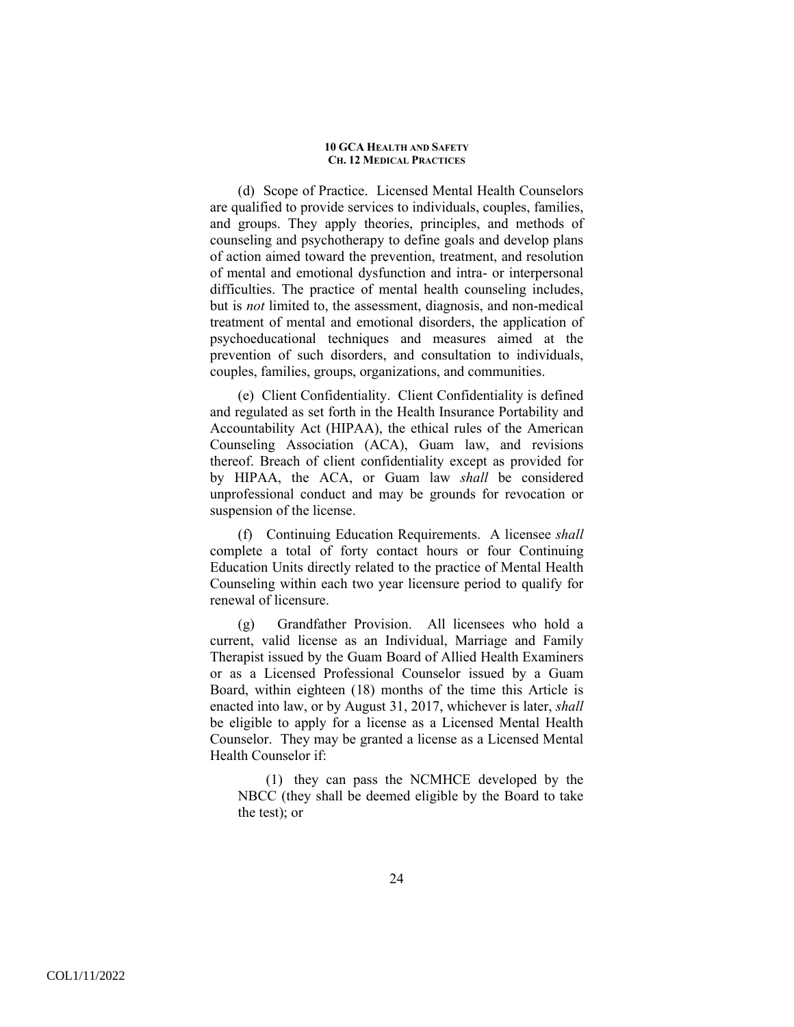(d) Scope of Practice. Licensed Mental Health Counselors are qualified to provide services to individuals, couples, families, and groups. They apply theories, principles, and methods of counseling and psychotherapy to define goals and develop plans of action aimed toward the prevention, treatment, and resolution of mental and emotional dysfunction and intra- or interpersonal difficulties. The practice of mental health counseling includes, but is *not* limited to, the assessment, diagnosis, and non-medical treatment of mental and emotional disorders, the application of psychoeducational techniques and measures aimed at the prevention of such disorders, and consultation to individuals, couples, families, groups, organizations, and communities.

(e) Client Confidentiality. Client Confidentiality is defined and regulated as set forth in the Health Insurance Portability and Accountability Act (HIPAA), the ethical rules of the American Counseling Association (ACA), Guam law, and revisions thereof. Breach of client confidentiality except as provided for by HIPAA, the ACA, or Guam law *shall* be considered unprofessional conduct and may be grounds for revocation or suspension of the license.

(f) Continuing Education Requirements. A licensee *shall* complete a total of forty contact hours or four Continuing Education Units directly related to the practice of Mental Health Counseling within each two year licensure period to qualify for renewal of licensure.

(g) Grandfather Provision. All licensees who hold a current, valid license as an Individual, Marriage and Family Therapist issued by the Guam Board of Allied Health Examiners or as a Licensed Professional Counselor issued by a Guam Board, within eighteen (18) months of the time this Article is enacted into law, or by August 31, 2017, whichever is later, *shall* be eligible to apply for a license as a Licensed Mental Health Counselor. They may be granted a license as a Licensed Mental Health Counselor if:

(1) they can pass the NCMHCE developed by the NBCC (they shall be deemed eligible by the Board to take the test); or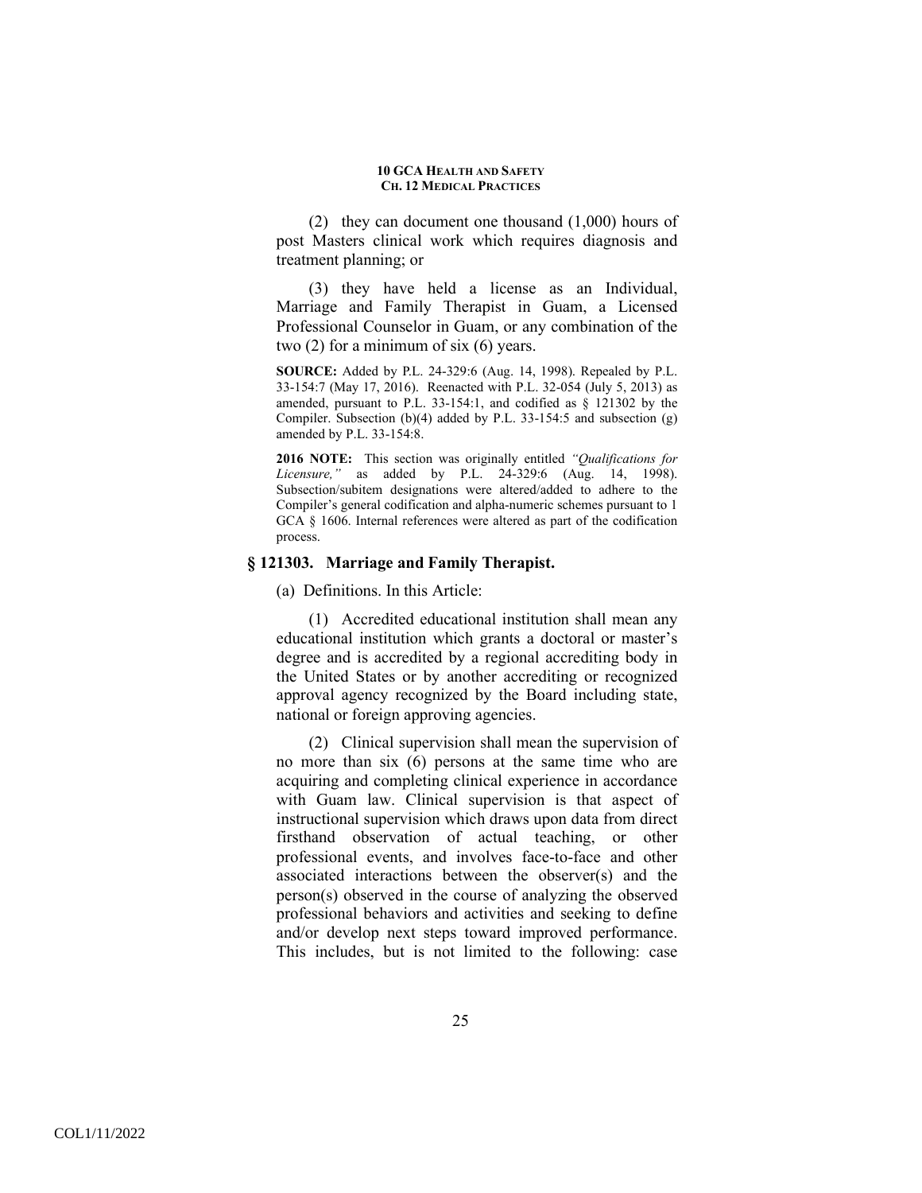(2) they can document one thousand (1,000) hours of post Masters clinical work which requires diagnosis and treatment planning; or

(3) they have held a license as an Individual, Marriage and Family Therapist in Guam, a Licensed Professional Counselor in Guam, or any combination of the two (2) for a minimum of six (6) years.

**SOURCE:** Added by P.L. 24-329:6 (Aug. 14, 1998). Repealed by P.L. 33-154:7 (May 17, 2016). Reenacted with P.L. 32-054 (July 5, 2013) as amended, pursuant to P.L. 33-154:1, and codified as § 121302 by the Compiler. Subsection (b)(4) added by P.L. 33-154:5 and subsection (g) amended by P.L. 33-154:8.

**2016 NOTE:** This section was originally entitled *"Qualifications for Licensure,"* as added by P.L. 24-329:6 (Aug. 14, 1998). Subsection/subitem designations were altered/added to adhere to the Compiler's general codification and alpha-numeric schemes pursuant to 1 GCA § 1606. Internal references were altered as part of the codification process.

### § 121303. Marriage and Family Therapist.

(a) Definitions. In this Article:

(1) Accredited educational institution shall mean any educational institution which grants a doctoral or master's degree and is accredited by a regional accrediting body in the United States or by another accrediting or recognized approval agency recognized by the Board including state, national or foreign approving agencies.

(2) Clinical supervision shall mean the supervision of no more than six (6) persons at the same time who are acquiring and completing clinical experience in accordance with Guam law. Clinical supervision is that aspect of instructional supervision which draws upon data from direct firsthand observation of actual teaching, or other professional events, and involves face-to-face and other associated interactions between the observer(s) and the person(s) observed in the course of analyzing the observed professional behaviors and activities and seeking to define and/or develop next steps toward improved performance. This includes, but is not limited to the following: case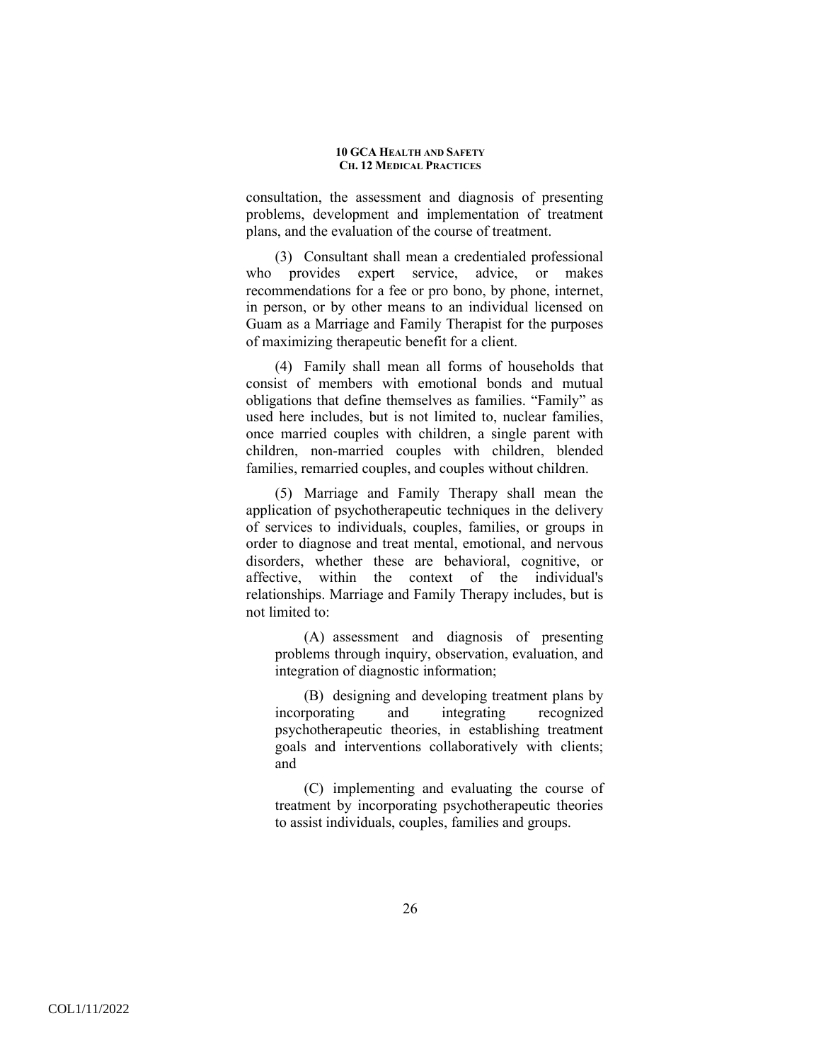consultation, the assessment and diagnosis of presenting problems, development and implementation of treatment plans, and the evaluation of the course of treatment.

(3) Consultant shall mean a credentialed professional who provides expert service, advice, or makes recommendations for a fee or pro bono, by phone, internet, in person, or by other means to an individual licensed on Guam as a Marriage and Family Therapist for the purposes of maximizing therapeutic benefit for a client.

(4) Family shall mean all forms of households that consist of members with emotional bonds and mutual obligations that define themselves as families. "Family" as used here includes, but is not limited to, nuclear families, once married couples with children, a single parent with children, non-married couples with children, blended families, remarried couples, and couples without children.

(5) Marriage and Family Therapy shall mean the application of psychotherapeutic techniques in the delivery of services to individuals, couples, families, or groups in order to diagnose and treat mental, emotional, and nervous disorders, whether these are behavioral, cognitive, or affective, within the context of the individual's relationships. Marriage and Family Therapy includes, but is not limited to:

(A) assessment and diagnosis of presenting problems through inquiry, observation, evaluation, and integration of diagnostic information;

(B) designing and developing treatment plans by incorporating and integrating recognized psychotherapeutic theories, in establishing treatment goals and interventions collaboratively with clients; and

(C) implementing and evaluating the course of treatment by incorporating psychotherapeutic theories to assist individuals, couples, families and groups.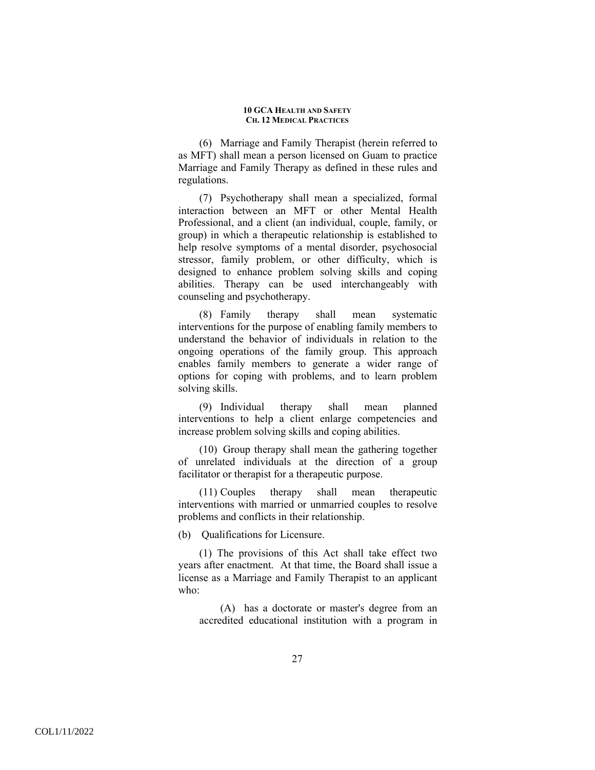(6) Marriage and Family Therapist (herein referred to as MFT) shall mean a person licensed on Guam to practice Marriage and Family Therapy as defined in these rules and regulations.

(7) Psychotherapy shall mean a specialized, formal interaction between an MFT or other Mental Health Professional, and a client (an individual, couple, family, or group) in which a therapeutic relationship is established to help resolve symptoms of a mental disorder, psychosocial stressor, family problem, or other difficulty, which is designed to enhance problem solving skills and coping abilities. Therapy can be used interchangeably with counseling and psychotherapy.

(8) Family therapy shall mean systematic interventions for the purpose of enabling family members to understand the behavior of individuals in relation to the ongoing operations of the family group. This approach enables family members to generate a wider range of options for coping with problems, and to learn problem solving skills.

(9) Individual therapy shall mean planned interventions to help a client enlarge competencies and increase problem solving skills and coping abilities.

(10) Group therapy shall mean the gathering together of unrelated individuals at the direction of a group facilitator or therapist for a therapeutic purpose.

(11) Couples therapy shall mean therapeutic interventions with married or unmarried couples to resolve problems and conflicts in their relationship.

(b) Qualifications for Licensure.

(1) The provisions of this Act shall take effect two years after enactment. At that time, the Board shall issue a license as a Marriage and Family Therapist to an applicant who:

(A) has a doctorate or master's degree from an accredited educational institution with a program in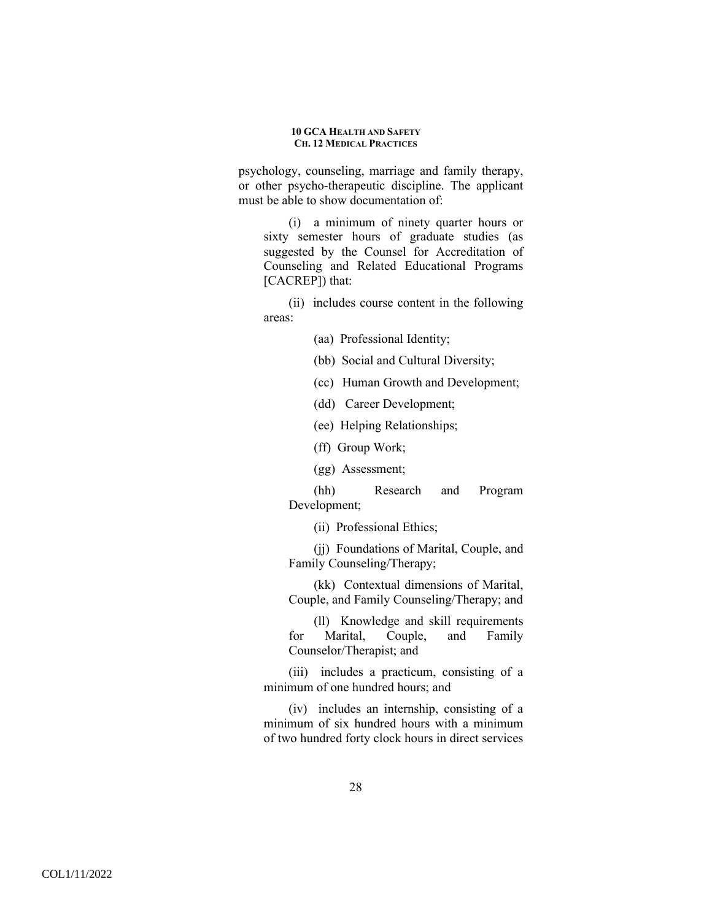psychology, counseling, marriage and family therapy, or other psycho-therapeutic discipline. The applicant must be able to show documentation of:

(i) a minimum of ninety quarter hours or sixty semester hours of graduate studies (as suggested by the Counsel for Accreditation of Counseling and Related Educational Programs [CACREP]) that:

(ii) includes course content in the following areas:

(aa) Professional Identity;

(bb) Social and Cultural Diversity;

(cc) Human Growth and Development;

(dd) Career Development;

(ee) Helping Relationships;

(ff) Group Work;

(gg) Assessment;

(hh) Research and Program Development;

(ii) Professional Ethics;

(jj) Foundations of Marital, Couple, and Family Counseling/Therapy;

(kk) Contextual dimensions of Marital, Couple, and Family Counseling/Therapy; and

(ll) Knowledge and skill requirements for Marital, Couple, and Family Counselor/Therapist; and

(iii) includes a practicum, consisting of a minimum of one hundred hours; and

(iv) includes an internship, consisting of a minimum of six hundred hours with a minimum of two hundred forty clock hours in direct services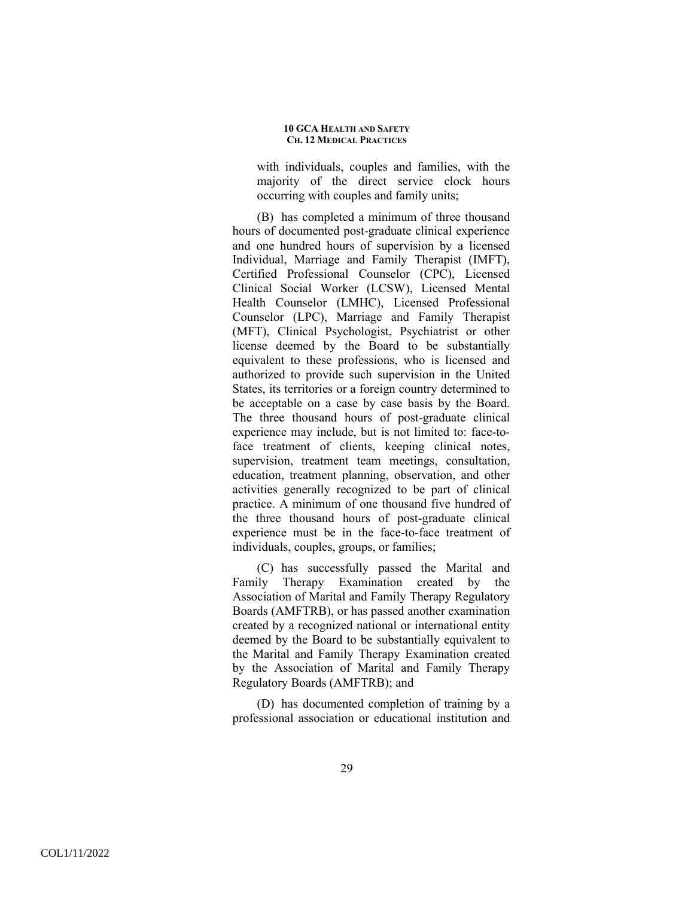with individuals, couples and families, with the majority of the direct service clock hours occurring with couples and family units;

(B) has completed a minimum of three thousand hours of documented post-graduate clinical experience and one hundred hours of supervision by a licensed Individual, Marriage and Family Therapist (IMFT), Certified Professional Counselor (CPC), Licensed Clinical Social Worker (LCSW), Licensed Mental Health Counselor (LMHC), Licensed Professional Counselor (LPC), Marriage and Family Therapist (MFT), Clinical Psychologist, Psychiatrist or other license deemed by the Board to be substantially equivalent to these professions, who is licensed and authorized to provide such supervision in the United States, its territories or a foreign country determined to be acceptable on a case by case basis by the Board. The three thousand hours of post-graduate clinical experience may include, but is not limited to: face-to-face treatment of clients, keeping clinical notes, supervision, treatment team meetings, consultation, education, treatment planning, observation, and other activities generally recognized to be part of clinical practice. A minimum of one thousand five hundred of the three thousand hours of post-graduate clinical experience must be in the face-to-face treatment of individuals, couples, groups, or families;

(C) has successfully passed the Marital and Family Therapy Examination created by the Association of Marital and Family Therapy Regulatory Boards (AMFTRB), or has passed another examination created by a recognized national or international entity deemed by the Board to be substantially equivalent to the Marital and Family Therapy Examination created by the Association of Marital and Family Therapy Regulatory Boards (AMFTRB); and

(D) has documented completion of training by a professional association or educational institution and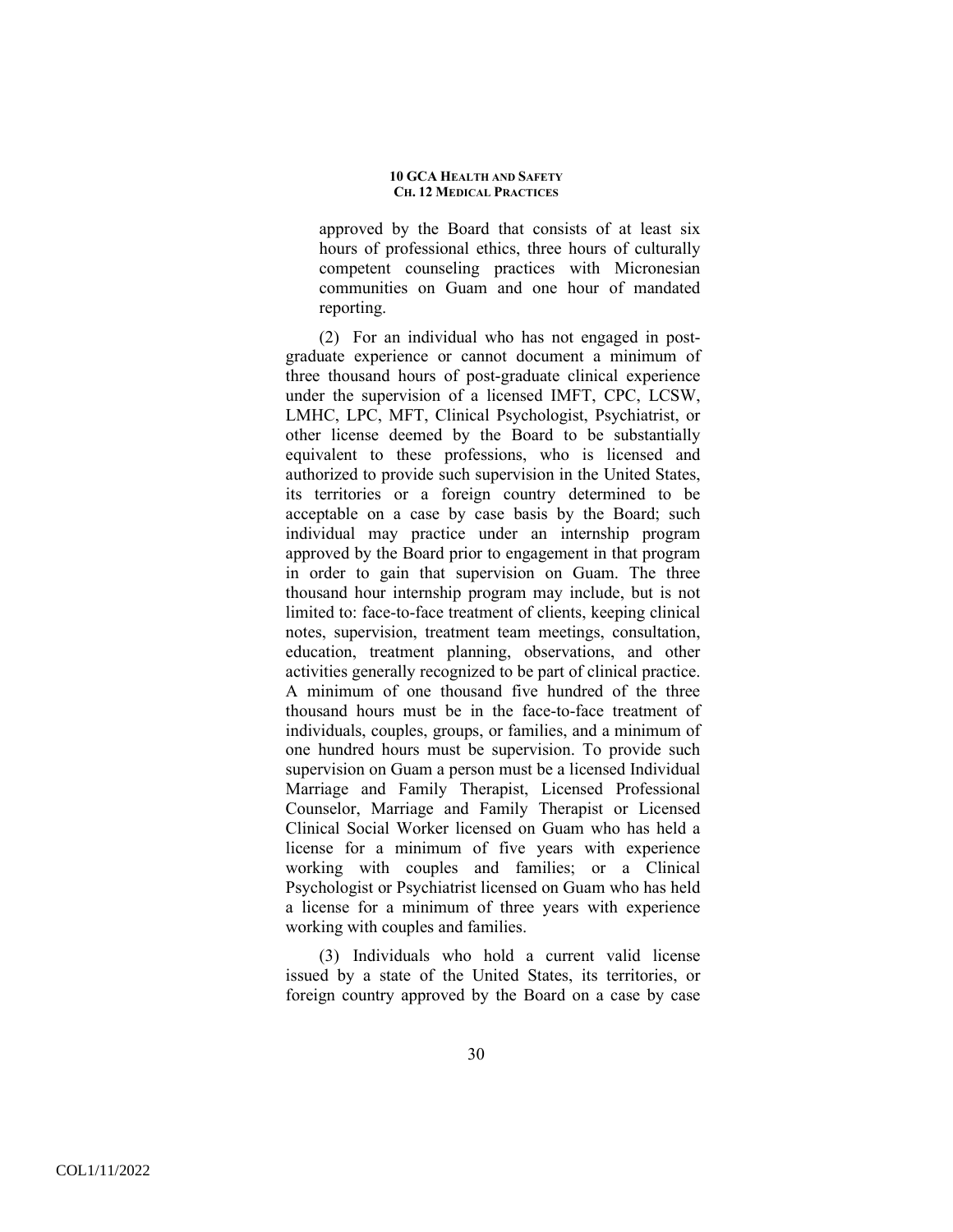approved by the Board that consists of at least six hours of professional ethics, three hours of culturally competent counseling practices with Micronesian communities on Guam and one hour of mandated reporting.

(2) For an individual who has not engaged in post-graduate experience or cannot document a minimum of three thousand hours of post-graduate clinical experience under the supervision of a licensed IMFT, CPC, LCSW, LMHC, LPC, MFT, Clinical Psychologist, Psychiatrist, or other license deemed by the Board to be substantially equivalent to these professions, who is licensed and authorized to provide such supervision in the United States, its territories or a foreign country determined to be acceptable on a case by case basis by the Board; such individual may practice under an internship program approved by the Board prior to engagement in that program in order to gain that supervision on Guam. The three thousand hour internship program may include, but is not limited to: face-to-face treatment of clients, keeping clinical notes, supervision, treatment team meetings, consultation, education, treatment planning, observations, and other activities generally recognized to be part of clinical practice. A minimum of one thousand five hundred of the three thousand hours must be in the face-to-face treatment of individuals, couples, groups, or families, and a minimum of one hundred hours must be supervision. To provide such supervision on Guam a person must be a licensed Individual Marriage and Family Therapist, Licensed Professional Counselor, Marriage and Family Therapist or Licensed Clinical Social Worker licensed on Guam who has held a license for a minimum of five years with experience working with couples and families; or a Clinical Psychologist or Psychiatrist licensed on Guam who has held a license for a minimum of three years with experience working with couples and families.

(3) Individuals who hold a current valid license issued by a state of the United States, its territories, or foreign country approved by the Board on a case by case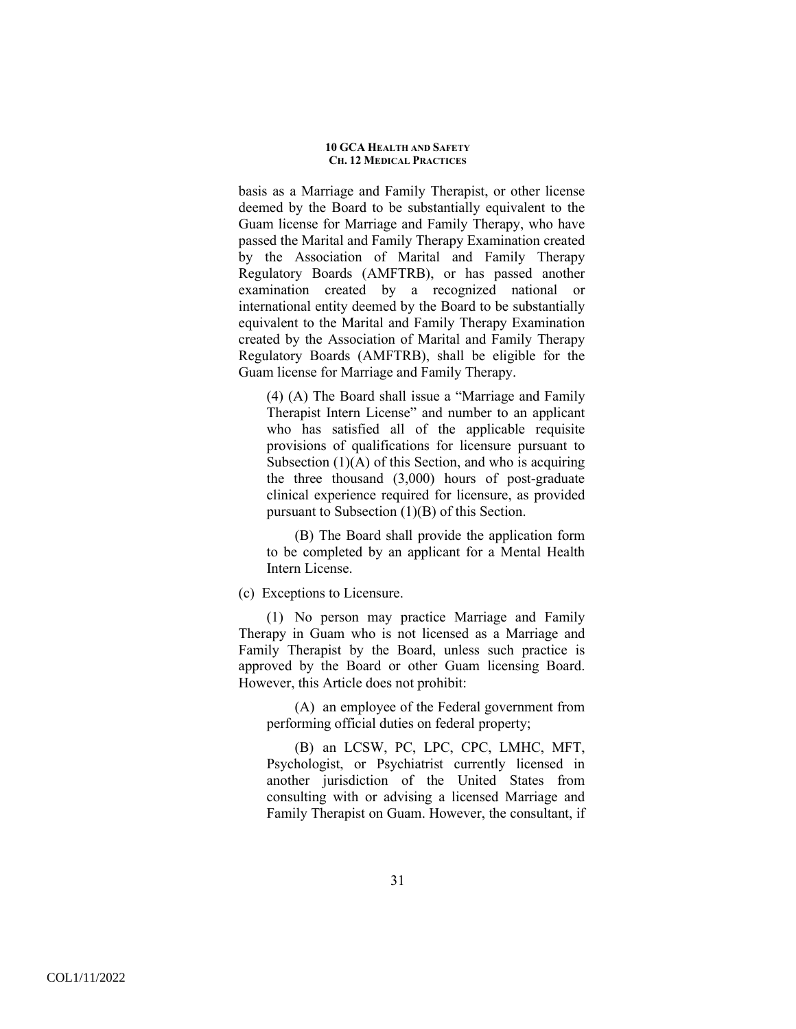basis as a Marriage and Family Therapist, or other license deemed by the Board to be substantially equivalent to the Guam license for Marriage and Family Therapy, who have passed the Marital and Family Therapy Examination created by the Association of Marital and Family Therapy Regulatory Boards (AMFTRB), or has passed another examination created by a recognized national or international entity deemed by the Board to be substantially equivalent to the Marital and Family Therapy Examination created by the Association of Marital and Family Therapy Regulatory Boards (AMFTRB), shall be eligible for the Guam license for Marriage and Family Therapy.

(4) (A) The Board shall issue a "Marriage and Family Therapist Intern License" and number to an applicant who has satisfied all of the applicable requisite provisions of qualifications for licensure pursuant to Subsection (1)(A) of this Section, and who is acquiring the three thousand (3,000) hours of post-graduate clinical experience required for licensure, as provided pursuant to Subsection (1)(B) of this Section.

(B) The Board shall provide the application form to be completed by an applicant for a Mental Health Intern License.

(c) Exceptions to Licensure.

(1) No person may practice Marriage and Family Therapy in Guam who is not licensed as a Marriage and Family Therapist by the Board, unless such practice is approved by the Board or other Guam licensing Board. However, this Article does not prohibit:

(A) an employee of the Federal government from performing official duties on federal property;

(B) an LCSW, PC, LPC, CPC, LMHC, MFT, Psychologist, or Psychiatrist currently licensed in another jurisdiction of the United States from consulting with or advising a licensed Marriage and Family Therapist on Guam. However, the consultant, if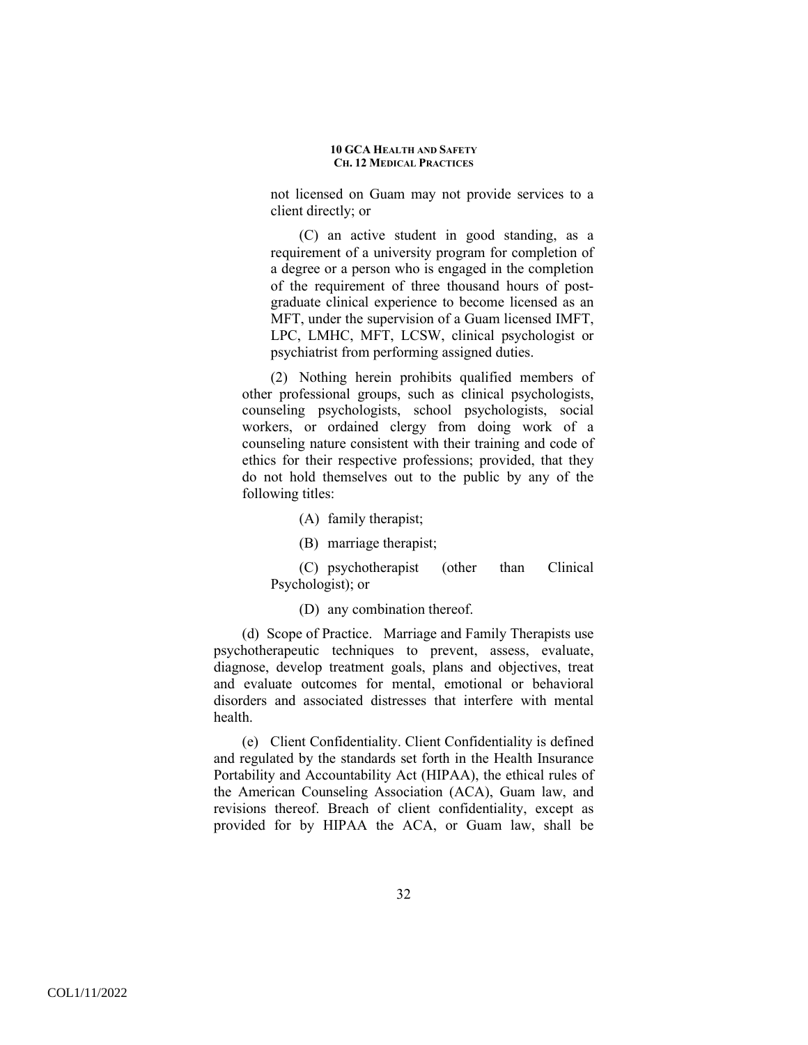not licensed on Guam may not provide services to a client directly; or

(C) an active student in good standing, as a requirement of a university program for completion of a degree or a person who is engaged in the completion of the requirement of three thousand hours of post-graduate clinical experience to become licensed as an MFT, under the supervision of a Guam licensed IMFT, LPC, LMHC, MFT, LCSW, clinical psychologist or psychiatrist from performing assigned duties.

(2) Nothing herein prohibits qualified members of other professional groups, such as clinical psychologists, counseling psychologists, school psychologists, social workers, or ordained clergy from doing work of a counseling nature consistent with their training and code of ethics for their respective professions; provided, that they do not hold themselves out to the public by any of the following titles:

(A) family therapist;

(B) marriage therapist;

(C) psychotherapist (other than Clinical Psychologist); or

(D) any combination thereof.

(d) Scope of Practice. Marriage and Family Therapists use psychotherapeutic techniques to prevent, assess, evaluate, diagnose, develop treatment goals, plans and objectives, treat and evaluate outcomes for mental, emotional or behavioral disorders and associated distresses that interfere with mental health.

(e) Client Confidentiality. Client Confidentiality is defined and regulated by the standards set forth in the Health Insurance Portability and Accountability Act (HIPAA), the ethical rules of the American Counseling Association (ACA), Guam law, and revisions thereof. Breach of client confidentiality, except as provided for by HIPAA the ACA, or Guam law, shall be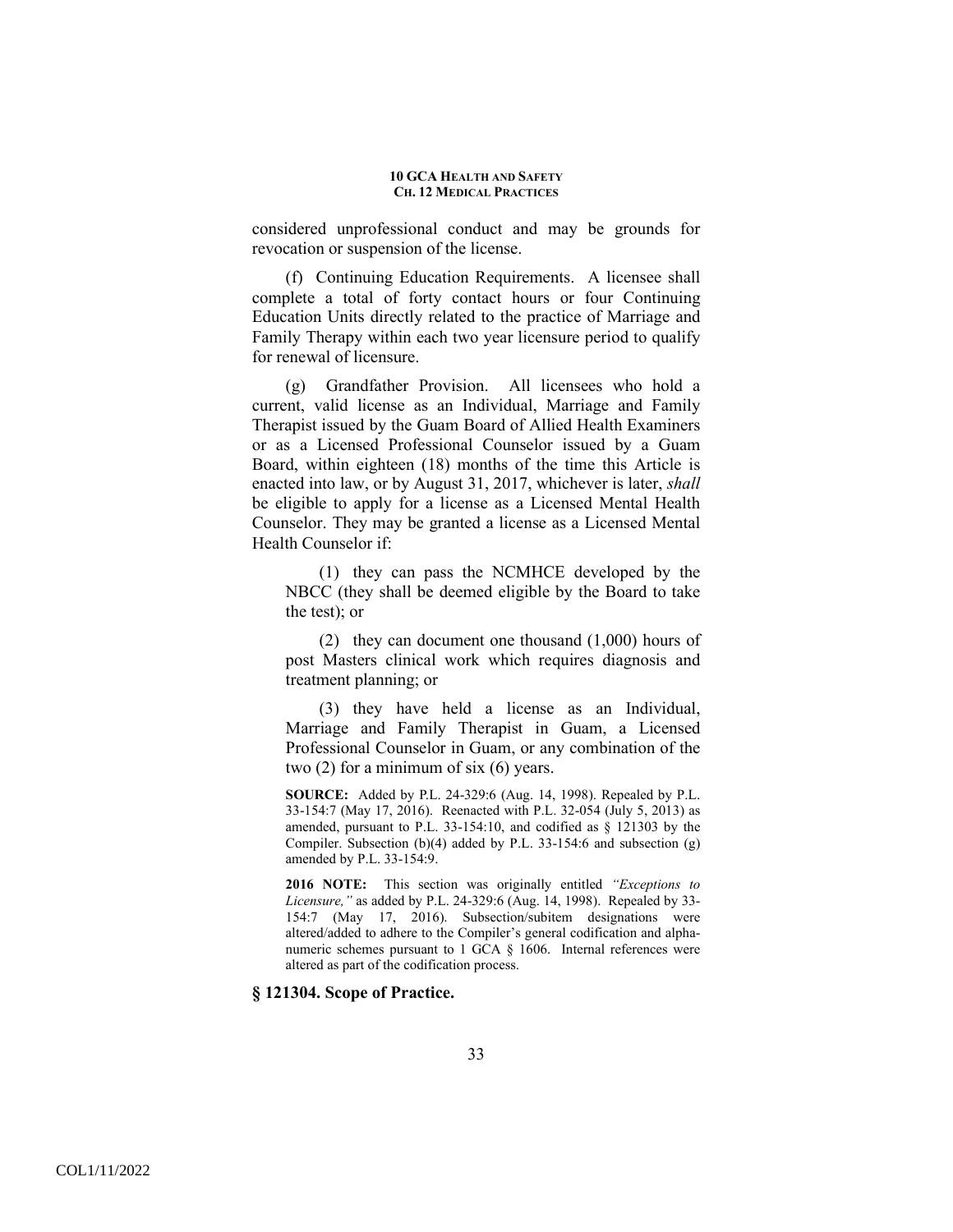considered unprofessional conduct and may be grounds for revocation or suspension of the license.

(f) Continuing Education Requirements. A licensee shall complete a total of forty contact hours or four Continuing Education Units directly related to the practice of Marriage and Family Therapy within each two year licensure period to qualify for renewal of licensure.

(g) Grandfather Provision. All licensees who hold a current, valid license as an Individual, Marriage and Family Therapist issued by the Guam Board of Allied Health Examiners or as a Licensed Professional Counselor issued by a Guam Board, within eighteen (18) months of the time this Article is enacted into law, or by August 31, 2017, whichever is later, *shall* be eligible to apply for a license as a Licensed Mental Health Counselor. They may be granted a license as a Licensed Mental Health Counselor if:

(1) they can pass the NCMHCE developed by the NBCC (they shall be deemed eligible by the Board to take the test); or

(2) they can document one thousand (1,000) hours of post Masters clinical work which requires diagnosis and treatment planning; or

(3) they have held a license as an Individual, Marriage and Family Therapist in Guam, a Licensed Professional Counselor in Guam, or any combination of the two (2) for a minimum of six (6) years.

**SOURCE:** Added by P.L. 24-329:6 (Aug. 14, 1998). Repealed by P.L. 33-154:7 (May 17, 2016). Reenacted with P.L. 32-054 (July 5, 2013) as amended, pursuant to P.L. 33-154:10, and codified as § 121303 by the Compiler. Subsection (b)(4) added by P.L. 33-154:6 and subsection (g) amended by P.L. 33-154:9.

**2016 NOTE:** This section was originally entitled *"Exceptions to Licensure,"* as added by P.L. 24-329:6 (Aug. 14, 1998). Repealed by 33-154:7 (May 17, 2016). Subsection/subitem designations were altered/added to adhere to the Compiler's general codification and alpha-numeric schemes pursuant to 1 GCA § 1606. Internal references were altered as part of the codification process.

### § 121304. Scope of Practice.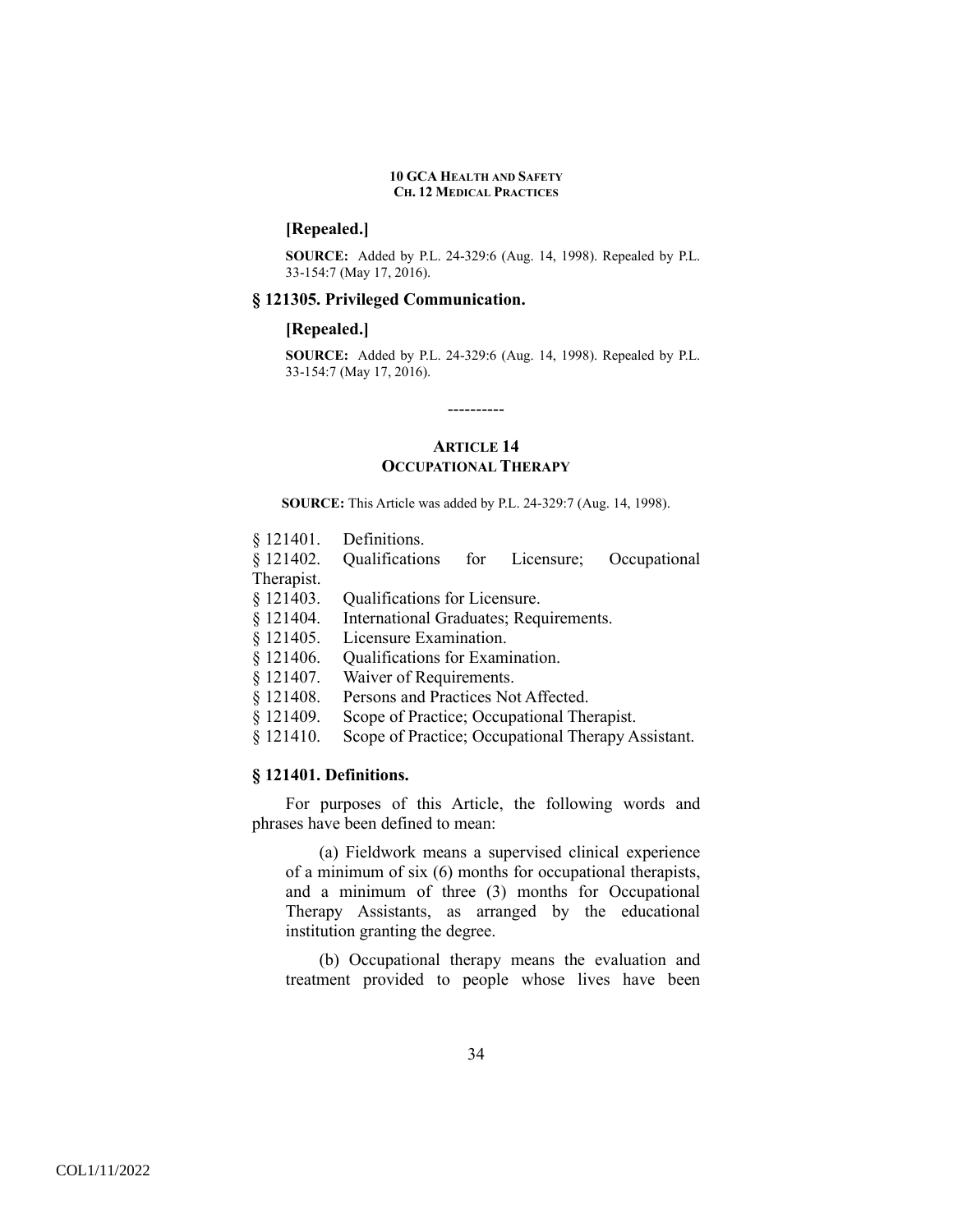**[Repealed.]**

**SOURCE:** Added by P.L. 24-329:6 (Aug. 14, 1998). Repealed by P.L. 33-154:7 (May 17, 2016).

### § 121305. Privileged Communication.

**[Repealed.]**

**SOURCE:** Added by P.L. 24-329:6 (Aug. 14, 1998). Repealed by P.L. 33-154:7 (May 17, 2016).

----------

## ARTICLE 14
## OCCUPATIONAL THERAPY

**SOURCE:** This Article was added by P.L. 24-329:7 (Aug. 14, 1998).

§ 121401. Definitions.
§ 121402. Qualifications for Licensure; Occupational Therapist.
§ 121403. Qualifications for Licensure.
§ 121404. International Graduates; Requirements.
§ 121405. Licensure Examination.
§ 121406. Qualifications for Examination.
§ 121407. Waiver of Requirements.
§ 121408. Persons and Practices Not Affected.
§ 121409. Scope of Practice; Occupational Therapist.
§ 121410. Scope of Practice; Occupational Therapy Assistant.

### § 121401. Definitions.

For purposes of this Article, the following words and phrases have been defined to mean:

(a) Fieldwork means a supervised clinical experience of a minimum of six (6) months for occupational therapists, and a minimum of three (3) months for Occupational Therapy Assistants, as arranged by the educational institution granting the degree.

(b) Occupational therapy means the evaluation and treatment provided to people whose lives have been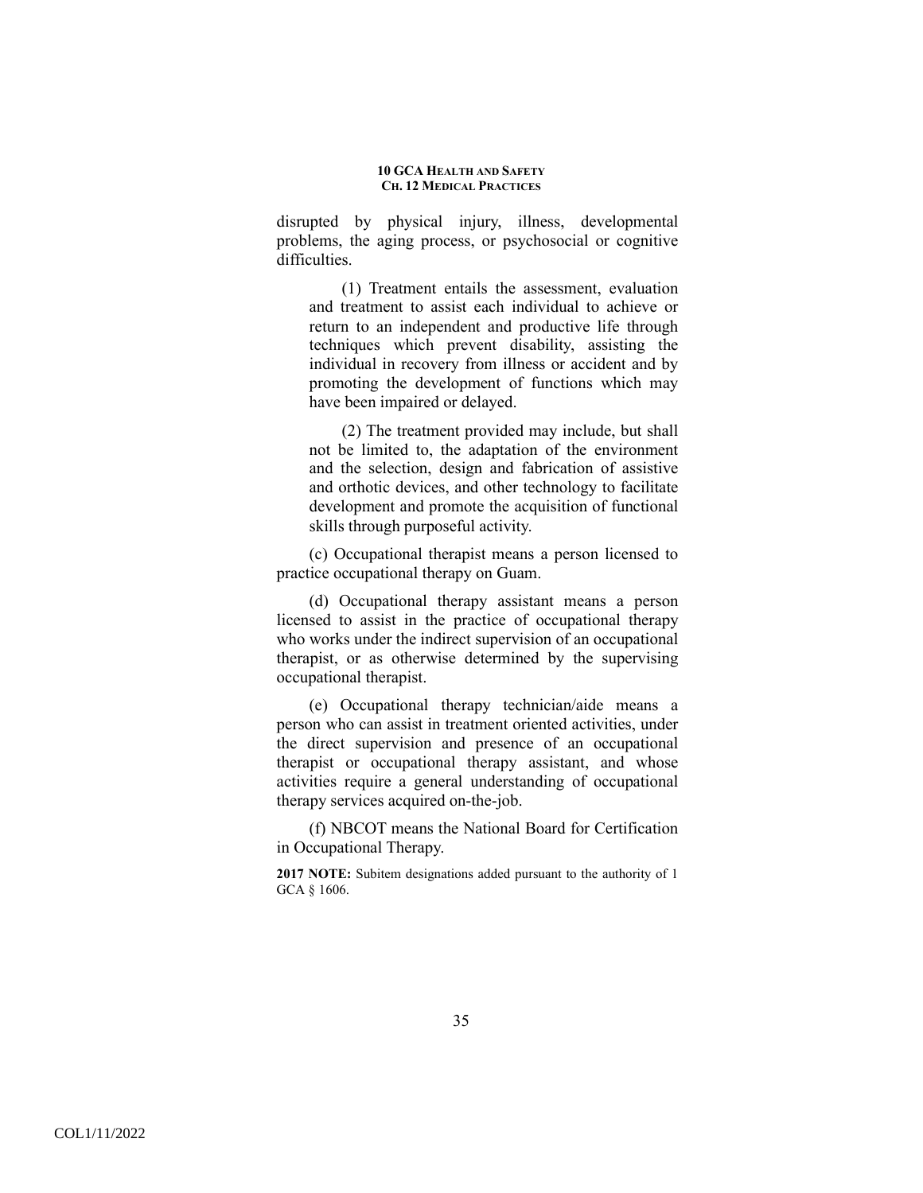disrupted by physical injury, illness, developmental problems, the aging process, or psychosocial or cognitive difficulties.

(1) Treatment entails the assessment, evaluation and treatment to assist each individual to achieve or return to an independent and productive life through techniques which prevent disability, assisting the individual in recovery from illness or accident and by promoting the development of functions which may have been impaired or delayed.

(2) The treatment provided may include, but shall not be limited to, the adaptation of the environment and the selection, design and fabrication of assistive and orthotic devices, and other technology to facilitate development and promote the acquisition of functional skills through purposeful activity.

(c) Occupational therapist means a person licensed to practice occupational therapy on Guam.

(d) Occupational therapy assistant means a person licensed to assist in the practice of occupational therapy who works under the indirect supervision of an occupational therapist, or as otherwise determined by the supervising occupational therapist.

(e) Occupational therapy technician/aide means a person who can assist in treatment oriented activities, under the direct supervision and presence of an occupational therapist or occupational therapy assistant, and whose activities require a general understanding of occupational therapy services acquired on-the-job.

(f) NBCOT means the National Board for Certification in Occupational Therapy.

**2017 NOTE:** Subitem designations added pursuant to the authority of 1 GCA § 1606.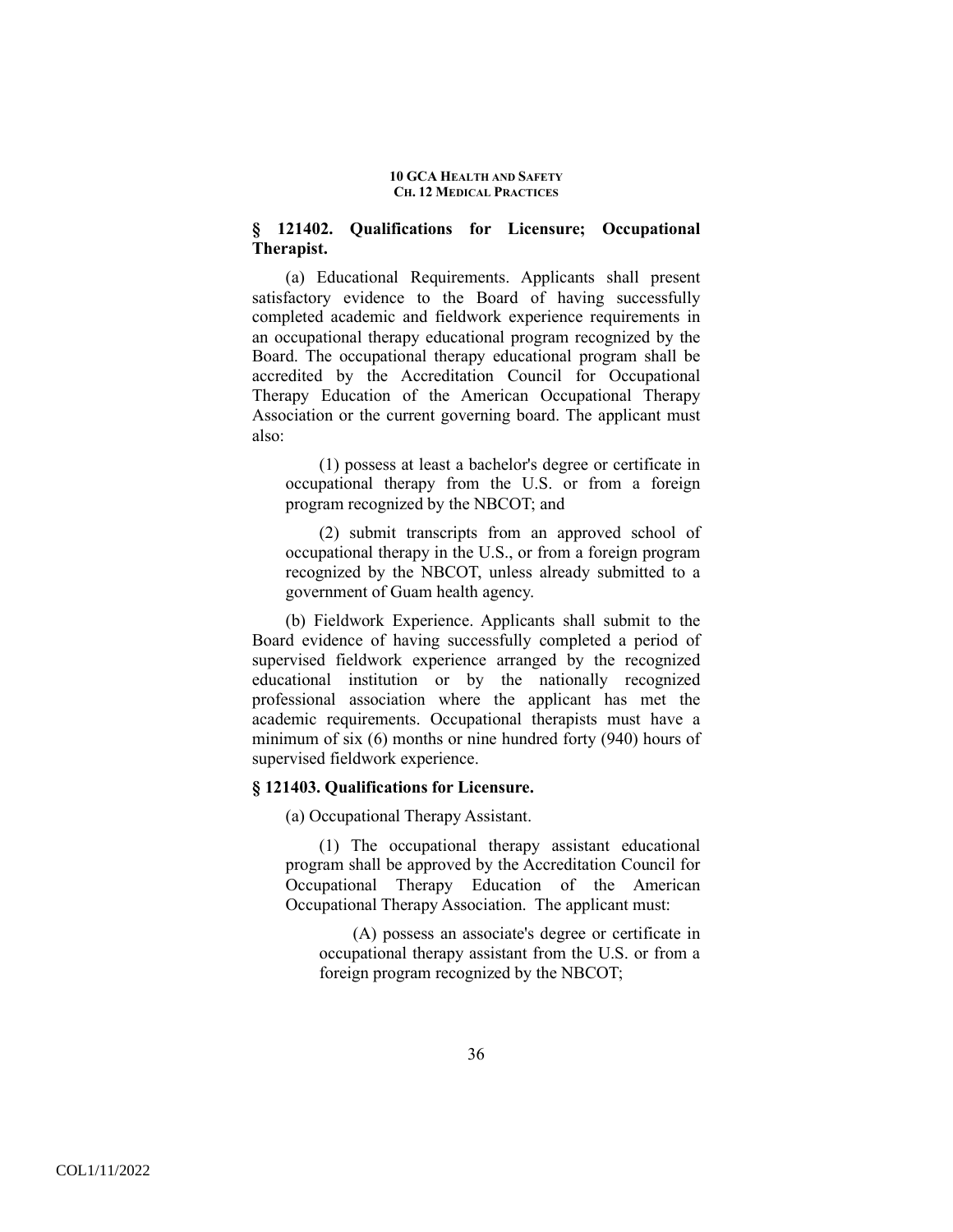### § 121402. Qualifications for Licensure; Occupational Therapist.

(a) Educational Requirements. Applicants shall present satisfactory evidence to the Board of having successfully completed academic and fieldwork experience requirements in an occupational therapy educational program recognized by the Board. The occupational therapy educational program shall be accredited by the Accreditation Council for Occupational Therapy Education of the American Occupational Therapy Association or the current governing board. The applicant must also:

(1) possess at least a bachelor's degree or certificate in occupational therapy from the U.S. or from a foreign program recognized by the NBCOT; and

(2) submit transcripts from an approved school of occupational therapy in the U.S., or from a foreign program recognized by the NBCOT, unless already submitted to a government of Guam health agency.

(b) Fieldwork Experience. Applicants shall submit to the Board evidence of having successfully completed a period of supervised fieldwork experience arranged by the recognized educational institution or by the nationally recognized professional association where the applicant has met the academic requirements. Occupational therapists must have a minimum of six (6) months or nine hundred forty (940) hours of supervised fieldwork experience.

### § 121403. Qualifications for Licensure.

(a) Occupational Therapy Assistant.

(1) The occupational therapy assistant educational program shall be approved by the Accreditation Council for Occupational Therapy Education of the American Occupational Therapy Association. The applicant must:

(A) possess an associate's degree or certificate in occupational therapy assistant from the U.S. or from a foreign program recognized by the NBCOT;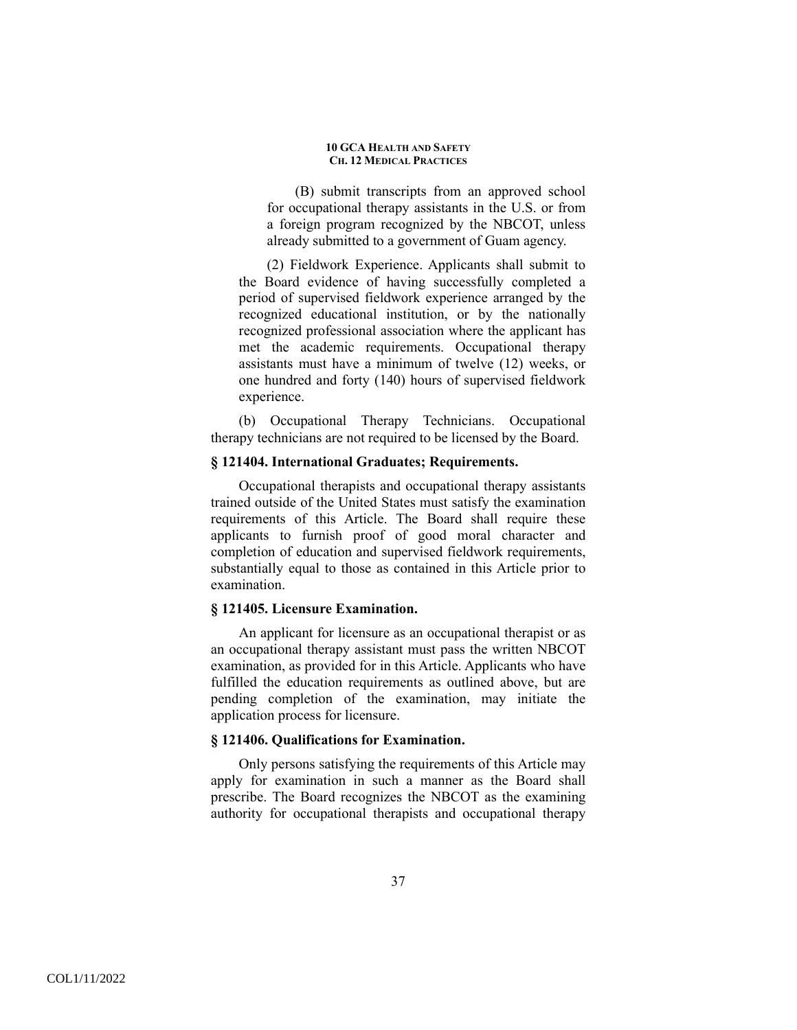(B) submit transcripts from an approved school for occupational therapy assistants in the U.S. or from a foreign program recognized by the NBCOT, unless already submitted to a government of Guam agency.

(2) Fieldwork Experience. Applicants shall submit to the Board evidence of having successfully completed a period of supervised fieldwork experience arranged by the recognized educational institution, or by the nationally recognized professional association where the applicant has met the academic requirements. Occupational therapy assistants must have a minimum of twelve (12) weeks, or one hundred and forty (140) hours of supervised fieldwork experience.

(b) Occupational Therapy Technicians. Occupational therapy technicians are not required to be licensed by the Board.

### § 121404. International Graduates; Requirements.

Occupational therapists and occupational therapy assistants trained outside of the United States must satisfy the examination requirements of this Article. The Board shall require these applicants to furnish proof of good moral character and completion of education and supervised fieldwork requirements, substantially equal to those as contained in this Article prior to examination.

### § 121405. Licensure Examination.

An applicant for licensure as an occupational therapist or as an occupational therapy assistant must pass the written NBCOT examination, as provided for in this Article. Applicants who have fulfilled the education requirements as outlined above, but are pending completion of the examination, may initiate the application process for licensure.

### § 121406. Qualifications for Examination.

Only persons satisfying the requirements of this Article may apply for examination in such a manner as the Board shall prescribe. The Board recognizes the NBCOT as the examining authority for occupational therapists and occupational therapy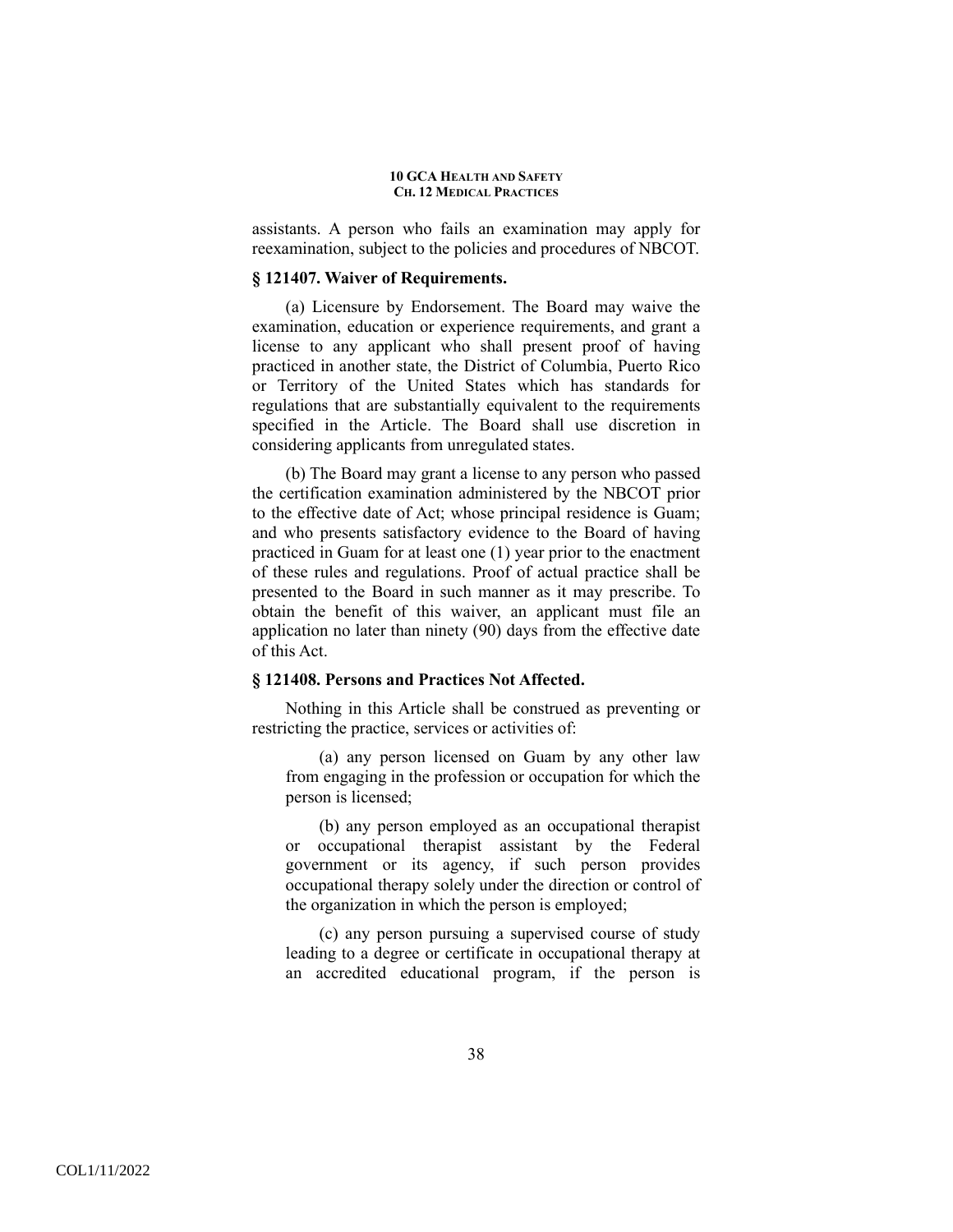assistants. A person who fails an examination may apply for reexamination, subject to the policies and procedures of NBCOT.

### § 121407. Waiver of Requirements.

(a) Licensure by Endorsement. The Board may waive the examination, education or experience requirements, and grant a license to any applicant who shall present proof of having practiced in another state, the District of Columbia, Puerto Rico or Territory of the United States which has standards for regulations that are substantially equivalent to the requirements specified in the Article. The Board shall use discretion in considering applicants from unregulated states.

(b) The Board may grant a license to any person who passed the certification examination administered by the NBCOT prior to the effective date of Act; whose principal residence is Guam; and who presents satisfactory evidence to the Board of having practiced in Guam for at least one (1) year prior to the enactment of these rules and regulations. Proof of actual practice shall be presented to the Board in such manner as it may prescribe. To obtain the benefit of this waiver, an applicant must file an application no later than ninety (90) days from the effective date of this Act.

### § 121408. Persons and Practices Not Affected.

Nothing in this Article shall be construed as preventing or restricting the practice, services or activities of:

(a) any person licensed on Guam by any other law from engaging in the profession or occupation for which the person is licensed;

(b) any person employed as an occupational therapist or occupational therapist assistant by the Federal government or its agency, if such person provides occupational therapy solely under the direction or control of the organization in which the person is employed;

(c) any person pursuing a supervised course of study leading to a degree or certificate in occupational therapy at an accredited educational program, if the person is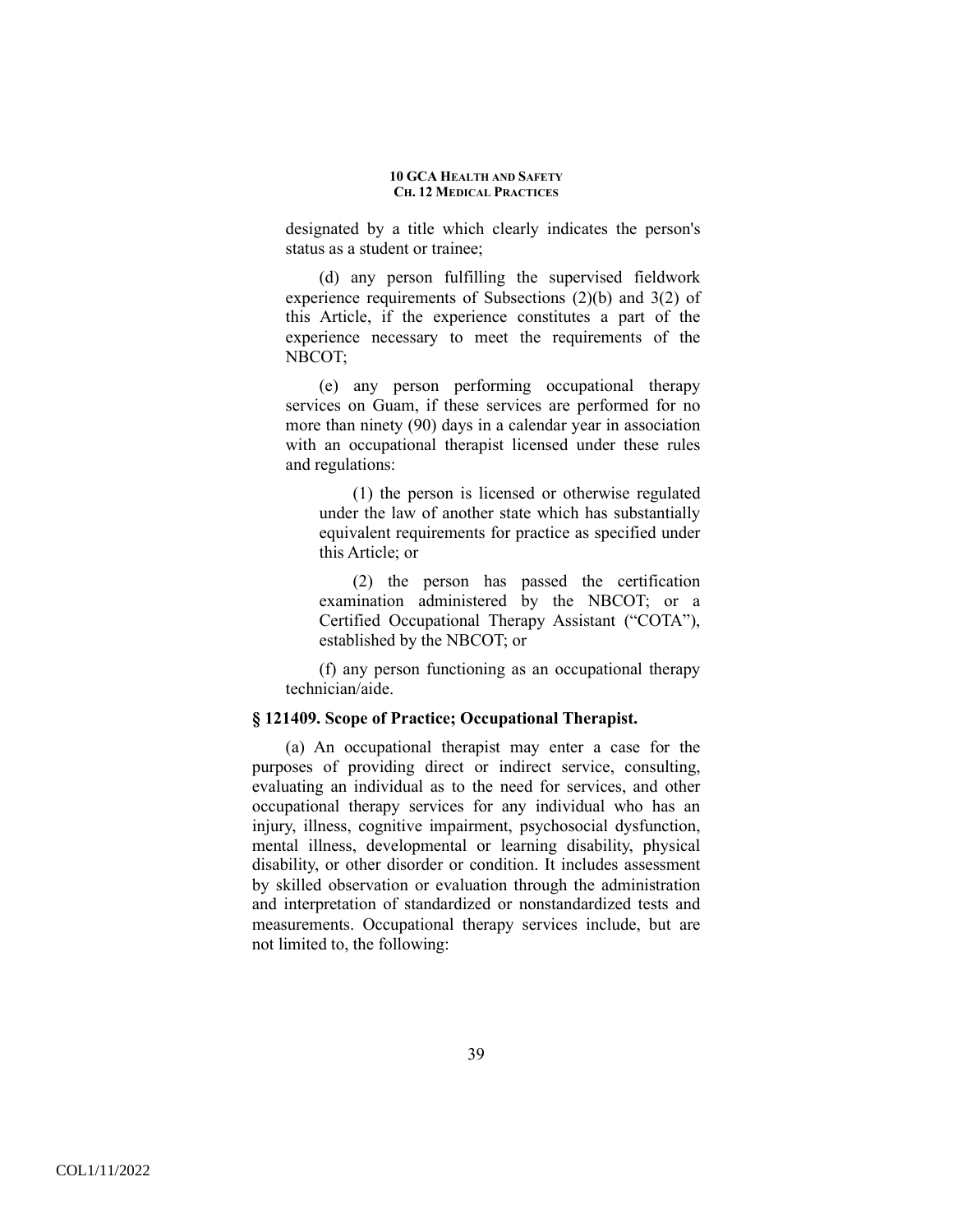designated by a title which clearly indicates the person's status as a student or trainee;

(d) any person fulfilling the supervised fieldwork experience requirements of Subsections (2)(b) and 3(2) of this Article, if the experience constitutes a part of the experience necessary to meet the requirements of the NBCOT;

(e) any person performing occupational therapy services on Guam, if these services are performed for no more than ninety (90) days in a calendar year in association with an occupational therapist licensed under these rules and regulations:

(1) the person is licensed or otherwise regulated under the law of another state which has substantially equivalent requirements for practice as specified under this Article; or

(2) the person has passed the certification examination administered by the NBCOT; or a Certified Occupational Therapy Assistant ("COTA"), established by the NBCOT; or

(f) any person functioning as an occupational therapy technician/aide.

**§ 121409. Scope of Practice; Occupational Therapist.**

(a) An occupational therapist may enter a case for the purposes of providing direct or indirect service, consulting, evaluating an individual as to the need for services, and other occupational therapy services for any individual who has an injury, illness, cognitive impairment, psychosocial dysfunction, mental illness, developmental or learning disability, physical disability, or other disorder or condition. It includes assessment by skilled observation or evaluation through the administration and interpretation of standardized or nonstandardized tests and measurements. Occupational therapy services include, but are not limited to, the following: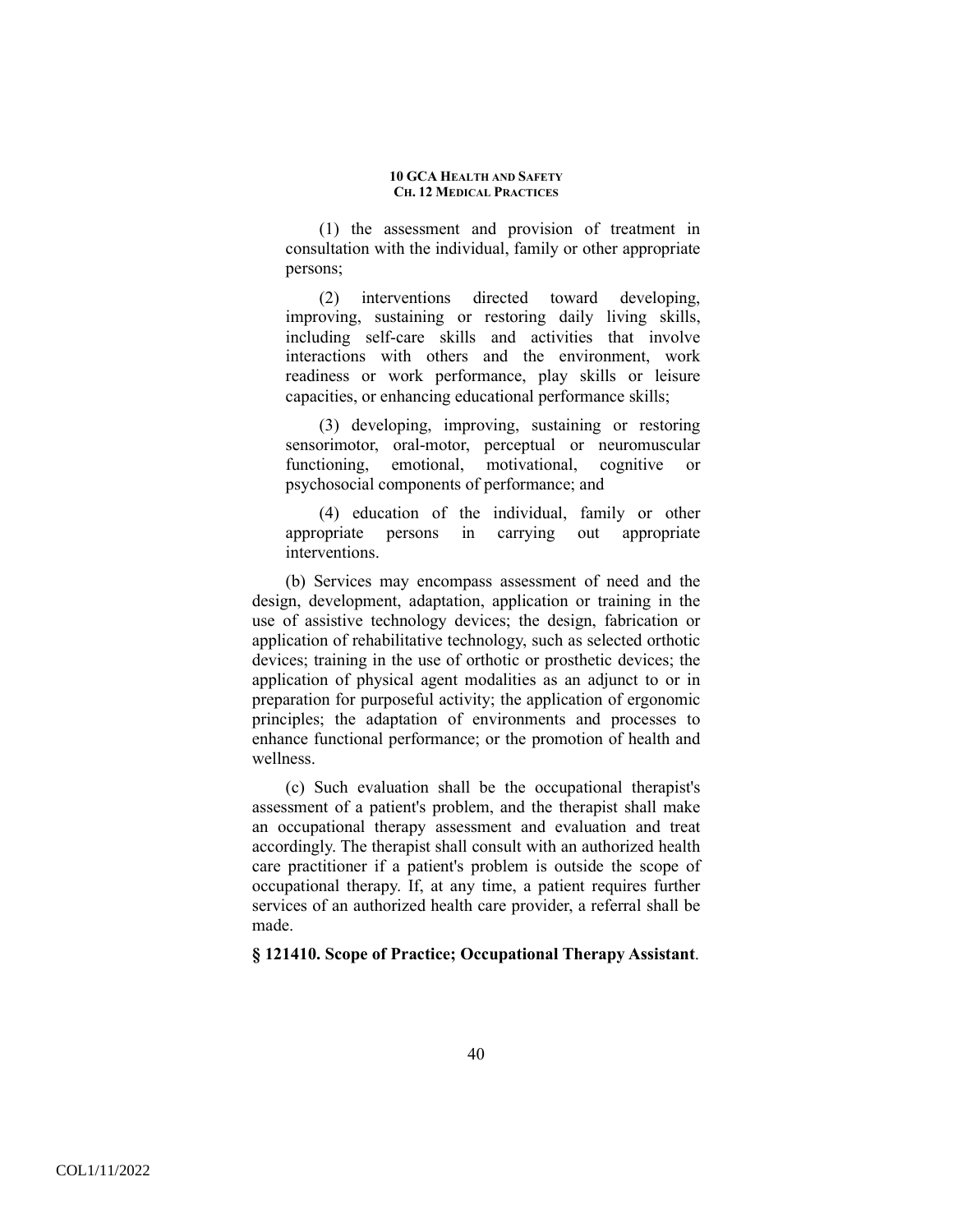(1) the assessment and provision of treatment in consultation with the individual, family or other appropriate persons;

(2) interventions directed toward developing, improving, sustaining or restoring daily living skills, including self-care skills and activities that involve interactions with others and the environment, work readiness or work performance, play skills or leisure capacities, or enhancing educational performance skills;

(3) developing, improving, sustaining or restoring sensorimotor, oral-motor, perceptual or neuromuscular functioning, emotional, motivational, cognitive or psychosocial components of performance; and

(4) education of the individual, family or other appropriate persons in carrying out appropriate interventions.

(b) Services may encompass assessment of need and the design, development, adaptation, application or training in the use of assistive technology devices; the design, fabrication or application of rehabilitative technology, such as selected orthotic devices; training in the use of orthotic or prosthetic devices; the application of physical agent modalities as an adjunct to or in preparation for purposeful activity; the application of ergonomic principles; the adaptation of environments and processes to enhance functional performance; or the promotion of health and wellness.

(c) Such evaluation shall be the occupational therapist's assessment of a patient's problem, and the therapist shall make an occupational therapy assessment and evaluation and treat accordingly. The therapist shall consult with an authorized health care practitioner if a patient's problem is outside the scope of occupational therapy. If, at any time, a patient requires further services of an authorized health care provider, a referral shall be made.

**§ 121410. Scope of Practice; Occupational Therapy Assistant**.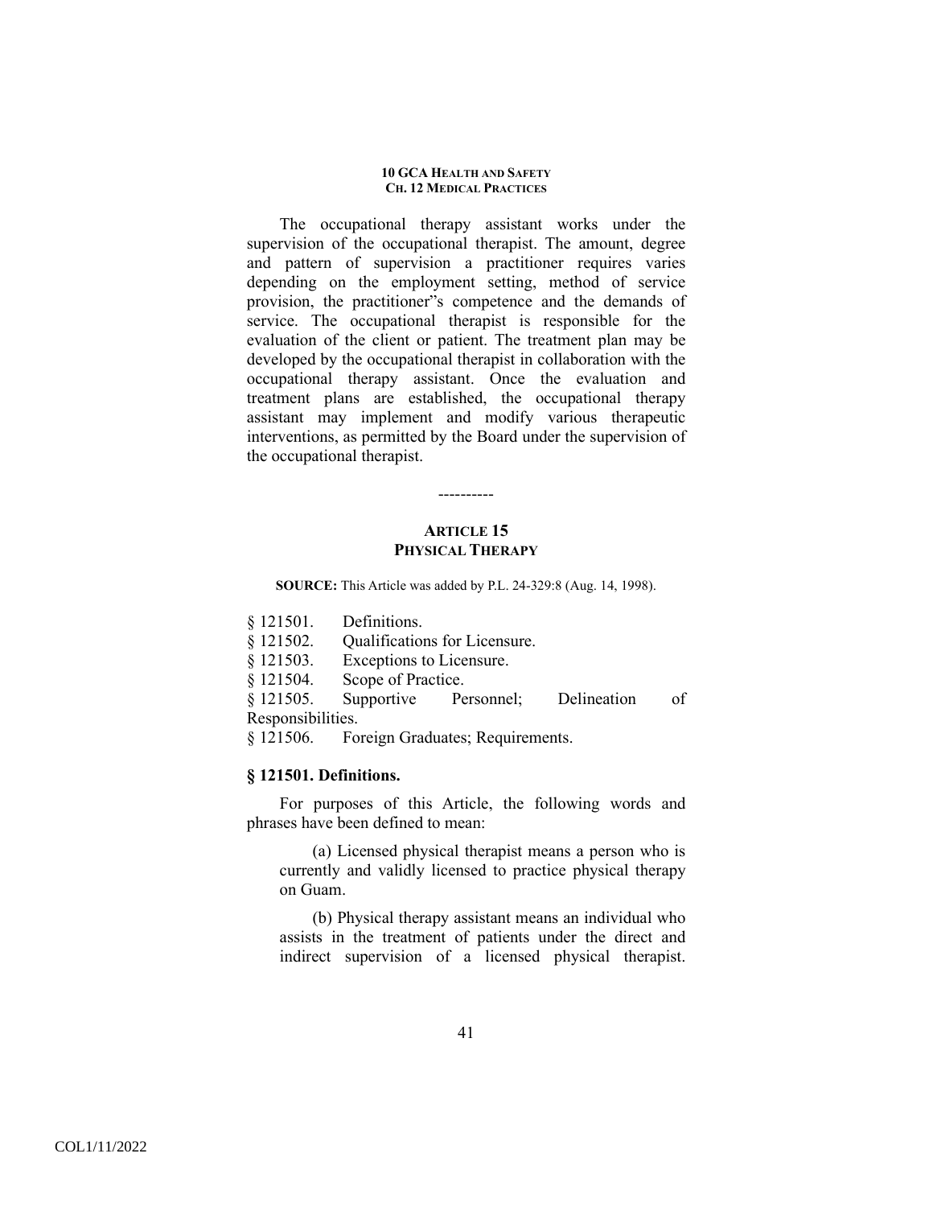The occupational therapy assistant works under the supervision of the occupational therapist. The amount, degree and pattern of supervision a practitioner requires varies depending on the employment setting, method of service provision, the practitioner"s competence and the demands of service. The occupational therapist is responsible for the evaluation of the client or patient. The treatment plan may be developed by the occupational therapist in collaboration with the occupational therapy assistant. Once the evaluation and treatment plans are established, the occupational therapy assistant may implement and modify various therapeutic interventions, as permitted by the Board under the supervision of the occupational therapist.

----------

## ARTICLE 15
## PHYSICAL THERAPY

**SOURCE:** This Article was added by P.L. 24-329:8 (Aug. 14, 1998).

§ 121501. Definitions.
§ 121502. Qualifications for Licensure.
§ 121503. Exceptions to Licensure.
§ 121504. Scope of Practice.
§ 121505. Supportive Personnel; Delineation of Responsibilities.
§ 121506. Foreign Graduates; Requirements.

### § 121501. Definitions.

For purposes of this Article, the following words and phrases have been defined to mean:

(a) Licensed physical therapist means a person who is currently and validly licensed to practice physical therapy on Guam.

(b) Physical therapy assistant means an individual who assists in the treatment of patients under the direct and indirect supervision of a licensed physical therapist.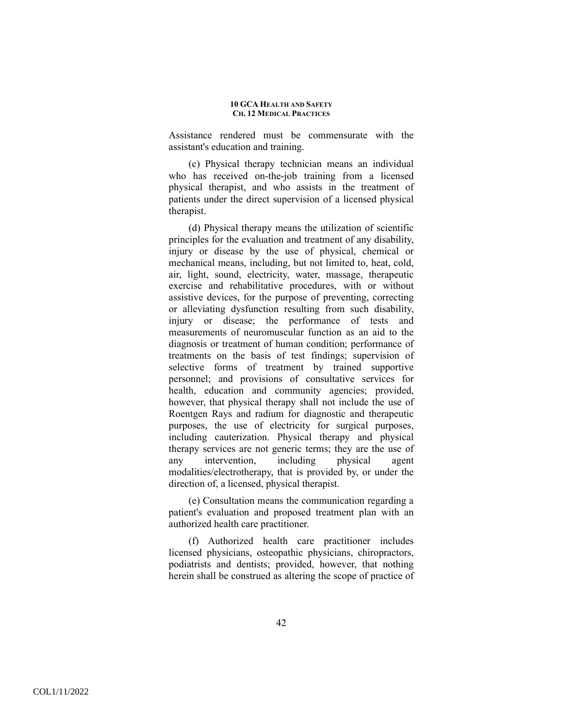Assistance rendered must be commensurate with the assistant's education and training.

(c) Physical therapy technician means an individual who has received on-the-job training from a licensed physical therapist, and who assists in the treatment of patients under the direct supervision of a licensed physical therapist.

(d) Physical therapy means the utilization of scientific principles for the evaluation and treatment of any disability, injury or disease by the use of physical, chemical or mechanical means, including, but not limited to, heat, cold, air, light, sound, electricity, water, massage, therapeutic exercise and rehabilitative procedures, with or without assistive devices, for the purpose of preventing, correcting or alleviating dysfunction resulting from such disability, injury or disease; the performance of tests and measurements of neuromuscular function as an aid to the diagnosis or treatment of human condition; performance of treatments on the basis of test findings; supervision of selective forms of treatment by trained supportive personnel; and provisions of consultative services for health, education and community agencies; provided, however, that physical therapy shall not include the use of Roentgen Rays and radium for diagnostic and therapeutic purposes, the use of electricity for surgical purposes, including cauterization. Physical therapy and physical therapy services are not generic terms; they are the use of any intervention, including physical agent modalities/electrotherapy, that is provided by, or under the direction of, a licensed, physical therapist.

(e) Consultation means the communication regarding a patient's evaluation and proposed treatment plan with an authorized health care practitioner.

(f) Authorized health care practitioner includes licensed physicians, osteopathic physicians, chiropractors, podiatrists and dentists; provided, however, that nothing herein shall be construed as altering the scope of practice of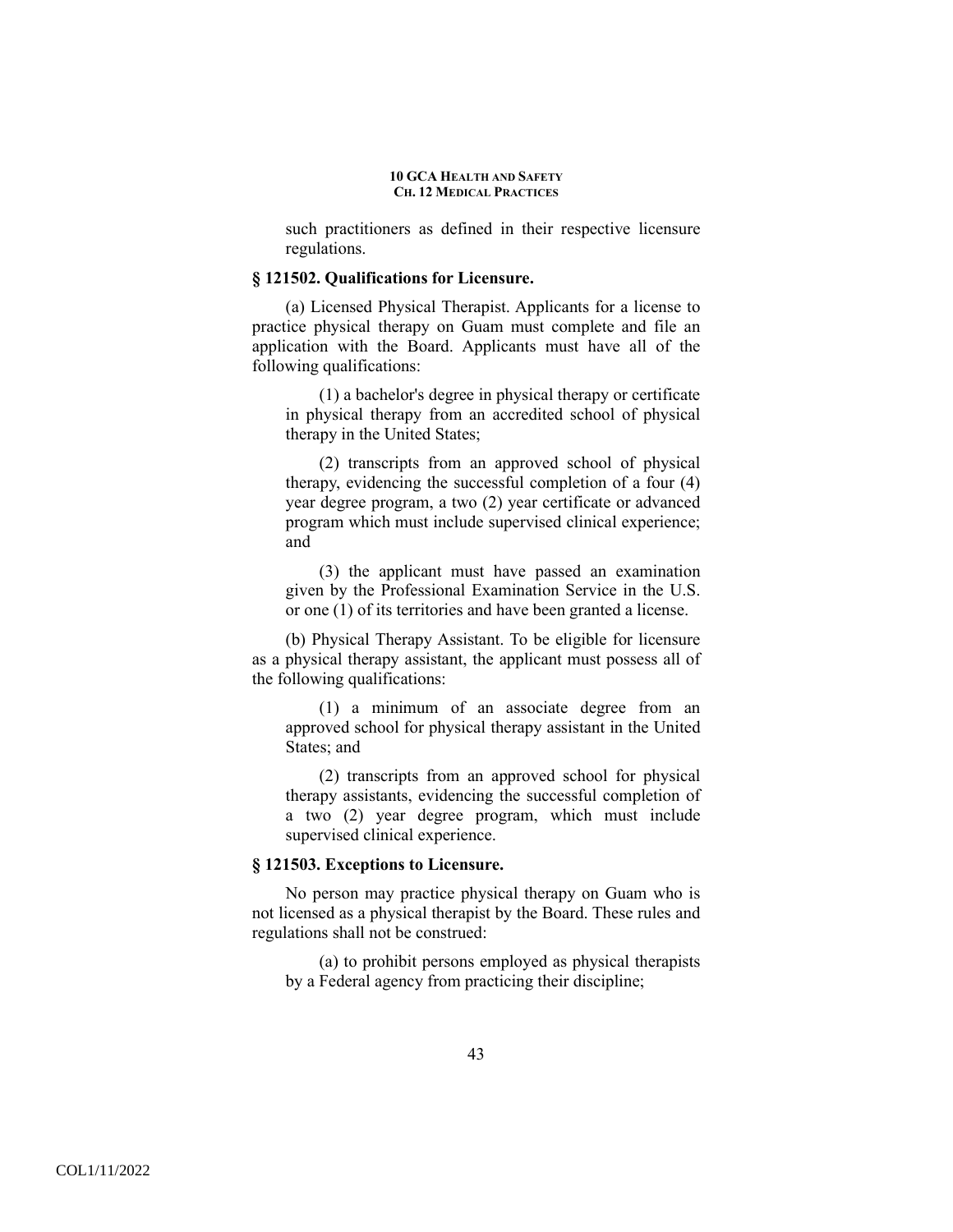such practitioners as defined in their respective licensure regulations.

### § 121502. Qualifications for Licensure.

(a) Licensed Physical Therapist. Applicants for a license to practice physical therapy on Guam must complete and file an application with the Board. Applicants must have all of the following qualifications:

(1) a bachelor's degree in physical therapy or certificate in physical therapy from an accredited school of physical therapy in the United States;

(2) transcripts from an approved school of physical therapy, evidencing the successful completion of a four (4) year degree program, a two (2) year certificate or advanced program which must include supervised clinical experience; and

(3) the applicant must have passed an examination given by the Professional Examination Service in the U.S. or one (1) of its territories and have been granted a license.

(b) Physical Therapy Assistant. To be eligible for licensure as a physical therapy assistant, the applicant must possess all of the following qualifications:

(1) a minimum of an associate degree from an approved school for physical therapy assistant in the United States; and

(2) transcripts from an approved school for physical therapy assistants, evidencing the successful completion of a two (2) year degree program, which must include supervised clinical experience.

### § 121503. Exceptions to Licensure.

No person may practice physical therapy on Guam who is not licensed as a physical therapist by the Board. These rules and regulations shall not be construed:

(a) to prohibit persons employed as physical therapists by a Federal agency from practicing their discipline;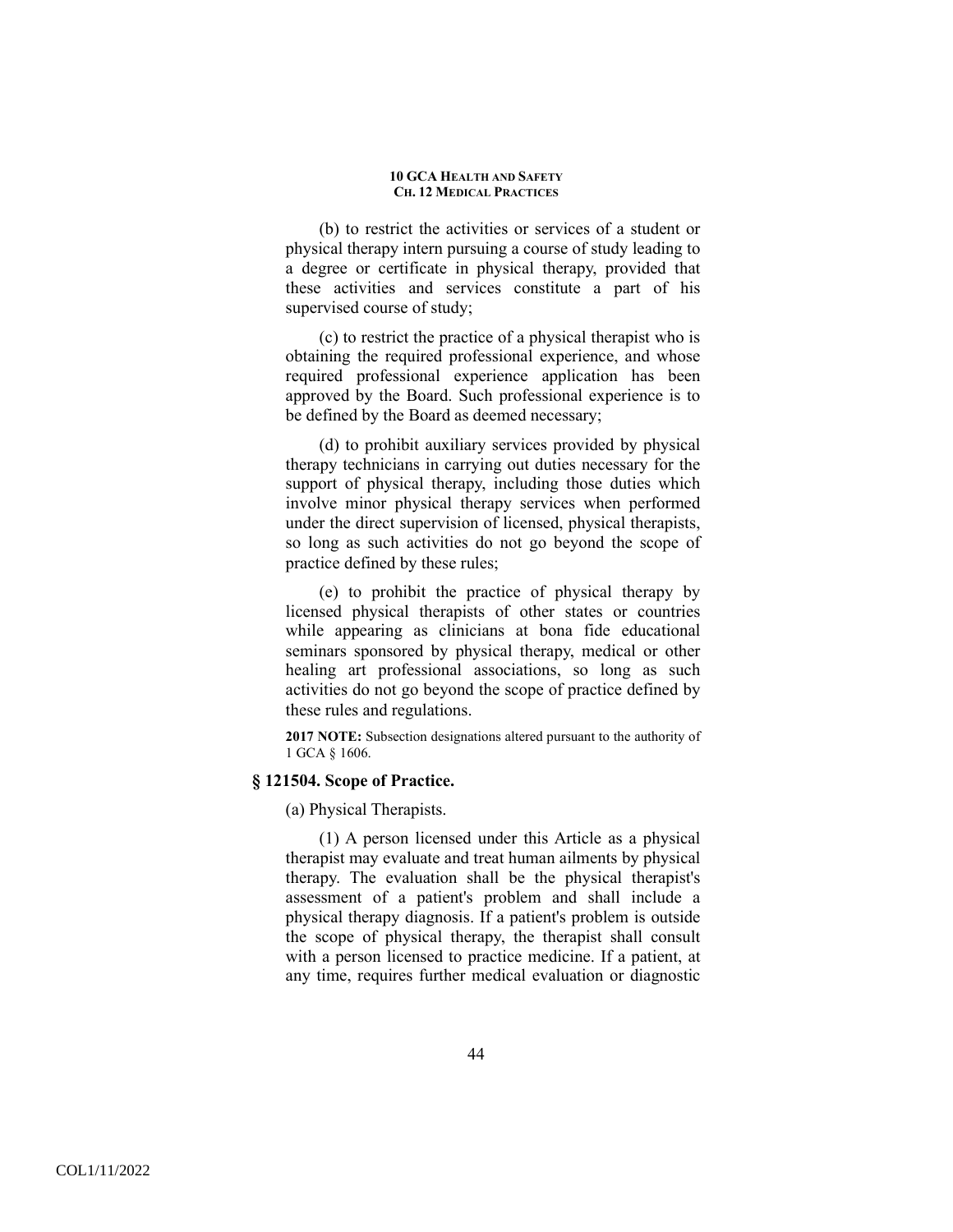(b) to restrict the activities or services of a student or physical therapy intern pursuing a course of study leading to a degree or certificate in physical therapy, provided that these activities and services constitute a part of his supervised course of study;

(c) to restrict the practice of a physical therapist who is obtaining the required professional experience, and whose required professional experience application has been approved by the Board. Such professional experience is to be defined by the Board as deemed necessary;

(d) to prohibit auxiliary services provided by physical therapy technicians in carrying out duties necessary for the support of physical therapy, including those duties which involve minor physical therapy services when performed under the direct supervision of licensed, physical therapists, so long as such activities do not go beyond the scope of practice defined by these rules;

(e) to prohibit the practice of physical therapy by licensed physical therapists of other states or countries while appearing as clinicians at bona fide educational seminars sponsored by physical therapy, medical or other healing art professional associations, so long as such activities do not go beyond the scope of practice defined by these rules and regulations.

**2017 NOTE:** Subsection designations altered pursuant to the authority of 1 GCA § 1606.

### § 121504. Scope of Practice.

(a) Physical Therapists.

(1) A person licensed under this Article as a physical therapist may evaluate and treat human ailments by physical therapy. The evaluation shall be the physical therapist's assessment of a patient's problem and shall include a physical therapy diagnosis. If a patient's problem is outside the scope of physical therapy, the therapist shall consult with a person licensed to practice medicine. If a patient, at any time, requires further medical evaluation or diagnostic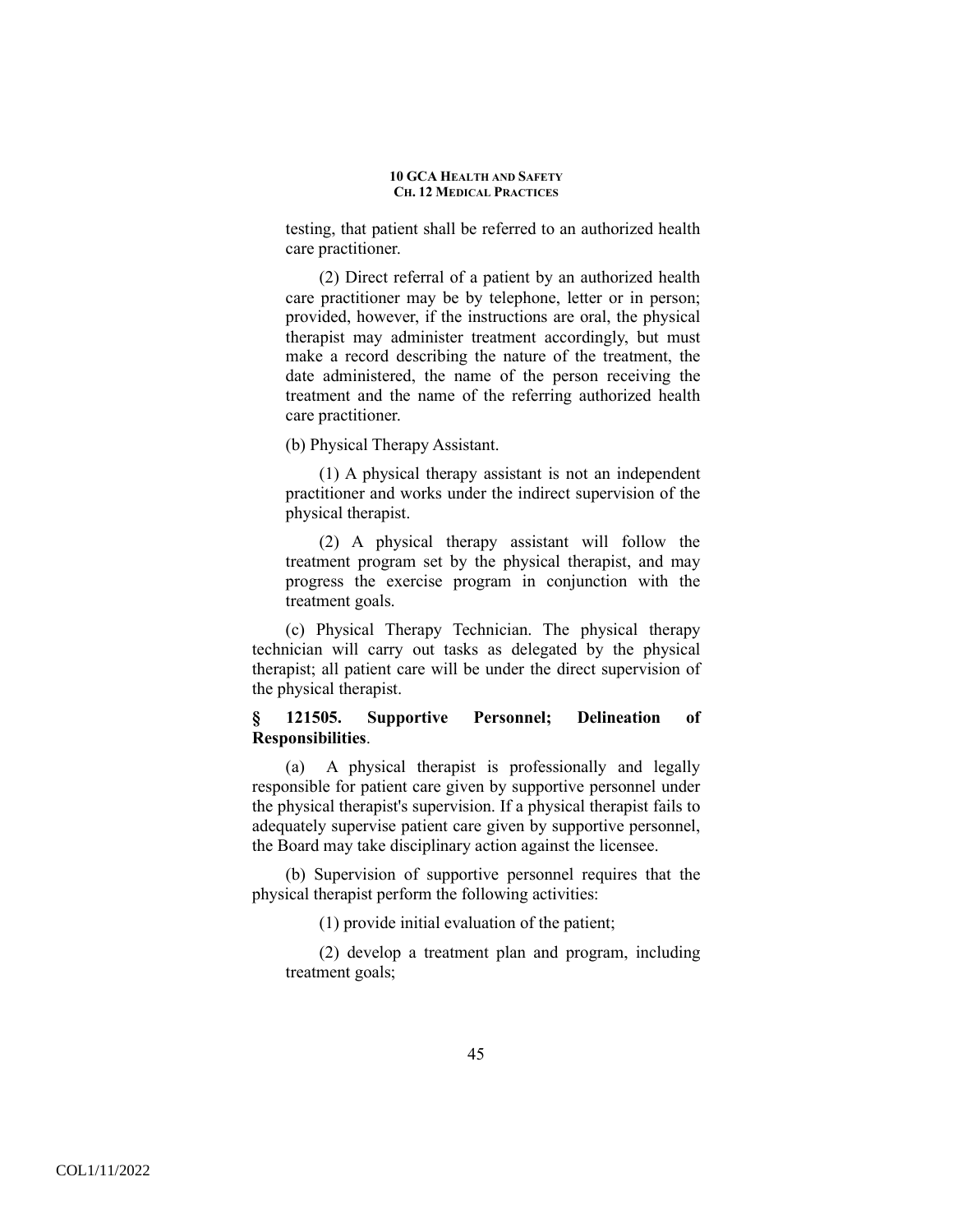testing, that patient shall be referred to an authorized health care practitioner.

(2) Direct referral of a patient by an authorized health care practitioner may be by telephone, letter or in person; provided, however, if the instructions are oral, the physical therapist may administer treatment accordingly, but must make a record describing the nature of the treatment, the date administered, the name of the person receiving the treatment and the name of the referring authorized health care practitioner.

(b) Physical Therapy Assistant.

(1) A physical therapy assistant is not an independent practitioner and works under the indirect supervision of the physical therapist.

(2) A physical therapy assistant will follow the treatment program set by the physical therapist, and may progress the exercise program in conjunction with the treatment goals.

(c) Physical Therapy Technician. The physical therapy technician will carry out tasks as delegated by the physical therapist; all patient care will be under the direct supervision of the physical therapist.

**§ 121505. Supportive Personnel; Delineation of Responsibilities**.

(a) A physical therapist is professionally and legally responsible for patient care given by supportive personnel under the physical therapist's supervision. If a physical therapist fails to adequately supervise patient care given by supportive personnel, the Board may take disciplinary action against the licensee.

(b) Supervision of supportive personnel requires that the physical therapist perform the following activities:

(1) provide initial evaluation of the patient;

(2) develop a treatment plan and program, including treatment goals;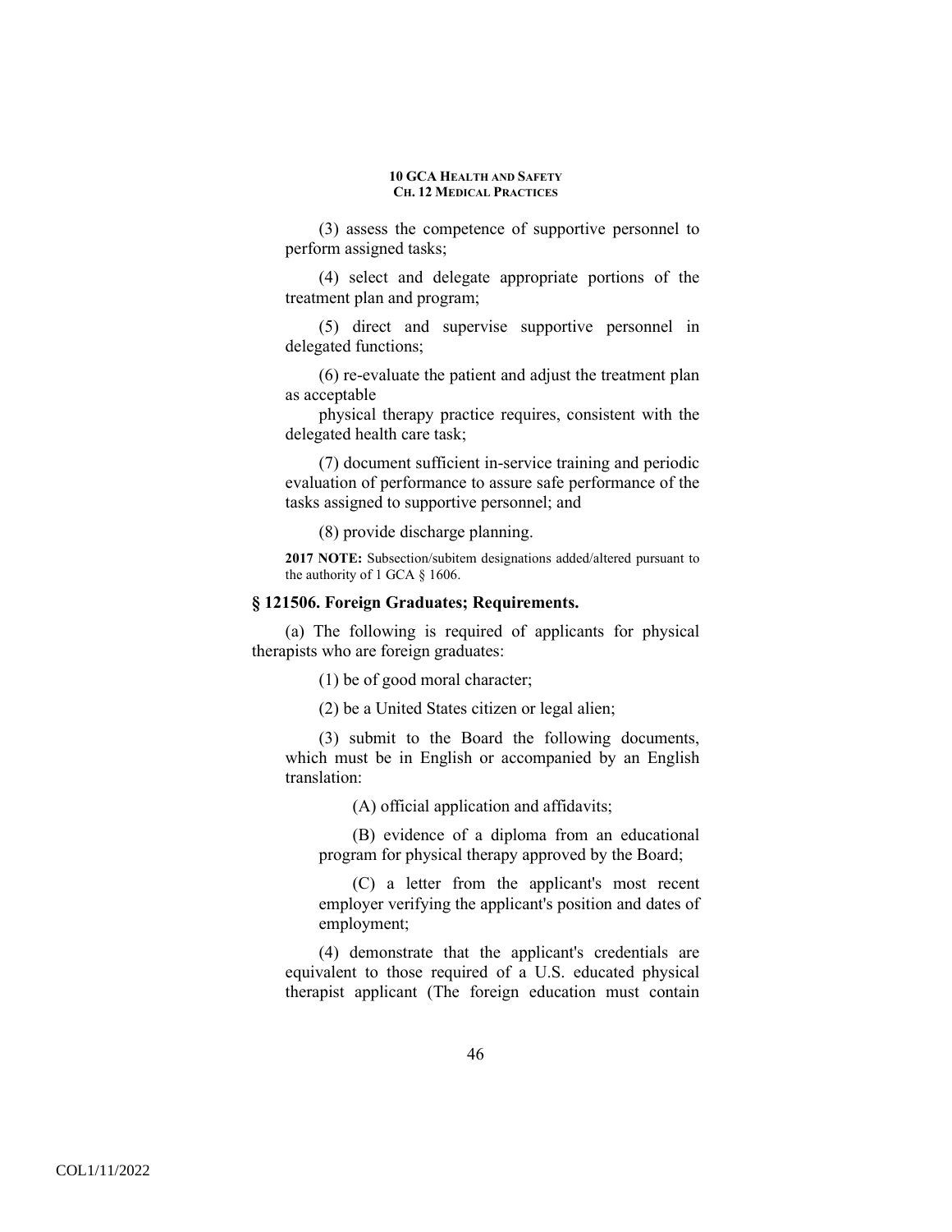(3) assess the competence of supportive personnel to perform assigned tasks;

(4) select and delegate appropriate portions of the treatment plan and program;

(5) direct and supervise supportive personnel in delegated functions;

(6) re-evaluate the patient and adjust the treatment plan as acceptable

physical therapy practice requires, consistent with the delegated health care task;

(7) document sufficient in-service training and periodic evaluation of performance to assure safe performance of the tasks assigned to supportive personnel; and

(8) provide discharge planning.

**2017 NOTE:** Subsection/subitem designations added/altered pursuant to the authority of 1 GCA § 1606.

### § 121506. Foreign Graduates; Requirements.

(a) The following is required of applicants for physical therapists who are foreign graduates:

(1) be of good moral character;

(2) be a United States citizen or legal alien;

(3) submit to the Board the following documents, which must be in English or accompanied by an English translation:

(A) official application and affidavits;

(B) evidence of a diploma from an educational program for physical therapy approved by the Board;

(C) a letter from the applicant's most recent employer verifying the applicant's position and dates of employment;

(4) demonstrate that the applicant's credentials are equivalent to those required of a U.S. educated physical therapist applicant (The foreign education must contain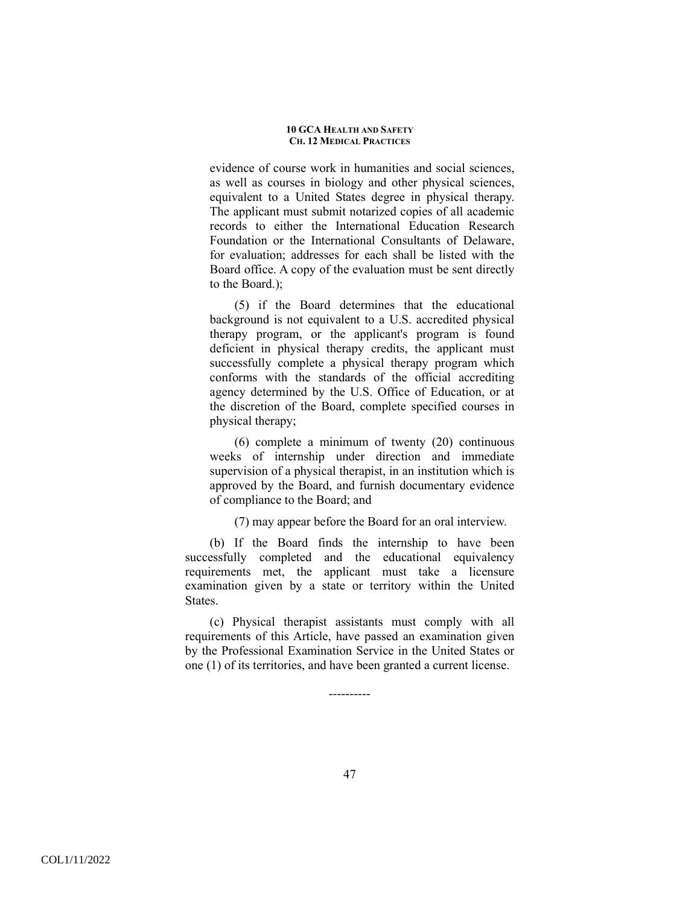evidence of course work in humanities and social sciences, as well as courses in biology and other physical sciences, equivalent to a United States degree in physical therapy. The applicant must submit notarized copies of all academic records to either the International Education Research Foundation or the International Consultants of Delaware, for evaluation; addresses for each shall be listed with the Board office. A copy of the evaluation must be sent directly to the Board.);

(5) if the Board determines that the educational background is not equivalent to a U.S. accredited physical therapy program, or the applicant's program is found deficient in physical therapy credits, the applicant must successfully complete a physical therapy program which conforms with the standards of the official accrediting agency determined by the U.S. Office of Education, or at the discretion of the Board, complete specified courses in physical therapy;

(6) complete a minimum of twenty (20) continuous weeks of internship under direction and immediate supervision of a physical therapist, in an institution which is approved by the Board, and furnish documentary evidence of compliance to the Board; and

(7) may appear before the Board for an oral interview.

(b) If the Board finds the internship to have been successfully completed and the educational equivalency requirements met, the applicant must take a licensure examination given by a state or territory within the United States.

(c) Physical therapist assistants must comply with all requirements of this Article, have passed an examination given by the Professional Examination Service in the United States or one (1) of its territories, and have been granted a current license.

----------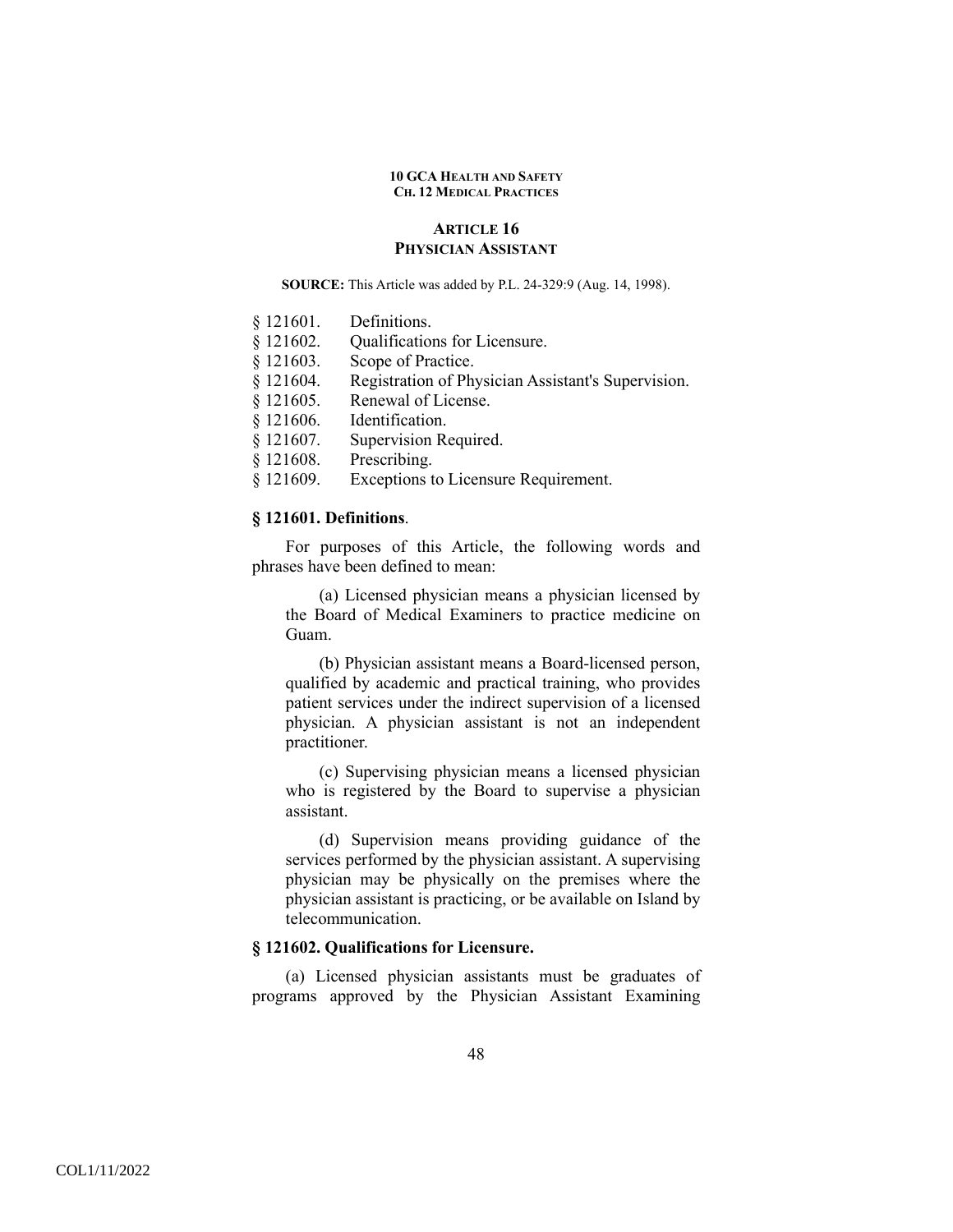## ARTICLE 16
## PHYSICIAN ASSISTANT

**SOURCE:** This Article was added by P.L. 24-329:9 (Aug. 14, 1998).

§ 121601. Definitions.
§ 121602. Qualifications for Licensure.
§ 121603. Scope of Practice.
§ 121604. Registration of Physician Assistant's Supervision.
§ 121605. Renewal of License.
§ 121606. Identification.
§ 121607. Supervision Required.
§ 121608. Prescribing.
§ 121609. Exceptions to Licensure Requirement.

### § 121601. Definitions.

For purposes of this Article, the following words and phrases have been defined to mean:

(a) Licensed physician means a physician licensed by the Board of Medical Examiners to practice medicine on Guam.

(b) Physician assistant means a Board-licensed person, qualified by academic and practical training, who provides patient services under the indirect supervision of a licensed physician. A physician assistant is not an independent practitioner.

(c) Supervising physician means a licensed physician who is registered by the Board to supervise a physician assistant.

(d) Supervision means providing guidance of the services performed by the physician assistant. A supervising physician may be physically on the premises where the physician assistant is practicing, or be available on Island by telecommunication.

### § 121602. Qualifications for Licensure.

(a) Licensed physician assistants must be graduates of programs approved by the Physician Assistant Examining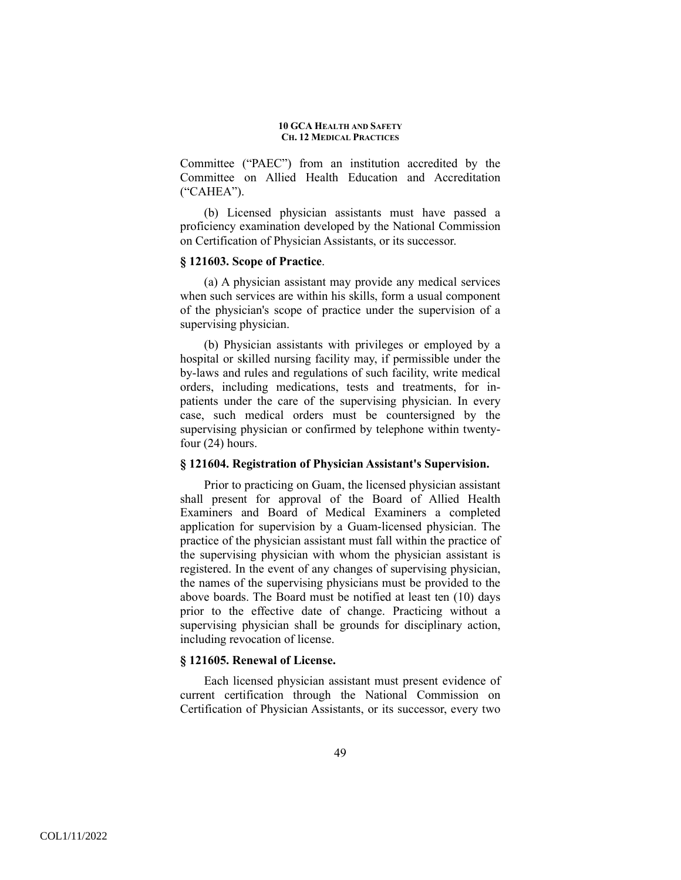Committee ("PAEC") from an institution accredited by the Committee on Allied Health Education and Accreditation ("CAHEA").

(b) Licensed physician assistants must have passed a proficiency examination developed by the National Commission on Certification of Physician Assistants, or its successor.

### § 121603. Scope of Practice.

(a) A physician assistant may provide any medical services when such services are within his skills, form a usual component of the physician's scope of practice under the supervision of a supervising physician.

(b) Physician assistants with privileges or employed by a hospital or skilled nursing facility may, if permissible under the by-laws and rules and regulations of such facility, write medical orders, including medications, tests and treatments, for in-patients under the care of the supervising physician. In every case, such medical orders must be countersigned by the supervising physician or confirmed by telephone within twenty-four (24) hours.

### § 121604. Registration of Physician Assistant's Supervision.

Prior to practicing on Guam, the licensed physician assistant shall present for approval of the Board of Allied Health Examiners and Board of Medical Examiners a completed application for supervision by a Guam-licensed physician. The practice of the physician assistant must fall within the practice of the supervising physician with whom the physician assistant is registered. In the event of any changes of supervising physician, the names of the supervising physicians must be provided to the above boards. The Board must be notified at least ten (10) days prior to the effective date of change. Practicing without a supervising physician shall be grounds for disciplinary action, including revocation of license.

### § 121605. Renewal of License.

Each licensed physician assistant must present evidence of current certification through the National Commission on Certification of Physician Assistants, or its successor, every two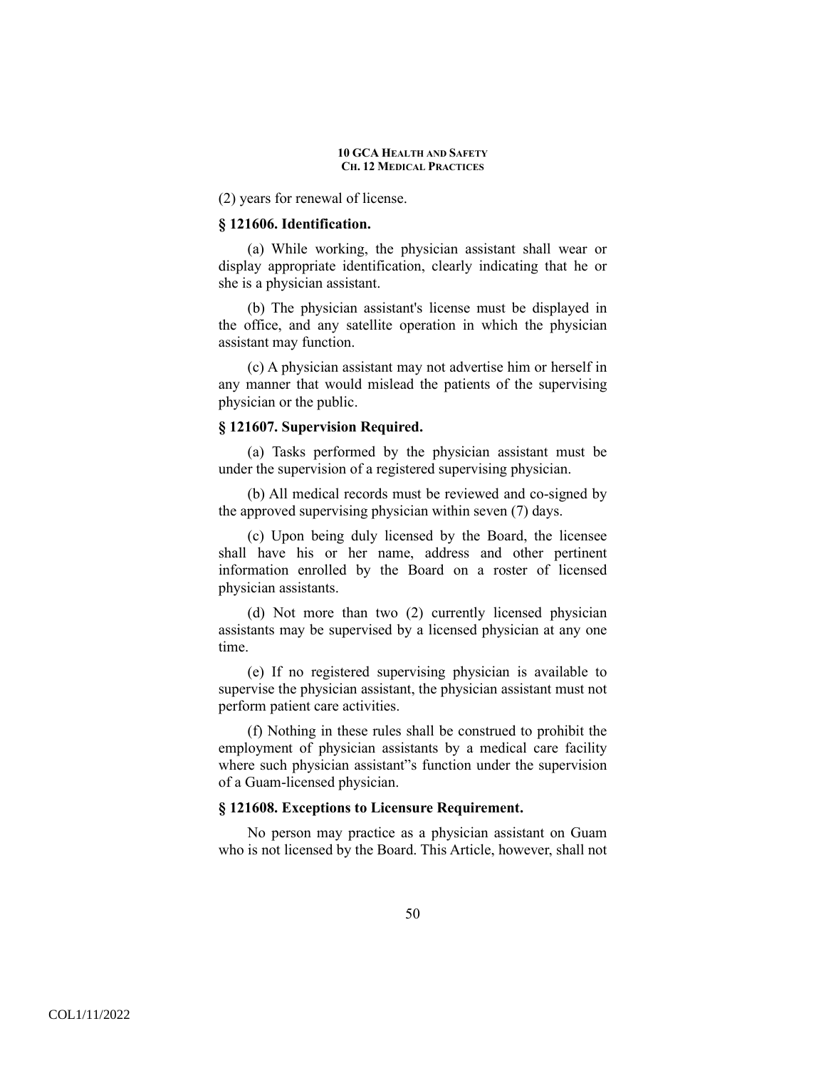(2) years for renewal of license.

### § 121606. Identification.

(a) While working, the physician assistant shall wear or display appropriate identification, clearly indicating that he or she is a physician assistant.

(b) The physician assistant's license must be displayed in the office, and any satellite operation in which the physician assistant may function.

(c) A physician assistant may not advertise him or herself in any manner that would mislead the patients of the supervising physician or the public.

### § 121607. Supervision Required.

(a) Tasks performed by the physician assistant must be under the supervision of a registered supervising physician.

(b) All medical records must be reviewed and co-signed by the approved supervising physician within seven (7) days.

(c) Upon being duly licensed by the Board, the licensee shall have his or her name, address and other pertinent information enrolled by the Board on a roster of licensed physician assistants.

(d) Not more than two (2) currently licensed physician assistants may be supervised by a licensed physician at any one time.

(e) If no registered supervising physician is available to supervise the physician assistant, the physician assistant must not perform patient care activities.

(f) Nothing in these rules shall be construed to prohibit the employment of physician assistants by a medical care facility where such physician assistant"s function under the supervision of a Guam-licensed physician.

### § 121608. Exceptions to Licensure Requirement.

No person may practice as a physician assistant on Guam who is not licensed by the Board. This Article, however, shall not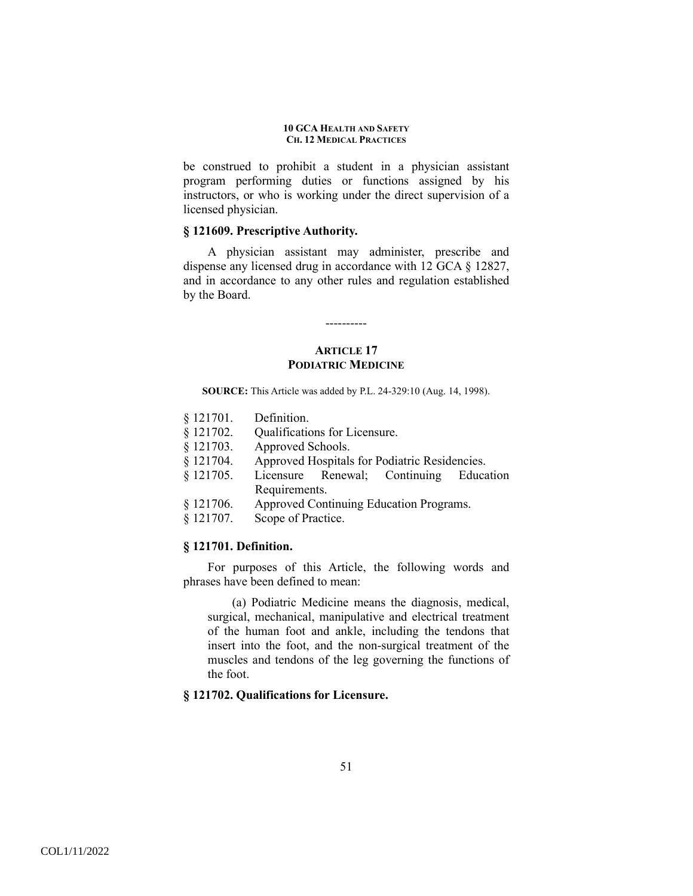be construed to prohibit a student in a physician assistant program performing duties or functions assigned by his instructors, or who is working under the direct supervision of a licensed physician.

### § 121609. Prescriptive Authority.

A physician assistant may administer, prescribe and dispense any licensed drug in accordance with 12 GCA § 12827, and in accordance to any other rules and regulation established by the Board.

----------

## ARTICLE 17
## PODIATRIC MEDICINE

**SOURCE:** This Article was added by P.L. 24-329:10 (Aug. 14, 1998).

§ 121701. Definition.
§ 121702. Qualifications for Licensure.
§ 121703. Approved Schools.
§ 121704. Approved Hospitals for Podiatric Residencies.
§ 121705. Licensure Renewal; Continuing Education Requirements.
§ 121706. Approved Continuing Education Programs.
§ 121707. Scope of Practice.

### § 121701. Definition.

For purposes of this Article, the following words and phrases have been defined to mean:

(a) Podiatric Medicine means the diagnosis, medical, surgical, mechanical, manipulative and electrical treatment of the human foot and ankle, including the tendons that insert into the foot, and the non-surgical treatment of the muscles and tendons of the leg governing the functions of the foot.

### § 121702. Qualifications for Licensure.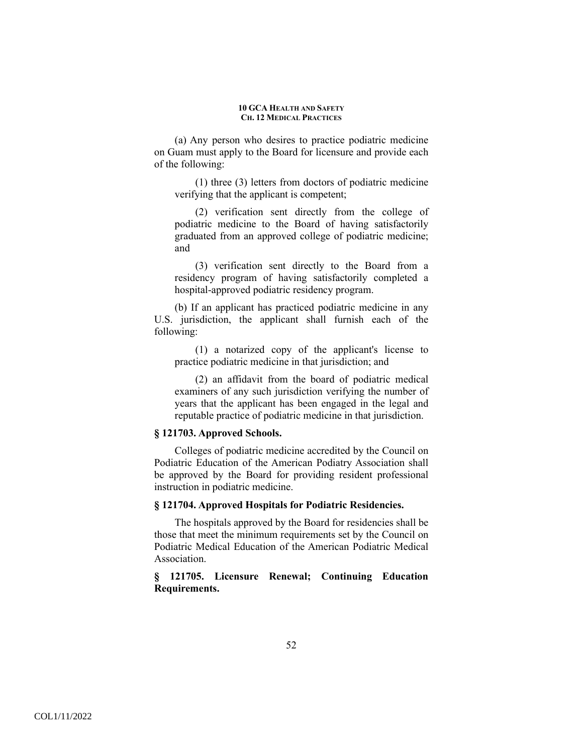(a) Any person who desires to practice podiatric medicine on Guam must apply to the Board for licensure and provide each of the following:

(1) three (3) letters from doctors of podiatric medicine verifying that the applicant is competent;

(2) verification sent directly from the college of podiatric medicine to the Board of having satisfactorily graduated from an approved college of podiatric medicine; and

(3) verification sent directly to the Board from a residency program of having satisfactorily completed a hospital-approved podiatric residency program.

(b) If an applicant has practiced podiatric medicine in any U.S. jurisdiction, the applicant shall furnish each of the following:

(1) a notarized copy of the applicant's license to practice podiatric medicine in that jurisdiction; and

(2) an affidavit from the board of podiatric medical examiners of any such jurisdiction verifying the number of years that the applicant has been engaged in the legal and reputable practice of podiatric medicine in that jurisdiction.

**§ 121703. Approved Schools.**

Colleges of podiatric medicine accredited by the Council on Podiatric Education of the American Podiatry Association shall be approved by the Board for providing resident professional instruction in podiatric medicine.

**§ 121704. Approved Hospitals for Podiatric Residencies.**

The hospitals approved by the Board for residencies shall be those that meet the minimum requirements set by the Council on Podiatric Medical Education of the American Podiatric Medical Association.

**§ 121705. Licensure Renewal; Continuing Education Requirements.**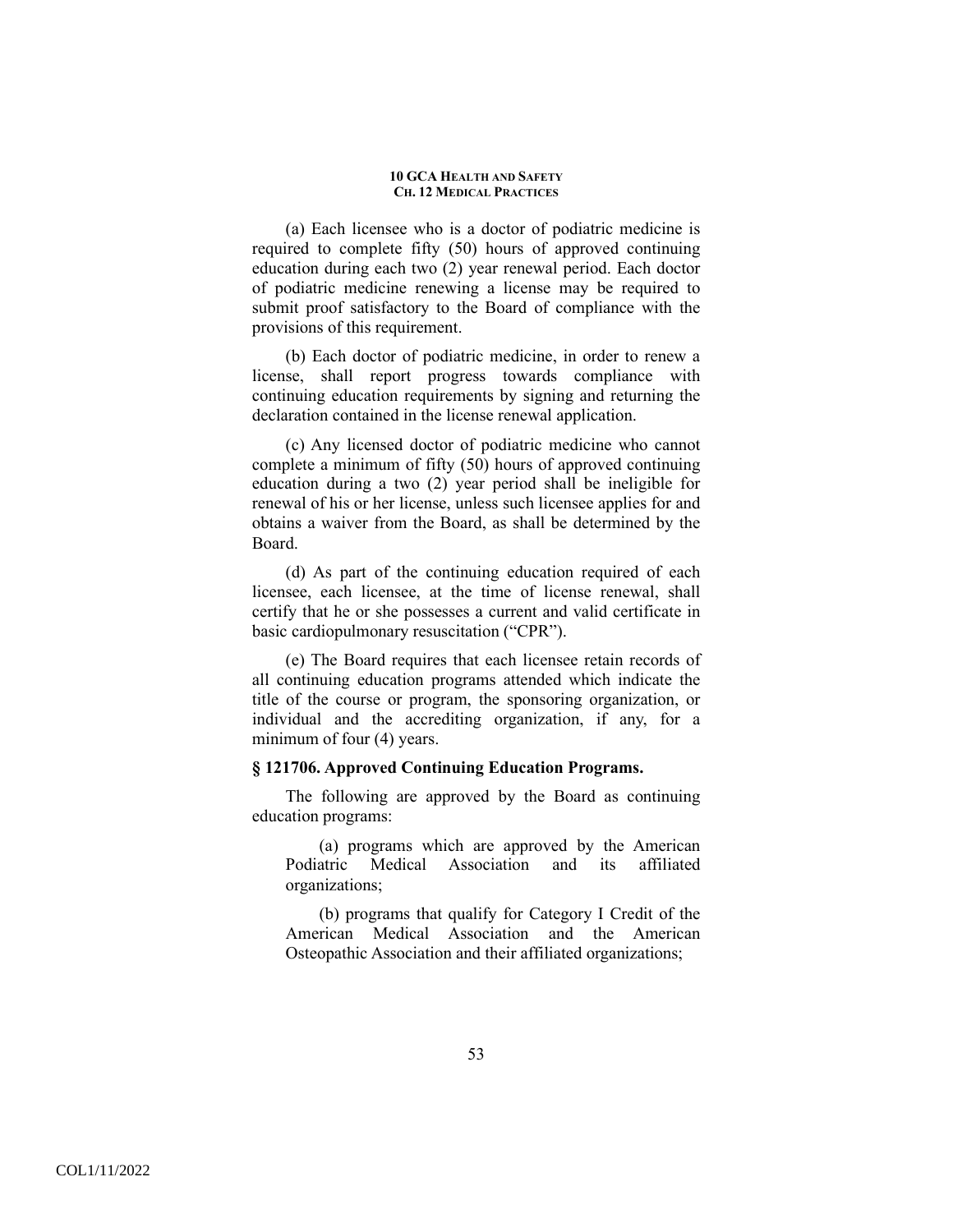(a) Each licensee who is a doctor of podiatric medicine is required to complete fifty (50) hours of approved continuing education during each two (2) year renewal period. Each doctor of podiatric medicine renewing a license may be required to submit proof satisfactory to the Board of compliance with the provisions of this requirement.

(b) Each doctor of podiatric medicine, in order to renew a license, shall report progress towards compliance with continuing education requirements by signing and returning the declaration contained in the license renewal application.

(c) Any licensed doctor of podiatric medicine who cannot complete a minimum of fifty (50) hours of approved continuing education during a two (2) year period shall be ineligible for renewal of his or her license, unless such licensee applies for and obtains a waiver from the Board, as shall be determined by the Board.

(d) As part of the continuing education required of each licensee, each licensee, at the time of license renewal, shall certify that he or she possesses a current and valid certificate in basic cardiopulmonary resuscitation ("CPR").

(e) The Board requires that each licensee retain records of all continuing education programs attended which indicate the title of the course or program, the sponsoring organization, or individual and the accrediting organization, if any, for a minimum of four (4) years.

**§ 121706. Approved Continuing Education Programs.**

The following are approved by the Board as continuing education programs:

(a) programs which are approved by the American Podiatric Medical Association and its affiliated organizations;

(b) programs that qualify for Category I Credit of the American Medical Association and the American Osteopathic Association and their affiliated organizations;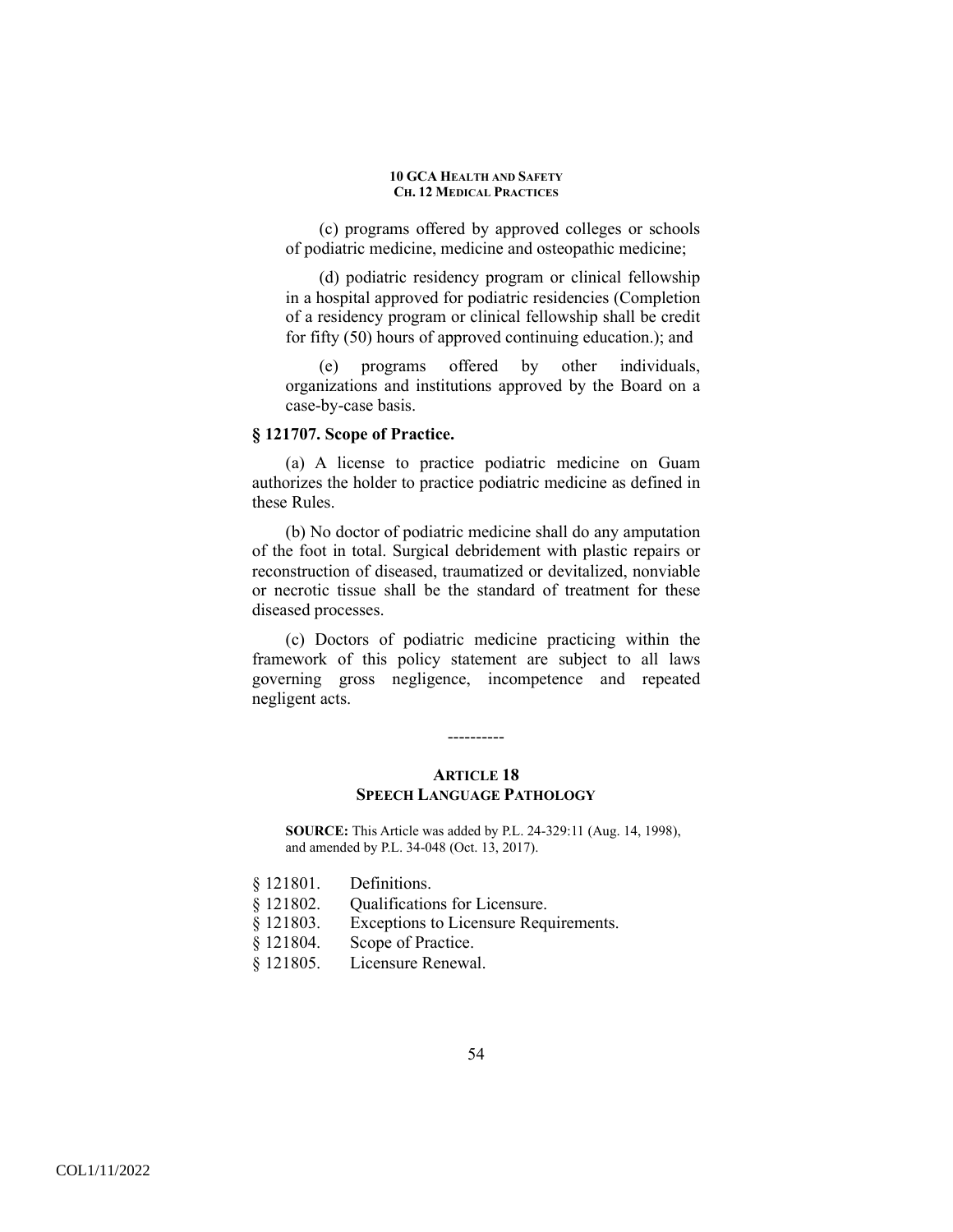(c) programs offered by approved colleges or schools of podiatric medicine, medicine and osteopathic medicine;

(d) podiatric residency program or clinical fellowship in a hospital approved for podiatric residencies (Completion of a residency program or clinical fellowship shall be credit for fifty (50) hours of approved continuing education.); and

(e) programs offered by other individuals, organizations and institutions approved by the Board on a case-by-case basis.

### § 121707. Scope of Practice.

(a) A license to practice podiatric medicine on Guam authorizes the holder to practice podiatric medicine as defined in these Rules.

(b) No doctor of podiatric medicine shall do any amputation of the foot in total. Surgical debridement with plastic repairs or reconstruction of diseased, traumatized or devitalized, nonviable or necrotic tissue shall be the standard of treatment for these diseased processes.

(c) Doctors of podiatric medicine practicing within the framework of this policy statement are subject to all laws governing gross negligence, incompetence and repeated negligent acts.

----------

## ARTICLE 18
## SPEECH LANGUAGE PATHOLOGY

**SOURCE:** This Article was added by P.L. 24-329:11 (Aug. 14, 1998), and amended by P.L. 34-048 (Oct. 13, 2017).

§ 121801. Definitions.
§ 121802. Qualifications for Licensure.
§ 121803. Exceptions to Licensure Requirements.
§ 121804. Scope of Practice.
§ 121805. Licensure Renewal.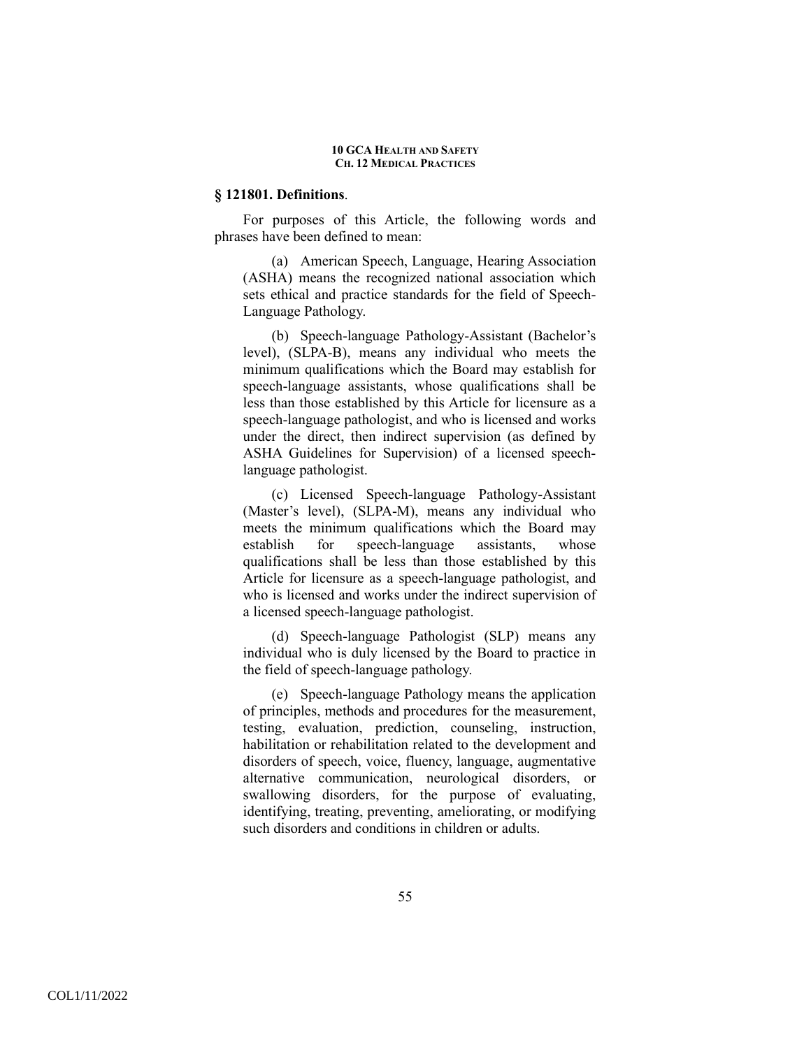### § 121801. Definitions.

For purposes of this Article, the following words and phrases have been defined to mean:

(a) American Speech, Language, Hearing Association (ASHA) means the recognized national association which sets ethical and practice standards for the field of Speech-Language Pathology.

(b) Speech-language Pathology-Assistant (Bachelor's level), (SLPA-B), means any individual who meets the minimum qualifications which the Board may establish for speech-language assistants, whose qualifications shall be less than those established by this Article for licensure as a speech-language pathologist, and who is licensed and works under the direct, then indirect supervision (as defined by ASHA Guidelines for Supervision) of a licensed speech-language pathologist.

(c) Licensed Speech-language Pathology-Assistant (Master's level), (SLPA-M), means any individual who meets the minimum qualifications which the Board may establish for speech-language assistants, whose qualifications shall be less than those established by this Article for licensure as a speech-language pathologist, and who is licensed and works under the indirect supervision of a licensed speech-language pathologist.

(d) Speech-language Pathologist (SLP) means any individual who is duly licensed by the Board to practice in the field of speech-language pathology.

(e) Speech-language Pathology means the application of principles, methods and procedures for the measurement, testing, evaluation, prediction, counseling, instruction, habilitation or rehabilitation related to the development and disorders of speech, voice, fluency, language, augmentative alternative communication, neurological disorders, or swallowing disorders, for the purpose of evaluating, identifying, treating, preventing, ameliorating, or modifying such disorders and conditions in children or adults.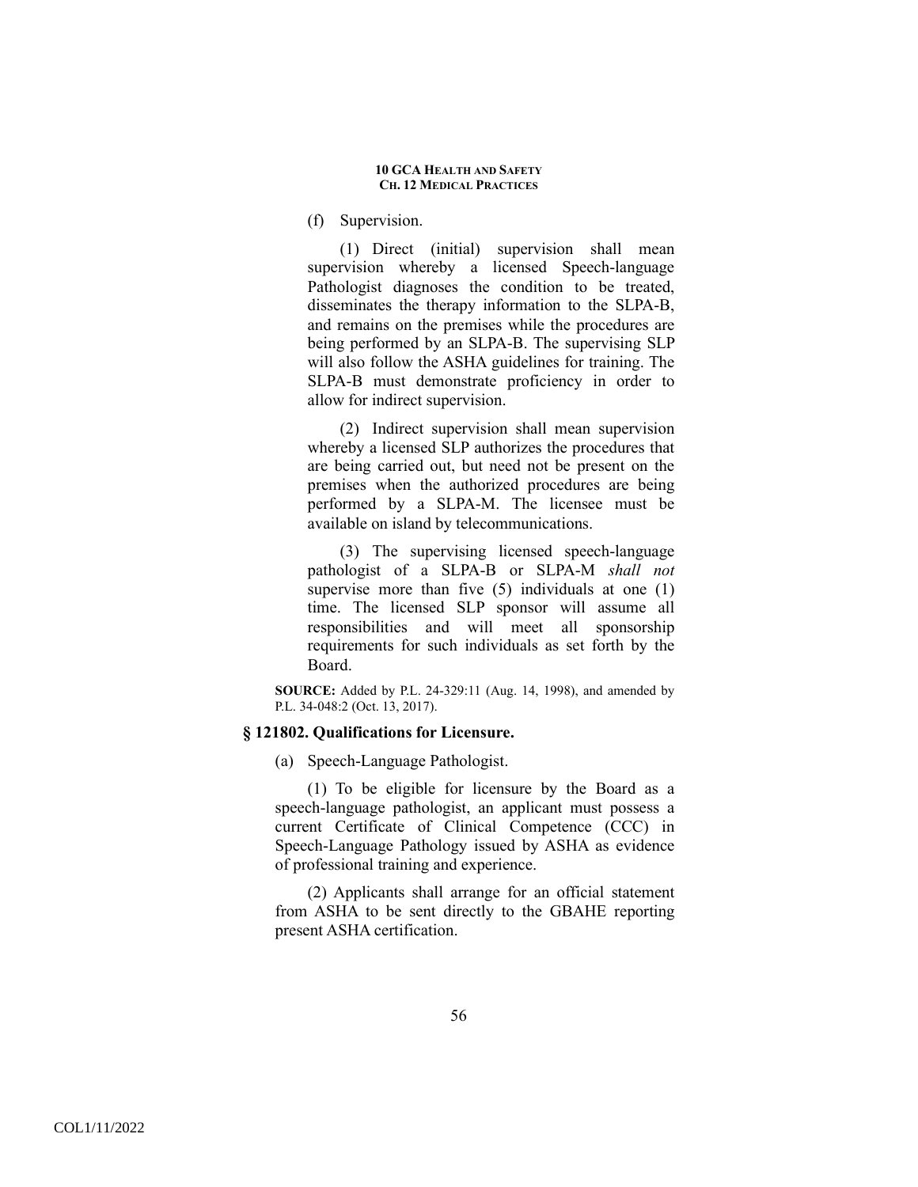(f) Supervision.

(1) Direct (initial) supervision shall mean supervision whereby a licensed Speech-language Pathologist diagnoses the condition to be treated, disseminates the therapy information to the SLPA-B, and remains on the premises while the procedures are being performed by an SLPA-B. The supervising SLP will also follow the ASHA guidelines for training. The SLPA-B must demonstrate proficiency in order to allow for indirect supervision.

(2) Indirect supervision shall mean supervision whereby a licensed SLP authorizes the procedures that are being carried out, but need not be present on the premises when the authorized procedures are being performed by a SLPA-M. The licensee must be available on island by telecommunications.

(3) The supervising licensed speech-language pathologist of a SLPA-B or SLPA-M *shall not* supervise more than five (5) individuals at one (1) time. The licensed SLP sponsor will assume all responsibilities and will meet all sponsorship requirements for such individuals as set forth by the Board.

**SOURCE:** Added by P.L. 24-329:11 (Aug. 14, 1998), and amended by P.L. 34-048:2 (Oct. 13, 2017).

### § 121802. Qualifications for Licensure.

(a) Speech-Language Pathologist.

(1) To be eligible for licensure by the Board as a speech-language pathologist, an applicant must possess a current Certificate of Clinical Competence (CCC) in Speech-Language Pathology issued by ASHA as evidence of professional training and experience.

(2) Applicants shall arrange for an official statement from ASHA to be sent directly to the GBAHE reporting present ASHA certification.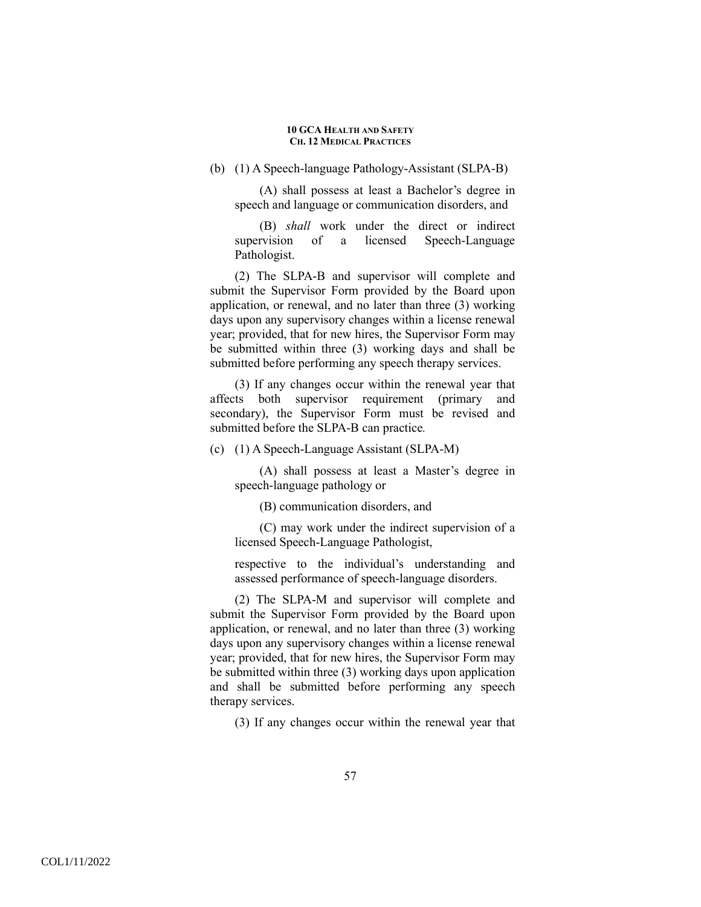(b) (1) A Speech-language Pathology-Assistant (SLPA-B)

(A) shall possess at least a Bachelor's degree in speech and language or communication disorders, and

(B) *shall* work under the direct or indirect supervision of a licensed Speech-Language Pathologist.

(2) The SLPA-B and supervisor will complete and submit the Supervisor Form provided by the Board upon application, or renewal, and no later than three (3) working days upon any supervisory changes within a license renewal year; provided, that for new hires, the Supervisor Form may be submitted within three (3) working days and shall be submitted before performing any speech therapy services.

(3) If any changes occur within the renewal year that affects both supervisor requirement (primary and secondary), the Supervisor Form must be revised and submitted before the SLPA-B can practice.

(c) (1) A Speech-Language Assistant (SLPA-M)

(A) shall possess at least a Master's degree in speech-language pathology or

(B) communication disorders, and

(C) may work under the indirect supervision of a licensed Speech-Language Pathologist,

respective to the individual's understanding and assessed performance of speech-language disorders.

(2) The SLPA-M and supervisor will complete and submit the Supervisor Form provided by the Board upon application, or renewal, and no later than three (3) working days upon any supervisory changes within a license renewal year; provided, that for new hires, the Supervisor Form may be submitted within three (3) working days upon application and shall be submitted before performing any speech therapy services.

(3) If any changes occur within the renewal year that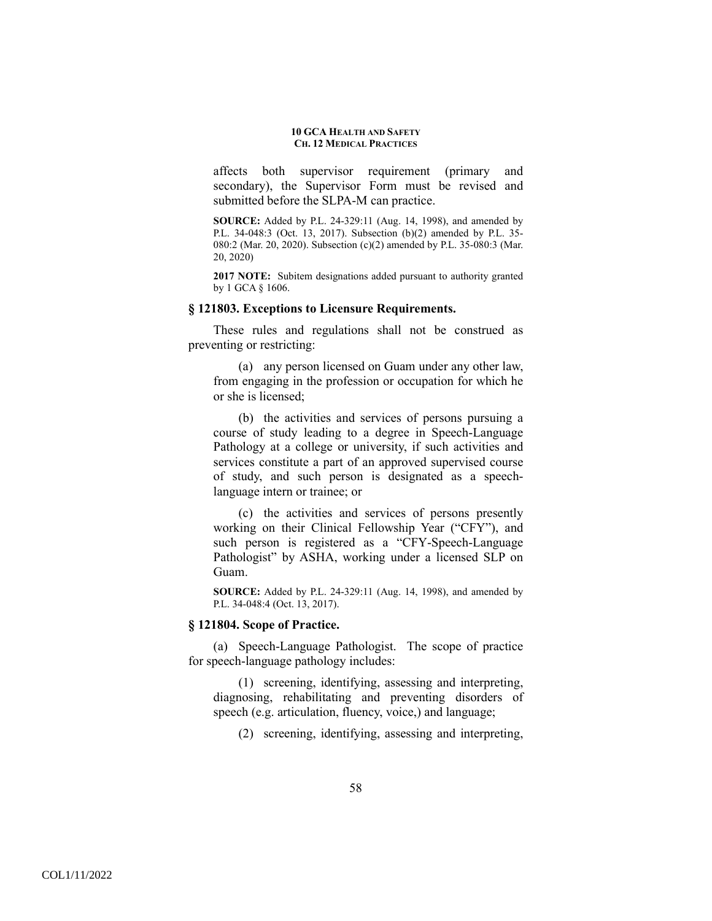affects both supervisor requirement (primary and secondary), the Supervisor Form must be revised and submitted before the SLPA-M can practice.

**SOURCE:** Added by P.L. 24-329:11 (Aug. 14, 1998), and amended by P.L. 34-048:3 (Oct. 13, 2017). Subsection (b)(2) amended by P.L. 35-080:2 (Mar. 20, 2020). Subsection (c)(2) amended by P.L. 35-080:3 (Mar. 20, 2020)

**2017 NOTE:** Subitem designations added pursuant to authority granted by 1 GCA § 1606.

### § 121803. Exceptions to Licensure Requirements.

These rules and regulations shall not be construed as preventing or restricting:

(a) any person licensed on Guam under any other law, from engaging in the profession or occupation for which he or she is licensed;

(b) the activities and services of persons pursuing a course of study leading to a degree in Speech-Language Pathology at a college or university, if such activities and services constitute a part of an approved supervised course of study, and such person is designated as a speech-language intern or trainee; or

(c) the activities and services of persons presently working on their Clinical Fellowship Year ("CFY"), and such person is registered as a "CFY-Speech-Language Pathologist" by ASHA, working under a licensed SLP on Guam.

**SOURCE:** Added by P.L. 24-329:11 (Aug. 14, 1998), and amended by P.L. 34-048:4 (Oct. 13, 2017).

### § 121804. Scope of Practice.

(a) Speech-Language Pathologist. The scope of practice for speech-language pathology includes:

(1) screening, identifying, assessing and interpreting, diagnosing, rehabilitating and preventing disorders of speech (e.g. articulation, fluency, voice,) and language;

(2) screening, identifying, assessing and interpreting,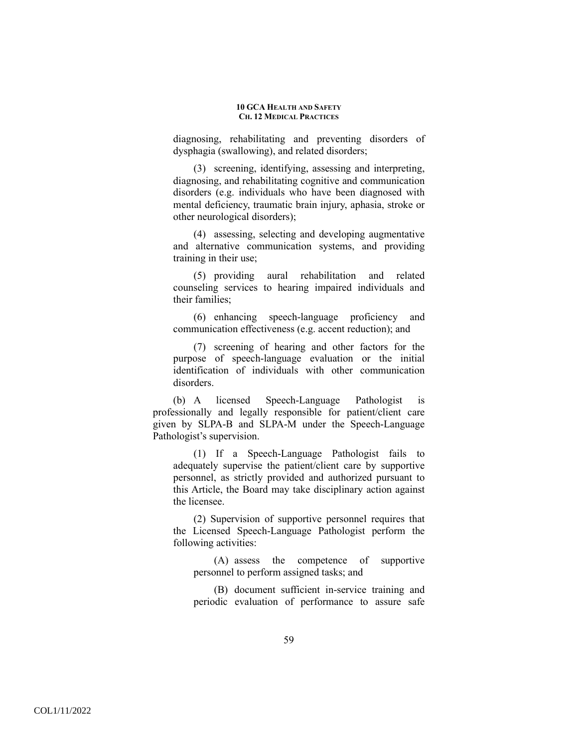diagnosing, rehabilitating and preventing disorders of dysphagia (swallowing), and related disorders;

(3) screening, identifying, assessing and interpreting, diagnosing, and rehabilitating cognitive and communication disorders (e.g. individuals who have been diagnosed with mental deficiency, traumatic brain injury, aphasia, stroke or other neurological disorders);

(4) assessing, selecting and developing augmentative and alternative communication systems, and providing training in their use;

(5) providing aural rehabilitation and related counseling services to hearing impaired individuals and their families;

(6) enhancing speech-language proficiency and communication effectiveness (e.g. accent reduction); and

(7) screening of hearing and other factors for the purpose of speech-language evaluation or the initial identification of individuals with other communication disorders.

(b) A licensed Speech-Language Pathologist is professionally and legally responsible for patient/client care given by SLPA-B and SLPA-M under the Speech-Language Pathologist's supervision.

(1) If a Speech-Language Pathologist fails to adequately supervise the patient/client care by supportive personnel, as strictly provided and authorized pursuant to this Article, the Board may take disciplinary action against the licensee.

(2) Supervision of supportive personnel requires that the Licensed Speech-Language Pathologist perform the following activities:

(A) assess the competence of supportive personnel to perform assigned tasks; and

(B) document sufficient in-service training and periodic evaluation of performance to assure safe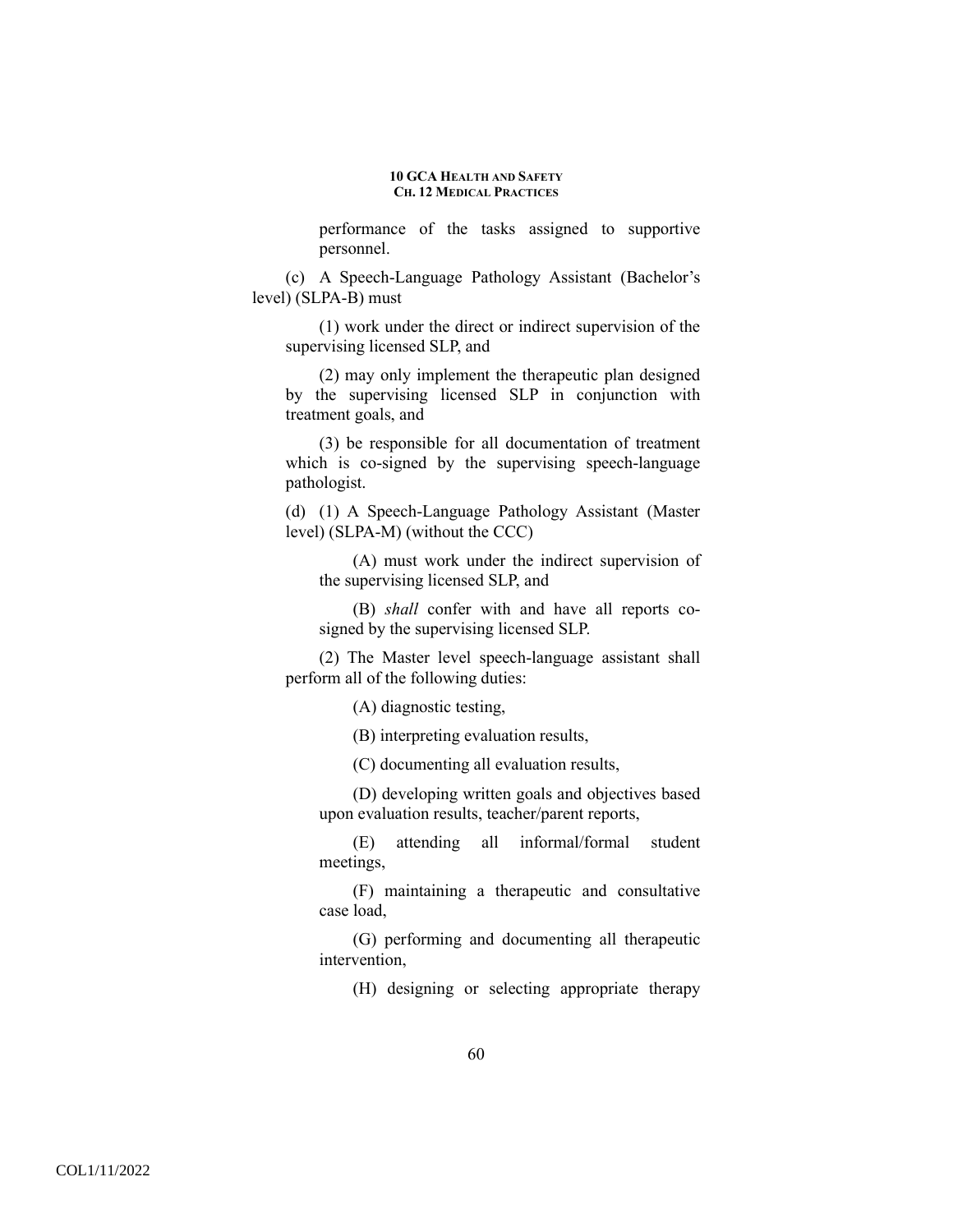performance of the tasks assigned to supportive personnel.

(c) A Speech-Language Pathology Assistant (Bachelor's level) (SLPA-B) must

(1) work under the direct or indirect supervision of the supervising licensed SLP, and

(2) may only implement the therapeutic plan designed by the supervising licensed SLP in conjunction with treatment goals, and

(3) be responsible for all documentation of treatment which is co-signed by the supervising speech-language pathologist.

(d) (1) A Speech-Language Pathology Assistant (Master level) (SLPA-M) (without the CCC)

(A) must work under the indirect supervision of the supervising licensed SLP, and

(B) *shall* confer with and have all reports co-signed by the supervising licensed SLP.

(2) The Master level speech-language assistant shall perform all of the following duties:

(A) diagnostic testing,

(B) interpreting evaluation results,

(C) documenting all evaluation results,

(D) developing written goals and objectives based upon evaluation results, teacher/parent reports,

(E) attending all informal/formal student meetings,

(F) maintaining a therapeutic and consultative case load,

(G) performing and documenting all therapeutic intervention,

(H) designing or selecting appropriate therapy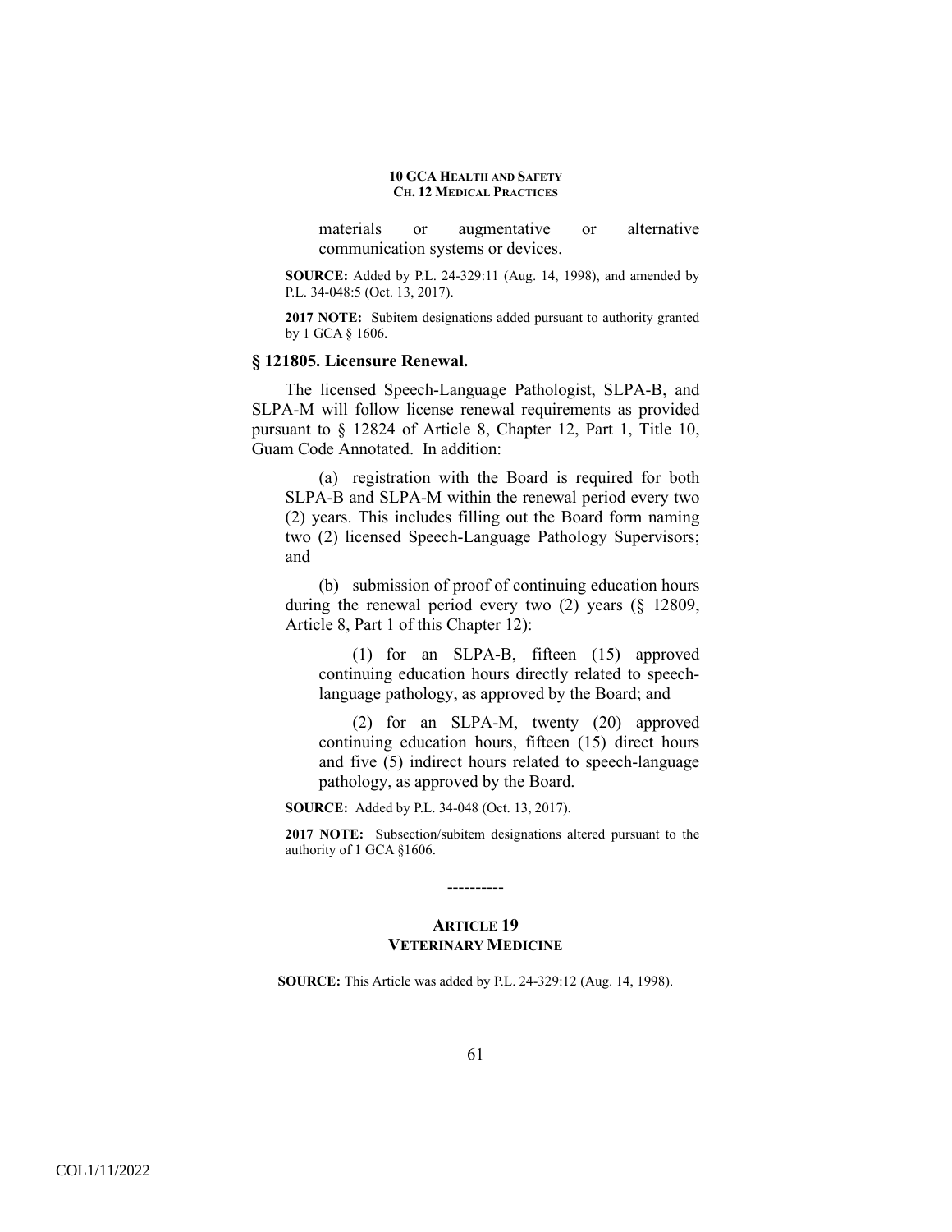materials or augmentative or alternative communication systems or devices.

**SOURCE:** Added by P.L. 24-329:11 (Aug. 14, 1998), and amended by P.L. 34-048:5 (Oct. 13, 2017).

**2017 NOTE:** Subitem designations added pursuant to authority granted by 1 GCA § 1606.

### § 121805. Licensure Renewal.

The licensed Speech-Language Pathologist, SLPA-B, and SLPA-M will follow license renewal requirements as provided pursuant to § 12824 of Article 8, Chapter 12, Part 1, Title 10, Guam Code Annotated. In addition:

(a) registration with the Board is required for both SLPA-B and SLPA-M within the renewal period every two (2) years. This includes filling out the Board form naming two (2) licensed Speech-Language Pathology Supervisors; and

(b) submission of proof of continuing education hours during the renewal period every two (2) years (§ 12809, Article 8, Part 1 of this Chapter 12):

(1) for an SLPA-B, fifteen (15) approved continuing education hours directly related to speech-language pathology, as approved by the Board; and

(2) for an SLPA-M, twenty (20) approved continuing education hours, fifteen (15) direct hours and five (5) indirect hours related to speech-language pathology, as approved by the Board.

**SOURCE:** Added by P.L. 34-048 (Oct. 13, 2017).

**2017 NOTE:** Subsection/subitem designations altered pursuant to the authority of 1 GCA §1606.

----------

## ARTICLE 19
## VETERINARY MEDICINE

**SOURCE:** This Article was added by P.L. 24-329:12 (Aug. 14, 1998).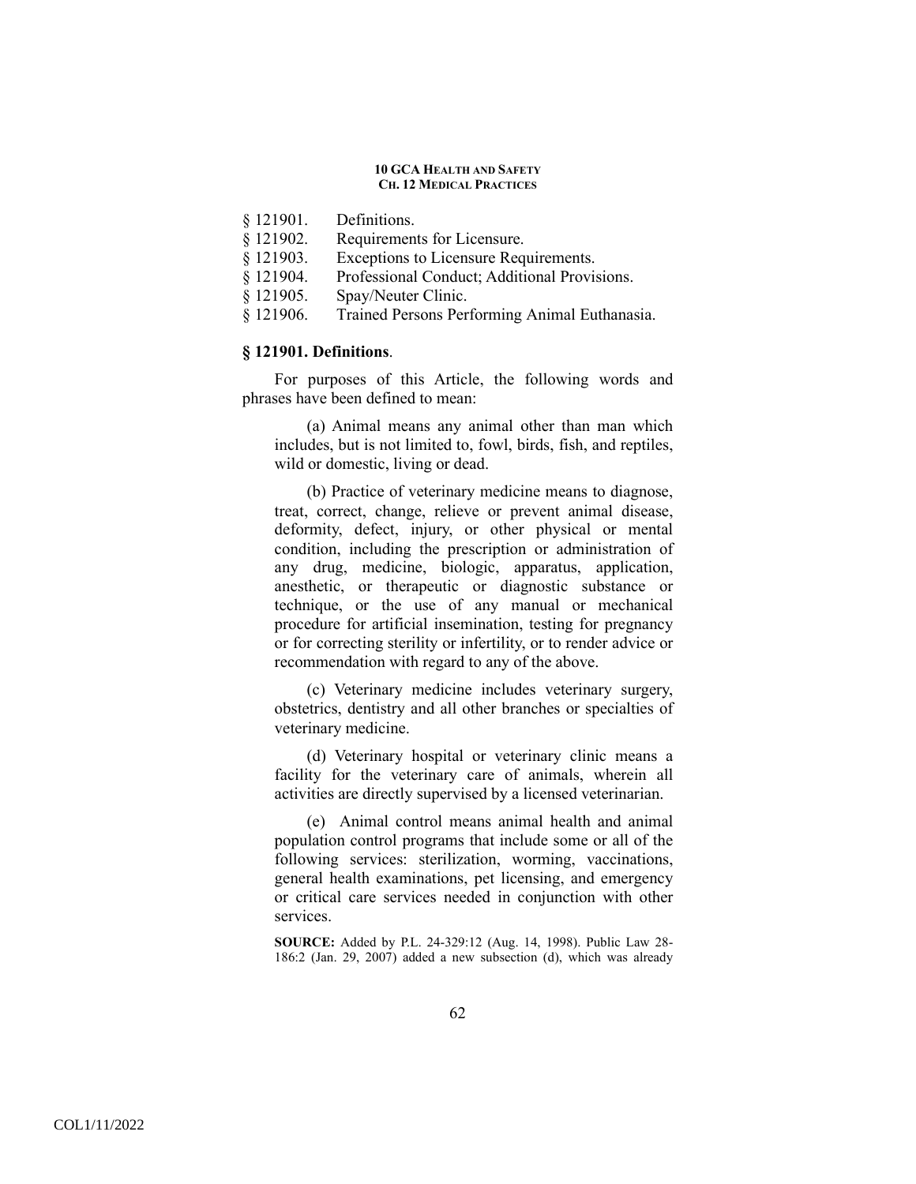§ 121901. Definitions.
§ 121902. Requirements for Licensure.
§ 121903. Exceptions to Licensure Requirements.
§ 121904. Professional Conduct; Additional Provisions.
§ 121905. Spay/Neuter Clinic.
§ 121906. Trained Persons Performing Animal Euthanasia.

### § 121901. Definitions.

For purposes of this Article, the following words and phrases have been defined to mean:

(a) Animal means any animal other than man which includes, but is not limited to, fowl, birds, fish, and reptiles, wild or domestic, living or dead.

(b) Practice of veterinary medicine means to diagnose, treat, correct, change, relieve or prevent animal disease, deformity, defect, injury, or other physical or mental condition, including the prescription or administration of any drug, medicine, biologic, apparatus, application, anesthetic, or therapeutic or diagnostic substance or technique, or the use of any manual or mechanical procedure for artificial insemination, testing for pregnancy or for correcting sterility or infertility, or to render advice or recommendation with regard to any of the above.

(c) Veterinary medicine includes veterinary surgery, obstetrics, dentistry and all other branches or specialties of veterinary medicine.

(d) Veterinary hospital or veterinary clinic means a facility for the veterinary care of animals, wherein all activities are directly supervised by a licensed veterinarian.

(e) Animal control means animal health and animal population control programs that include some or all of the following services: sterilization, worming, vaccinations, general health examinations, pet licensing, and emergency or critical care services needed in conjunction with other services.

**SOURCE:** Added by P.L. 24-329:12 (Aug. 14, 1998). Public Law 28-186:2 (Jan. 29, 2007) added a new subsection (d), which was already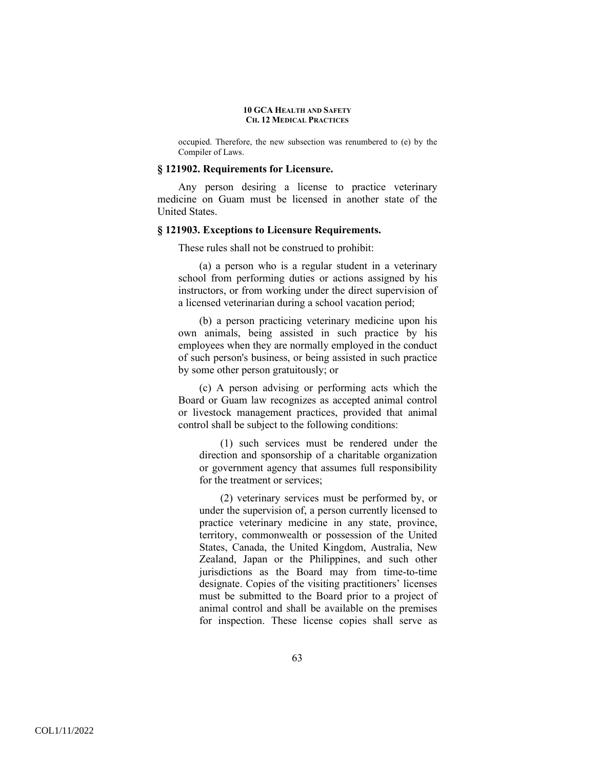occupied. Therefore, the new subsection was renumbered to (e) by the Compiler of Laws.

### § 121902. Requirements for Licensure.

Any person desiring a license to practice veterinary medicine on Guam must be licensed in another state of the United States.

### § 121903. Exceptions to Licensure Requirements.

These rules shall not be construed to prohibit:

(a) a person who is a regular student in a veterinary school from performing duties or actions assigned by his instructors, or from working under the direct supervision of a licensed veterinarian during a school vacation period;

(b) a person practicing veterinary medicine upon his own animals, being assisted in such practice by his employees when they are normally employed in the conduct of such person's business, or being assisted in such practice by some other person gratuitously; or

(c) A person advising or performing acts which the Board or Guam law recognizes as accepted animal control or livestock management practices, provided that animal control shall be subject to the following conditions:

(1) such services must be rendered under the direction and sponsorship of a charitable organization or government agency that assumes full responsibility for the treatment or services;

(2) veterinary services must be performed by, or under the supervision of, a person currently licensed to practice veterinary medicine in any state, province, territory, commonwealth or possession of the United States, Canada, the United Kingdom, Australia, New Zealand, Japan or the Philippines, and such other jurisdictions as the Board may from time-to-time designate. Copies of the visiting practitioners' licenses must be submitted to the Board prior to a project of animal control and shall be available on the premises for inspection. These license copies shall serve as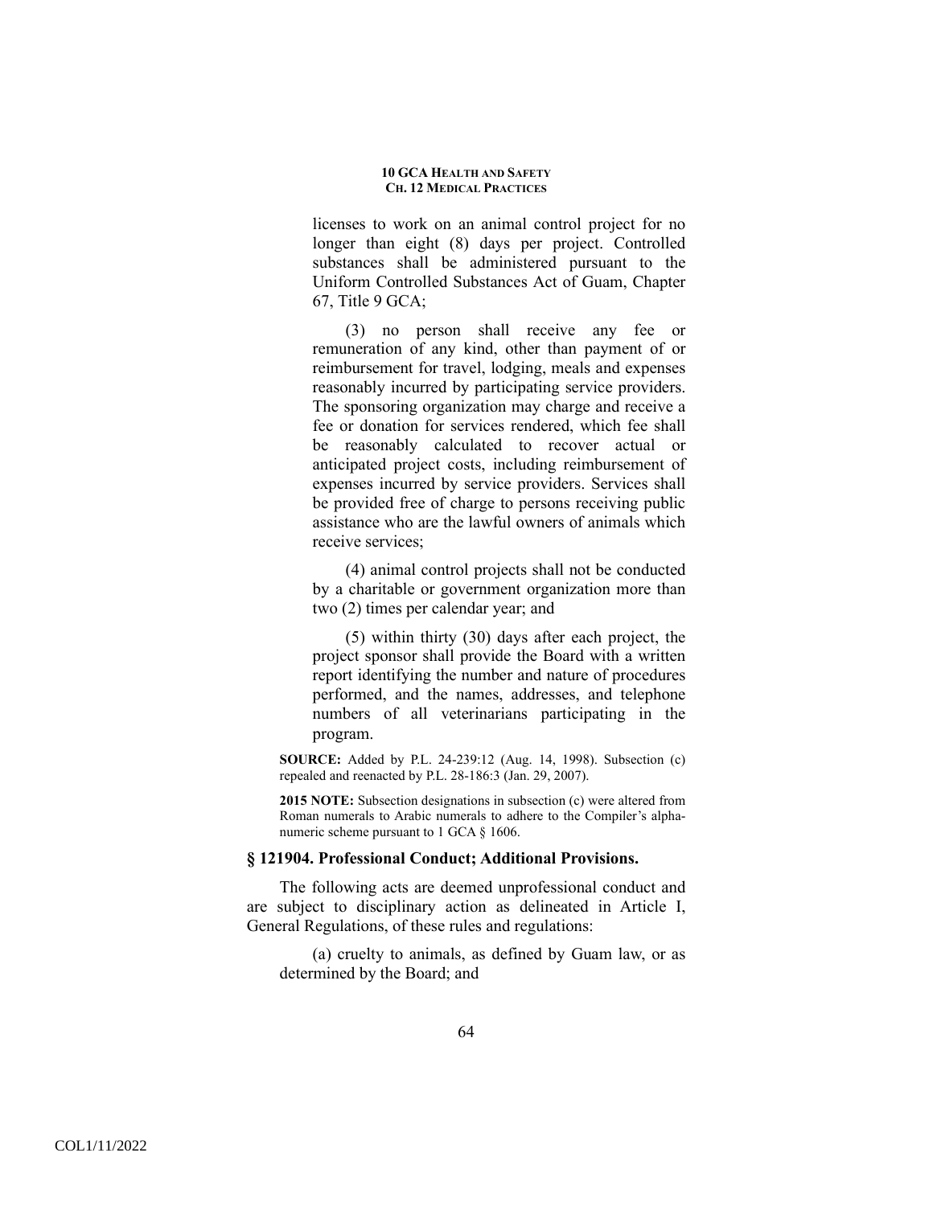licenses to work on an animal control project for no longer than eight (8) days per project. Controlled substances shall be administered pursuant to the Uniform Controlled Substances Act of Guam, Chapter 67, Title 9 GCA;

(3) no person shall receive any fee or remuneration of any kind, other than payment of or reimbursement for travel, lodging, meals and expenses reasonably incurred by participating service providers. The sponsoring organization may charge and receive a fee or donation for services rendered, which fee shall be reasonably calculated to recover actual or anticipated project costs, including reimbursement of expenses incurred by service providers. Services shall be provided free of charge to persons receiving public assistance who are the lawful owners of animals which receive services;

(4) animal control projects shall not be conducted by a charitable or government organization more than two (2) times per calendar year; and

(5) within thirty (30) days after each project, the project sponsor shall provide the Board with a written report identifying the number and nature of procedures performed, and the names, addresses, and telephone numbers of all veterinarians participating in the program.

**SOURCE:** Added by P.L. 24-239:12 (Aug. 14, 1998). Subsection (c) repealed and reenacted by P.L. 28-186:3 (Jan. 29, 2007).

**2015 NOTE:** Subsection designations in subsection (c) were altered from Roman numerals to Arabic numerals to adhere to the Compiler's alpha-numeric scheme pursuant to 1 GCA § 1606.

### § 121904. Professional Conduct; Additional Provisions.

The following acts are deemed unprofessional conduct and are subject to disciplinary action as delineated in Article I, General Regulations, of these rules and regulations:

(a) cruelty to animals, as defined by Guam law, or as determined by the Board; and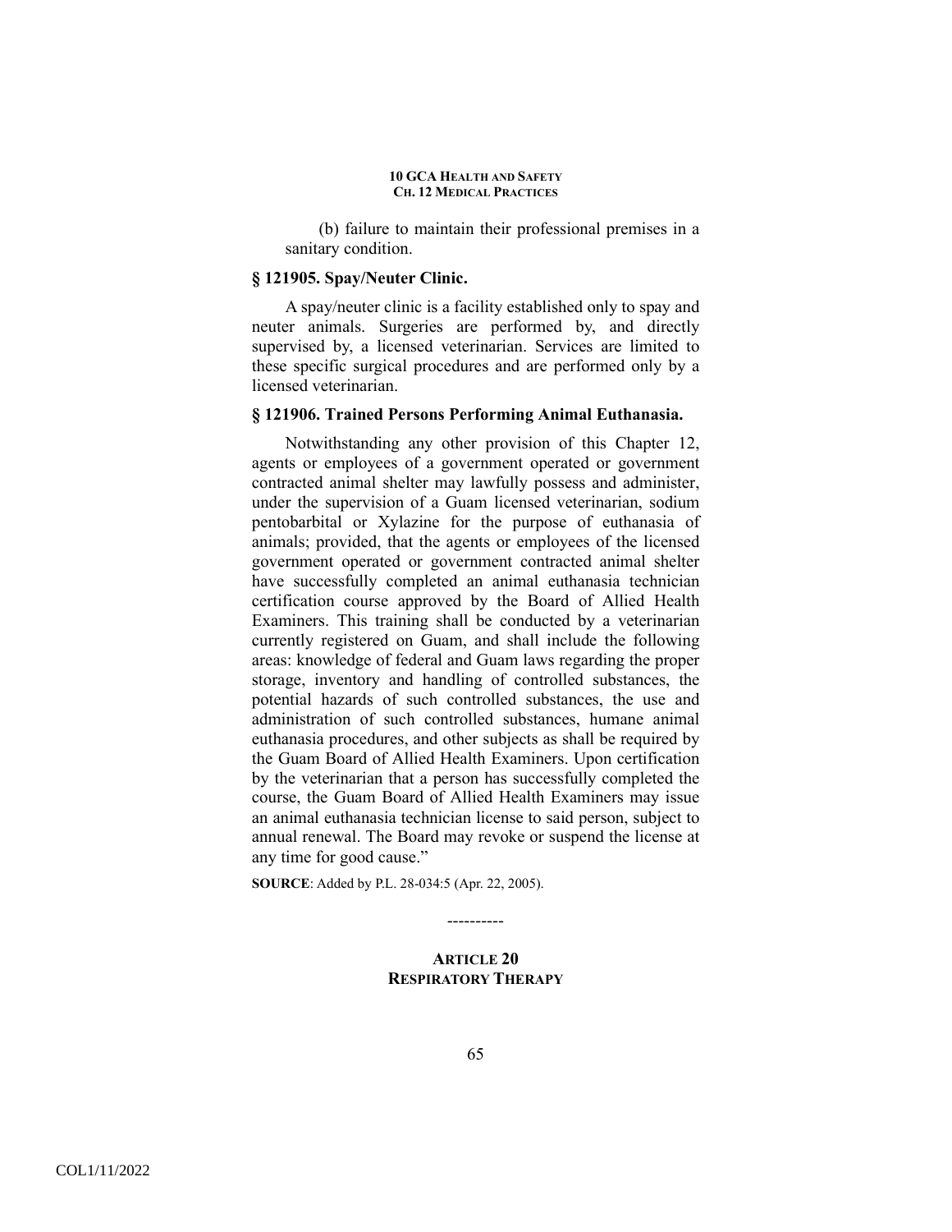(b) failure to maintain their professional premises in a sanitary condition.

### § 121905. Spay/Neuter Clinic.

A spay/neuter clinic is a facility established only to spay and neuter animals. Surgeries are performed by, and directly supervised by, a licensed veterinarian. Services are limited to these specific surgical procedures and are performed only by a licensed veterinarian.

### § 121906. Trained Persons Performing Animal Euthanasia.

Notwithstanding any other provision of this Chapter 12, agents or employees of a government operated or government contracted animal shelter may lawfully possess and administer, under the supervision of a Guam licensed veterinarian, sodium pentobarbital or Xylazine for the purpose of euthanasia of animals; provided, that the agents or employees of the licensed government operated or government contracted animal shelter have successfully completed an animal euthanasia technician certification course approved by the Board of Allied Health Examiners. This training shall be conducted by a veterinarian currently registered on Guam, and shall include the following areas: knowledge of federal and Guam laws regarding the proper storage, inventory and handling of controlled substances, the potential hazards of such controlled substances, the use and administration of such controlled substances, humane animal euthanasia procedures, and other subjects as shall be required by the Guam Board of Allied Health Examiners. Upon certification by the veterinarian that a person has successfully completed the course, the Guam Board of Allied Health Examiners may issue an animal euthanasia technician license to said person, subject to annual renewal. The Board may revoke or suspend the license at any time for good cause."

**SOURCE**: Added by P.L. 28-034:5 (Apr. 22, 2005).

----------

## ARTICLE 20
## RESPIRATORY THERAPY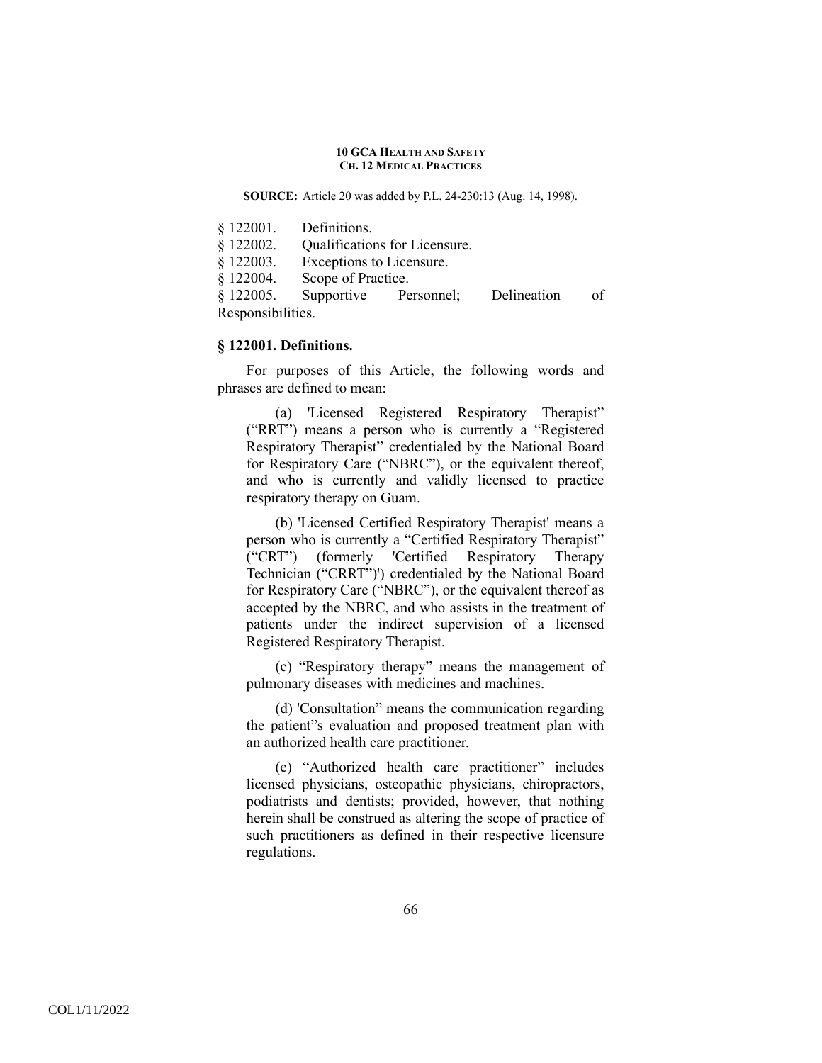**SOURCE:** Article 20 was added by P.L. 24-230:13 (Aug. 14, 1998).

§ 122001. Definitions.
§ 122002. Qualifications for Licensure.
§ 122003. Exceptions to Licensure.
§ 122004. Scope of Practice.
§ 122005. Supportive Personnel; Delineation of Responsibilities.

### § 122001. Definitions.

For purposes of this Article, the following words and phrases are defined to mean:

(a) 'Licensed Registered Respiratory Therapist" ("RRT") means a person who is currently a "Registered Respiratory Therapist" credentialed by the National Board for Respiratory Care ("NBRC"), or the equivalent thereof, and who is currently and validly licensed to practice respiratory therapy on Guam.

(b) 'Licensed Certified Respiratory Therapist' means a person who is currently a "Certified Respiratory Therapist" ("CRT") (formerly 'Certified Respiratory Therapy Technician ("CRRT")') credentialed by the National Board for Respiratory Care ("NBRC"), or the equivalent thereof as accepted by the NBRC, and who assists in the treatment of patients under the indirect supervision of a licensed Registered Respiratory Therapist.

(c) "Respiratory therapy" means the management of pulmonary diseases with medicines and machines.

(d) 'Consultation" means the communication regarding the patient"s evaluation and proposed treatment plan with an authorized health care practitioner.

(e) "Authorized health care practitioner" includes licensed physicians, osteopathic physicians, chiropractors, podiatrists and dentists; provided, however, that nothing herein shall be construed as altering the scope of practice of such practitioners as defined in their respective licensure regulations.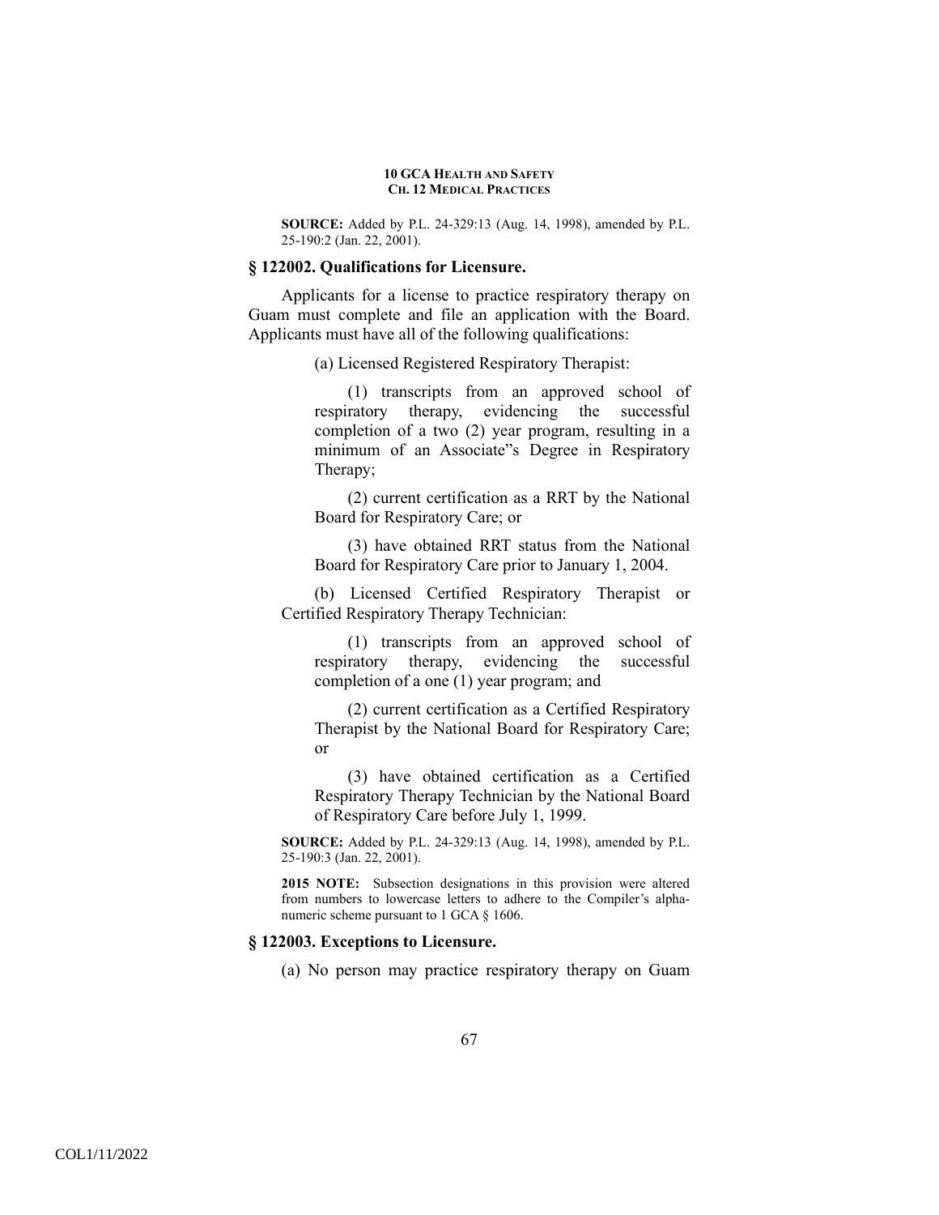**SOURCE:** Added by P.L. 24-329:13 (Aug. 14, 1998), amended by P.L. 25-190:2 (Jan. 22, 2001).

### § 122002. Qualifications for Licensure.

Applicants for a license to practice respiratory therapy on Guam must complete and file an application with the Board. Applicants must have all of the following qualifications:

(a) Licensed Registered Respiratory Therapist:

(1) transcripts from an approved school of respiratory therapy, evidencing the successful completion of a two (2) year program, resulting in a minimum of an Associate"s Degree in Respiratory Therapy;

(2) current certification as a RRT by the National Board for Respiratory Care; or

(3) have obtained RRT status from the National Board for Respiratory Care prior to January 1, 2004.

(b) Licensed Certified Respiratory Therapist or Certified Respiratory Therapy Technician:

(1) transcripts from an approved school of respiratory therapy, evidencing the successful completion of a one (1) year program; and

(2) current certification as a Certified Respiratory Therapist by the National Board for Respiratory Care; or

(3) have obtained certification as a Certified Respiratory Therapy Technician by the National Board of Respiratory Care before July 1, 1999.

**SOURCE:** Added by P.L. 24-329:13 (Aug. 14, 1998), amended by P.L. 25-190:3 (Jan. 22, 2001).

**2015 NOTE:** Subsection designations in this provision were altered from numbers to lowercase letters to adhere to the Compiler's alpha-numeric scheme pursuant to 1 GCA § 1606.

### § 122003. Exceptions to Licensure.

(a) No person may practice respiratory therapy on Guam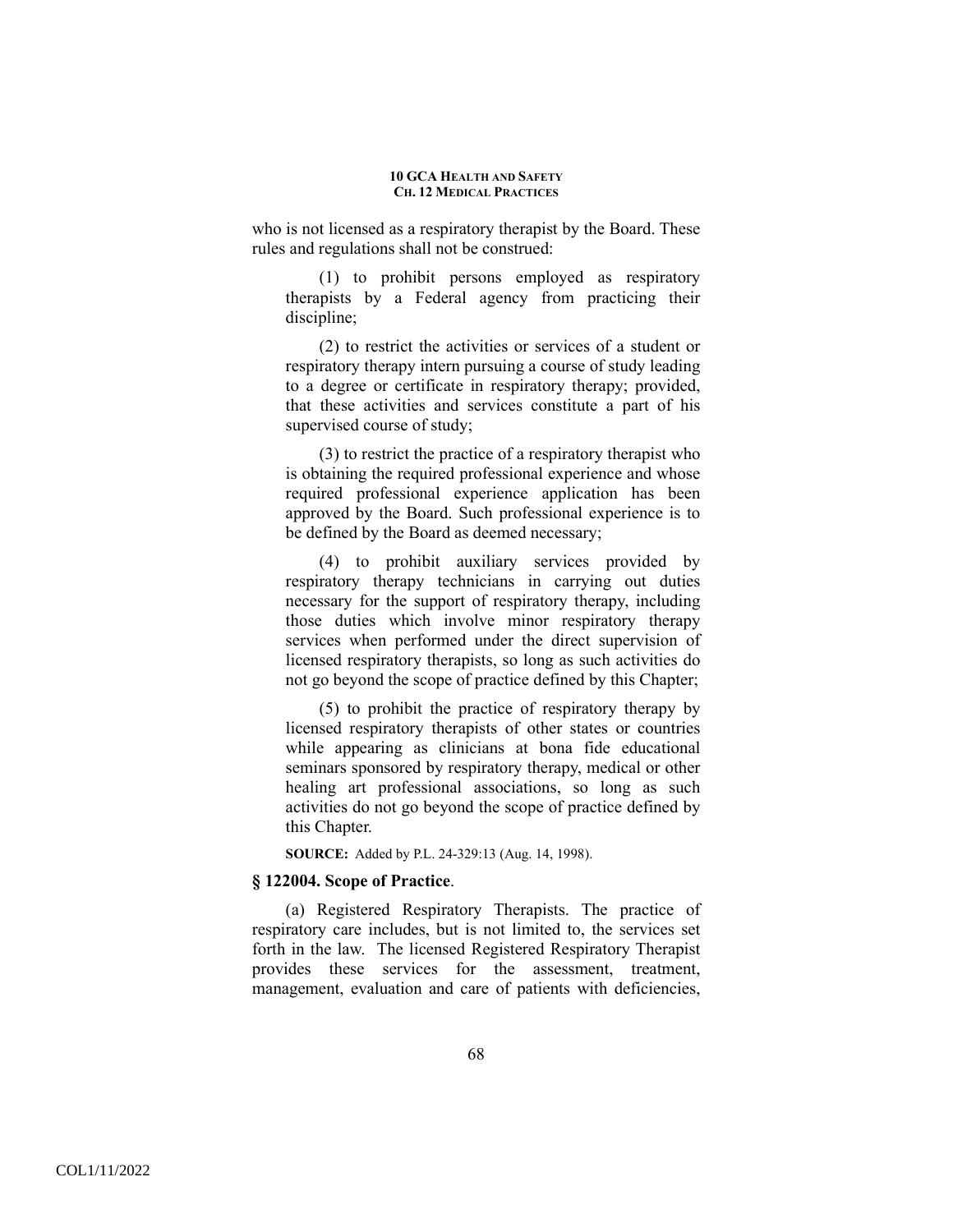who is not licensed as a respiratory therapist by the Board. These rules and regulations shall not be construed:

(1) to prohibit persons employed as respiratory therapists by a Federal agency from practicing their discipline;

(2) to restrict the activities or services of a student or respiratory therapy intern pursuing a course of study leading to a degree or certificate in respiratory therapy; provided, that these activities and services constitute a part of his supervised course of study;

(3) to restrict the practice of a respiratory therapist who is obtaining the required professional experience and whose required professional experience application has been approved by the Board. Such professional experience is to be defined by the Board as deemed necessary;

(4) to prohibit auxiliary services provided by respiratory therapy technicians in carrying out duties necessary for the support of respiratory therapy, including those duties which involve minor respiratory therapy services when performed under the direct supervision of licensed respiratory therapists, so long as such activities do not go beyond the scope of practice defined by this Chapter;

(5) to prohibit the practice of respiratory therapy by licensed respiratory therapists of other states or countries while appearing as clinicians at bona fide educational seminars sponsored by respiratory therapy, medical or other healing art professional associations, so long as such activities do not go beyond the scope of practice defined by this Chapter.

**SOURCE:** Added by P.L. 24-329:13 (Aug. 14, 1998).

### § 122004. Scope of Practice.

(a) Registered Respiratory Therapists. The practice of respiratory care includes, but is not limited to, the services set forth in the law. The licensed Registered Respiratory Therapist provides these services for the assessment, treatment, management, evaluation and care of patients with deficiencies,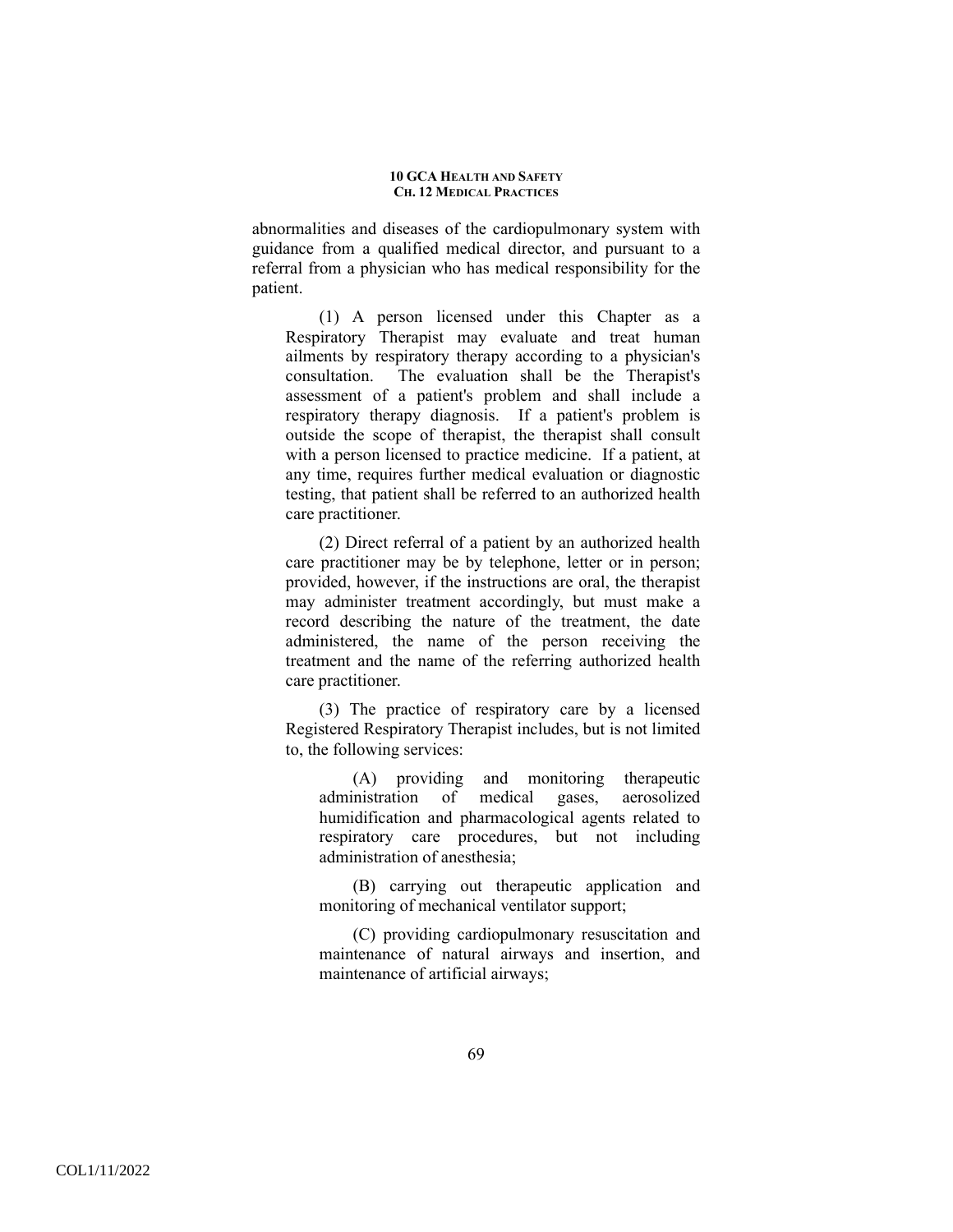abnormalities and diseases of the cardiopulmonary system with guidance from a qualified medical director, and pursuant to a referral from a physician who has medical responsibility for the patient.

(1) A person licensed under this Chapter as a Respiratory Therapist may evaluate and treat human ailments by respiratory therapy according to a physician's consultation. The evaluation shall be the Therapist's assessment of a patient's problem and shall include a respiratory therapy diagnosis. If a patient's problem is outside the scope of therapist, the therapist shall consult with a person licensed to practice medicine. If a patient, at any time, requires further medical evaluation or diagnostic testing, that patient shall be referred to an authorized health care practitioner.

(2) Direct referral of a patient by an authorized health care practitioner may be by telephone, letter or in person; provided, however, if the instructions are oral, the therapist may administer treatment accordingly, but must make a record describing the nature of the treatment, the date administered, the name of the person receiving the treatment and the name of the referring authorized health care practitioner.

(3) The practice of respiratory care by a licensed Registered Respiratory Therapist includes, but is not limited to, the following services:

(A) providing and monitoring therapeutic administration of medical gases, aerosolized humidification and pharmacological agents related to respiratory care procedures, but not including administration of anesthesia;

(B) carrying out therapeutic application and monitoring of mechanical ventilator support;

(C) providing cardiopulmonary resuscitation and maintenance of natural airways and insertion, and maintenance of artificial airways;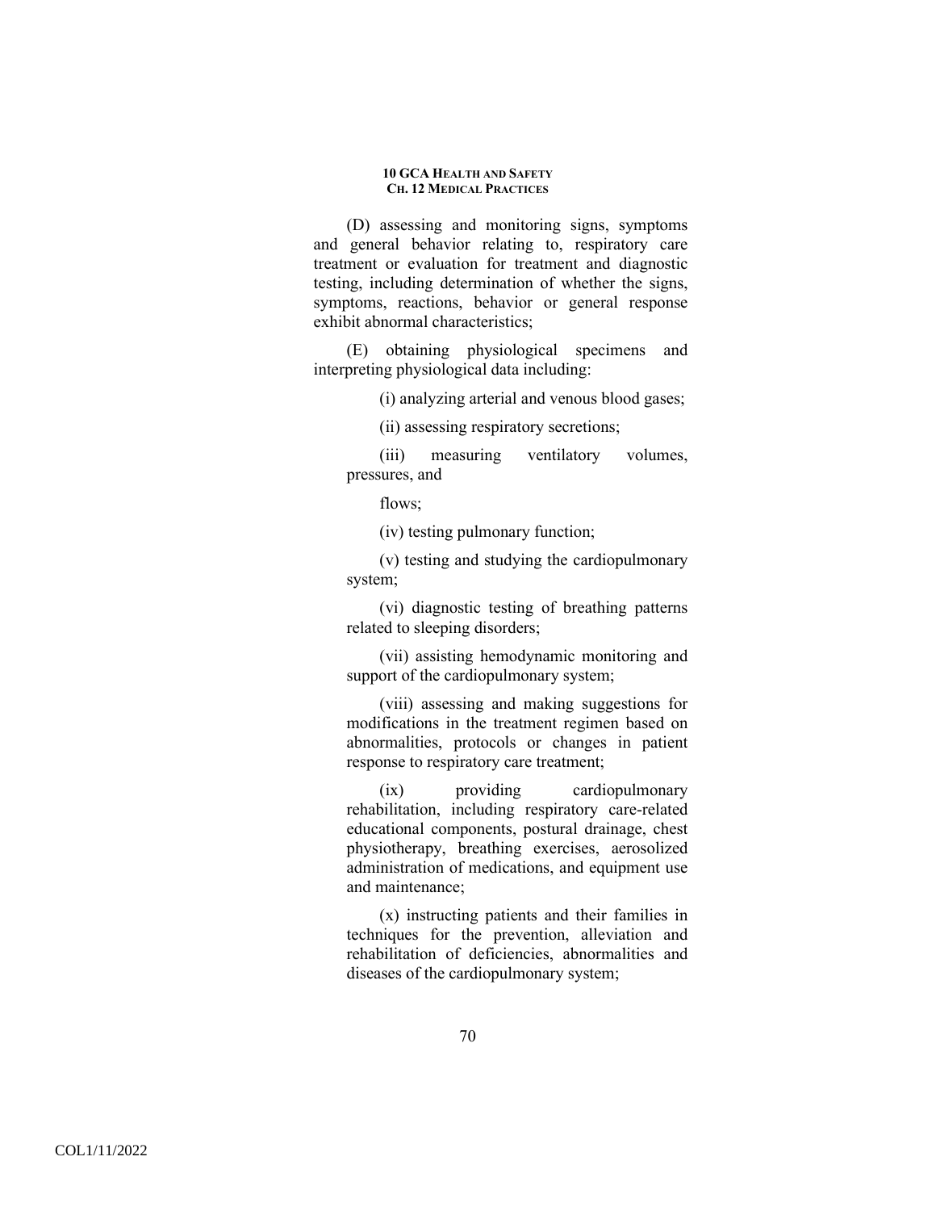(D) assessing and monitoring signs, symptoms and general behavior relating to, respiratory care treatment or evaluation for treatment and diagnostic testing, including determination of whether the signs, symptoms, reactions, behavior or general response exhibit abnormal characteristics;

(E) obtaining physiological specimens and interpreting physiological data including:

(i) analyzing arterial and venous blood gases;

(ii) assessing respiratory secretions;

(iii) measuring ventilatory volumes, pressures, and

flows;

(iv) testing pulmonary function;

(v) testing and studying the cardiopulmonary system;

(vi) diagnostic testing of breathing patterns related to sleeping disorders;

(vii) assisting hemodynamic monitoring and support of the cardiopulmonary system;

(viii) assessing and making suggestions for modifications in the treatment regimen based on abnormalities, protocols or changes in patient response to respiratory care treatment;

(ix) providing cardiopulmonary rehabilitation, including respiratory care-related educational components, postural drainage, chest physiotherapy, breathing exercises, aerosolized administration of medications, and equipment use and maintenance;

(x) instructing patients and their families in techniques for the prevention, alleviation and rehabilitation of deficiencies, abnormalities and diseases of the cardiopulmonary system;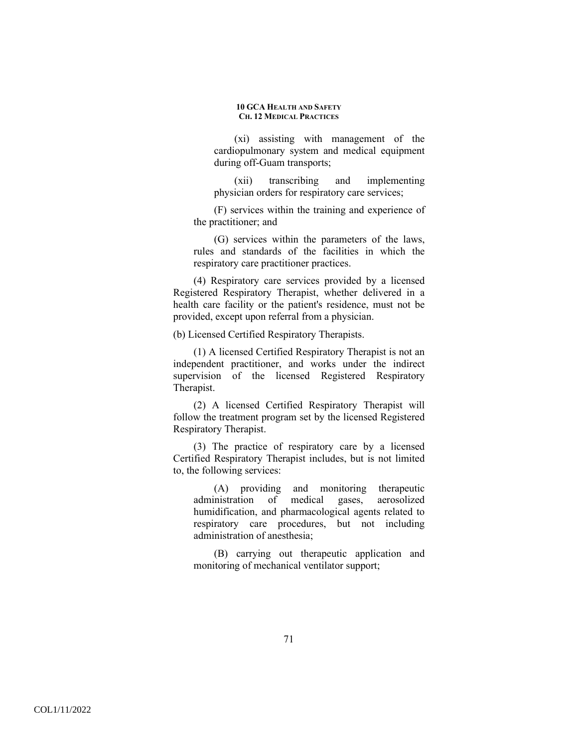(xi) assisting with management of the cardiopulmonary system and medical equipment during off-Guam transports;

(xii) transcribing and implementing physician orders for respiratory care services;

(F) services within the training and experience of the practitioner; and

(G) services within the parameters of the laws, rules and standards of the facilities in which the respiratory care practitioner practices.

(4) Respiratory care services provided by a licensed Registered Respiratory Therapist, whether delivered in a health care facility or the patient's residence, must not be provided, except upon referral from a physician.

(b) Licensed Certified Respiratory Therapists.

(1) A licensed Certified Respiratory Therapist is not an independent practitioner, and works under the indirect supervision of the licensed Registered Respiratory Therapist.

(2) A licensed Certified Respiratory Therapist will follow the treatment program set by the licensed Registered Respiratory Therapist.

(3) The practice of respiratory care by a licensed Certified Respiratory Therapist includes, but is not limited to, the following services:

(A) providing and monitoring therapeutic administration of medical gases, aerosolized humidification, and pharmacological agents related to respiratory care procedures, but not including administration of anesthesia;

(B) carrying out therapeutic application and monitoring of mechanical ventilator support;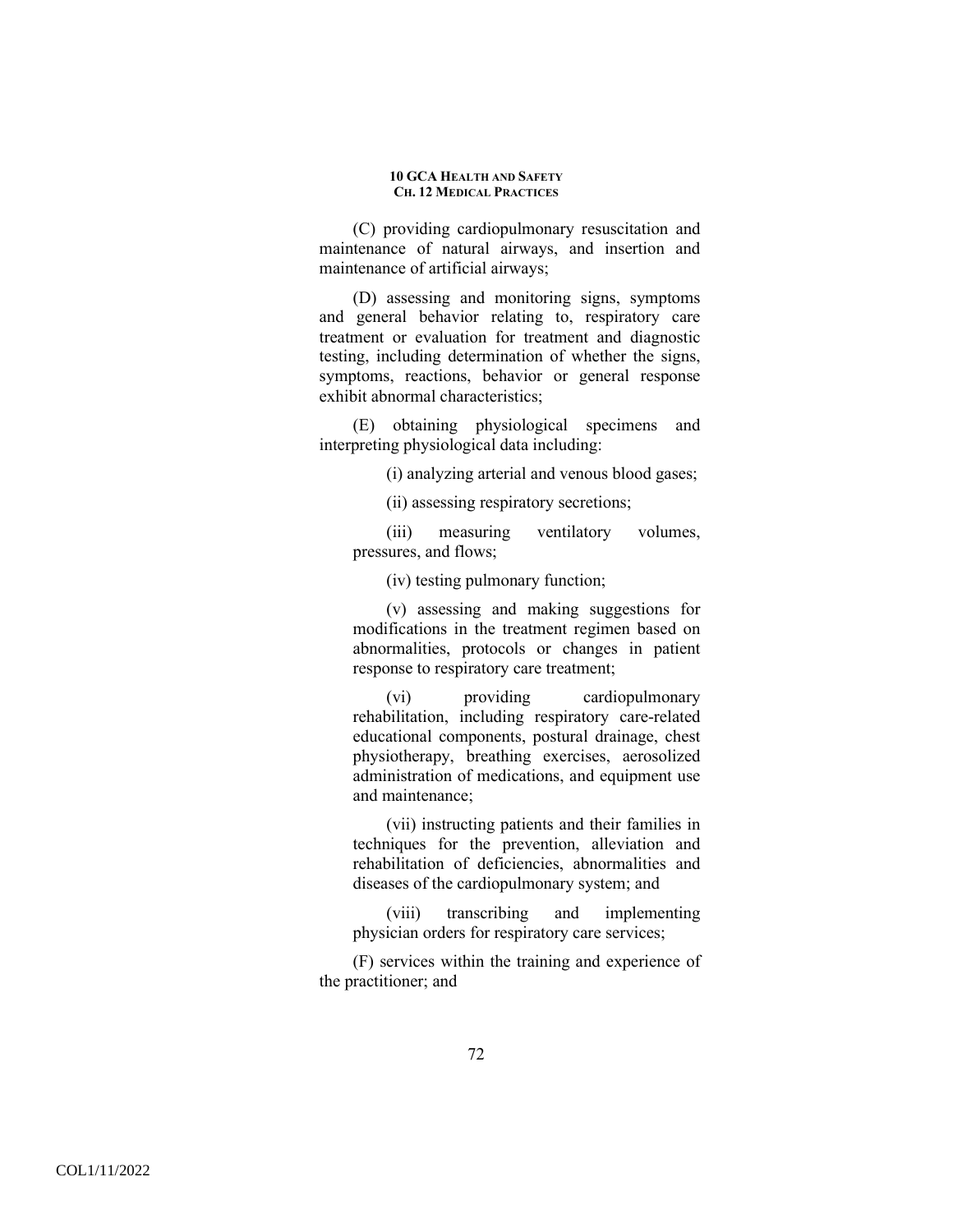(C) providing cardiopulmonary resuscitation and maintenance of natural airways, and insertion and maintenance of artificial airways;

(D) assessing and monitoring signs, symptoms and general behavior relating to, respiratory care treatment or evaluation for treatment and diagnostic testing, including determination of whether the signs, symptoms, reactions, behavior or general response exhibit abnormal characteristics;

(E) obtaining physiological specimens and interpreting physiological data including:

(i) analyzing arterial and venous blood gases;

(ii) assessing respiratory secretions;

(iii) measuring ventilatory volumes, pressures, and flows;

(iv) testing pulmonary function;

(v) assessing and making suggestions for modifications in the treatment regimen based on abnormalities, protocols or changes in patient response to respiratory care treatment;

(vi) providing cardiopulmonary rehabilitation, including respiratory care-related educational components, postural drainage, chest physiotherapy, breathing exercises, aerosolized administration of medications, and equipment use and maintenance;

(vii) instructing patients and their families in techniques for the prevention, alleviation and rehabilitation of deficiencies, abnormalities and diseases of the cardiopulmonary system; and

(viii) transcribing and implementing physician orders for respiratory care services;

(F) services within the training and experience of the practitioner; and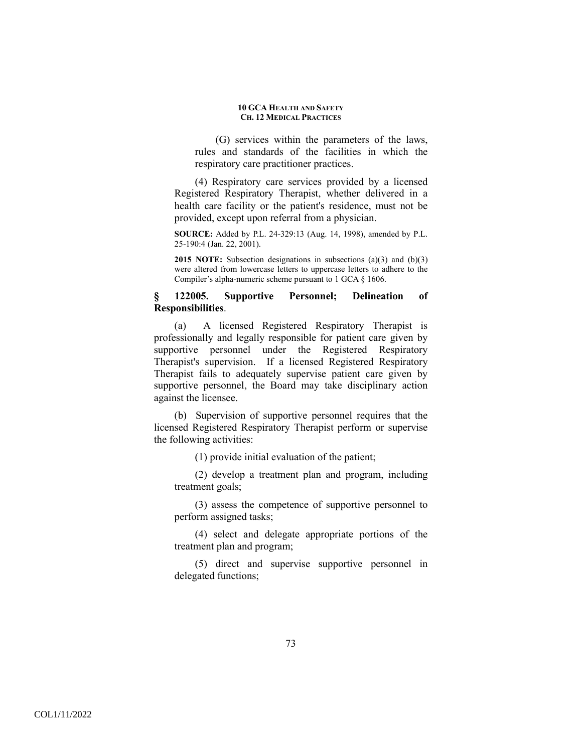(G) services within the parameters of the laws, rules and standards of the facilities in which the respiratory care practitioner practices.

(4) Respiratory care services provided by a licensed Registered Respiratory Therapist, whether delivered in a health care facility or the patient's residence, must not be provided, except upon referral from a physician.

**SOURCE:** Added by P.L. 24-329:13 (Aug. 14, 1998), amended by P.L. 25-190:4 (Jan. 22, 2001).

**2015 NOTE:** Subsection designations in subsections (a)(3) and (b)(3) were altered from lowercase letters to uppercase letters to adhere to the Compiler's alpha-numeric scheme pursuant to 1 GCA § 1606.

### § 122005. Supportive Personnel; Delineation of Responsibilities.

(a) A licensed Registered Respiratory Therapist is professionally and legally responsible for patient care given by supportive personnel under the Registered Respiratory Therapist's supervision. If a licensed Registered Respiratory Therapist fails to adequately supervise patient care given by supportive personnel, the Board may take disciplinary action against the licensee.

(b) Supervision of supportive personnel requires that the licensed Registered Respiratory Therapist perform or supervise the following activities:

(1) provide initial evaluation of the patient;

(2) develop a treatment plan and program, including treatment goals;

(3) assess the competence of supportive personnel to perform assigned tasks;

(4) select and delegate appropriate portions of the treatment plan and program;

(5) direct and supervise supportive personnel in delegated functions;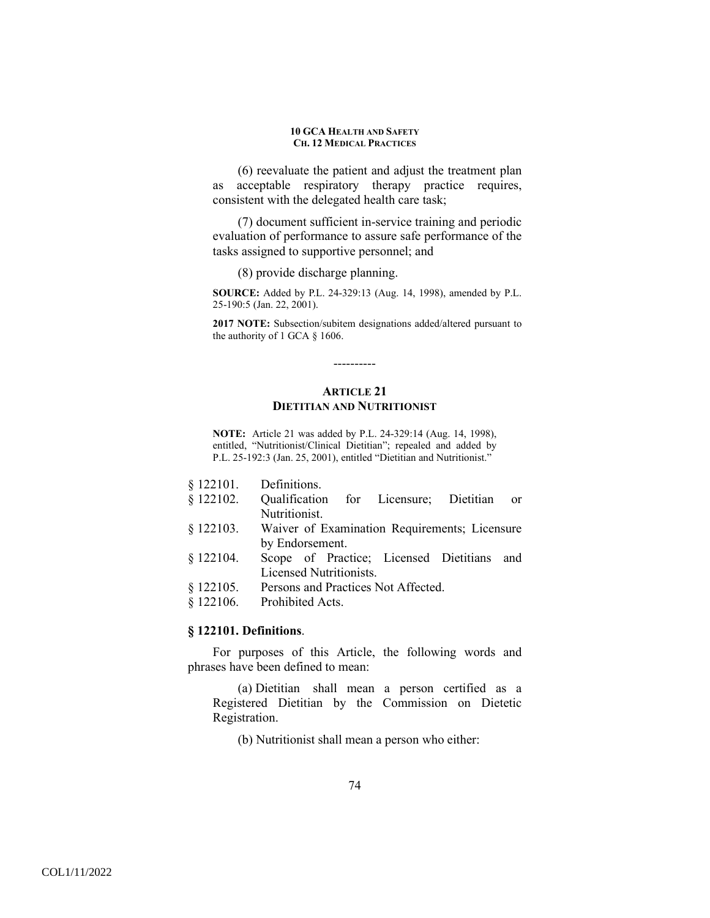(6) reevaluate the patient and adjust the treatment plan as acceptable respiratory therapy practice requires, consistent with the delegated health care task;

(7) document sufficient in-service training and periodic evaluation of performance to assure safe performance of the tasks assigned to supportive personnel; and

(8) provide discharge planning.

**SOURCE:** Added by P.L. 24-329:13 (Aug. 14, 1998), amended by P.L. 25-190:5 (Jan. 22, 2001).

**2017 NOTE:** Subsection/subitem designations added/altered pursuant to the authority of 1 GCA § 1606.

----------

## ARTICLE 21
## DIETITIAN AND NUTRITIONIST

**NOTE:** Article 21 was added by P.L. 24-329:14 (Aug. 14, 1998), entitled, "Nutritionist/Clinical Dietitian"; repealed and added by P.L. 25-192:3 (Jan. 25, 2001), entitled "Dietitian and Nutritionist."

§ 122101. Definitions.
§ 122102. Qualification for Licensure; Dietitian or Nutritionist.
§ 122103. Waiver of Examination Requirements; Licensure by Endorsement.
§ 122104. Scope of Practice; Licensed Dietitians and Licensed Nutritionists.
§ 122105. Persons and Practices Not Affected.
§ 122106. Prohibited Acts.

### § 122101. Definitions.

For purposes of this Article, the following words and phrases have been defined to mean:

(a) Dietitian shall mean a person certified as a Registered Dietitian by the Commission on Dietetic Registration.

(b) Nutritionist shall mean a person who either: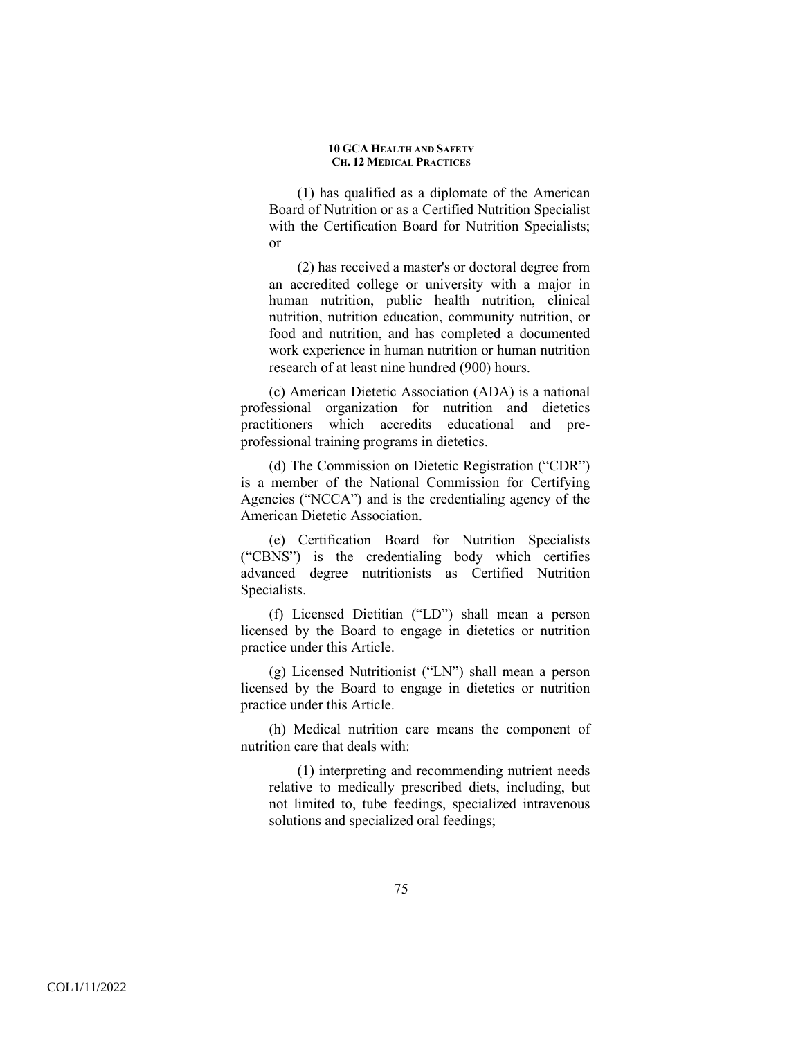(1) has qualified as a diplomate of the American Board of Nutrition or as a Certified Nutrition Specialist with the Certification Board for Nutrition Specialists; or

(2) has received a master's or doctoral degree from an accredited college or university with a major in human nutrition, public health nutrition, clinical nutrition, nutrition education, community nutrition, or food and nutrition, and has completed a documented work experience in human nutrition or human nutrition research of at least nine hundred (900) hours.

(c) American Dietetic Association (ADA) is a national professional organization for nutrition and dietetics practitioners which accredits educational and pre-professional training programs in dietetics.

(d) The Commission on Dietetic Registration ("CDR") is a member of the National Commission for Certifying Agencies ("NCCA") and is the credentialing agency of the American Dietetic Association.

(e) Certification Board for Nutrition Specialists ("CBNS") is the credentialing body which certifies advanced degree nutritionists as Certified Nutrition Specialists.

(f) Licensed Dietitian ("LD") shall mean a person licensed by the Board to engage in dietetics or nutrition practice under this Article.

(g) Licensed Nutritionist ("LN") shall mean a person licensed by the Board to engage in dietetics or nutrition practice under this Article.

(h) Medical nutrition care means the component of nutrition care that deals with:

(1) interpreting and recommending nutrient needs relative to medically prescribed diets, including, but not limited to, tube feedings, specialized intravenous solutions and specialized oral feedings;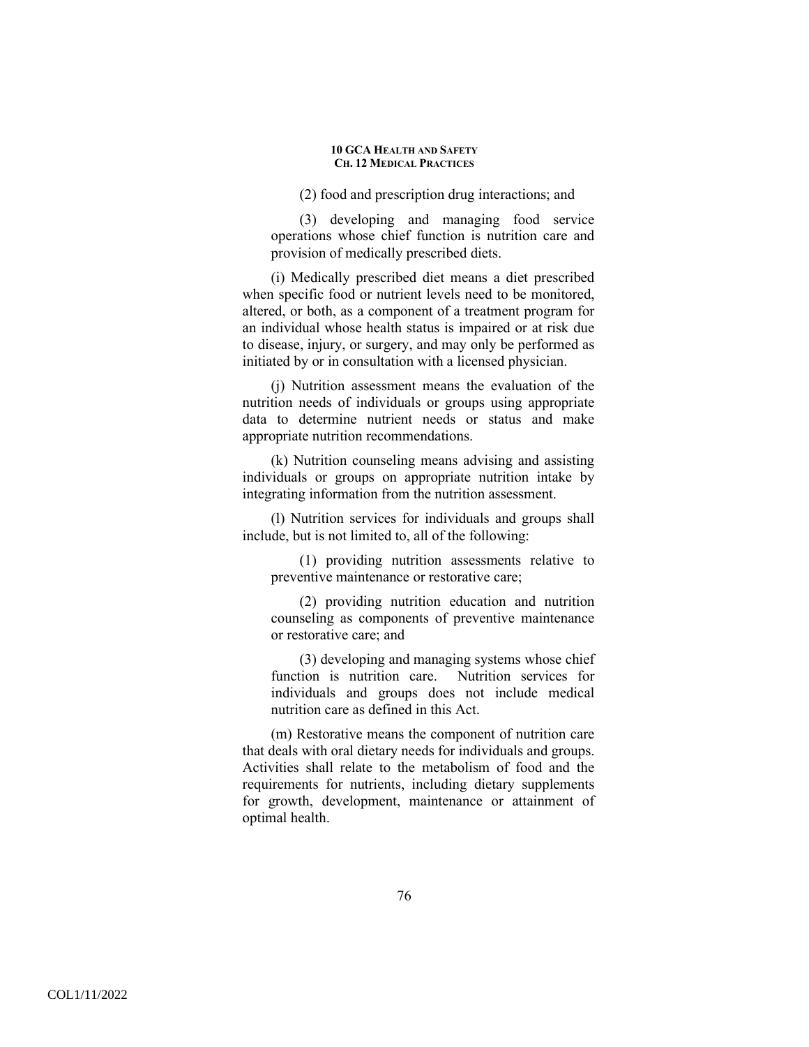(2) food and prescription drug interactions; and

(3) developing and managing food service operations whose chief function is nutrition care and provision of medically prescribed diets.

(i) Medically prescribed diet means a diet prescribed when specific food or nutrient levels need to be monitored, altered, or both, as a component of a treatment program for an individual whose health status is impaired or at risk due to disease, injury, or surgery, and may only be performed as initiated by or in consultation with a licensed physician.

(j) Nutrition assessment means the evaluation of the nutrition needs of individuals or groups using appropriate data to determine nutrient needs or status and make appropriate nutrition recommendations.

(k) Nutrition counseling means advising and assisting individuals or groups on appropriate nutrition intake by integrating information from the nutrition assessment.

(l) Nutrition services for individuals and groups shall include, but is not limited to, all of the following:

(1) providing nutrition assessments relative to preventive maintenance or restorative care;

(2) providing nutrition education and nutrition counseling as components of preventive maintenance or restorative care; and

(3) developing and managing systems whose chief function is nutrition care. Nutrition services for individuals and groups does not include medical nutrition care as defined in this Act.

(m) Restorative means the component of nutrition care that deals with oral dietary needs for individuals and groups. Activities shall relate to the metabolism of food and the requirements for nutrients, including dietary supplements for growth, development, maintenance or attainment of optimal health.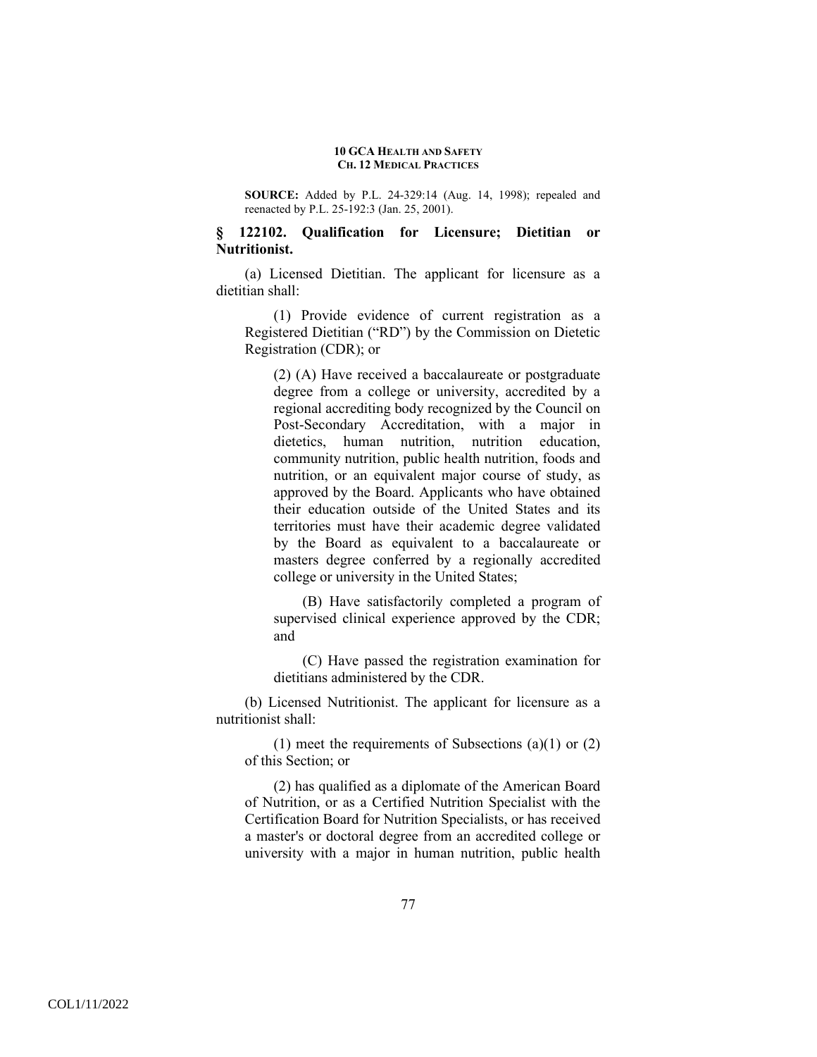**SOURCE:** Added by P.L. 24-329:14 (Aug. 14, 1998); repealed and reenacted by P.L. 25-192:3 (Jan. 25, 2001).

### § 122102. Qualification for Licensure; Dietitian or Nutritionist.

(a) Licensed Dietitian. The applicant for licensure as a dietitian shall:

(1) Provide evidence of current registration as a Registered Dietitian ("RD") by the Commission on Dietetic Registration (CDR); or

(2) (A) Have received a baccalaureate or postgraduate degree from a college or university, accredited by a regional accrediting body recognized by the Council on Post-Secondary Accreditation, with a major in dietetics, human nutrition, nutrition education, community nutrition, public health nutrition, foods and nutrition, or an equivalent major course of study, as approved by the Board. Applicants who have obtained their education outside of the United States and its territories must have their academic degree validated by the Board as equivalent to a baccalaureate or masters degree conferred by a regionally accredited college or university in the United States;

(B) Have satisfactorily completed a program of supervised clinical experience approved by the CDR; and

(C) Have passed the registration examination for dietitians administered by the CDR.

(b) Licensed Nutritionist. The applicant for licensure as a nutritionist shall:

(1) meet the requirements of Subsections (a)(1) or (2) of this Section; or

(2) has qualified as a diplomate of the American Board of Nutrition, or as a Certified Nutrition Specialist with the Certification Board for Nutrition Specialists, or has received a master's or doctoral degree from an accredited college or university with a major in human nutrition, public health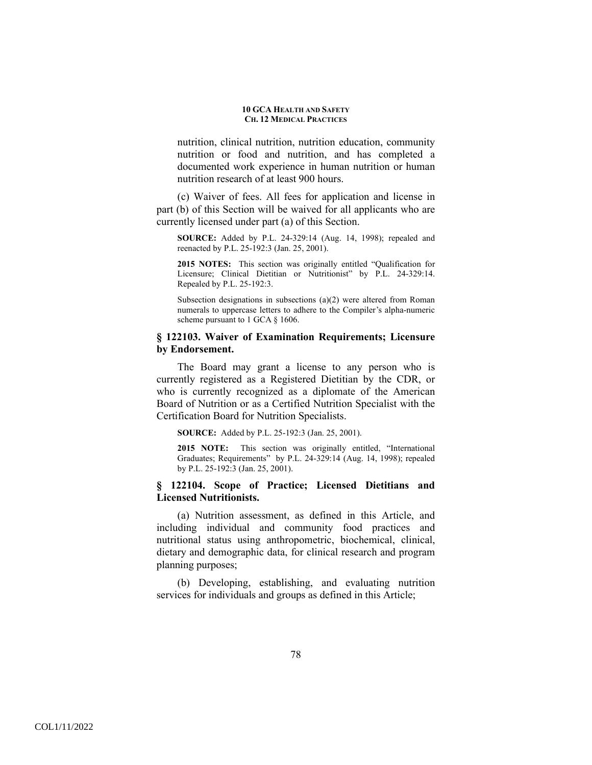nutrition, clinical nutrition, nutrition education, community nutrition or food and nutrition, and has completed a documented work experience in human nutrition or human nutrition research of at least 900 hours.

(c) Waiver of fees. All fees for application and license in part (b) of this Section will be waived for all applicants who are currently licensed under part (a) of this Section.

**SOURCE:** Added by P.L. 24-329:14 (Aug. 14, 1998); repealed and reenacted by P.L. 25-192:3 (Jan. 25, 2001).

**2015 NOTES:** This section was originally entitled "Qualification for Licensure; Clinical Dietitian or Nutritionist" by P.L. 24-329:14. Repealed by P.L. 25-192:3.

Subsection designations in subsections (a)(2) were altered from Roman numerals to uppercase letters to adhere to the Compiler's alpha-numeric scheme pursuant to 1 GCA § 1606.

### § 122103. Waiver of Examination Requirements; Licensure by Endorsement.

The Board may grant a license to any person who is currently registered as a Registered Dietitian by the CDR, or who is currently recognized as a diplomate of the American Board of Nutrition or as a Certified Nutrition Specialist with the Certification Board for Nutrition Specialists.

**SOURCE:** Added by P.L. 25-192:3 (Jan. 25, 2001).

**2015 NOTE:** This section was originally entitled, "International Graduates; Requirements" by P.L. 24-329:14 (Aug. 14, 1998); repealed by P.L. 25-192:3 (Jan. 25, 2001).

### § 122104. Scope of Practice; Licensed Dietitians and Licensed Nutritionists.

(a) Nutrition assessment, as defined in this Article, and including individual and community food practices and nutritional status using anthropometric, biochemical, clinical, dietary and demographic data, for clinical research and program planning purposes;

(b) Developing, establishing, and evaluating nutrition services for individuals and groups as defined in this Article;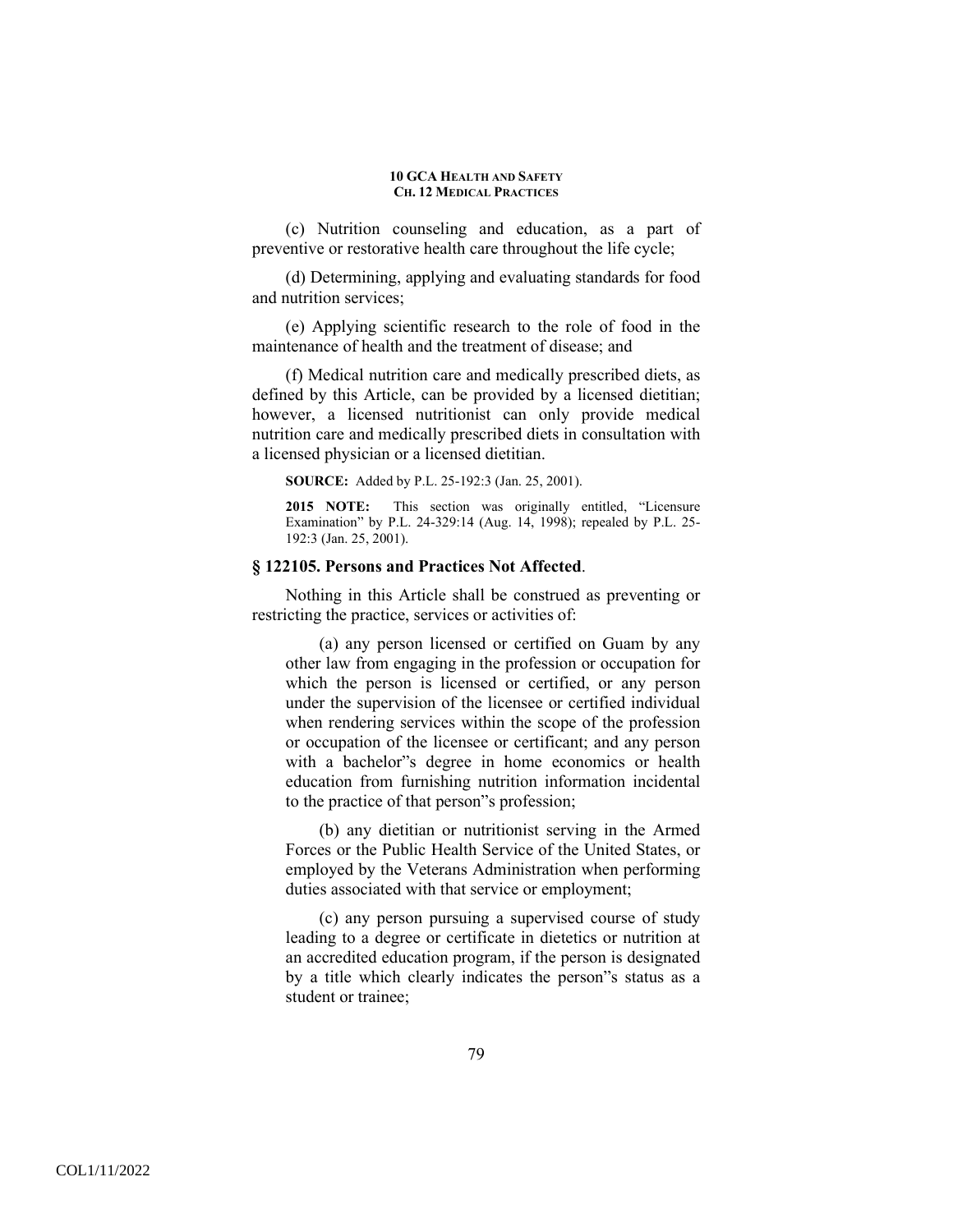(c) Nutrition counseling and education, as a part of preventive or restorative health care throughout the life cycle;

(d) Determining, applying and evaluating standards for food and nutrition services;

(e) Applying scientific research to the role of food in the maintenance of health and the treatment of disease; and

(f) Medical nutrition care and medically prescribed diets, as defined by this Article, can be provided by a licensed dietitian; however, a licensed nutritionist can only provide medical nutrition care and medically prescribed diets in consultation with a licensed physician or a licensed dietitian.

**SOURCE:** Added by P.L. 25-192:3 (Jan. 25, 2001).

**2015 NOTE:** This section was originally entitled, "Licensure Examination" by P.L. 24-329:14 (Aug. 14, 1998); repealed by P.L. 25-192:3 (Jan. 25, 2001).

### § 122105. Persons and Practices Not Affected.

Nothing in this Article shall be construed as preventing or restricting the practice, services or activities of:

(a) any person licensed or certified on Guam by any other law from engaging in the profession or occupation for which the person is licensed or certified, or any person under the supervision of the licensee or certified individual when rendering services within the scope of the profession or occupation of the licensee or certificant; and any person with a bachelor"s degree in home economics or health education from furnishing nutrition information incidental to the practice of that person"s profession;

(b) any dietitian or nutritionist serving in the Armed Forces or the Public Health Service of the United States, or employed by the Veterans Administration when performing duties associated with that service or employment;

(c) any person pursuing a supervised course of study leading to a degree or certificate in dietetics or nutrition at an accredited education program, if the person is designated by a title which clearly indicates the person"s status as a student or trainee;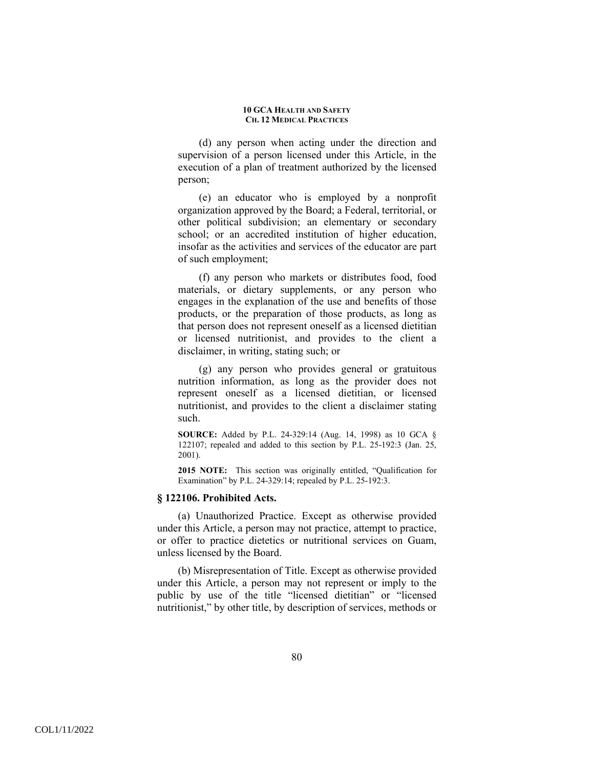(d) any person when acting under the direction and supervision of a person licensed under this Article, in the execution of a plan of treatment authorized by the licensed person;

(e) an educator who is employed by a nonprofit organization approved by the Board; a Federal, territorial, or other political subdivision; an elementary or secondary school; or an accredited institution of higher education, insofar as the activities and services of the educator are part of such employment;

(f) any person who markets or distributes food, food materials, or dietary supplements, or any person who engages in the explanation of the use and benefits of those products, or the preparation of those products, as long as that person does not represent oneself as a licensed dietitian or licensed nutritionist, and provides to the client a disclaimer, in writing, stating such; or

(g) any person who provides general or gratuitous nutrition information, as long as the provider does not represent oneself as a licensed dietitian, or licensed nutritionist, and provides to the client a disclaimer stating such.

**SOURCE:** Added by P.L. 24-329:14 (Aug. 14, 1998) as 10 GCA § 122107; repealed and added to this section by P.L. 25-192:3 (Jan. 25, 2001).

**2015 NOTE:** This section was originally entitled, "Qualification for Examination" by P.L. 24-329:14; repealed by P.L. 25-192:3.

### § 122106. Prohibited Acts.

(a) Unauthorized Practice. Except as otherwise provided under this Article, a person may not practice, attempt to practice, or offer to practice dietetics or nutritional services on Guam, unless licensed by the Board.

(b) Misrepresentation of Title. Except as otherwise provided under this Article, a person may not represent or imply to the public by use of the title "licensed dietitian" or "licensed nutritionist," by other title, by description of services, methods or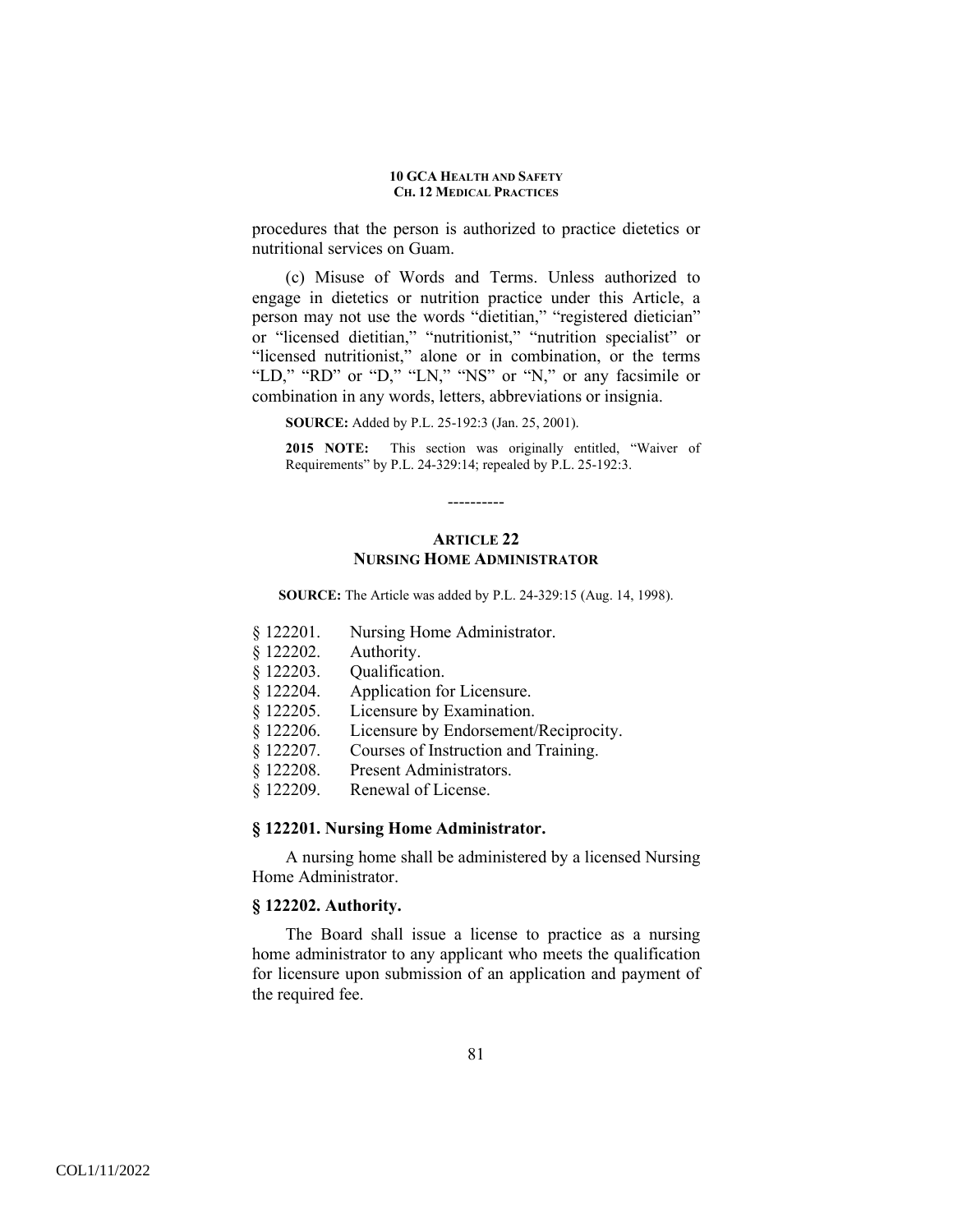procedures that the person is authorized to practice dietetics or nutritional services on Guam.

(c) Misuse of Words and Terms. Unless authorized to engage in dietetics or nutrition practice under this Article, a person may not use the words "dietitian," "registered dietician" or "licensed dietitian," "nutritionist," "nutrition specialist" or "licensed nutritionist," alone or in combination, or the terms "LD," "RD" or "D," "LN," "NS" or "N," or any facsimile or combination in any words, letters, abbreviations or insignia.

**SOURCE:** Added by P.L. 25-192:3 (Jan. 25, 2001).

**2015 NOTE:** This section was originally entitled, "Waiver of Requirements" by P.L. 24-329:14; repealed by P.L. 25-192:3.

----------

## ARTICLE 22
## NURSING HOME ADMINISTRATOR

**SOURCE:** The Article was added by P.L. 24-329:15 (Aug. 14, 1998).

§ 122201. Nursing Home Administrator.
§ 122202. Authority.
§ 122203. Qualification.
§ 122204. Application for Licensure.
§ 122205. Licensure by Examination.
§ 122206. Licensure by Endorsement/Reciprocity.
§ 122207. Courses of Instruction and Training.
§ 122208. Present Administrators.
§ 122209. Renewal of License.

### § 122201. Nursing Home Administrator.

A nursing home shall be administered by a licensed Nursing Home Administrator.

### § 122202. Authority.

The Board shall issue a license to practice as a nursing home administrator to any applicant who meets the qualification for licensure upon submission of an application and payment of the required fee.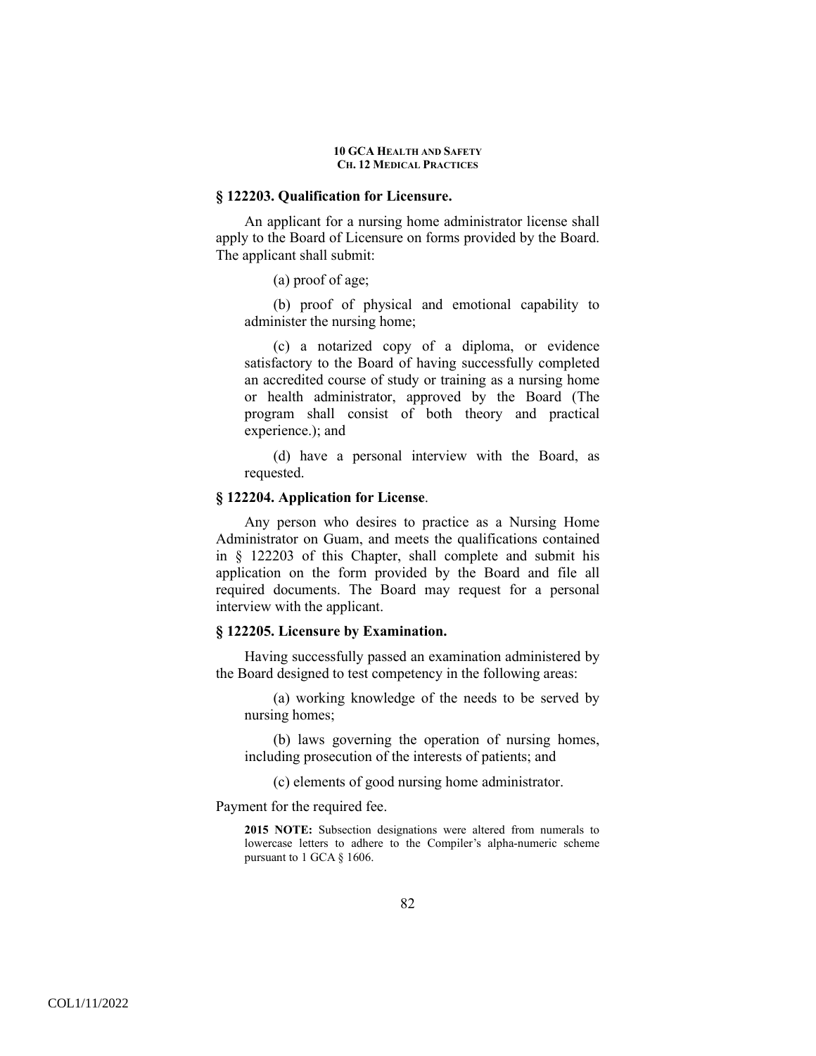### § 122203. Qualification for Licensure.

An applicant for a nursing home administrator license shall apply to the Board of Licensure on forms provided by the Board. The applicant shall submit:

(a) proof of age;

(b) proof of physical and emotional capability to administer the nursing home;

(c) a notarized copy of a diploma, or evidence satisfactory to the Board of having successfully completed an accredited course of study or training as a nursing home or health administrator, approved by the Board (The program shall consist of both theory and practical experience.); and

(d) have a personal interview with the Board, as requested.

### § 122204. Application for License.

Any person who desires to practice as a Nursing Home Administrator on Guam, and meets the qualifications contained in § 122203 of this Chapter, shall complete and submit his application on the form provided by the Board and file all required documents. The Board may request for a personal interview with the applicant.

### § 122205. Licensure by Examination.

Having successfully passed an examination administered by the Board designed to test competency in the following areas:

(a) working knowledge of the needs to be served by nursing homes;

(b) laws governing the operation of nursing homes, including prosecution of the interests of patients; and

(c) elements of good nursing home administrator.

Payment for the required fee.

**2015 NOTE:** Subsection designations were altered from numerals to lowercase letters to adhere to the Compiler's alpha-numeric scheme pursuant to 1 GCA § 1606.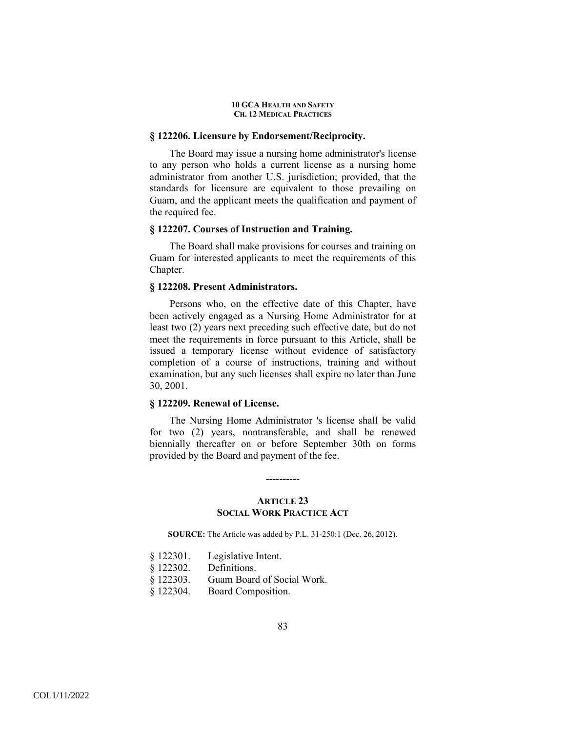### § 122206. Licensure by Endorsement/Reciprocity.

The Board may issue a nursing home administrator's license to any person who holds a current license as a nursing home administrator from another U.S. jurisdiction; provided, that the standards for licensure are equivalent to those prevailing on Guam, and the applicant meets the qualification and payment of the required fee.

### § 122207. Courses of Instruction and Training.

The Board shall make provisions for courses and training on Guam for interested applicants to meet the requirements of this Chapter.

### § 122208. Present Administrators.

Persons who, on the effective date of this Chapter, have been actively engaged as a Nursing Home Administrator for at least two (2) years next preceding such effective date, but do not meet the requirements in force pursuant to this Article, shall be issued a temporary license without evidence of satisfactory completion of a course of instructions, training and without examination, but any such licenses shall expire no later than June 30, 2001.

### § 122209. Renewal of License.

The Nursing Home Administrator 's license shall be valid for two (2) years, nontransferable, and shall be renewed biennially thereafter on or before September 30th on forms provided by the Board and payment of the fee.

----------

## ARTICLE 23
## SOCIAL WORK PRACTICE ACT

**SOURCE:** The Article was added by P.L. 31-250:1 (Dec. 26, 2012).

§ 122301. Legislative Intent.
§ 122302. Definitions.
§ 122303. Guam Board of Social Work.
§ 122304. Board Composition.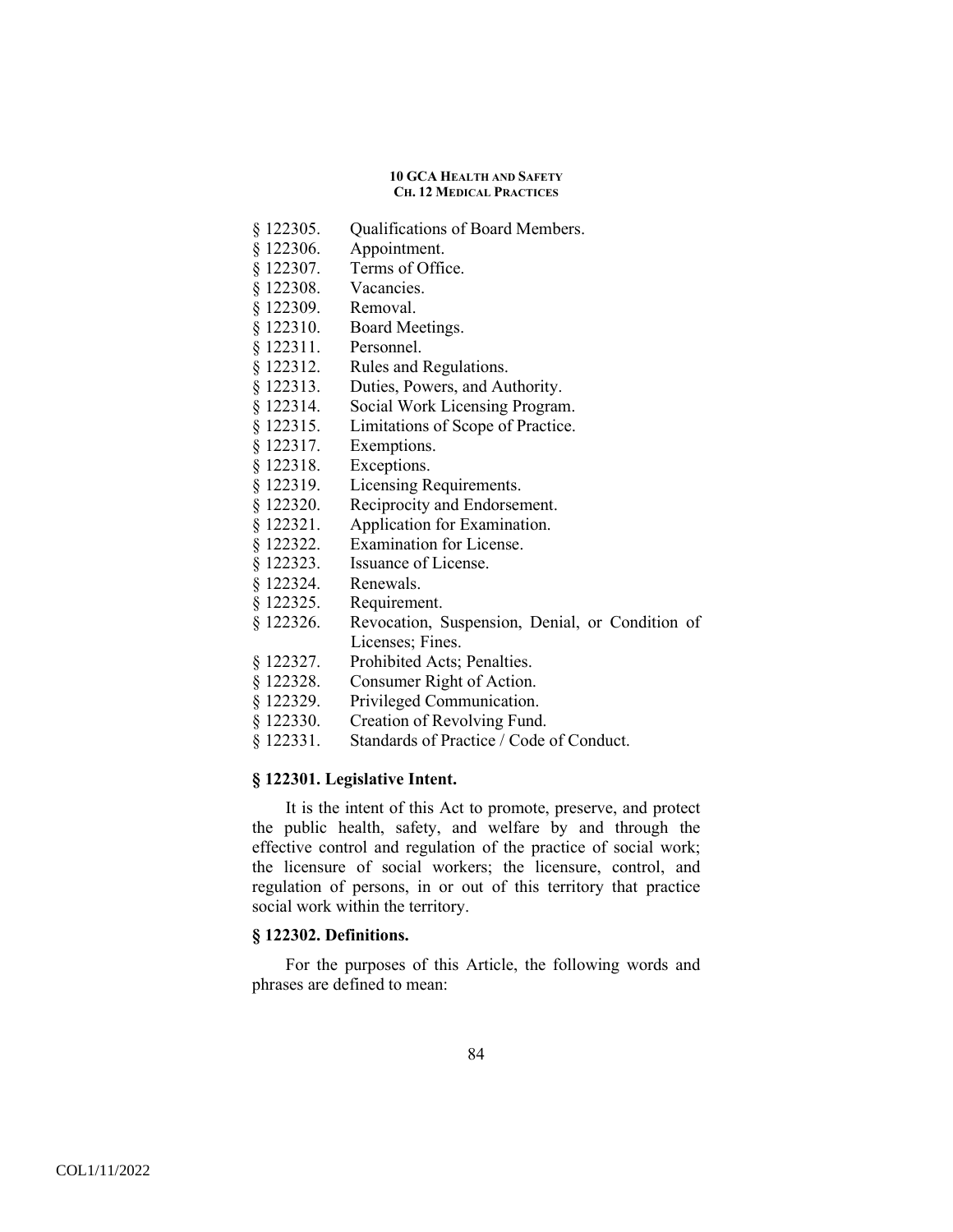§ 122305. Qualifications of Board Members.
§ 122306. Appointment.
§ 122307. Terms of Office.
§ 122308. Vacancies.
§ 122309. Removal.
§ 122310. Board Meetings.
§ 122311. Personnel.
§ 122312. Rules and Regulations.
§ 122313. Duties, Powers, and Authority.
§ 122314. Social Work Licensing Program.
§ 122315. Limitations of Scope of Practice.
§ 122317. Exemptions.
§ 122318. Exceptions.
§ 122319. Licensing Requirements.
§ 122320. Reciprocity and Endorsement.
§ 122321. Application for Examination.
§ 122322. Examination for License.
§ 122323. Issuance of License.
§ 122324. Renewals.
§ 122325. Requirement.
§ 122326. Revocation, Suspension, Denial, or Condition of Licenses; Fines.
§ 122327. Prohibited Acts; Penalties.
§ 122328. Consumer Right of Action.
§ 122329. Privileged Communication.
§ 122330. Creation of Revolving Fund.
§ 122331. Standards of Practice / Code of Conduct.

### § 122301. Legislative Intent.

It is the intent of this Act to promote, preserve, and protect the public health, safety, and welfare by and through the effective control and regulation of the practice of social work; the licensure of social workers; the licensure, control, and regulation of persons, in or out of this territory that practice social work within the territory.

### § 122302. Definitions.

For the purposes of this Article, the following words and phrases are defined to mean: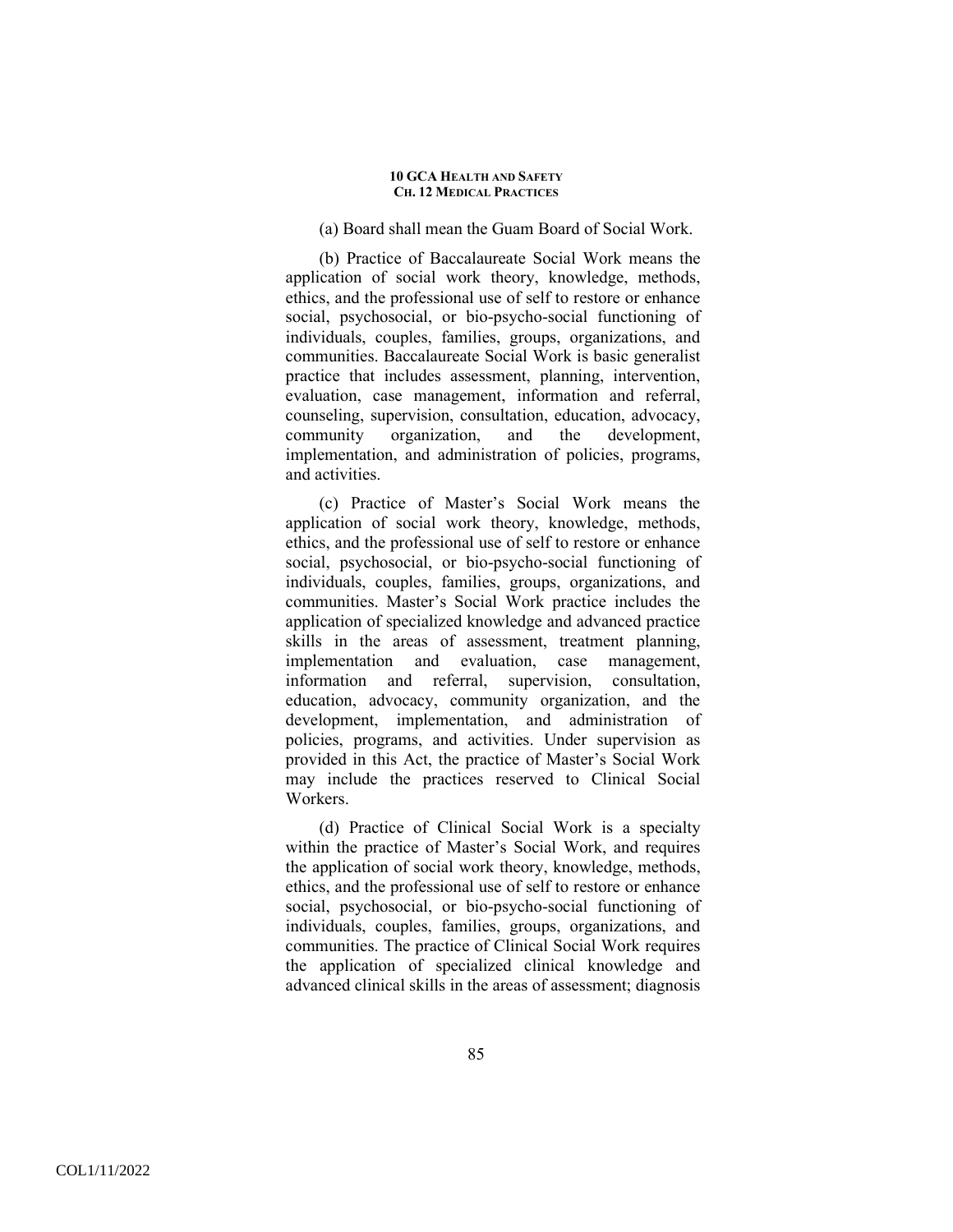(a) Board shall mean the Guam Board of Social Work.

(b) Practice of Baccalaureate Social Work means the application of social work theory, knowledge, methods, ethics, and the professional use of self to restore or enhance social, psychosocial, or bio-psycho-social functioning of individuals, couples, families, groups, organizations, and communities. Baccalaureate Social Work is basic generalist practice that includes assessment, planning, intervention, evaluation, case management, information and referral, counseling, supervision, consultation, education, advocacy, community organization, and the development, implementation, and administration of policies, programs, and activities.

(c) Practice of Master's Social Work means the application of social work theory, knowledge, methods, ethics, and the professional use of self to restore or enhance social, psychosocial, or bio-psycho-social functioning of individuals, couples, families, groups, organizations, and communities. Master's Social Work practice includes the application of specialized knowledge and advanced practice skills in the areas of assessment, treatment planning, implementation and evaluation, case management, information and referral, supervision, consultation, education, advocacy, community organization, and the development, implementation, and administration of policies, programs, and activities. Under supervision as provided in this Act, the practice of Master's Social Work may include the practices reserved to Clinical Social Workers.

(d) Practice of Clinical Social Work is a specialty within the practice of Master's Social Work, and requires the application of social work theory, knowledge, methods, ethics, and the professional use of self to restore or enhance social, psychosocial, or bio-psycho-social functioning of individuals, couples, families, groups, organizations, and communities. The practice of Clinical Social Work requires the application of specialized clinical knowledge and advanced clinical skills in the areas of assessment; diagnosis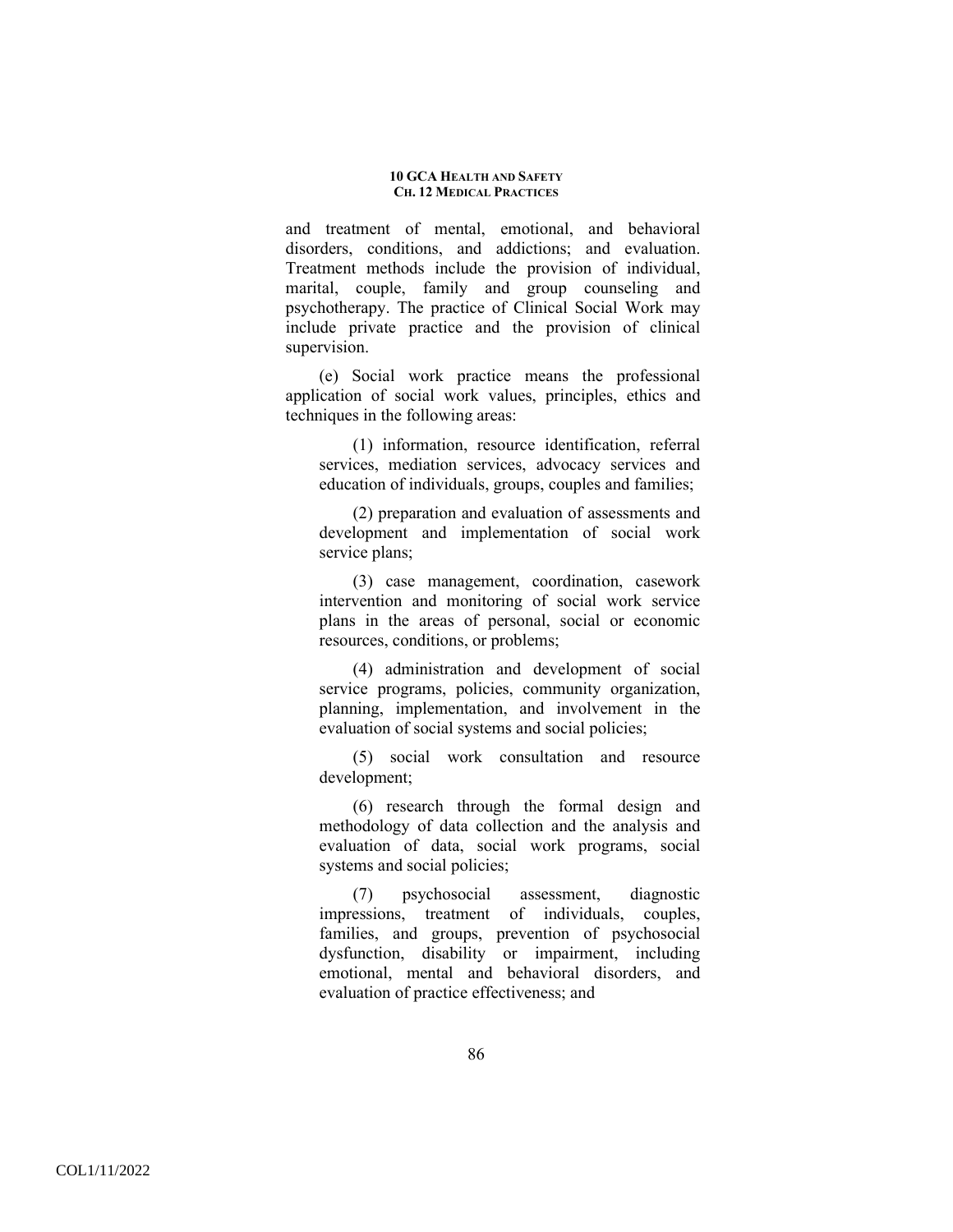and treatment of mental, emotional, and behavioral disorders, conditions, and addictions; and evaluation. Treatment methods include the provision of individual, marital, couple, family and group counseling and psychotherapy. The practice of Clinical Social Work may include private practice and the provision of clinical supervision.

(e) Social work practice means the professional application of social work values, principles, ethics and techniques in the following areas:

(1) information, resource identification, referral services, mediation services, advocacy services and education of individuals, groups, couples and families;

(2) preparation and evaluation of assessments and development and implementation of social work service plans;

(3) case management, coordination, casework intervention and monitoring of social work service plans in the areas of personal, social or economic resources, conditions, or problems;

(4) administration and development of social service programs, policies, community organization, planning, implementation, and involvement in the evaluation of social systems and social policies;

(5) social work consultation and resource development;

(6) research through the formal design and methodology of data collection and the analysis and evaluation of data, social work programs, social systems and social policies;

(7) psychosocial assessment, diagnostic impressions, treatment of individuals, couples, families, and groups, prevention of psychosocial dysfunction, disability or impairment, including emotional, mental and behavioral disorders, and evaluation of practice effectiveness; and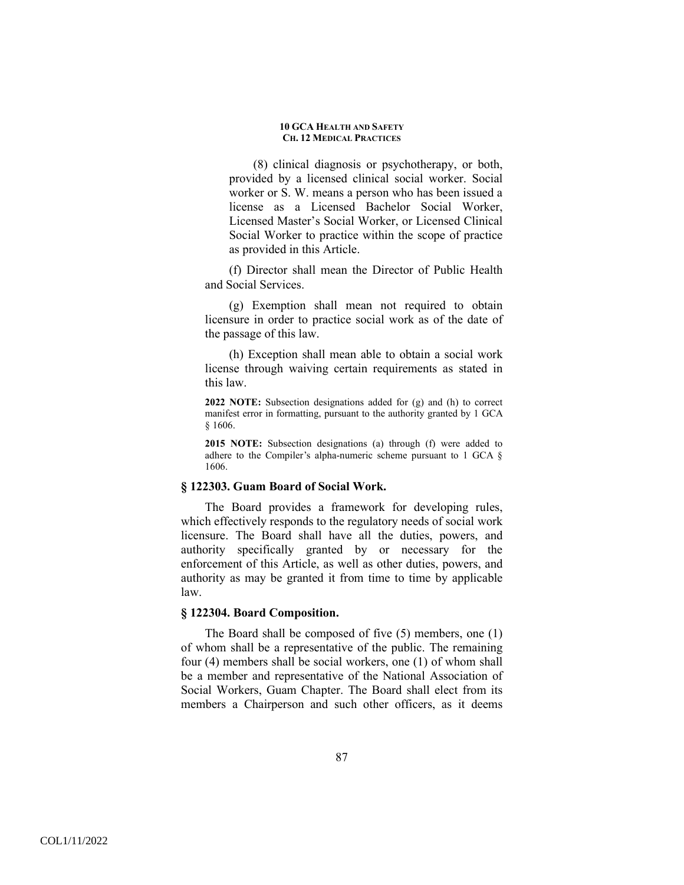(8) clinical diagnosis or psychotherapy, or both, provided by a licensed clinical social worker. Social worker or S. W. means a person who has been issued a license as a Licensed Bachelor Social Worker, Licensed Master's Social Worker, or Licensed Clinical Social Worker to practice within the scope of practice as provided in this Article.

(f) Director shall mean the Director of Public Health and Social Services.

(g) Exemption shall mean not required to obtain licensure in order to practice social work as of the date of the passage of this law.

(h) Exception shall mean able to obtain a social work license through waiving certain requirements as stated in this law.

**2022 NOTE:** Subsection designations added for (g) and (h) to correct manifest error in formatting, pursuant to the authority granted by 1 GCA § 1606.

**2015 NOTE:** Subsection designations (a) through (f) were added to adhere to the Compiler's alpha-numeric scheme pursuant to 1 GCA § 1606.

### § 122303. Guam Board of Social Work.

The Board provides a framework for developing rules, which effectively responds to the regulatory needs of social work licensure. The Board shall have all the duties, powers, and authority specifically granted by or necessary for the enforcement of this Article, as well as other duties, powers, and authority as may be granted it from time to time by applicable law.

### § 122304. Board Composition.

The Board shall be composed of five (5) members, one (1) of whom shall be a representative of the public. The remaining four (4) members shall be social workers, one (1) of whom shall be a member and representative of the National Association of Social Workers, Guam Chapter. The Board shall elect from its members a Chairperson and such other officers, as it deems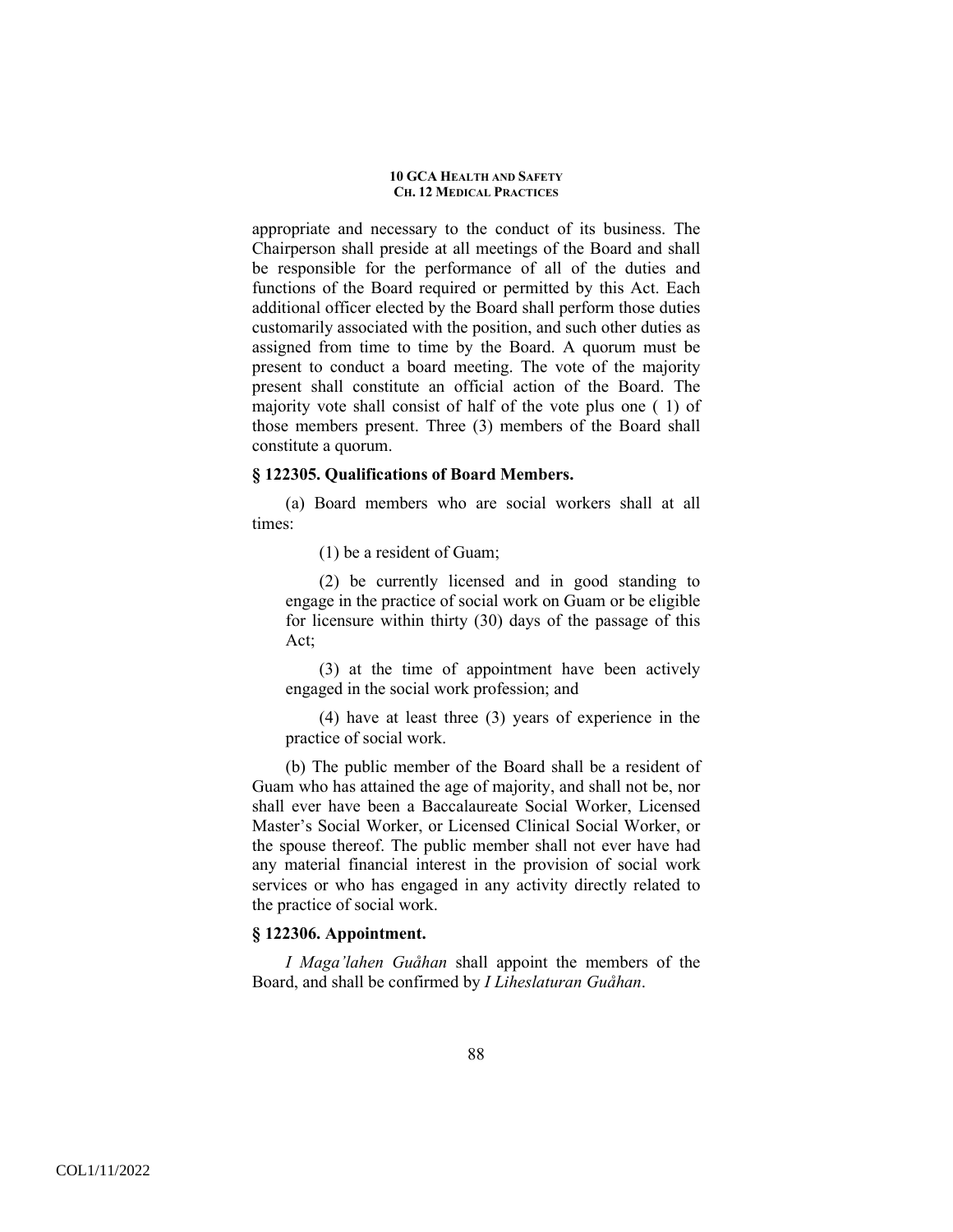appropriate and necessary to the conduct of its business. The Chairperson shall preside at all meetings of the Board and shall be responsible for the performance of all of the duties and functions of the Board required or permitted by this Act. Each additional officer elected by the Board shall perform those duties customarily associated with the position, and such other duties as assigned from time to time by the Board. A quorum must be present to conduct a board meeting. The vote of the majority present shall constitute an official action of the Board. The majority vote shall consist of half of the vote plus one ( 1) of those members present. Three (3) members of the Board shall constitute a quorum.

### § 122305. Qualifications of Board Members.

(a) Board members who are social workers shall at all times:

(1) be a resident of Guam;

(2) be currently licensed and in good standing to engage in the practice of social work on Guam or be eligible for licensure within thirty (30) days of the passage of this Act;

(3) at the time of appointment have been actively engaged in the social work profession; and

(4) have at least three (3) years of experience in the practice of social work.

(b) The public member of the Board shall be a resident of Guam who has attained the age of majority, and shall not be, nor shall ever have been a Baccalaureate Social Worker, Licensed Master's Social Worker, or Licensed Clinical Social Worker, or the spouse thereof. The public member shall not ever have had any material financial interest in the provision of social work services or who has engaged in any activity directly related to the practice of social work.

### § 122306. Appointment.

*I Maga'lahen Guåhan* shall appoint the members of the Board, and shall be confirmed by *I Liheslaturan Guåhan*.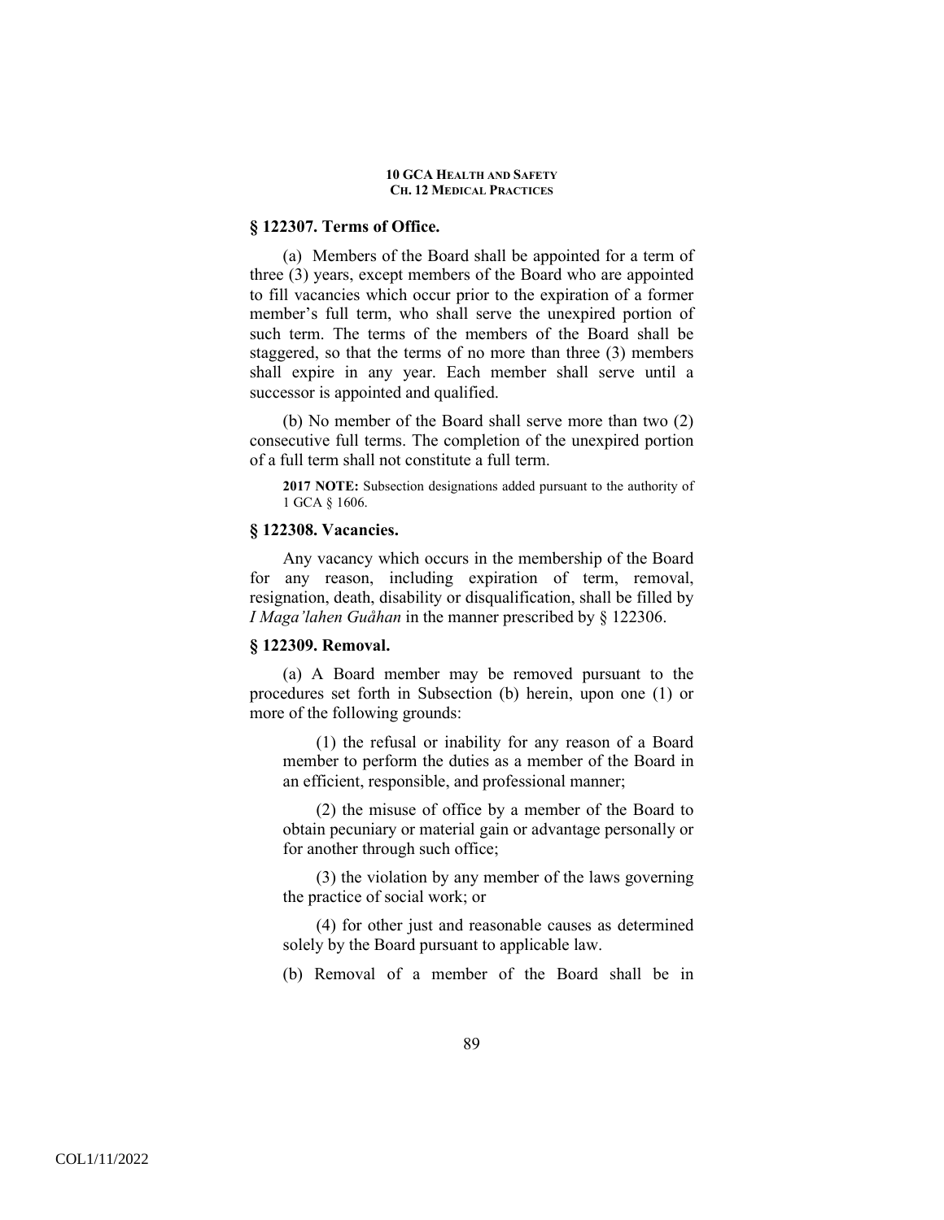### § 122307. Terms of Office.

(a) Members of the Board shall be appointed for a term of three (3) years, except members of the Board who are appointed to fill vacancies which occur prior to the expiration of a former member's full term, who shall serve the unexpired portion of such term. The terms of the members of the Board shall be staggered, so that the terms of no more than three (3) members shall expire in any year. Each member shall serve until a successor is appointed and qualified.

(b) No member of the Board shall serve more than two (2) consecutive full terms. The completion of the unexpired portion of a full term shall not constitute a full term.

**2017 NOTE:** Subsection designations added pursuant to the authority of 1 GCA § 1606.

### § 122308. Vacancies.

Any vacancy which occurs in the membership of the Board for any reason, including expiration of term, removal, resignation, death, disability or disqualification, shall be filled by *I Maga'lahen Guåhan* in the manner prescribed by § 122306.

### § 122309. Removal.

(a) A Board member may be removed pursuant to the procedures set forth in Subsection (b) herein, upon one (1) or more of the following grounds:

(1) the refusal or inability for any reason of a Board member to perform the duties as a member of the Board in an efficient, responsible, and professional manner;

(2) the misuse of office by a member of the Board to obtain pecuniary or material gain or advantage personally or for another through such office;

(3) the violation by any member of the laws governing the practice of social work; or

(4) for other just and reasonable causes as determined solely by the Board pursuant to applicable law.

(b) Removal of a member of the Board shall be in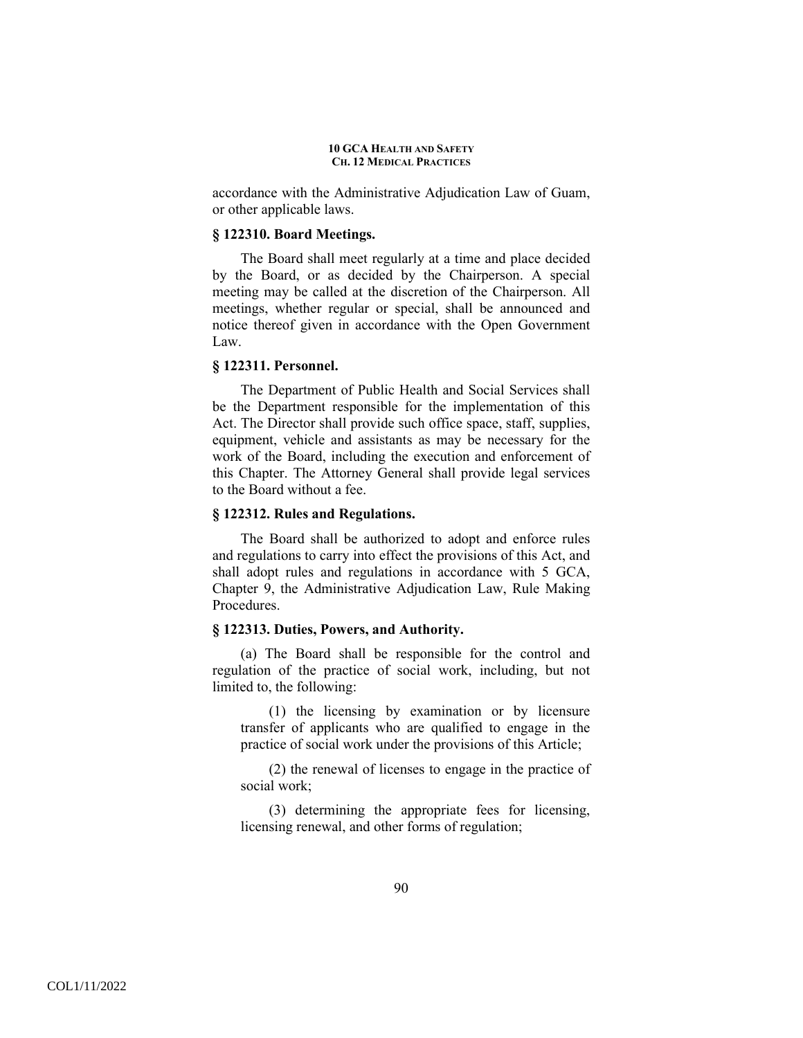accordance with the Administrative Adjudication Law of Guam, or other applicable laws.

### § 122310. Board Meetings.

The Board shall meet regularly at a time and place decided by the Board, or as decided by the Chairperson. A special meeting may be called at the discretion of the Chairperson. All meetings, whether regular or special, shall be announced and notice thereof given in accordance with the Open Government Law.

### § 122311. Personnel.

The Department of Public Health and Social Services shall be the Department responsible for the implementation of this Act. The Director shall provide such office space, staff, supplies, equipment, vehicle and assistants as may be necessary for the work of the Board, including the execution and enforcement of this Chapter. The Attorney General shall provide legal services to the Board without a fee.

### § 122312. Rules and Regulations.

The Board shall be authorized to adopt and enforce rules and regulations to carry into effect the provisions of this Act, and shall adopt rules and regulations in accordance with 5 GCA, Chapter 9, the Administrative Adjudication Law, Rule Making Procedures.

### § 122313. Duties, Powers, and Authority.

(a) The Board shall be responsible for the control and regulation of the practice of social work, including, but not limited to, the following:

(1) the licensing by examination or by licensure transfer of applicants who are qualified to engage in the practice of social work under the provisions of this Article;

(2) the renewal of licenses to engage in the practice of social work;

(3) determining the appropriate fees for licensing, licensing renewal, and other forms of regulation;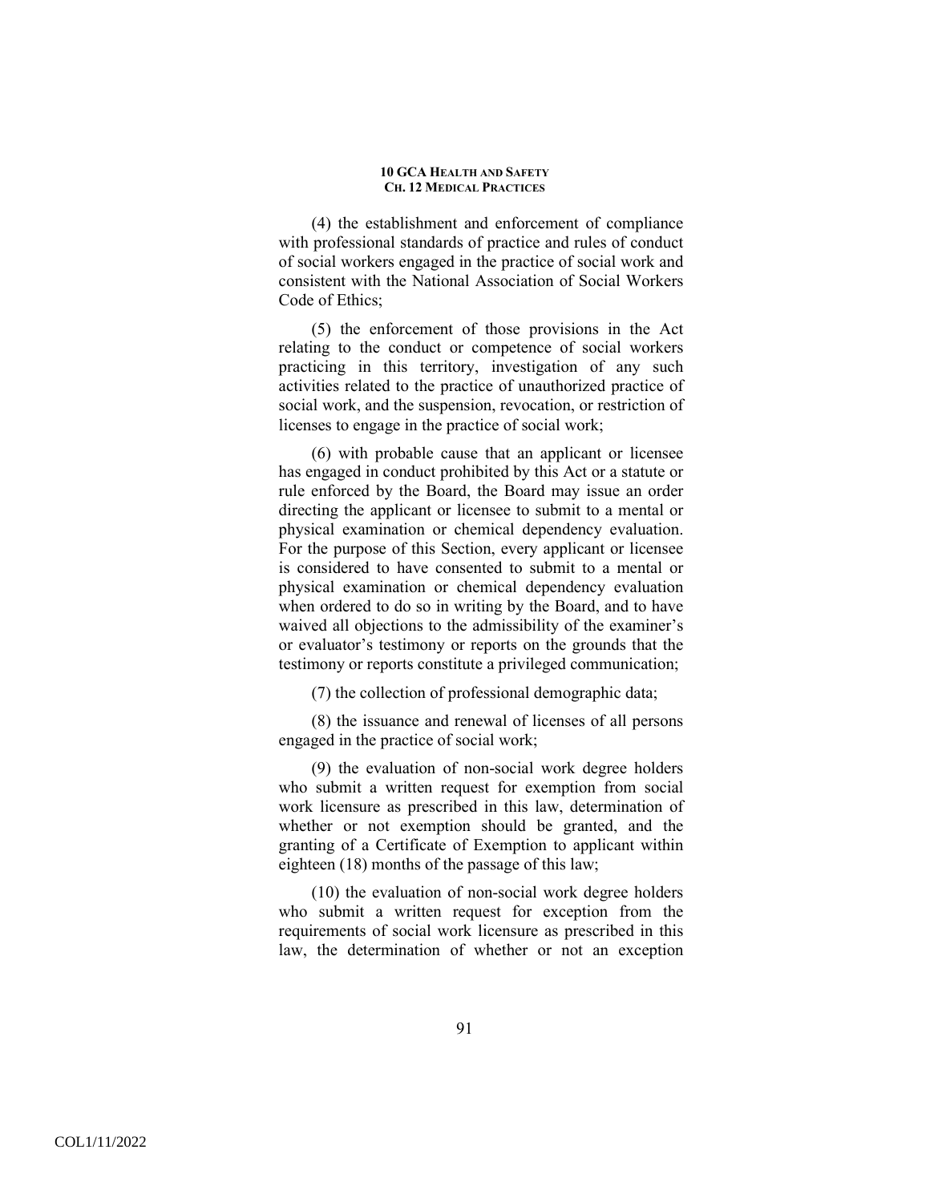(4) the establishment and enforcement of compliance with professional standards of practice and rules of conduct of social workers engaged in the practice of social work and consistent with the National Association of Social Workers Code of Ethics;

(5) the enforcement of those provisions in the Act relating to the conduct or competence of social workers practicing in this territory, investigation of any such activities related to the practice of unauthorized practice of social work, and the suspension, revocation, or restriction of licenses to engage in the practice of social work;

(6) with probable cause that an applicant or licensee has engaged in conduct prohibited by this Act or a statute or rule enforced by the Board, the Board may issue an order directing the applicant or licensee to submit to a mental or physical examination or chemical dependency evaluation. For the purpose of this Section, every applicant or licensee is considered to have consented to submit to a mental or physical examination or chemical dependency evaluation when ordered to do so in writing by the Board, and to have waived all objections to the admissibility of the examiner's or evaluator's testimony or reports on the grounds that the testimony or reports constitute a privileged communication;

(7) the collection of professional demographic data;

(8) the issuance and renewal of licenses of all persons engaged in the practice of social work;

(9) the evaluation of non-social work degree holders who submit a written request for exemption from social work licensure as prescribed in this law, determination of whether or not exemption should be granted, and the granting of a Certificate of Exemption to applicant within eighteen (18) months of the passage of this law;

(10) the evaluation of non-social work degree holders who submit a written request for exception from the requirements of social work licensure as prescribed in this law, the determination of whether or not an exception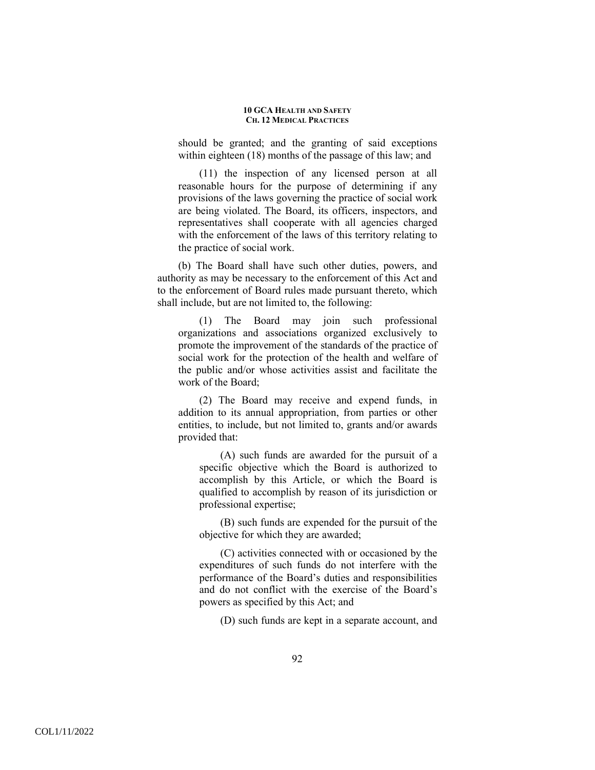should be granted; and the granting of said exceptions within eighteen (18) months of the passage of this law; and

(11) the inspection of any licensed person at all reasonable hours for the purpose of determining if any provisions of the laws governing the practice of social work are being violated. The Board, its officers, inspectors, and representatives shall cooperate with all agencies charged with the enforcement of the laws of this territory relating to the practice of social work.

(b) The Board shall have such other duties, powers, and authority as may be necessary to the enforcement of this Act and to the enforcement of Board rules made pursuant thereto, which shall include, but are not limited to, the following:

(1) The Board may join such professional organizations and associations organized exclusively to promote the improvement of the standards of the practice of social work for the protection of the health and welfare of the public and/or whose activities assist and facilitate the work of the Board;

(2) The Board may receive and expend funds, in addition to its annual appropriation, from parties or other entities, to include, but not limited to, grants and/or awards provided that:

(A) such funds are awarded for the pursuit of a specific objective which the Board is authorized to accomplish by this Article, or which the Board is qualified to accomplish by reason of its jurisdiction or professional expertise;

(B) such funds are expended for the pursuit of the objective for which they are awarded;

(C) activities connected with or occasioned by the expenditures of such funds do not interfere with the performance of the Board's duties and responsibilities and do not conflict with the exercise of the Board's powers as specified by this Act; and

(D) such funds are kept in a separate account, and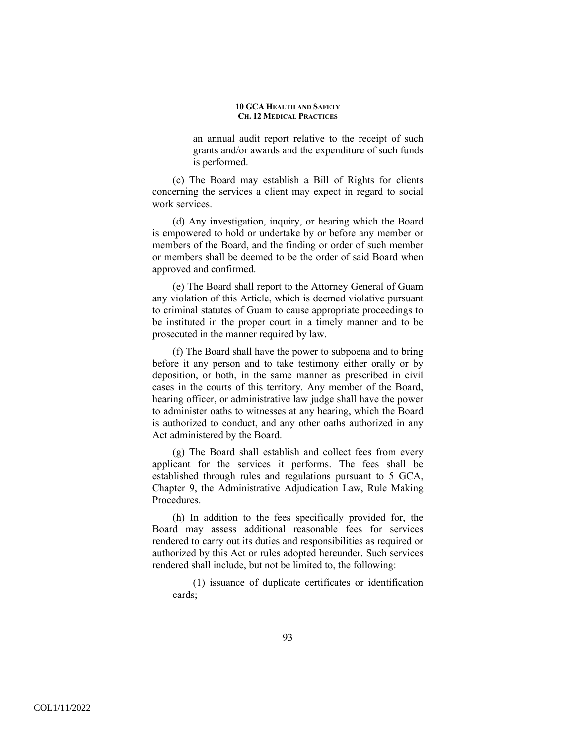an annual audit report relative to the receipt of such grants and/or awards and the expenditure of such funds is performed.

(c) The Board may establish a Bill of Rights for clients concerning the services a client may expect in regard to social work services.

(d) Any investigation, inquiry, or hearing which the Board is empowered to hold or undertake by or before any member or members of the Board, and the finding or order of such member or members shall be deemed to be the order of said Board when approved and confirmed.

(e) The Board shall report to the Attorney General of Guam any violation of this Article, which is deemed violative pursuant to criminal statutes of Guam to cause appropriate proceedings to be instituted in the proper court in a timely manner and to be prosecuted in the manner required by law.

(f) The Board shall have the power to subpoena and to bring before it any person and to take testimony either orally or by deposition, or both, in the same manner as prescribed in civil cases in the courts of this territory. Any member of the Board, hearing officer, or administrative law judge shall have the power to administer oaths to witnesses at any hearing, which the Board is authorized to conduct, and any other oaths authorized in any Act administered by the Board.

(g) The Board shall establish and collect fees from every applicant for the services it performs. The fees shall be established through rules and regulations pursuant to 5 GCA, Chapter 9, the Administrative Adjudication Law, Rule Making Procedures.

(h) In addition to the fees specifically provided for, the Board may assess additional reasonable fees for services rendered to carry out its duties and responsibilities as required or authorized by this Act or rules adopted hereunder. Such services rendered shall include, but not be limited to, the following:

(1) issuance of duplicate certificates or identification cards;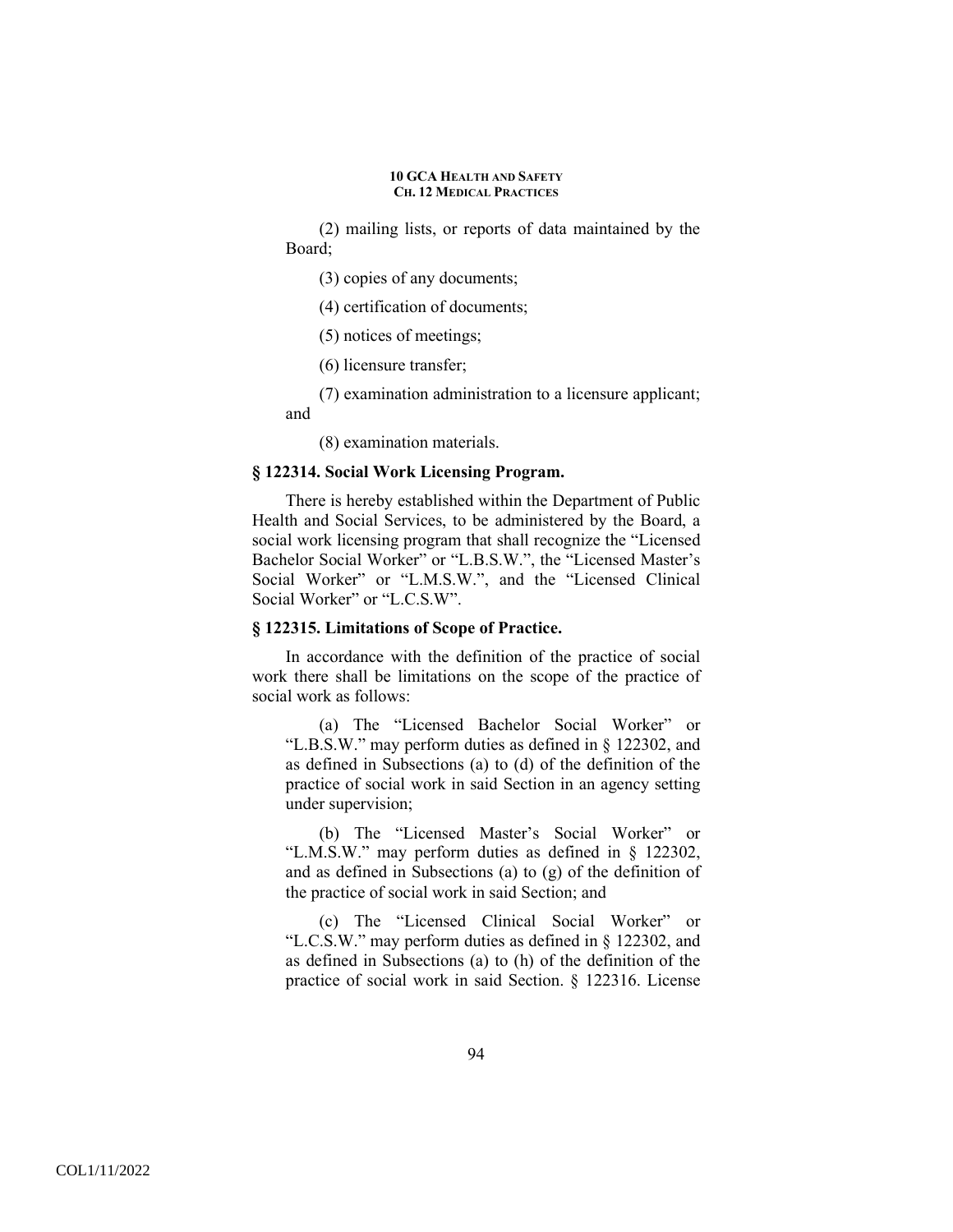(2) mailing lists, or reports of data maintained by the Board;

(3) copies of any documents;

(4) certification of documents;

(5) notices of meetings;

(6) licensure transfer;

(7) examination administration to a licensure applicant; and

(8) examination materials.

### § 122314. Social Work Licensing Program.

There is hereby established within the Department of Public Health and Social Services, to be administered by the Board, a social work licensing program that shall recognize the "Licensed Bachelor Social Worker" or "L.B.S.W.", the "Licensed Master's Social Worker" or "L.M.S.W.", and the "Licensed Clinical Social Worker" or "L.C.S.W".

### § 122315. Limitations of Scope of Practice.

In accordance with the definition of the practice of social work there shall be limitations on the scope of the practice of social work as follows:

(a) The "Licensed Bachelor Social Worker" or "L.B.S.W." may perform duties as defined in § 122302, and as defined in Subsections (a) to (d) of the definition of the practice of social work in said Section in an agency setting under supervision;

(b) The "Licensed Master's Social Worker" or "L.M.S.W." may perform duties as defined in § 122302, and as defined in Subsections (a) to (g) of the definition of the practice of social work in said Section; and

(c) The "Licensed Clinical Social Worker" or "L.C.S.W." may perform duties as defined in § 122302, and as defined in Subsections (a) to (h) of the definition of the practice of social work in said Section. § 122316. License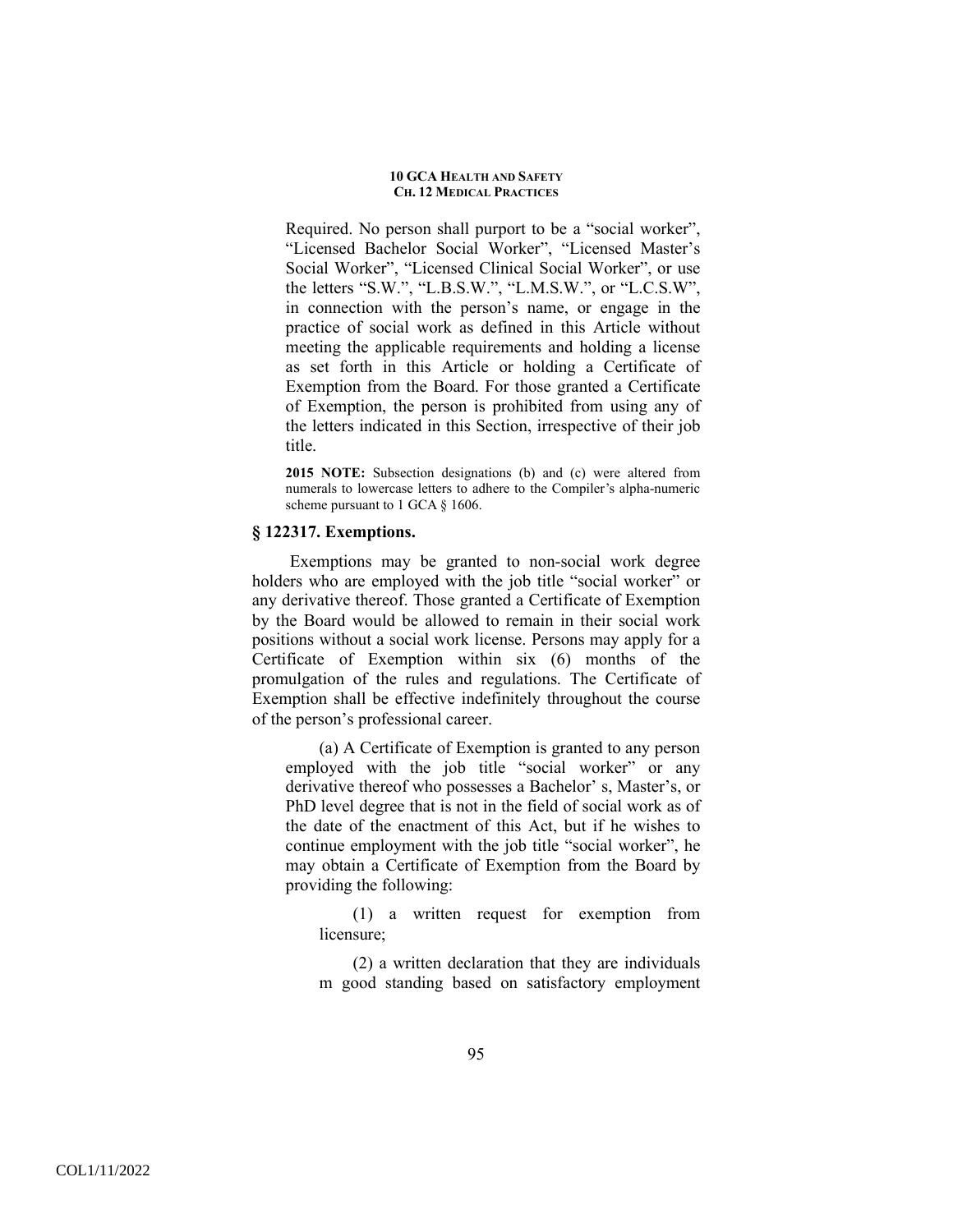Required. No person shall purport to be a "social worker", "Licensed Bachelor Social Worker", "Licensed Master's Social Worker", "Licensed Clinical Social Worker", or use the letters "S.W.", "L.B.S.W.", "L.M.S.W.", or "L.C.S.W", in connection with the person's name, or engage in the practice of social work as defined in this Article without meeting the applicable requirements and holding a license as set forth in this Article or holding a Certificate of Exemption from the Board. For those granted a Certificate of Exemption, the person is prohibited from using any of the letters indicated in this Section, irrespective of their job title.

**2015 NOTE:** Subsection designations (b) and (c) were altered from numerals to lowercase letters to adhere to the Compiler's alpha-numeric scheme pursuant to 1 GCA § 1606.

### § 122317. Exemptions.

Exemptions may be granted to non-social work degree holders who are employed with the job title "social worker" or any derivative thereof. Those granted a Certificate of Exemption by the Board would be allowed to remain in their social work positions without a social work license. Persons may apply for a Certificate of Exemption within six (6) months of the promulgation of the rules and regulations. The Certificate of Exemption shall be effective indefinitely throughout the course of the person's professional career.

(a) A Certificate of Exemption is granted to any person employed with the job title "social worker" or any derivative thereof who possesses a Bachelor' s, Master's, or PhD level degree that is not in the field of social work as of the date of the enactment of this Act, but if he wishes to continue employment with the job title "social worker", he may obtain a Certificate of Exemption from the Board by providing the following:

(1) a written request for exemption from licensure;

(2) a written declaration that they are individuals m good standing based on satisfactory employment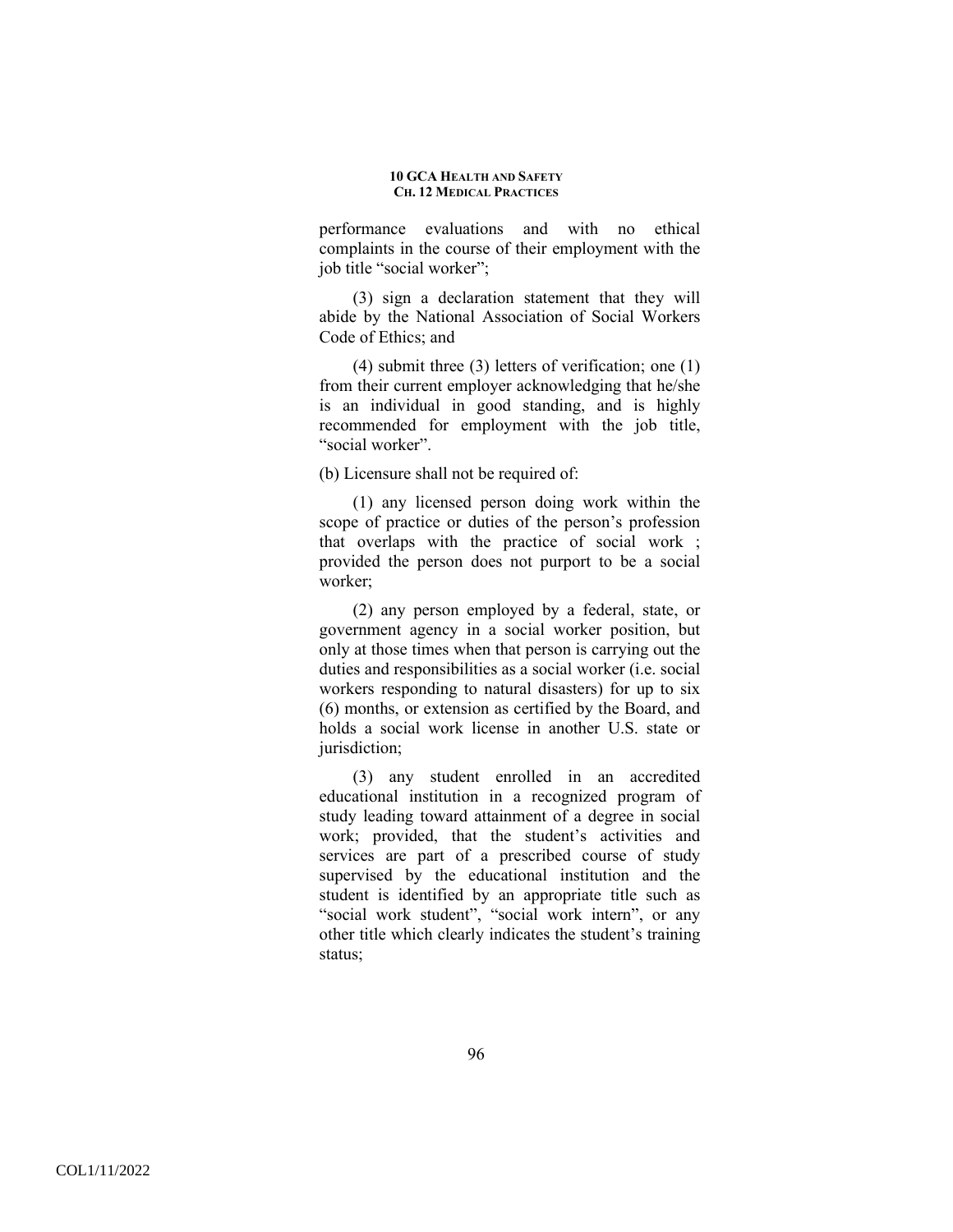performance evaluations and with no ethical complaints in the course of their employment with the job title "social worker";

(3) sign a declaration statement that they will abide by the National Association of Social Workers Code of Ethics; and

(4) submit three (3) letters of verification; one (1) from their current employer acknowledging that he/she is an individual in good standing, and is highly recommended for employment with the job title, "social worker".

(b) Licensure shall not be required of:

(1) any licensed person doing work within the scope of practice or duties of the person's profession that overlaps with the practice of social work ; provided the person does not purport to be a social worker;

(2) any person employed by a federal, state, or government agency in a social worker position, but only at those times when that person is carrying out the duties and responsibilities as a social worker (i.e. social workers responding to natural disasters) for up to six (6) months, or extension as certified by the Board, and holds a social work license in another U.S. state or jurisdiction;

(3) any student enrolled in an accredited educational institution in a recognized program of study leading toward attainment of a degree in social work; provided, that the student's activities and services are part of a prescribed course of study supervised by the educational institution and the student is identified by an appropriate title such as "social work student", "social work intern", or any other title which clearly indicates the student's training status;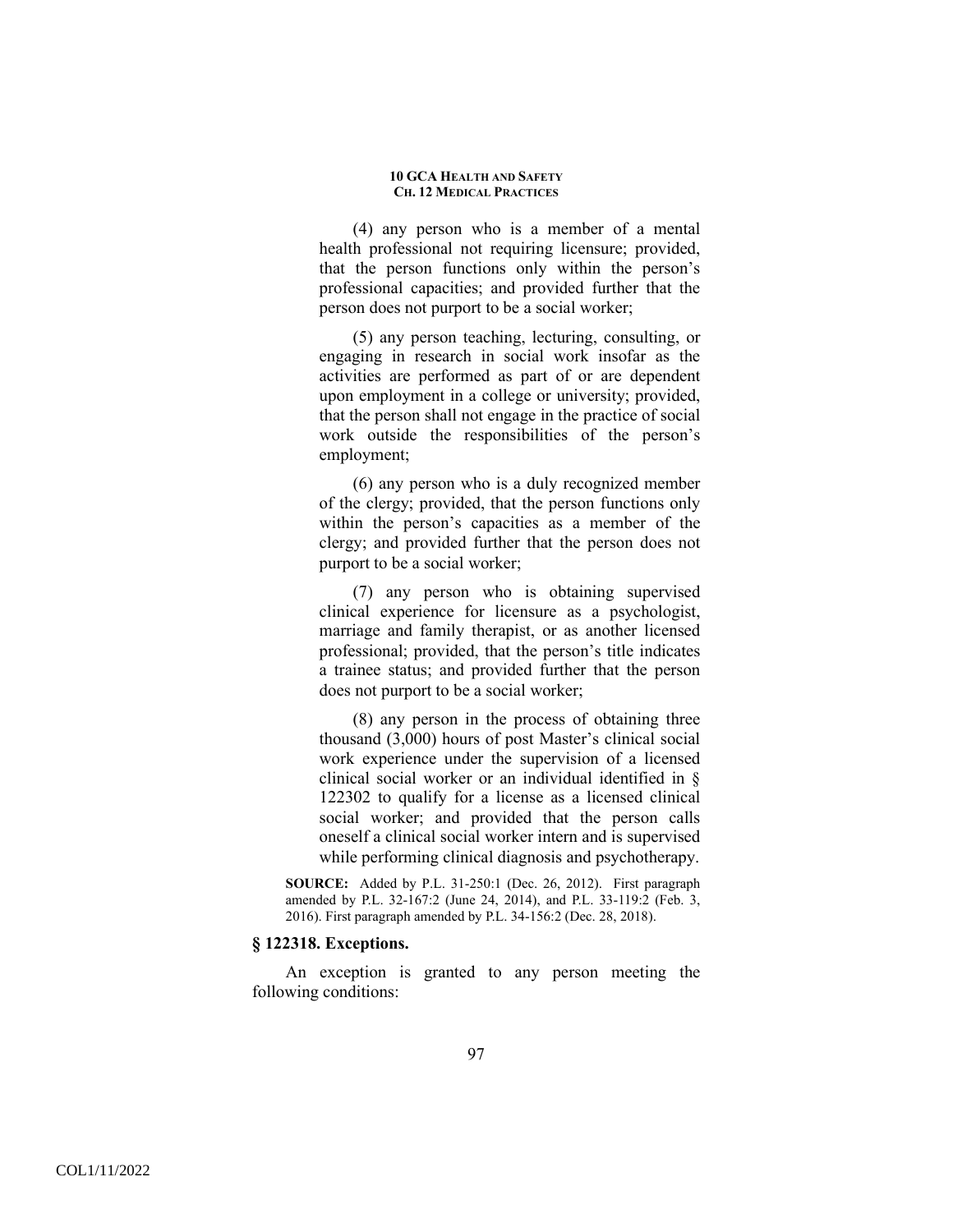(4) any person who is a member of a mental health professional not requiring licensure; provided, that the person functions only within the person's professional capacities; and provided further that the person does not purport to be a social worker;

(5) any person teaching, lecturing, consulting, or engaging in research in social work insofar as the activities are performed as part of or are dependent upon employment in a college or university; provided, that the person shall not engage in the practice of social work outside the responsibilities of the person's employment;

(6) any person who is a duly recognized member of the clergy; provided, that the person functions only within the person's capacities as a member of the clergy; and provided further that the person does not purport to be a social worker;

(7) any person who is obtaining supervised clinical experience for licensure as a psychologist, marriage and family therapist, or as another licensed professional; provided, that the person's title indicates a trainee status; and provided further that the person does not purport to be a social worker;

(8) any person in the process of obtaining three thousand (3,000) hours of post Master's clinical social work experience under the supervision of a licensed clinical social worker or an individual identified in § 122302 to qualify for a license as a licensed clinical social worker; and provided that the person calls oneself a clinical social worker intern and is supervised while performing clinical diagnosis and psychotherapy.

**SOURCE:** Added by P.L. 31-250:1 (Dec. 26, 2012). First paragraph amended by P.L. 32-167:2 (June 24, 2014), and P.L. 33-119:2 (Feb. 3, 2016). First paragraph amended by P.L. 34-156:2 (Dec. 28, 2018).

### § 122318. Exceptions.

An exception is granted to any person meeting the following conditions: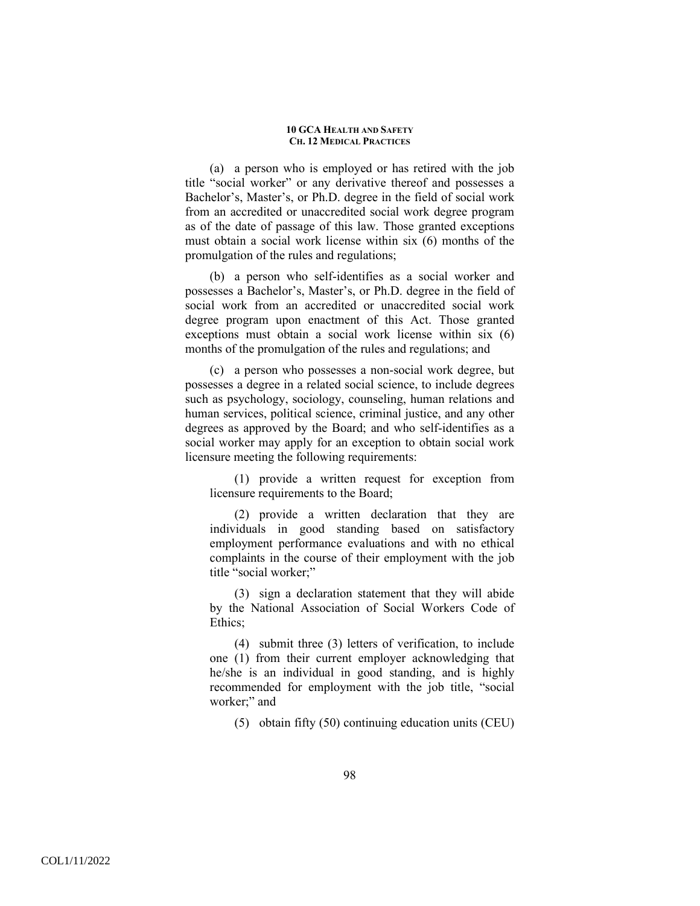(a) a person who is employed or has retired with the job title "social worker" or any derivative thereof and possesses a Bachelor's, Master's, or Ph.D. degree in the field of social work from an accredited or unaccredited social work degree program as of the date of passage of this law. Those granted exceptions must obtain a social work license within six (6) months of the promulgation of the rules and regulations;

(b) a person who self-identifies as a social worker and possesses a Bachelor's, Master's, or Ph.D. degree in the field of social work from an accredited or unaccredited social work degree program upon enactment of this Act. Those granted exceptions must obtain a social work license within six (6) months of the promulgation of the rules and regulations; and

(c) a person who possesses a non-social work degree, but possesses a degree in a related social science, to include degrees such as psychology, sociology, counseling, human relations and human services, political science, criminal justice, and any other degrees as approved by the Board; and who self-identifies as a social worker may apply for an exception to obtain social work licensure meeting the following requirements:

> (1) provide a written request for exception from licensure requirements to the Board;
>
> (2) provide a written declaration that they are individuals in good standing based on satisfactory employment performance evaluations and with no ethical complaints in the course of their employment with the job title "social worker;"
>
> (3) sign a declaration statement that they will abide by the National Association of Social Workers Code of Ethics;
>
> (4) submit three (3) letters of verification, to include one (1) from their current employer acknowledging that he/she is an individual in good standing, and is highly recommended for employment with the job title, "social worker;" and
>
> (5) obtain fifty (50) continuing education units (CEU)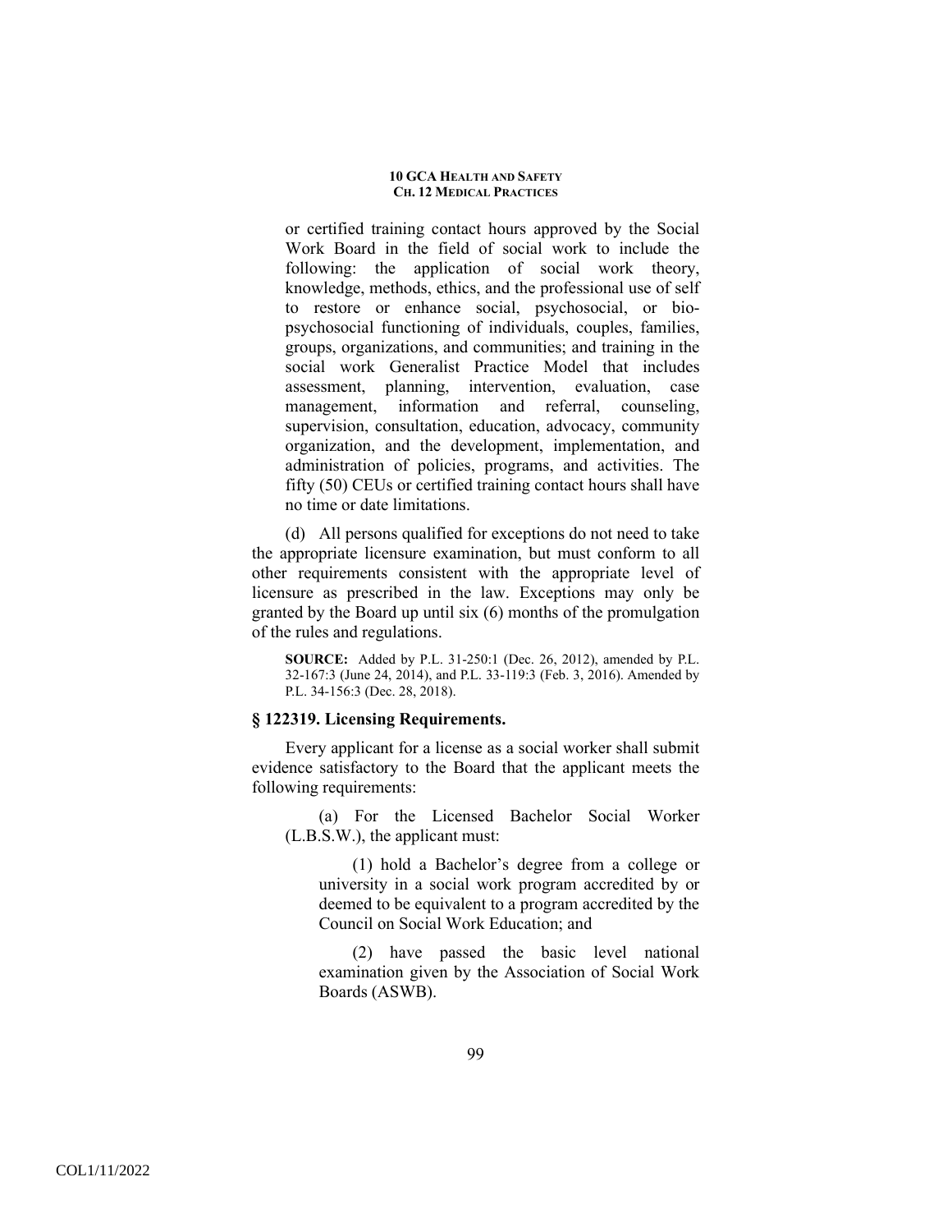or certified training contact hours approved by the Social Work Board in the field of social work to include the following: the application of social work theory, knowledge, methods, ethics, and the professional use of self to restore or enhance social, psychosocial, or bio-psychosocial functioning of individuals, couples, families, groups, organizations, and communities; and training in the social work Generalist Practice Model that includes assessment, planning, intervention, evaluation, case management, information and referral, counseling, supervision, consultation, education, advocacy, community organization, and the development, implementation, and administration of policies, programs, and activities. The fifty (50) CEUs or certified training contact hours shall have no time or date limitations.

(d) All persons qualified for exceptions do not need to take the appropriate licensure examination, but must conform to all other requirements consistent with the appropriate level of licensure as prescribed in the law. Exceptions may only be granted by the Board up until six (6) months of the promulgation of the rules and regulations.

**SOURCE:** Added by P.L. 31-250:1 (Dec. 26, 2012), amended by P.L. 32-167:3 (June 24, 2014), and P.L. 33-119:3 (Feb. 3, 2016). Amended by P.L. 34-156:3 (Dec. 28, 2018).

### § 122319. Licensing Requirements.

Every applicant for a license as a social worker shall submit evidence satisfactory to the Board that the applicant meets the following requirements:

(a) For the Licensed Bachelor Social Worker (L.B.S.W.), the applicant must:

(1) hold a Bachelor's degree from a college or university in a social work program accredited by or deemed to be equivalent to a program accredited by the Council on Social Work Education; and

(2) have passed the basic level national examination given by the Association of Social Work Boards (ASWB).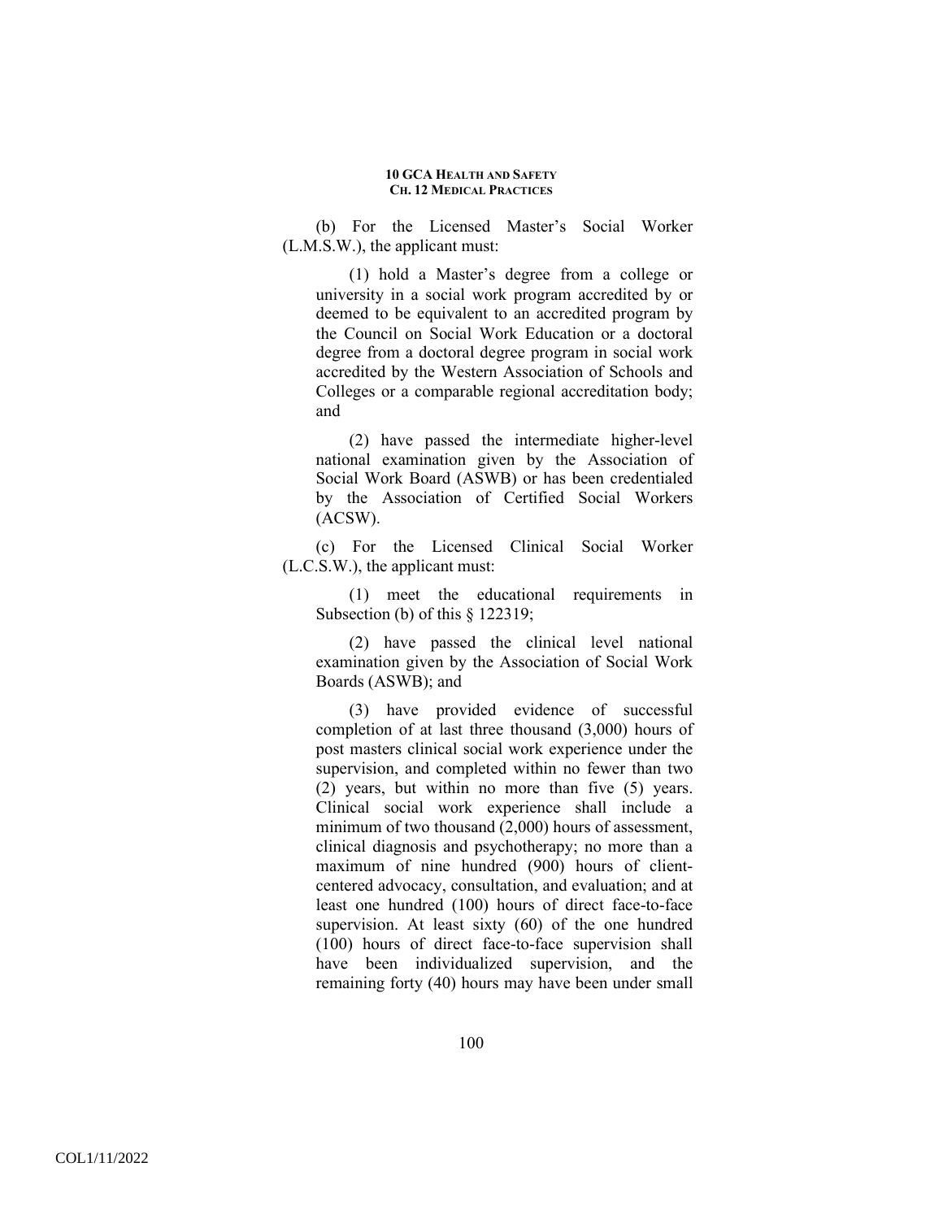(b) For the Licensed Master's Social Worker (L.M.S.W.), the applicant must:

(1) hold a Master's degree from a college or university in a social work program accredited by or deemed to be equivalent to an accredited program by the Council on Social Work Education or a doctoral degree from a doctoral degree program in social work accredited by the Western Association of Schools and Colleges or a comparable regional accreditation body; and

(2) have passed the intermediate higher-level national examination given by the Association of Social Work Board (ASWB) or has been credentialed by the Association of Certified Social Workers (ACSW).

(c) For the Licensed Clinical Social Worker (L.C.S.W.), the applicant must:

(1) meet the educational requirements in Subsection (b) of this § 122319;

(2) have passed the clinical level national examination given by the Association of Social Work Boards (ASWB); and

(3) have provided evidence of successful completion of at last three thousand (3,000) hours of post masters clinical social work experience under the supervision, and completed within no fewer than two (2) years, but within no more than five (5) years. Clinical social work experience shall include a minimum of two thousand (2,000) hours of assessment, clinical diagnosis and psychotherapy; no more than a maximum of nine hundred (900) hours of client-centered advocacy, consultation, and evaluation; and at least one hundred (100) hours of direct face-to-face supervision. At least sixty (60) of the one hundred (100) hours of direct face-to-face supervision shall have been individualized supervision, and the remaining forty (40) hours may have been under small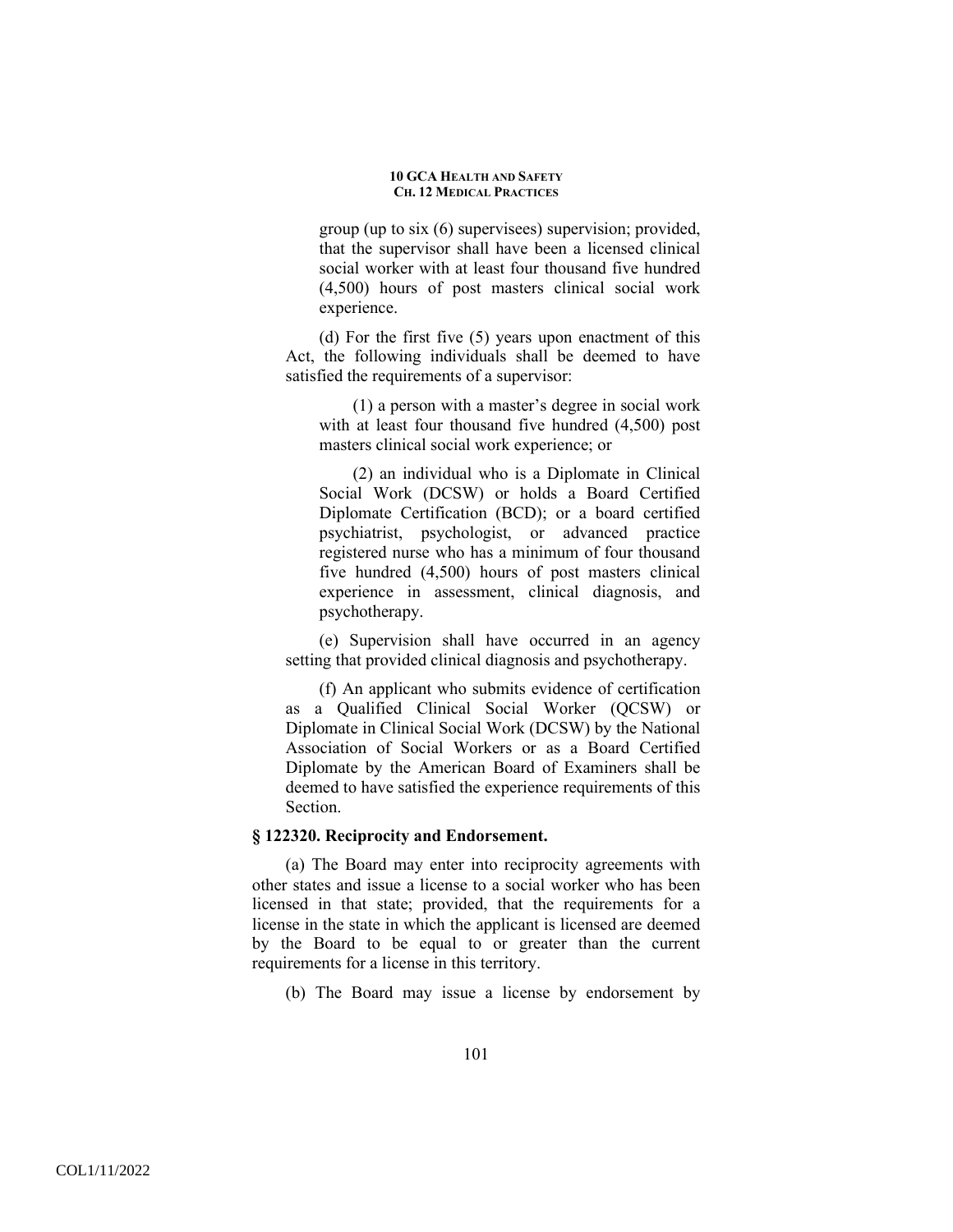group (up to six (6) supervisees) supervision; provided, that the supervisor shall have been a licensed clinical social worker with at least four thousand five hundred (4,500) hours of post masters clinical social work experience.

(d) For the first five (5) years upon enactment of this Act, the following individuals shall be deemed to have satisfied the requirements of a supervisor:

(1) a person with a master's degree in social work with at least four thousand five hundred (4,500) post masters clinical social work experience; or

(2) an individual who is a Diplomate in Clinical Social Work (DCSW) or holds a Board Certified Diplomate Certification (BCD); or a board certified psychiatrist, psychologist, or advanced practice registered nurse who has a minimum of four thousand five hundred (4,500) hours of post masters clinical experience in assessment, clinical diagnosis, and psychotherapy.

(e) Supervision shall have occurred in an agency setting that provided clinical diagnosis and psychotherapy.

(f) An applicant who submits evidence of certification as a Qualified Clinical Social Worker (QCSW) or Diplomate in Clinical Social Work (DCSW) by the National Association of Social Workers or as a Board Certified Diplomate by the American Board of Examiners shall be deemed to have satisfied the experience requirements of this Section.

### § 122320. Reciprocity and Endorsement.

(a) The Board may enter into reciprocity agreements with other states and issue a license to a social worker who has been licensed in that state; provided, that the requirements for a license in the state in which the applicant is licensed are deemed by the Board to be equal to or greater than the current requirements for a license in this territory.

(b) The Board may issue a license by endorsement by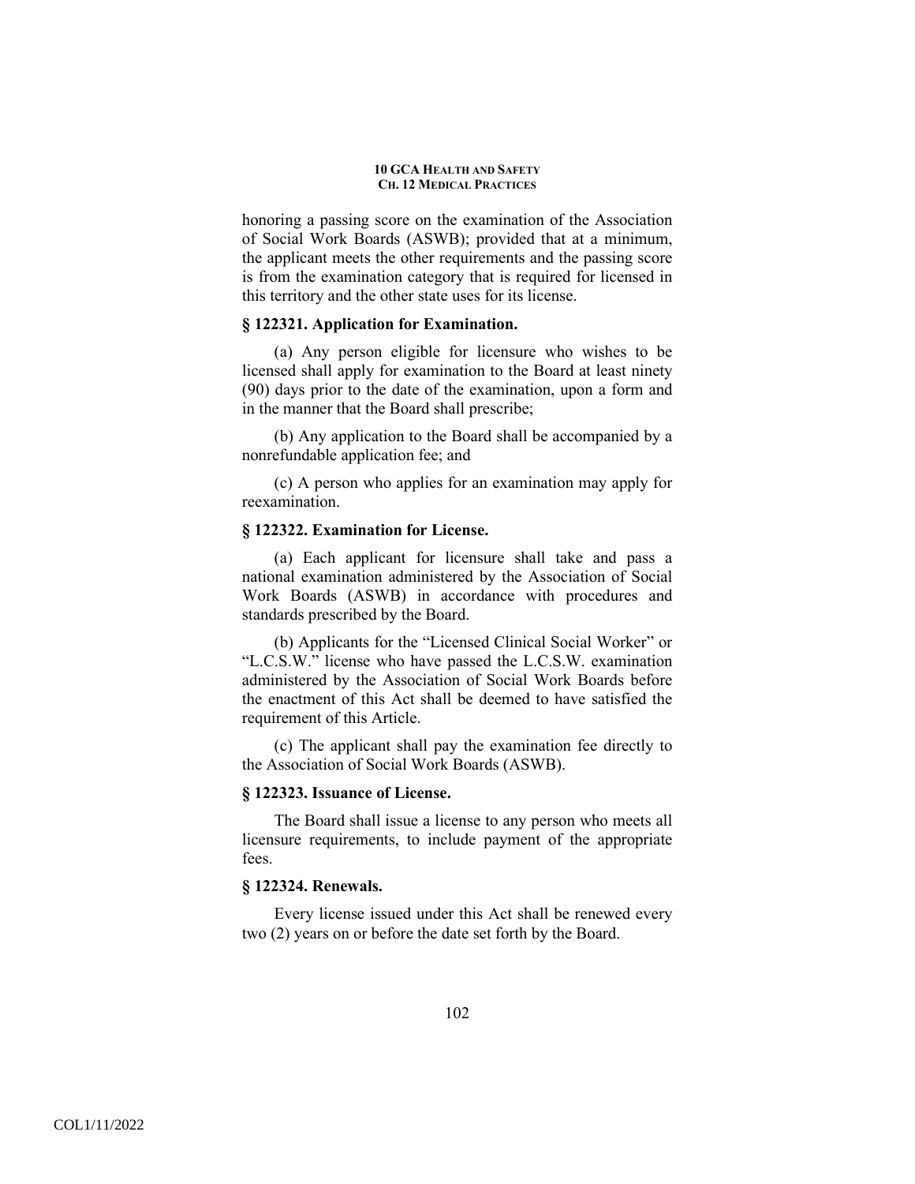honoring a passing score on the examination of the Association of Social Work Boards (ASWB); provided that at a minimum, the applicant meets the other requirements and the passing score is from the examination category that is required for licensed in this territory and the other state uses for its license.

### § 122321. Application for Examination.

(a) Any person eligible for licensure who wishes to be licensed shall apply for examination to the Board at least ninety (90) days prior to the date of the examination, upon a form and in the manner that the Board shall prescribe;

(b) Any application to the Board shall be accompanied by a nonrefundable application fee; and

(c) A person who applies for an examination may apply for reexamination.

### § 122322. Examination for License.

(a) Each applicant for licensure shall take and pass a national examination administered by the Association of Social Work Boards (ASWB) in accordance with procedures and standards prescribed by the Board.

(b) Applicants for the "Licensed Clinical Social Worker" or "L.C.S.W." license who have passed the L.C.S.W. examination administered by the Association of Social Work Boards before the enactment of this Act shall be deemed to have satisfied the requirement of this Article.

(c) The applicant shall pay the examination fee directly to the Association of Social Work Boards (ASWB).

### § 122323. Issuance of License.

The Board shall issue a license to any person who meets all licensure requirements, to include payment of the appropriate fees.

### § 122324. Renewals.

Every license issued under this Act shall be renewed every two (2) years on or before the date set forth by the Board.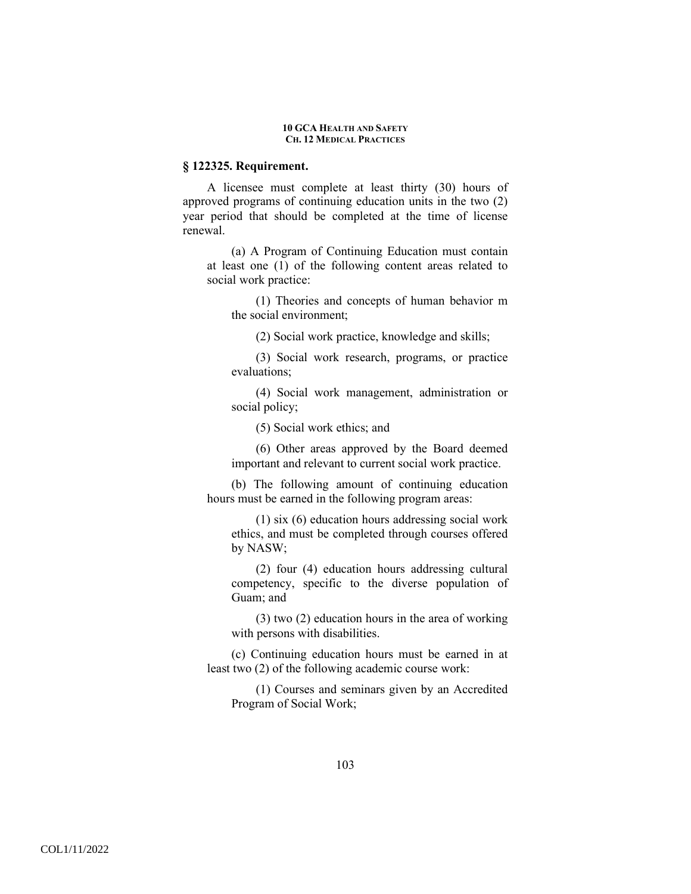## § 122325. Requirement.

A licensee must complete at least thirty (30) hours of approved programs of continuing education units in the two (2) year period that should be completed at the time of license renewal.

(a) A Program of Continuing Education must contain at least one (1) of the following content areas related to social work practice:

(1) Theories and concepts of human behavior m the social environment;

(2) Social work practice, knowledge and skills;

(3) Social work research, programs, or practice evaluations;

(4) Social work management, administration or social policy;

(5) Social work ethics; and

(6) Other areas approved by the Board deemed important and relevant to current social work practice.

(b) The following amount of continuing education hours must be earned in the following program areas:

(1) six (6) education hours addressing social work ethics, and must be completed through courses offered by NASW;

(2) four (4) education hours addressing cultural competency, specific to the diverse population of Guam; and

(3) two (2) education hours in the area of working with persons with disabilities.

(c) Continuing education hours must be earned in at least two (2) of the following academic course work:

(1) Courses and seminars given by an Accredited Program of Social Work;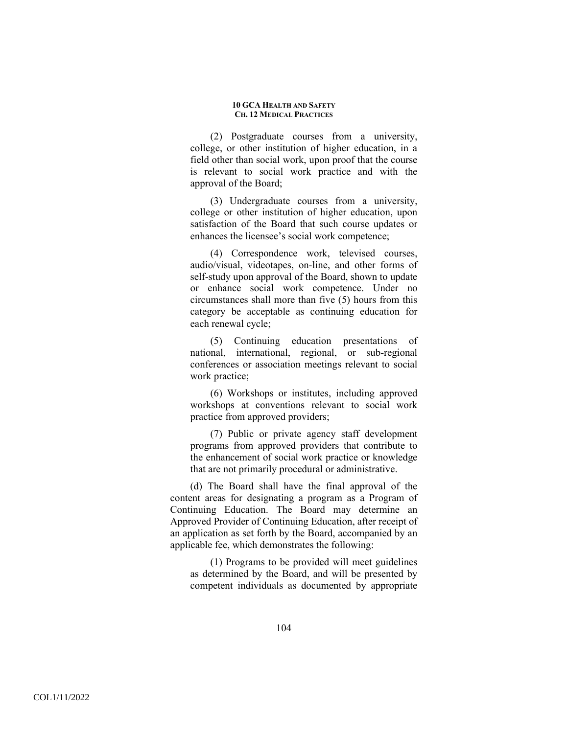(2) Postgraduate courses from a university, college, or other institution of higher education, in a field other than social work, upon proof that the course is relevant to social work practice and with the approval of the Board;

(3) Undergraduate courses from a university, college or other institution of higher education, upon satisfaction of the Board that such course updates or enhances the licensee's social work competence;

(4) Correspondence work, televised courses, audio/visual, videotapes, on-line, and other forms of self-study upon approval of the Board, shown to update or enhance social work competence. Under no circumstances shall more than five (5) hours from this category be acceptable as continuing education for each renewal cycle;

(5) Continuing education presentations of national, international, regional, or sub-regional conferences or association meetings relevant to social work practice;

(6) Workshops or institutes, including approved workshops at conventions relevant to social work practice from approved providers;

(7) Public or private agency staff development programs from approved providers that contribute to the enhancement of social work practice or knowledge that are not primarily procedural or administrative.

(d) The Board shall have the final approval of the content areas for designating a program as a Program of Continuing Education. The Board may determine an Approved Provider of Continuing Education, after receipt of an application as set forth by the Board, accompanied by an applicable fee, which demonstrates the following:

(1) Programs to be provided will meet guidelines as determined by the Board, and will be presented by competent individuals as documented by appropriate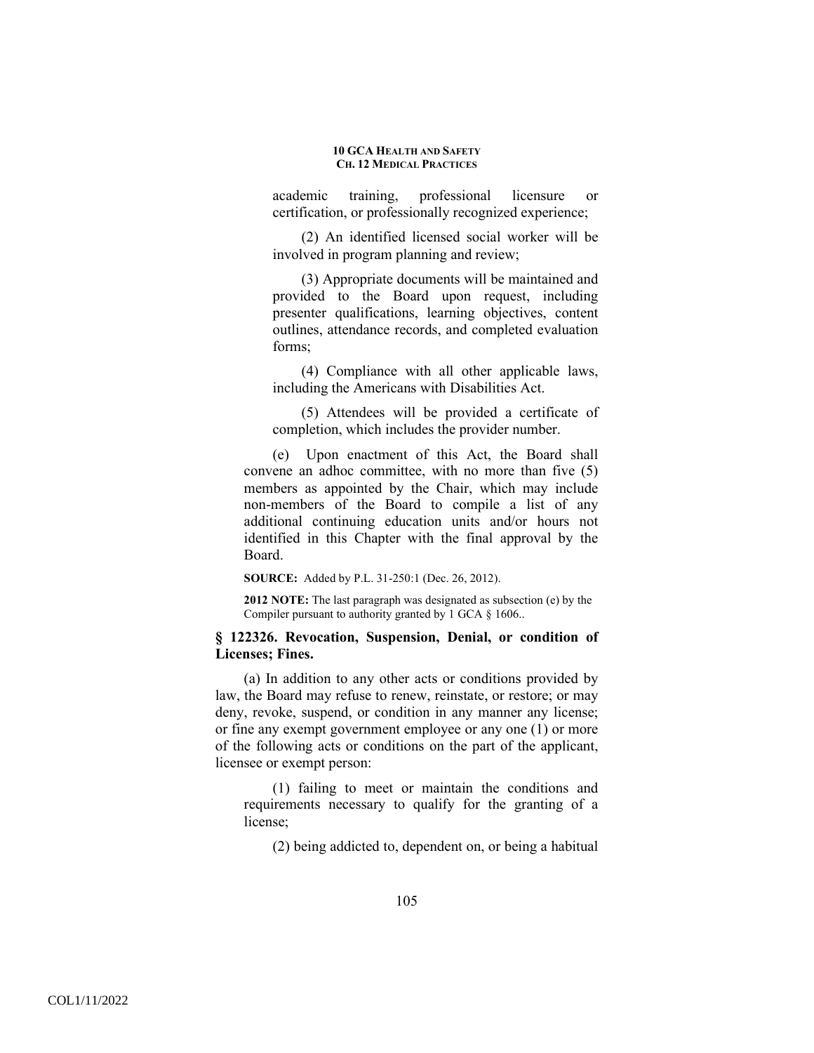academic training, professional licensure or certification, or professionally recognized experience;

(2) An identified licensed social worker will be involved in program planning and review;

(3) Appropriate documents will be maintained and provided to the Board upon request, including presenter qualifications, learning objectives, content outlines, attendance records, and completed evaluation forms;

(4) Compliance with all other applicable laws, including the Americans with Disabilities Act.

(5) Attendees will be provided a certificate of completion, which includes the provider number.

(e) Upon enactment of this Act, the Board shall convene an adhoc committee, with no more than five (5) members as appointed by the Chair, which may include non-members of the Board to compile a list of any additional continuing education units and/or hours not identified in this Chapter with the final approval by the Board.

**SOURCE:** Added by P.L. 31-250:1 (Dec. 26, 2012).

**2012 NOTE:** The last paragraph was designated as subsection (e) by the Compiler pursuant to authority granted by 1 GCA § 1606..

### § 122326. Revocation, Suspension, Denial, or condition of Licenses; Fines.

(a) In addition to any other acts or conditions provided by law, the Board may refuse to renew, reinstate, or restore; or may deny, revoke, suspend, or condition in any manner any license; or fine any exempt government employee or any one (1) or more of the following acts or conditions on the part of the applicant, licensee or exempt person:

(1) failing to meet or maintain the conditions and requirements necessary to qualify for the granting of a license;

(2) being addicted to, dependent on, or being a habitual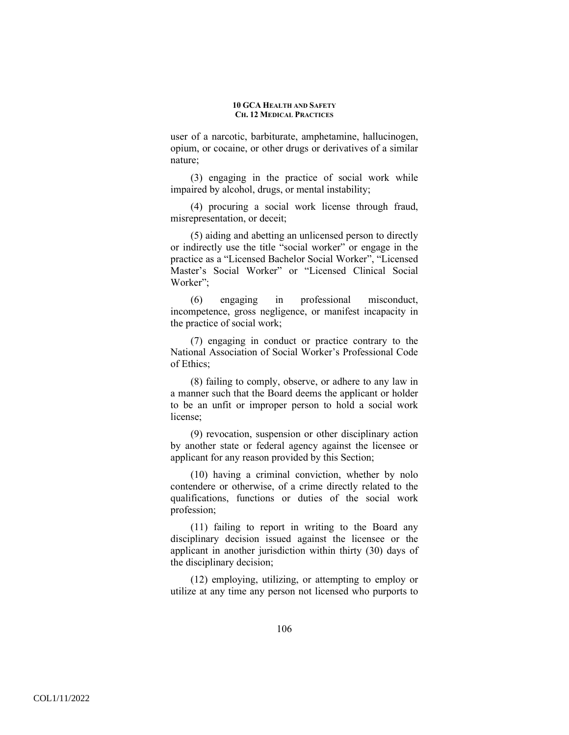user of a narcotic, barbiturate, amphetamine, hallucinogen, opium, or cocaine, or other drugs or derivatives of a similar nature;

(3) engaging in the practice of social work while impaired by alcohol, drugs, or mental instability;

(4) procuring a social work license through fraud, misrepresentation, or deceit;

(5) aiding and abetting an unlicensed person to directly or indirectly use the title "social worker" or engage in the practice as a "Licensed Bachelor Social Worker", "Licensed Master's Social Worker" or "Licensed Clinical Social Worker";

(6) engaging in professional misconduct, incompetence, gross negligence, or manifest incapacity in the practice of social work;

(7) engaging in conduct or practice contrary to the National Association of Social Worker's Professional Code of Ethics;

(8) failing to comply, observe, or adhere to any law in a manner such that the Board deems the applicant or holder to be an unfit or improper person to hold a social work license;

(9) revocation, suspension or other disciplinary action by another state or federal agency against the licensee or applicant for any reason provided by this Section;

(10) having a criminal conviction, whether by nolo contendere or otherwise, of a crime directly related to the qualifications, functions or duties of the social work profession;

(11) failing to report in writing to the Board any disciplinary decision issued against the licensee or the applicant in another jurisdiction within thirty (30) days of the disciplinary decision;

(12) employing, utilizing, or attempting to employ or utilize at any time any person not licensed who purports to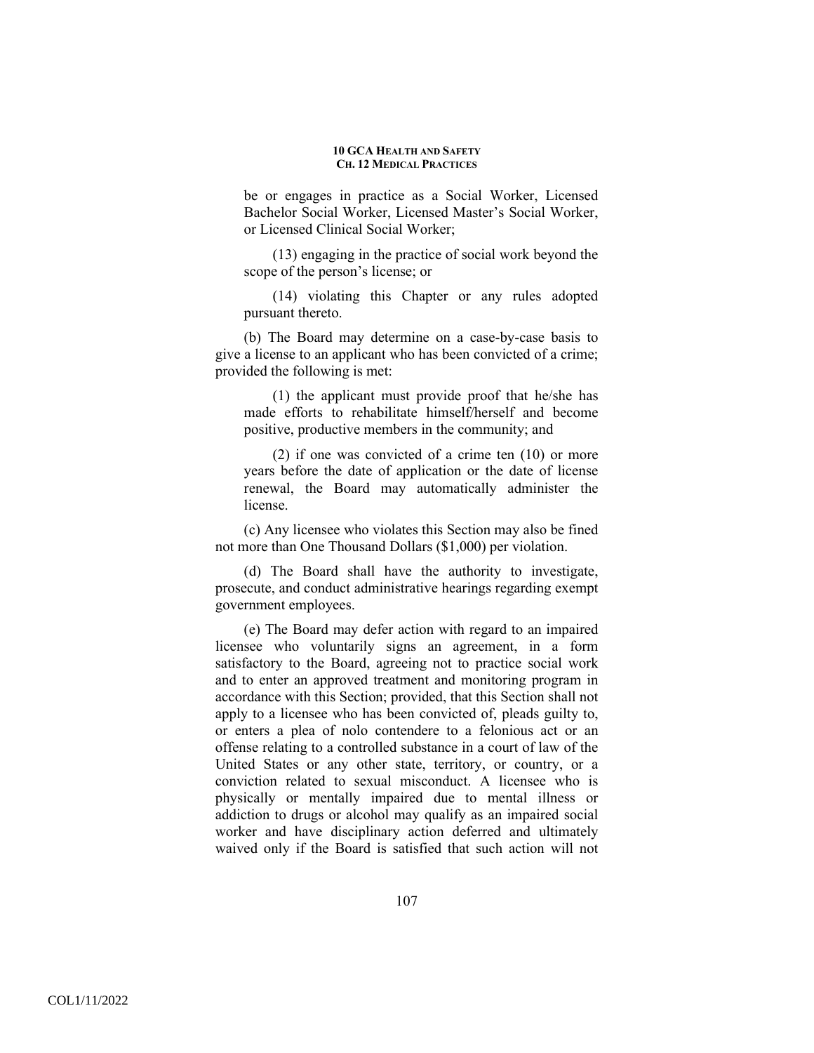be or engages in practice as a Social Worker, Licensed Bachelor Social Worker, Licensed Master's Social Worker, or Licensed Clinical Social Worker;

(13) engaging in the practice of social work beyond the scope of the person's license; or

(14) violating this Chapter or any rules adopted pursuant thereto.

(b) The Board may determine on a case-by-case basis to give a license to an applicant who has been convicted of a crime; provided the following is met:

(1) the applicant must provide proof that he/she has made efforts to rehabilitate himself/herself and become positive, productive members in the community; and

(2) if one was convicted of a crime ten (10) or more years before the date of application or the date of license renewal, the Board may automatically administer the license.

(c) Any licensee who violates this Section may also be fined not more than One Thousand Dollars ($1,000) per violation.

(d) The Board shall have the authority to investigate, prosecute, and conduct administrative hearings regarding exempt government employees.

(e) The Board may defer action with regard to an impaired licensee who voluntarily signs an agreement, in a form satisfactory to the Board, agreeing not to practice social work and to enter an approved treatment and monitoring program in accordance with this Section; provided, that this Section shall not apply to a licensee who has been convicted of, pleads guilty to, or enters a plea of nolo contendere to a felonious act or an offense relating to a controlled substance in a court of law of the United States or any other state, territory, or country, or a conviction related to sexual misconduct. A licensee who is physically or mentally impaired due to mental illness or addiction to drugs or alcohol may qualify as an impaired social worker and have disciplinary action deferred and ultimately waived only if the Board is satisfied that such action will not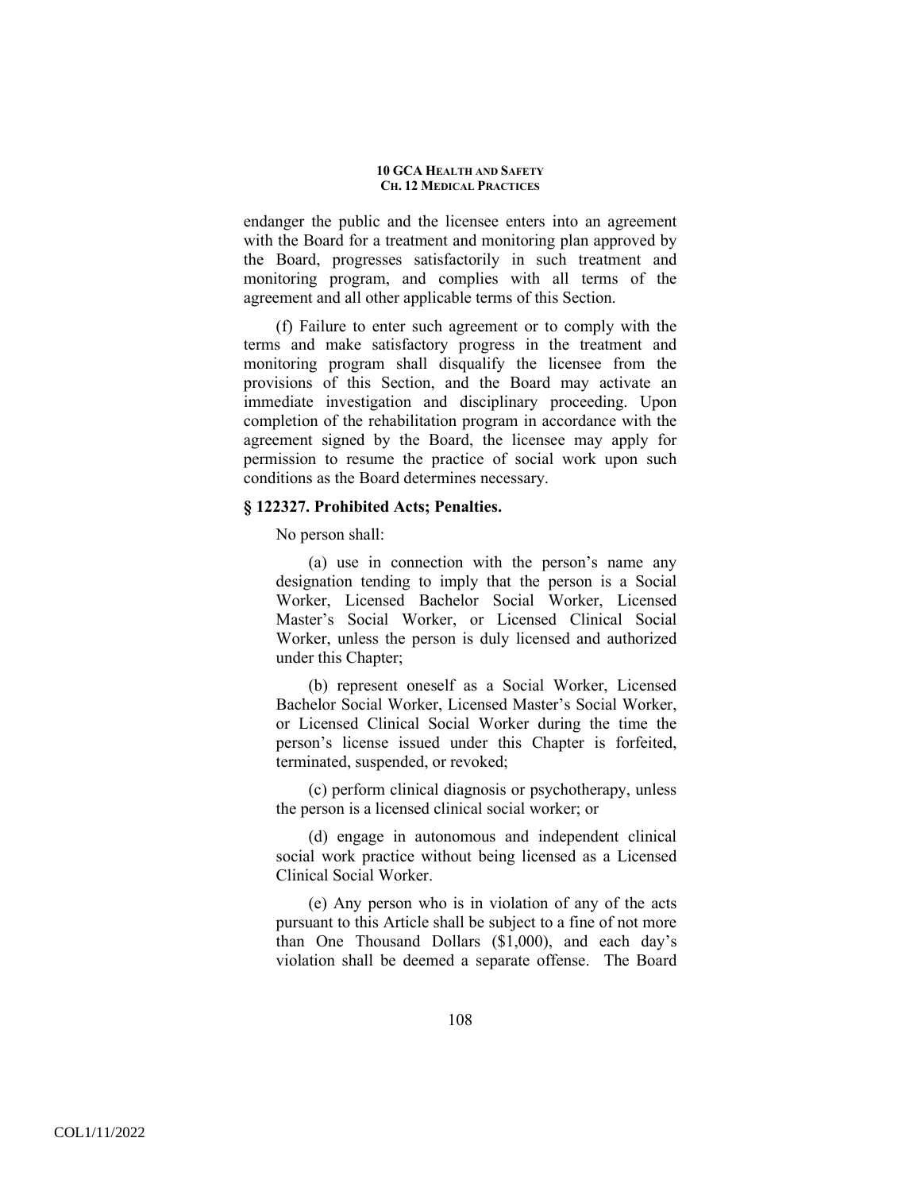endanger the public and the licensee enters into an agreement with the Board for a treatment and monitoring plan approved by the Board, progresses satisfactorily in such treatment and monitoring program, and complies with all terms of the agreement and all other applicable terms of this Section.

(f) Failure to enter such agreement or to comply with the terms and make satisfactory progress in the treatment and monitoring program shall disqualify the licensee from the provisions of this Section, and the Board may activate an immediate investigation and disciplinary proceeding. Upon completion of the rehabilitation program in accordance with the agreement signed by the Board, the licensee may apply for permission to resume the practice of social work upon such conditions as the Board determines necessary.

### § 122327. Prohibited Acts; Penalties.

No person shall:

(a) use in connection with the person's name any designation tending to imply that the person is a Social Worker, Licensed Bachelor Social Worker, Licensed Master's Social Worker, or Licensed Clinical Social Worker, unless the person is duly licensed and authorized under this Chapter;

(b) represent oneself as a Social Worker, Licensed Bachelor Social Worker, Licensed Master's Social Worker, or Licensed Clinical Social Worker during the time the person's license issued under this Chapter is forfeited, terminated, suspended, or revoked;

(c) perform clinical diagnosis or psychotherapy, unless the person is a licensed clinical social worker; or

(d) engage in autonomous and independent clinical social work practice without being licensed as a Licensed Clinical Social Worker.

(e) Any person who is in violation of any of the acts pursuant to this Article shall be subject to a fine of not more than One Thousand Dollars ($1,000), and each day's violation shall be deemed a separate offense. The Board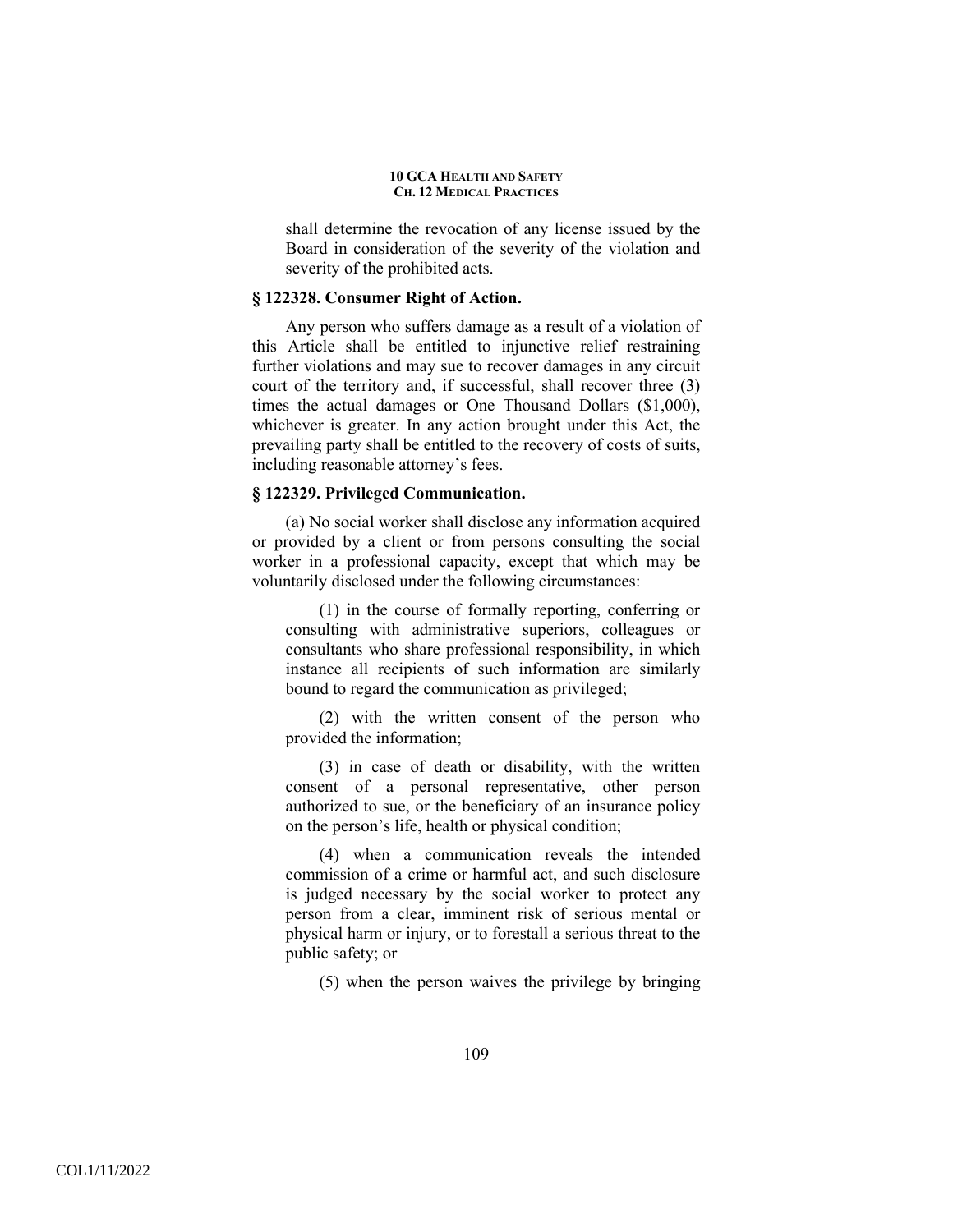shall determine the revocation of any license issued by the Board in consideration of the severity of the violation and severity of the prohibited acts.

### § 122328. Consumer Right of Action.

Any person who suffers damage as a result of a violation of this Article shall be entitled to injunctive relief restraining further violations and may sue to recover damages in any circuit court of the territory and, if successful, shall recover three (3) times the actual damages or One Thousand Dollars ($1,000), whichever is greater. In any action brought under this Act, the prevailing party shall be entitled to the recovery of costs of suits, including reasonable attorney's fees.

### § 122329. Privileged Communication.

(a) No social worker shall disclose any information acquired or provided by a client or from persons consulting the social worker in a professional capacity, except that which may be voluntarily disclosed under the following circumstances:

(1) in the course of formally reporting, conferring or consulting with administrative superiors, colleagues or consultants who share professional responsibility, in which instance all recipients of such information are similarly bound to regard the communication as privileged;

(2) with the written consent of the person who provided the information;

(3) in case of death or disability, with the written consent of a personal representative, other person authorized to sue, or the beneficiary of an insurance policy on the person's life, health or physical condition;

(4) when a communication reveals the intended commission of a crime or harmful act, and such disclosure is judged necessary by the social worker to protect any person from a clear, imminent risk of serious mental or physical harm or injury, or to forestall a serious threat to the public safety; or

(5) when the person waives the privilege by bringing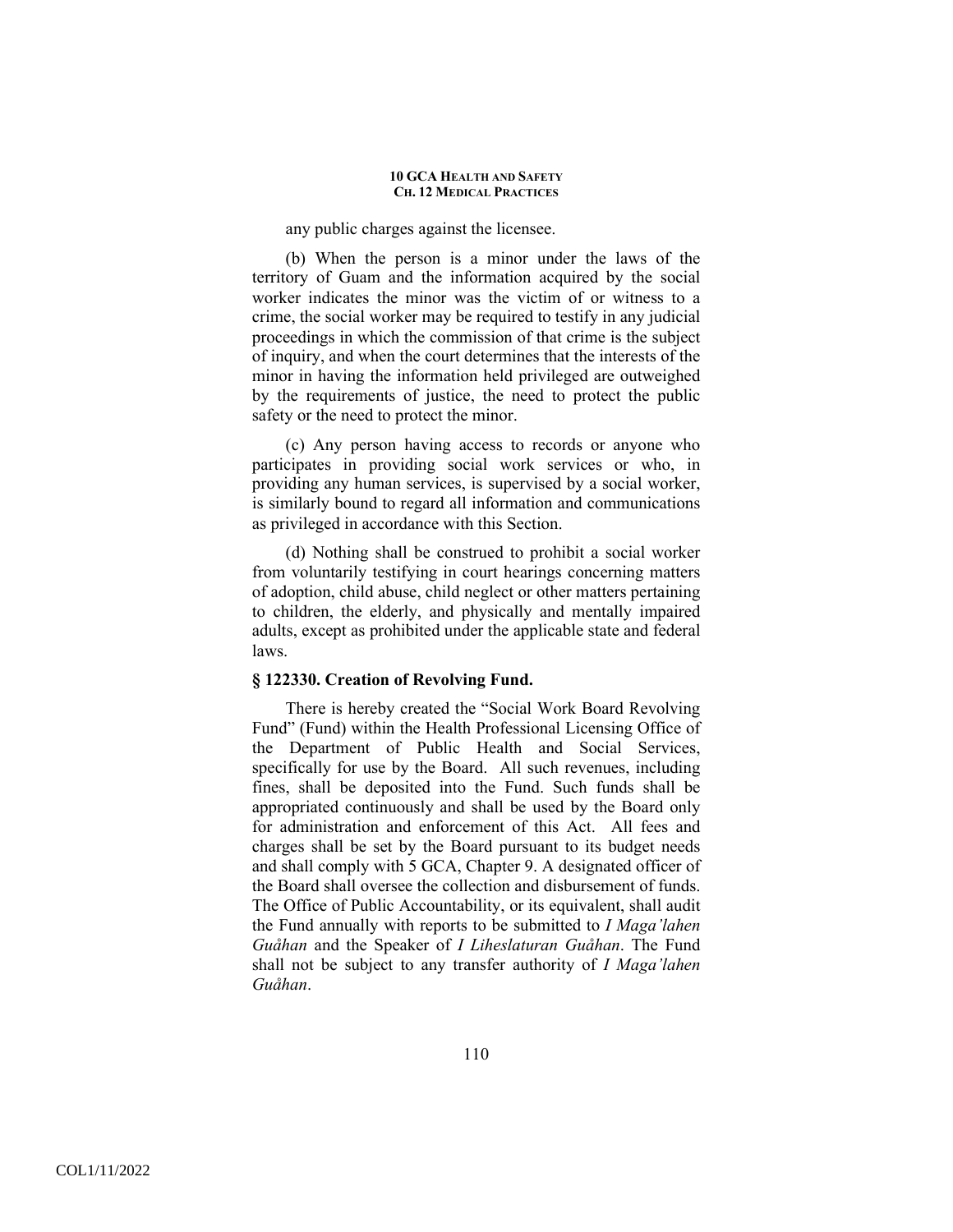any public charges against the licensee.

(b) When the person is a minor under the laws of the territory of Guam and the information acquired by the social worker indicates the minor was the victim of or witness to a crime, the social worker may be required to testify in any judicial proceedings in which the commission of that crime is the subject of inquiry, and when the court determines that the interests of the minor in having the information held privileged are outweighed by the requirements of justice, the need to protect the public safety or the need to protect the minor.

(c) Any person having access to records or anyone who participates in providing social work services or who, in providing any human services, is supervised by a social worker, is similarly bound to regard all information and communications as privileged in accordance with this Section.

(d) Nothing shall be construed to prohibit a social worker from voluntarily testifying in court hearings concerning matters of adoption, child abuse, child neglect or other matters pertaining to children, the elderly, and physically and mentally impaired adults, except as prohibited under the applicable state and federal laws.

### § 122330. Creation of Revolving Fund.

There is hereby created the "Social Work Board Revolving Fund" (Fund) within the Health Professional Licensing Office of the Department of Public Health and Social Services, specifically for use by the Board. All such revenues, including fines, shall be deposited into the Fund. Such funds shall be appropriated continuously and shall be used by the Board only for administration and enforcement of this Act. All fees and charges shall be set by the Board pursuant to its budget needs and shall comply with 5 GCA, Chapter 9. A designated officer of the Board shall oversee the collection and disbursement of funds. The Office of Public Accountability, or its equivalent, shall audit the Fund annually with reports to be submitted to *I Maga'lahen Guåhan* and the Speaker of *I Liheslaturan Guåhan*. The Fund shall not be subject to any transfer authority of *I Maga'lahen Guåhan*.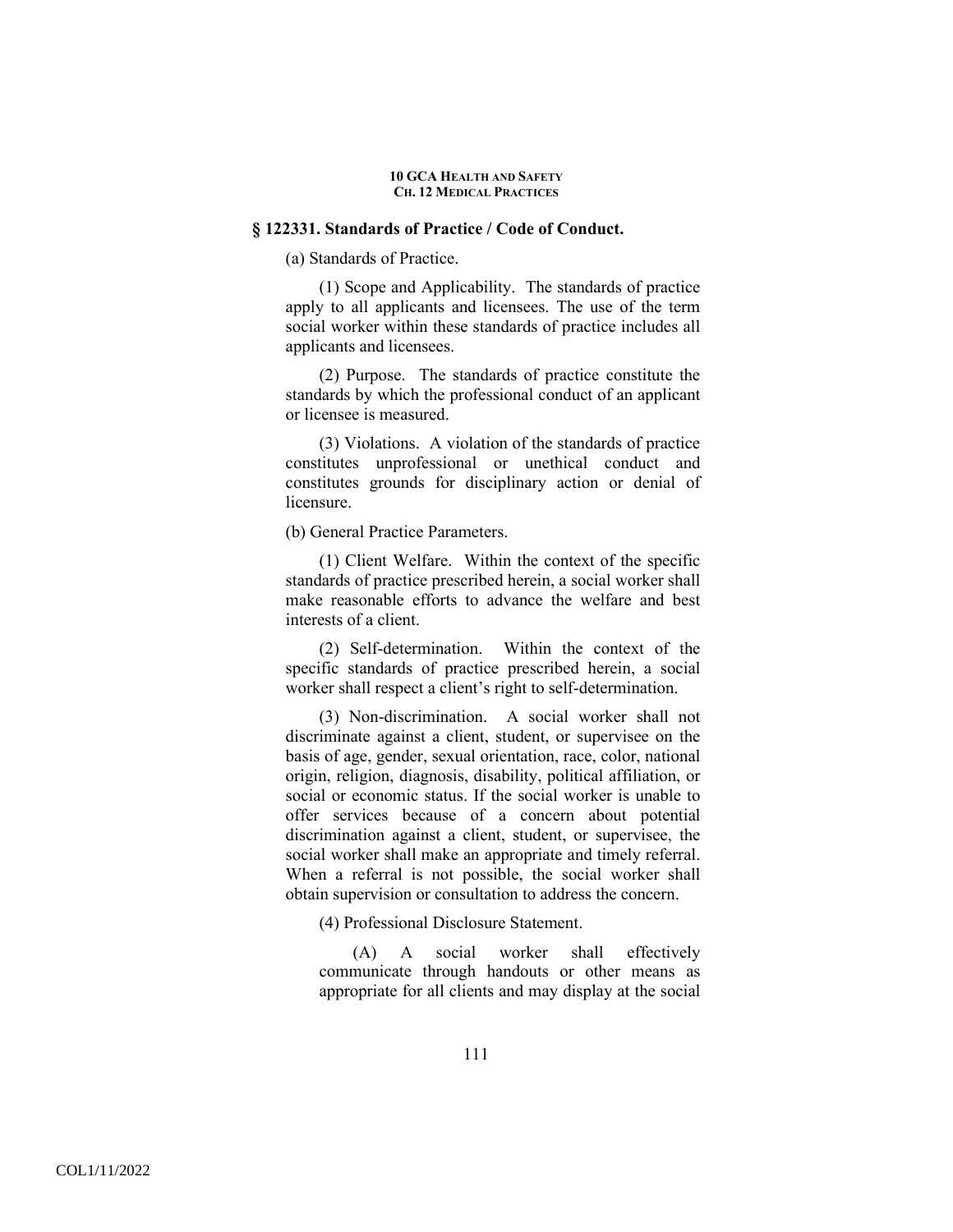### § 122331. Standards of Practice / Code of Conduct.

(a) Standards of Practice.

(1) Scope and Applicability. The standards of practice apply to all applicants and licensees. The use of the term social worker within these standards of practice includes all applicants and licensees.

(2) Purpose. The standards of practice constitute the standards by which the professional conduct of an applicant or licensee is measured.

(3) Violations. A violation of the standards of practice constitutes unprofessional or unethical conduct and constitutes grounds for disciplinary action or denial of licensure.

(b) General Practice Parameters.

(1) Client Welfare. Within the context of the specific standards of practice prescribed herein, a social worker shall make reasonable efforts to advance the welfare and best interests of a client.

(2) Self-determination. Within the context of the specific standards of practice prescribed herein, a social worker shall respect a client's right to self-determination.

(3) Non-discrimination. A social worker shall not discriminate against a client, student, or supervisee on the basis of age, gender, sexual orientation, race, color, national origin, religion, diagnosis, disability, political affiliation, or social or economic status. If the social worker is unable to offer services because of a concern about potential discrimination against a client, student, or supervisee, the social worker shall make an appropriate and timely referral. When a referral is not possible, the social worker shall obtain supervision or consultation to address the concern.

(4) Professional Disclosure Statement.

(A) A social worker shall effectively communicate through handouts or other means as appropriate for all clients and may display at the social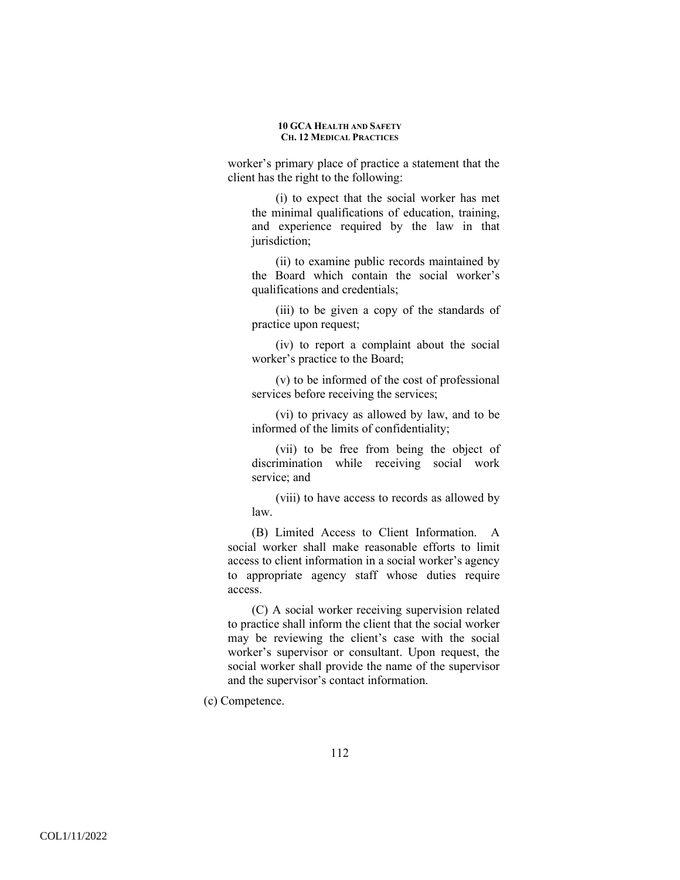worker's primary place of practice a statement that the client has the right to the following:

(i) to expect that the social worker has met the minimal qualifications of education, training, and experience required by the law in that jurisdiction;

(ii) to examine public records maintained by the Board which contain the social worker's qualifications and credentials;

(iii) to be given a copy of the standards of practice upon request;

(iv) to report a complaint about the social worker's practice to the Board;

(v) to be informed of the cost of professional services before receiving the services;

(vi) to privacy as allowed by law, and to be informed of the limits of confidentiality;

(vii) to be free from being the object of discrimination while receiving social work service; and

(viii) to have access to records as allowed by law.

(B) Limited Access to Client Information. A social worker shall make reasonable efforts to limit access to client information in a social worker's agency to appropriate agency staff whose duties require access.

(C) A social worker receiving supervision related to practice shall inform the client that the social worker may be reviewing the client's case with the social worker's supervisor or consultant. Upon request, the social worker shall provide the name of the supervisor and the supervisor's contact information.

(c) Competence.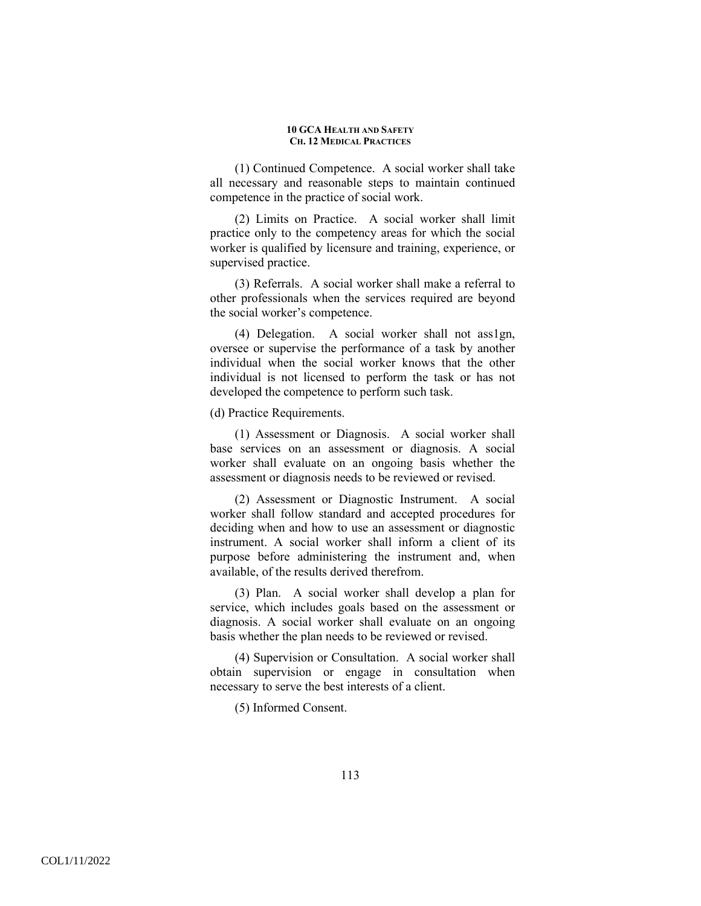(1) Continued Competence. A social worker shall take all necessary and reasonable steps to maintain continued competence in the practice of social work.

(2) Limits on Practice. A social worker shall limit practice only to the competency areas for which the social worker is qualified by licensure and training, experience, or supervised practice.

(3) Referrals. A social worker shall make a referral to other professionals when the services required are beyond the social worker's competence.

(4) Delegation. A social worker shall not ass1gn, oversee or supervise the performance of a task by another individual when the social worker knows that the other individual is not licensed to perform the task or has not developed the competence to perform such task.

(d) Practice Requirements.

(1) Assessment or Diagnosis. A social worker shall base services on an assessment or diagnosis. A social worker shall evaluate on an ongoing basis whether the assessment or diagnosis needs to be reviewed or revised.

(2) Assessment or Diagnostic Instrument. A social worker shall follow standard and accepted procedures for deciding when and how to use an assessment or diagnostic instrument. A social worker shall inform a client of its purpose before administering the instrument and, when available, of the results derived therefrom.

(3) Plan. A social worker shall develop a plan for service, which includes goals based on the assessment or diagnosis. A social worker shall evaluate on an ongoing basis whether the plan needs to be reviewed or revised.

(4) Supervision or Consultation. A social worker shall obtain supervision or engage in consultation when necessary to serve the best interests of a client.

(5) Informed Consent.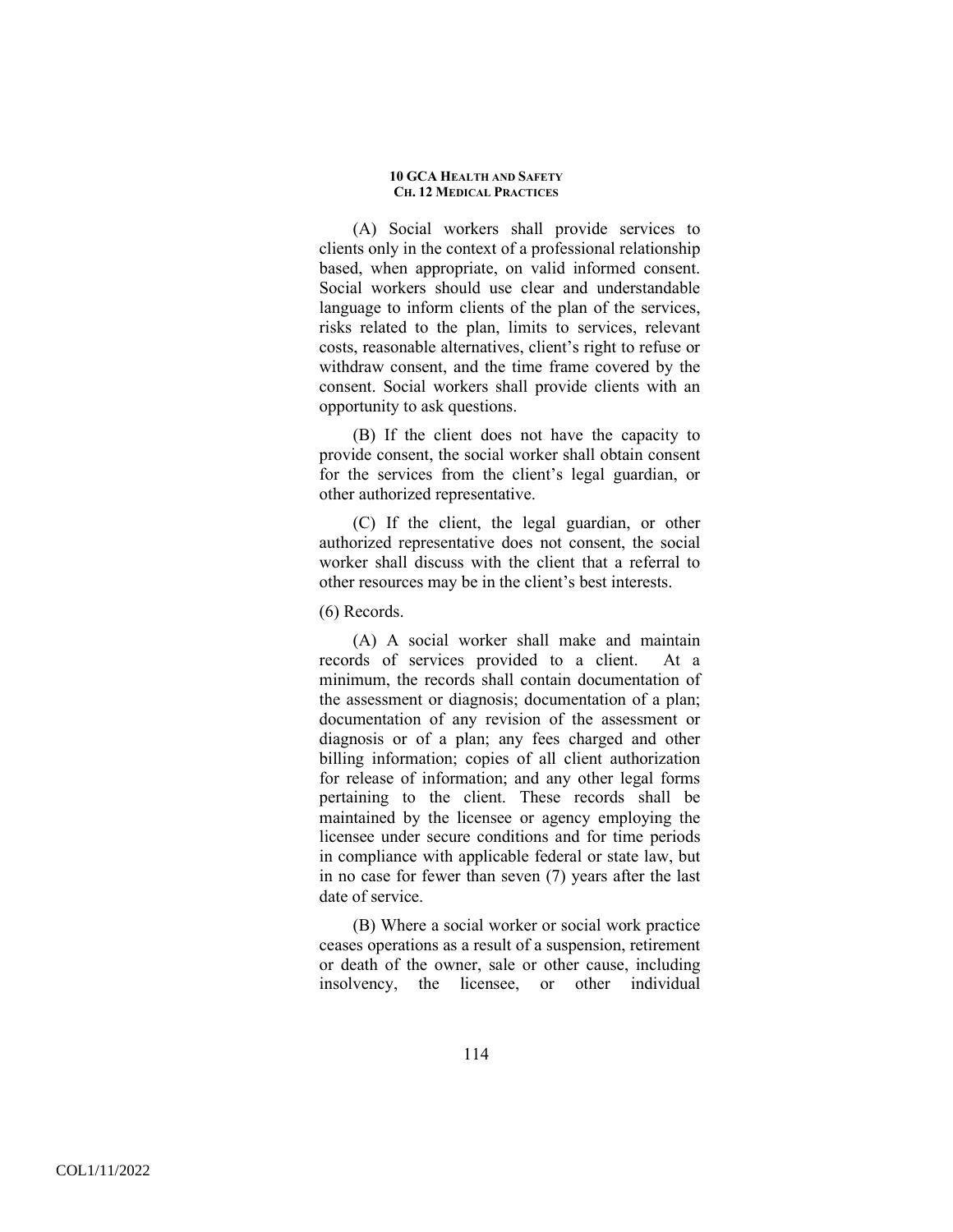(A) Social workers shall provide services to clients only in the context of a professional relationship based, when appropriate, on valid informed consent. Social workers should use clear and understandable language to inform clients of the plan of the services, risks related to the plan, limits to services, relevant costs, reasonable alternatives, client's right to refuse or withdraw consent, and the time frame covered by the consent. Social workers shall provide clients with an opportunity to ask questions.

(B) If the client does not have the capacity to provide consent, the social worker shall obtain consent for the services from the client's legal guardian, or other authorized representative.

(C) If the client, the legal guardian, or other authorized representative does not consent, the social worker shall discuss with the client that a referral to other resources may be in the client's best interests.

(6) Records.

(A) A social worker shall make and maintain records of services provided to a client. At a minimum, the records shall contain documentation of the assessment or diagnosis; documentation of a plan; documentation of any revision of the assessment or diagnosis or of a plan; any fees charged and other billing information; copies of all client authorization for release of information; and any other legal forms pertaining to the client. These records shall be maintained by the licensee or agency employing the licensee under secure conditions and for time periods in compliance with applicable federal or state law, but in no case for fewer than seven (7) years after the last date of service.

(B) Where a social worker or social work practice ceases operations as a result of a suspension, retirement or death of the owner, sale or other cause, including insolvency, the licensee, or other individual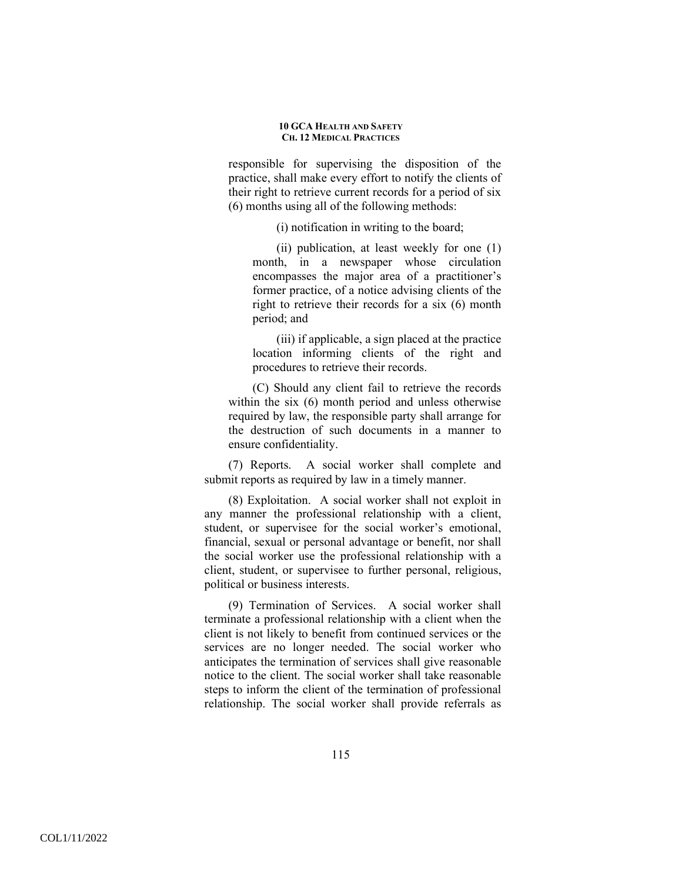responsible for supervising the disposition of the practice, shall make every effort to notify the clients of their right to retrieve current records for a period of six (6) months using all of the following methods:

(i) notification in writing to the board;

(ii) publication, at least weekly for one (1) month, in a newspaper whose circulation encompasses the major area of a practitioner's former practice, of a notice advising clients of the right to retrieve their records for a six (6) month period; and

(iii) if applicable, a sign placed at the practice location informing clients of the right and procedures to retrieve their records.

(C) Should any client fail to retrieve the records within the six (6) month period and unless otherwise required by law, the responsible party shall arrange for the destruction of such documents in a manner to ensure confidentiality.

(7) Reports. A social worker shall complete and submit reports as required by law in a timely manner.

(8) Exploitation. A social worker shall not exploit in any manner the professional relationship with a client, student, or supervisee for the social worker's emotional, financial, sexual or personal advantage or benefit, nor shall the social worker use the professional relationship with a client, student, or supervisee to further personal, religious, political or business interests.

(9) Termination of Services. A social worker shall terminate a professional relationship with a client when the client is not likely to benefit from continued services or the services are no longer needed. The social worker who anticipates the termination of services shall give reasonable notice to the client. The social worker shall take reasonable steps to inform the client of the termination of professional relationship. The social worker shall provide referrals as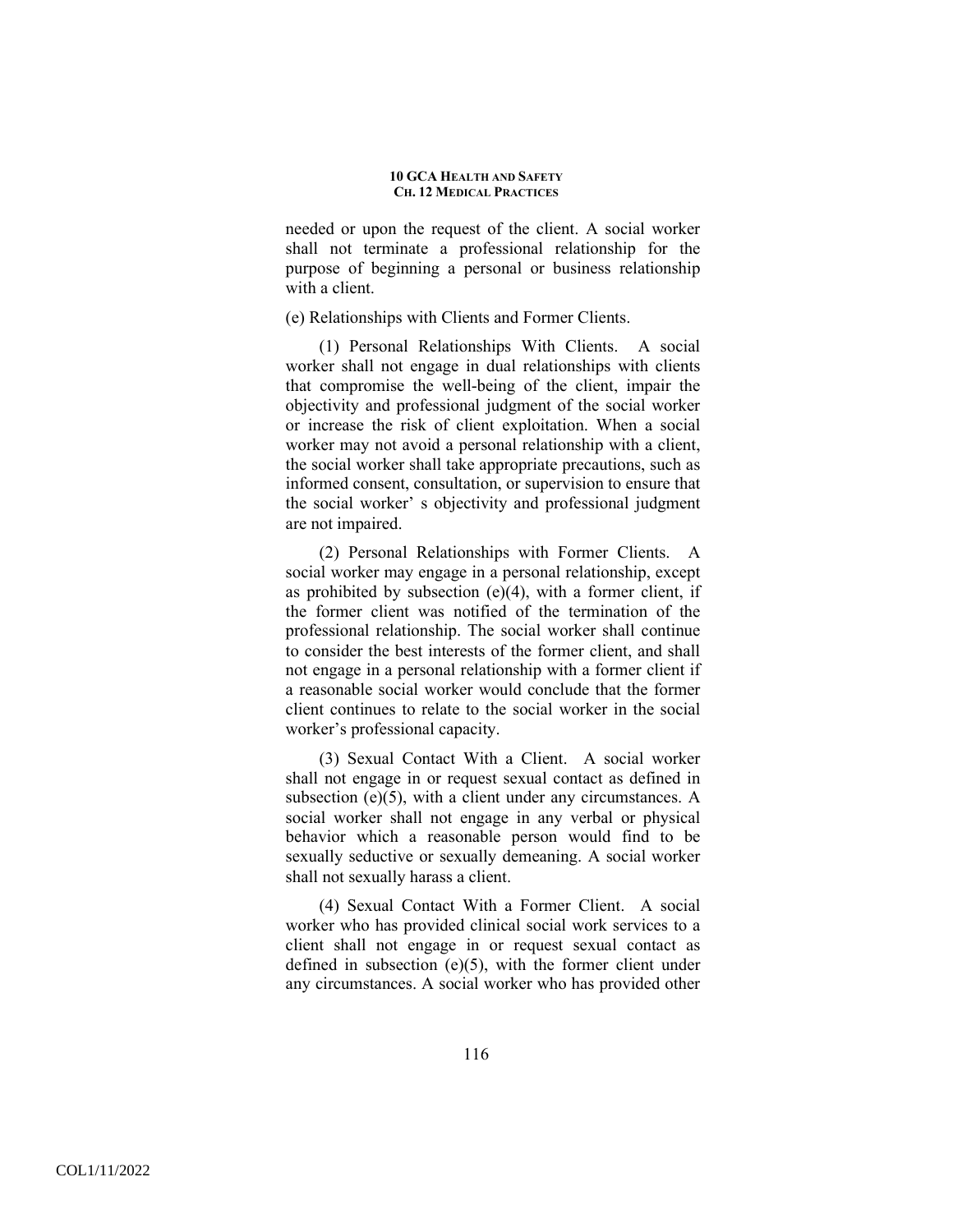needed or upon the request of the client. A social worker shall not terminate a professional relationship for the purpose of beginning a personal or business relationship with a client.

(e) Relationships with Clients and Former Clients.

(1) Personal Relationships With Clients. A social worker shall not engage in dual relationships with clients that compromise the well-being of the client, impair the objectivity and professional judgment of the social worker or increase the risk of client exploitation. When a social worker may not avoid a personal relationship with a client, the social worker shall take appropriate precautions, such as informed consent, consultation, or supervision to ensure that the social worker' s objectivity and professional judgment are not impaired.

(2) Personal Relationships with Former Clients. A social worker may engage in a personal relationship, except as prohibited by subsection (e)(4), with a former client, if the former client was notified of the termination of the professional relationship. The social worker shall continue to consider the best interests of the former client, and shall not engage in a personal relationship with a former client if a reasonable social worker would conclude that the former client continues to relate to the social worker in the social worker's professional capacity.

(3) Sexual Contact With a Client. A social worker shall not engage in or request sexual contact as defined in subsection (e)(5), with a client under any circumstances. A social worker shall not engage in any verbal or physical behavior which a reasonable person would find to be sexually seductive or sexually demeaning. A social worker shall not sexually harass a client.

(4) Sexual Contact With a Former Client. A social worker who has provided clinical social work services to a client shall not engage in or request sexual contact as defined in subsection (e)(5), with the former client under any circumstances. A social worker who has provided other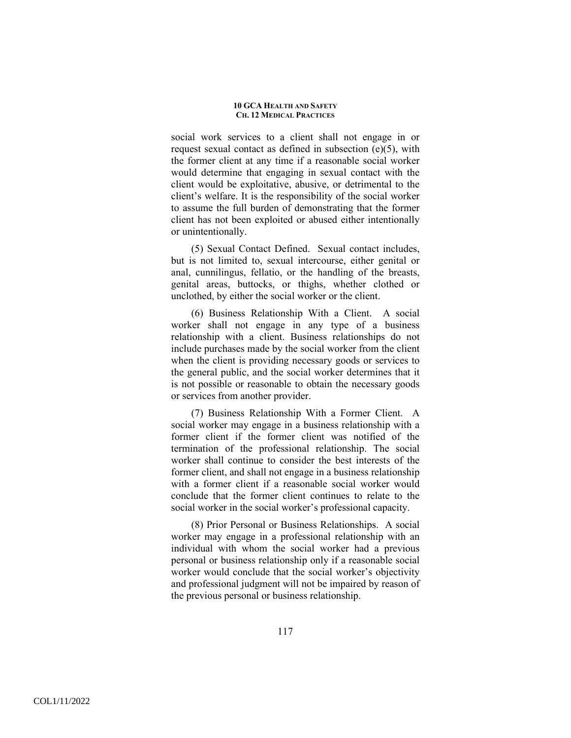social work services to a client shall not engage in or request sexual contact as defined in subsection (e)(5), with the former client at any time if a reasonable social worker would determine that engaging in sexual contact with the client would be exploitative, abusive, or detrimental to the client's welfare. It is the responsibility of the social worker to assume the full burden of demonstrating that the former client has not been exploited or abused either intentionally or unintentionally.

(5) Sexual Contact Defined. Sexual contact includes, but is not limited to, sexual intercourse, either genital or anal, cunnilingus, fellatio, or the handling of the breasts, genital areas, buttocks, or thighs, whether clothed or unclothed, by either the social worker or the client.

(6) Business Relationship With a Client. A social worker shall not engage in any type of a business relationship with a client. Business relationships do not include purchases made by the social worker from the client when the client is providing necessary goods or services to the general public, and the social worker determines that it is not possible or reasonable to obtain the necessary goods or services from another provider.

(7) Business Relationship With a Former Client. A social worker may engage in a business relationship with a former client if the former client was notified of the termination of the professional relationship. The social worker shall continue to consider the best interests of the former client, and shall not engage in a business relationship with a former client if a reasonable social worker would conclude that the former client continues to relate to the social worker in the social worker's professional capacity.

(8) Prior Personal or Business Relationships. A social worker may engage in a professional relationship with an individual with whom the social worker had a previous personal or business relationship only if a reasonable social worker would conclude that the social worker's objectivity and professional judgment will not be impaired by reason of the previous personal or business relationship.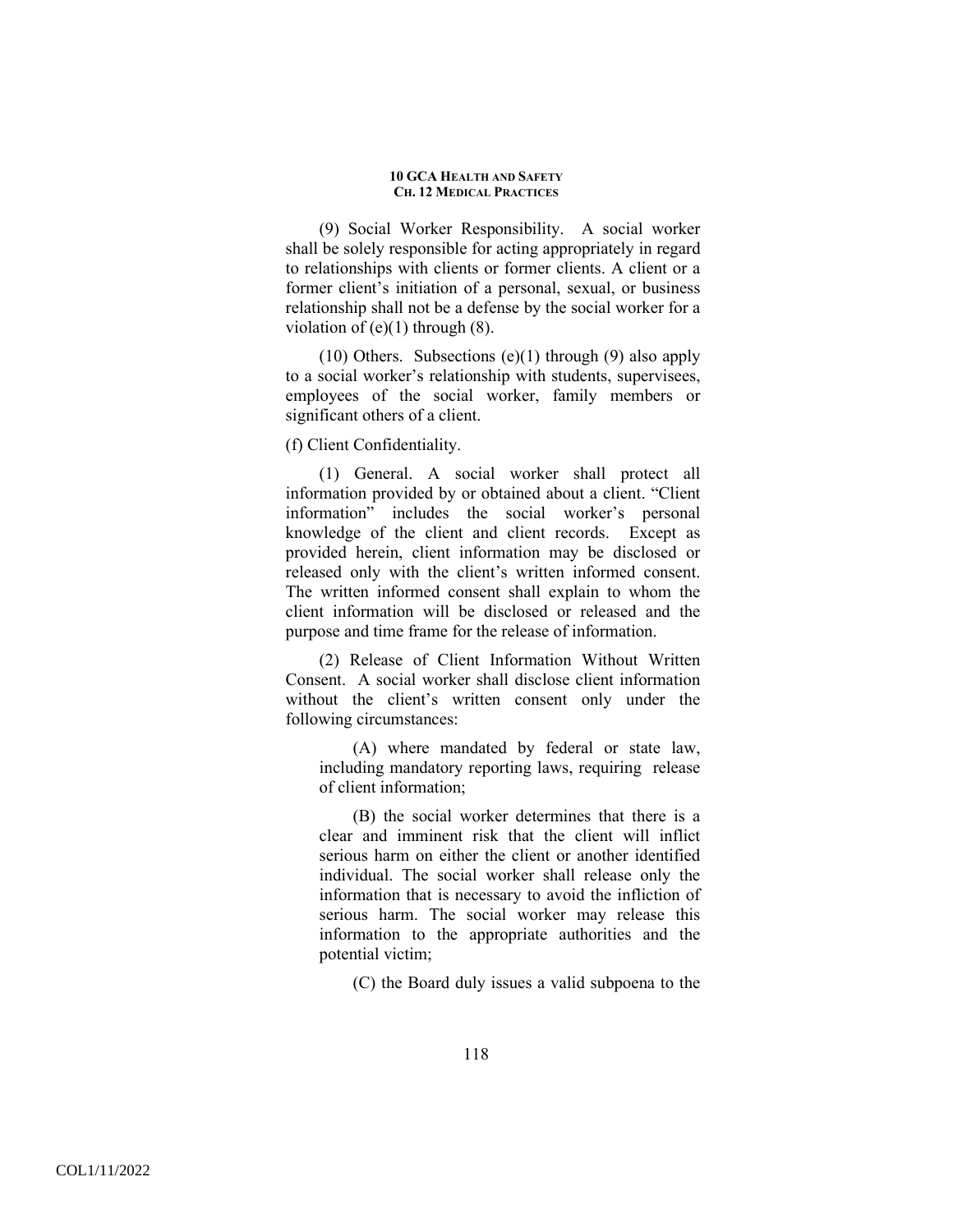(9) Social Worker Responsibility. A social worker shall be solely responsible for acting appropriately in regard to relationships with clients or former clients. A client or a former client's initiation of a personal, sexual, or business relationship shall not be a defense by the social worker for a violation of (e)(1) through (8).

(10) Others. Subsections (e)(1) through (9) also apply to a social worker's relationship with students, supervisees, employees of the social worker, family members or significant others of a client.

(f) Client Confidentiality.

(1) General. A social worker shall protect all information provided by or obtained about a client. "Client information" includes the social worker's personal knowledge of the client and client records. Except as provided herein, client information may be disclosed or released only with the client's written informed consent. The written informed consent shall explain to whom the client information will be disclosed or released and the purpose and time frame for the release of information.

(2) Release of Client Information Without Written Consent. A social worker shall disclose client information without the client's written consent only under the following circumstances:

(A) where mandated by federal or state law, including mandatory reporting laws, requiring release of client information;

(B) the social worker determines that there is a clear and imminent risk that the client will inflict serious harm on either the client or another identified individual. The social worker shall release only the information that is necessary to avoid the infliction of serious harm. The social worker may release this information to the appropriate authorities and the potential victim;

(C) the Board duly issues a valid subpoena to the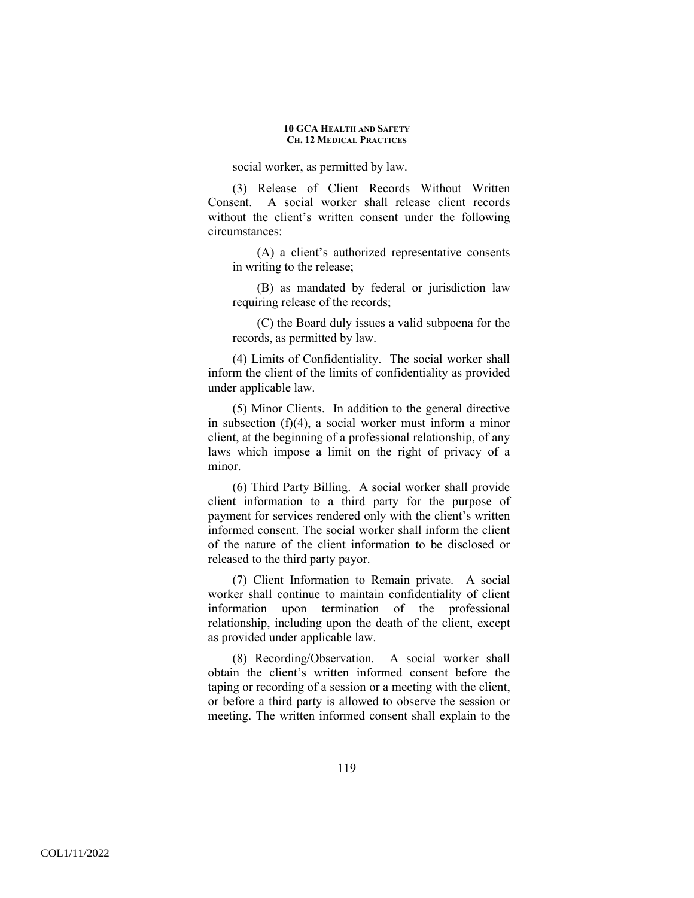social worker, as permitted by law.

(3) Release of Client Records Without Written Consent. A social worker shall release client records without the client's written consent under the following circumstances:

(A) a client's authorized representative consents in writing to the release;

(B) as mandated by federal or jurisdiction law requiring release of the records;

(C) the Board duly issues a valid subpoena for the records, as permitted by law.

(4) Limits of Confidentiality. The social worker shall inform the client of the limits of confidentiality as provided under applicable law.

(5) Minor Clients. In addition to the general directive in subsection (f)(4), a social worker must inform a minor client, at the beginning of a professional relationship, of any laws which impose a limit on the right of privacy of a minor.

(6) Third Party Billing. A social worker shall provide client information to a third party for the purpose of payment for services rendered only with the client's written informed consent. The social worker shall inform the client of the nature of the client information to be disclosed or released to the third party payor.

(7) Client Information to Remain private. A social worker shall continue to maintain confidentiality of client information upon termination of the professional relationship, including upon the death of the client, except as provided under applicable law.

(8) Recording/Observation. A social worker shall obtain the client's written informed consent before the taping or recording of a session or a meeting with the client, or before a third party is allowed to observe the session or meeting. The written informed consent shall explain to the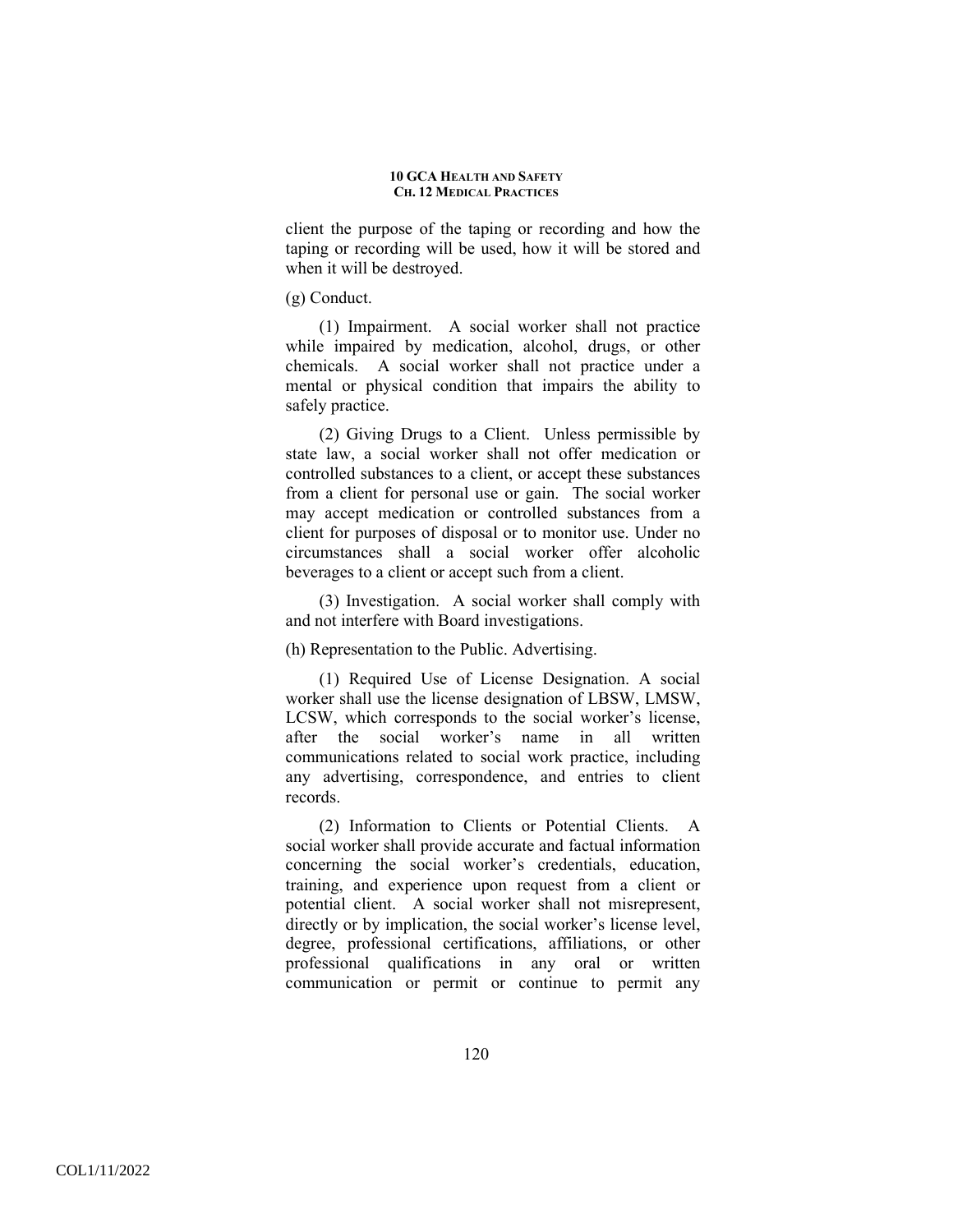client the purpose of the taping or recording and how the taping or recording will be used, how it will be stored and when it will be destroyed.

(g) Conduct.

(1) Impairment. A social worker shall not practice while impaired by medication, alcohol, drugs, or other chemicals. A social worker shall not practice under a mental or physical condition that impairs the ability to safely practice.

(2) Giving Drugs to a Client. Unless permissible by state law, a social worker shall not offer medication or controlled substances to a client, or accept these substances from a client for personal use or gain. The social worker may accept medication or controlled substances from a client for purposes of disposal or to monitor use. Under no circumstances shall a social worker offer alcoholic beverages to a client or accept such from a client.

(3) Investigation. A social worker shall comply with and not interfere with Board investigations.

(h) Representation to the Public. Advertising.

(1) Required Use of License Designation. A social worker shall use the license designation of LBSW, LMSW, LCSW, which corresponds to the social worker's license, after the social worker's name in all written communications related to social work practice, including any advertising, correspondence, and entries to client records.

(2) Information to Clients or Potential Clients. A social worker shall provide accurate and factual information concerning the social worker's credentials, education, training, and experience upon request from a client or potential client. A social worker shall not misrepresent, directly or by implication, the social worker's license level, degree, professional certifications, affiliations, or other professional qualifications in any oral or written communication or permit or continue to permit any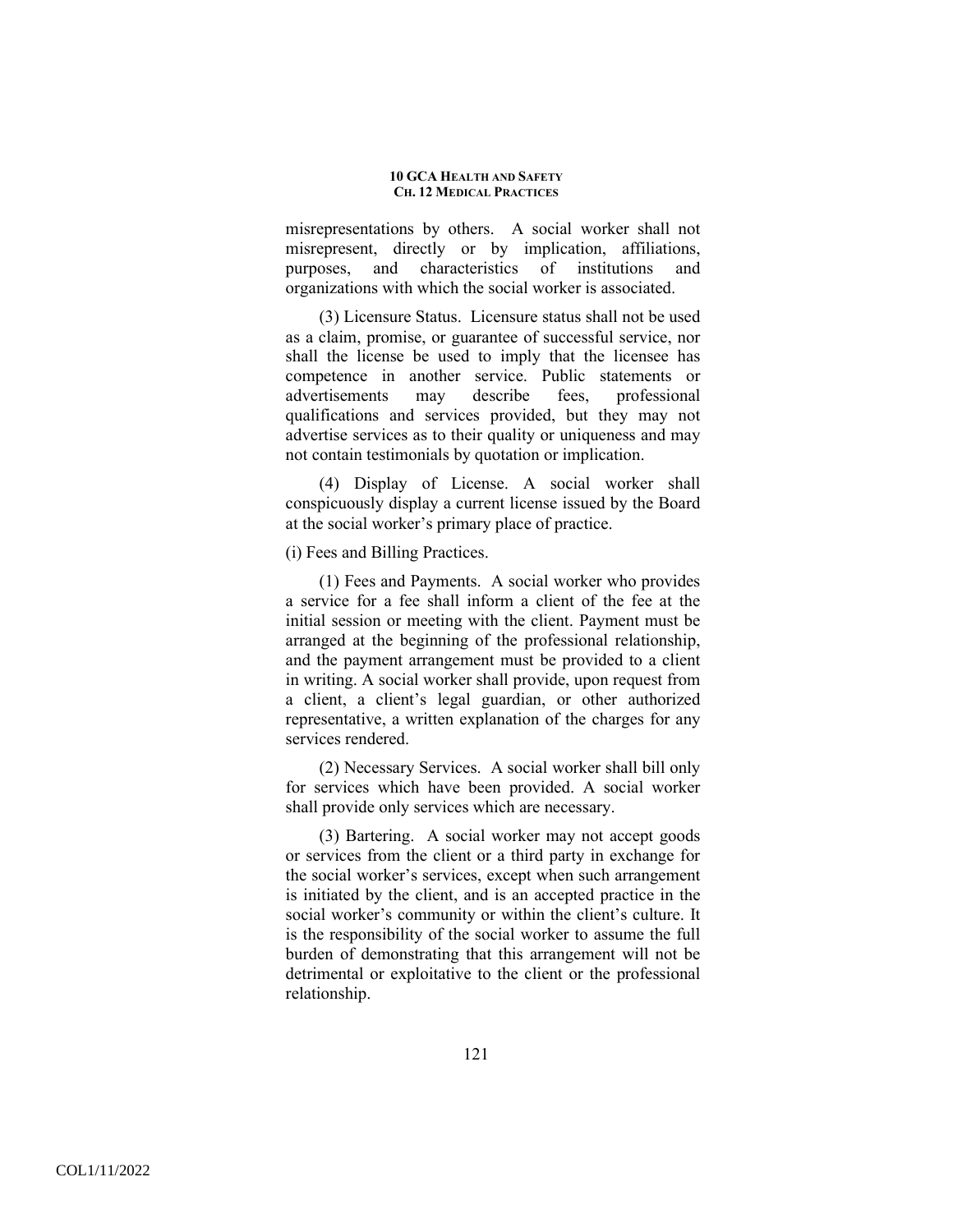misrepresentations by others. A social worker shall not misrepresent, directly or by implication, affiliations, purposes, and characteristics of institutions and organizations with which the social worker is associated.

(3) Licensure Status. Licensure status shall not be used as a claim, promise, or guarantee of successful service, nor shall the license be used to imply that the licensee has competence in another service. Public statements or advertisements may describe fees, professional qualifications and services provided, but they may not advertise services as to their quality or uniqueness and may not contain testimonials by quotation or implication.

(4) Display of License. A social worker shall conspicuously display a current license issued by the Board at the social worker's primary place of practice.

(i) Fees and Billing Practices.

(1) Fees and Payments. A social worker who provides a service for a fee shall inform a client of the fee at the initial session or meeting with the client. Payment must be arranged at the beginning of the professional relationship, and the payment arrangement must be provided to a client in writing. A social worker shall provide, upon request from a client, a client's legal guardian, or other authorized representative, a written explanation of the charges for any services rendered.

(2) Necessary Services. A social worker shall bill only for services which have been provided. A social worker shall provide only services which are necessary.

(3) Bartering. A social worker may not accept goods or services from the client or a third party in exchange for the social worker's services, except when such arrangement is initiated by the client, and is an accepted practice in the social worker's community or within the client's culture. It is the responsibility of the social worker to assume the full burden of demonstrating that this arrangement will not be detrimental or exploitative to the client or the professional relationship.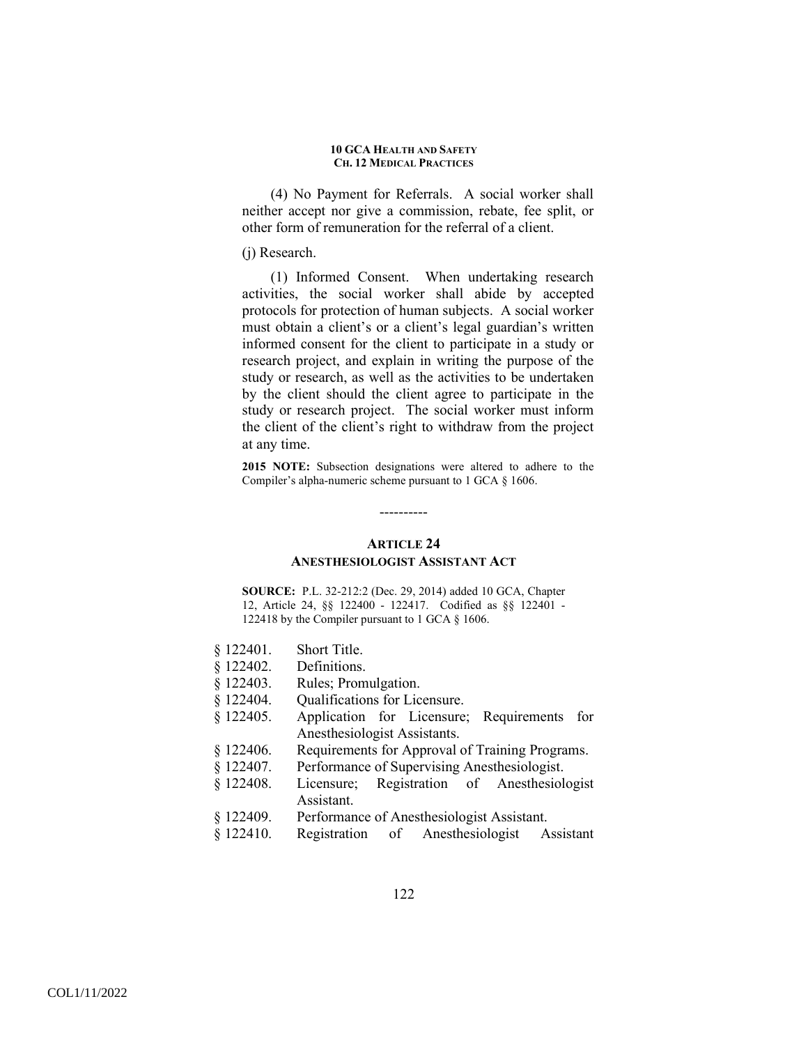(4) No Payment for Referrals. A social worker shall neither accept nor give a commission, rebate, fee split, or other form of remuneration for the referral of a client.

(j) Research.

(1) Informed Consent. When undertaking research activities, the social worker shall abide by accepted protocols for protection of human subjects. A social worker must obtain a client's or a client's legal guardian's written informed consent for the client to participate in a study or research project, and explain in writing the purpose of the study or research, as well as the activities to be undertaken by the client should the client agree to participate in the study or research project. The social worker must inform the client of the client's right to withdraw from the project at any time.

**2015 NOTE:** Subsection designations were altered to adhere to the Compiler's alpha-numeric scheme pursuant to 1 GCA § 1606.

----------

## ARTICLE 24
## ANESTHESIOLOGIST ASSISTANT ACT

**SOURCE:** P.L. 32-212:2 (Dec. 29, 2014) added 10 GCA, Chapter 12, Article 24, §§ 122400 - 122417. Codified as §§ 122401 - 122418 by the Compiler pursuant to 1 GCA § 1606.

§ 122401. Short Title.
§ 122402. Definitions.
§ 122403. Rules; Promulgation.
§ 122404. Qualifications for Licensure.
§ 122405. Application for Licensure; Requirements for Anesthesiologist Assistants.
§ 122406. Requirements for Approval of Training Programs.
§ 122407. Performance of Supervising Anesthesiologist.
§ 122408. Licensure; Registration of Anesthesiologist Assistant.
§ 122409. Performance of Anesthesiologist Assistant.
§ 122410. Registration of Anesthesiologist Assistant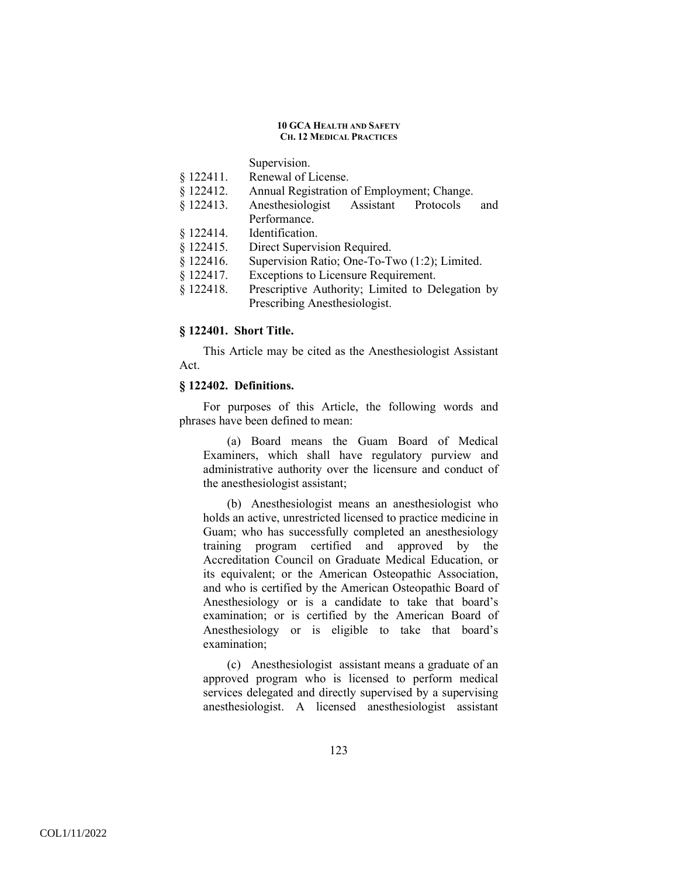Supervision.

§ 122411. Renewal of License.

§ 122412. Annual Registration of Employment; Change.

§ 122413. Anesthesiologist Assistant Protocols and Performance.

§ 122414. Identification.

§ 122415. Direct Supervision Required.

§ 122416. Supervision Ratio; One-To-Two (1:2); Limited.

§ 122417. Exceptions to Licensure Requirement.

§ 122418. Prescriptive Authority; Limited to Delegation by Prescribing Anesthesiologist.

**§ 122401. Short Title.**

This Article may be cited as the Anesthesiologist Assistant Act.

**§ 122402. Definitions.**

For purposes of this Article, the following words and phrases have been defined to mean:

(a) Board means the Guam Board of Medical Examiners, which shall have regulatory purview and administrative authority over the licensure and conduct of the anesthesiologist assistant;

(b) Anesthesiologist means an anesthesiologist who holds an active, unrestricted licensed to practice medicine in Guam; who has successfully completed an anesthesiology training program certified and approved by the Accreditation Council on Graduate Medical Education, or its equivalent; or the American Osteopathic Association, and who is certified by the American Osteopathic Board of Anesthesiology or is a candidate to take that board's examination; or is certified by the American Board of Anesthesiology or is eligible to take that board's examination;

(c) Anesthesiologist assistant means a graduate of an approved program who is licensed to perform medical services delegated and directly supervised by a supervising anesthesiologist. A licensed anesthesiologist assistant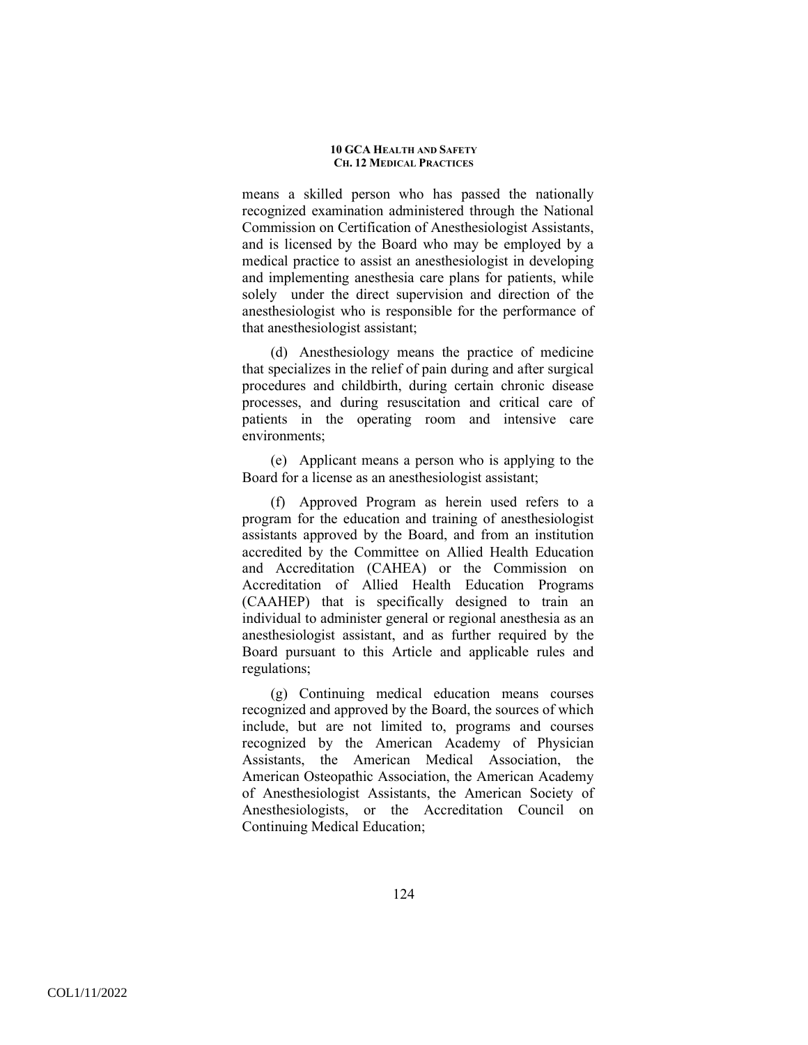means a skilled person who has passed the nationally recognized examination administered through the National Commission on Certification of Anesthesiologist Assistants, and is licensed by the Board who may be employed by a medical practice to assist an anesthesiologist in developing and implementing anesthesia care plans for patients, while solely under the direct supervision and direction of the anesthesiologist who is responsible for the performance of that anesthesiologist assistant;

(d) Anesthesiology means the practice of medicine that specializes in the relief of pain during and after surgical procedures and childbirth, during certain chronic disease processes, and during resuscitation and critical care of patients in the operating room and intensive care environments;

(e) Applicant means a person who is applying to the Board for a license as an anesthesiologist assistant;

(f) Approved Program as herein used refers to a program for the education and training of anesthesiologist assistants approved by the Board, and from an institution accredited by the Committee on Allied Health Education and Accreditation (CAHEA) or the Commission on Accreditation of Allied Health Education Programs (CAAHEP) that is specifically designed to train an individual to administer general or regional anesthesia as an anesthesiologist assistant, and as further required by the Board pursuant to this Article and applicable rules and regulations;

(g) Continuing medical education means courses recognized and approved by the Board, the sources of which include, but are not limited to, programs and courses recognized by the American Academy of Physician Assistants, the American Medical Association, the American Osteopathic Association, the American Academy of Anesthesiologist Assistants, the American Society of Anesthesiologists, or the Accreditation Council on Continuing Medical Education;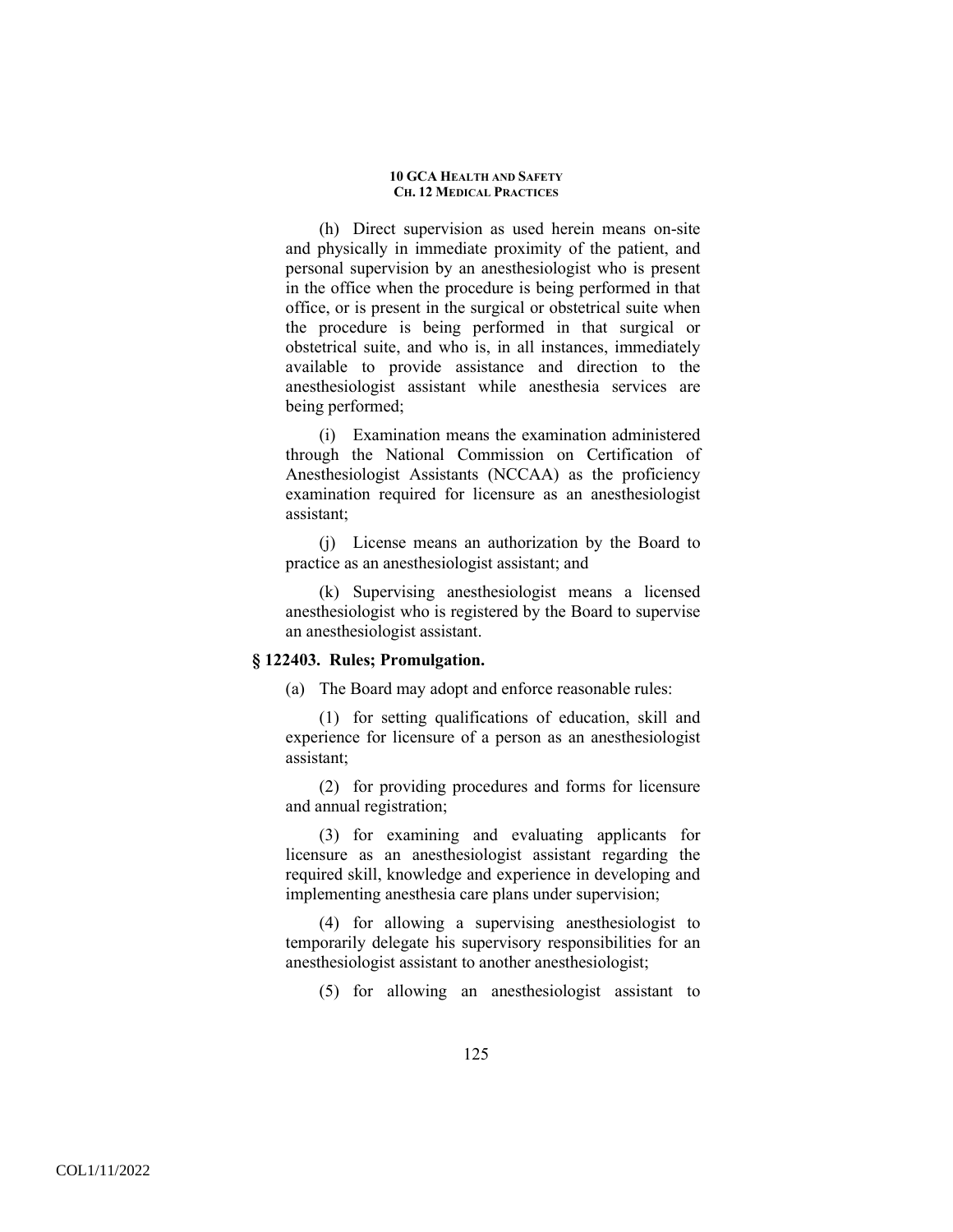(h) Direct supervision as used herein means on-site and physically in immediate proximity of the patient, and personal supervision by an anesthesiologist who is present in the office when the procedure is being performed in that office, or is present in the surgical or obstetrical suite when the procedure is being performed in that surgical or obstetrical suite, and who is, in all instances, immediately available to provide assistance and direction to the anesthesiologist assistant while anesthesia services are being performed;

(i) Examination means the examination administered through the National Commission on Certification of Anesthesiologist Assistants (NCCAA) as the proficiency examination required for licensure as an anesthesiologist assistant;

(j) License means an authorization by the Board to practice as an anesthesiologist assistant; and

(k) Supervising anesthesiologist means a licensed anesthesiologist who is registered by the Board to supervise an anesthesiologist assistant.

### § 122403. Rules; Promulgation.

(a) The Board may adopt and enforce reasonable rules:

(1) for setting qualifications of education, skill and experience for licensure of a person as an anesthesiologist assistant;

(2) for providing procedures and forms for licensure and annual registration;

(3) for examining and evaluating applicants for licensure as an anesthesiologist assistant regarding the required skill, knowledge and experience in developing and implementing anesthesia care plans under supervision;

(4) for allowing a supervising anesthesiologist to temporarily delegate his supervisory responsibilities for an anesthesiologist assistant to another anesthesiologist;

(5) for allowing an anesthesiologist assistant to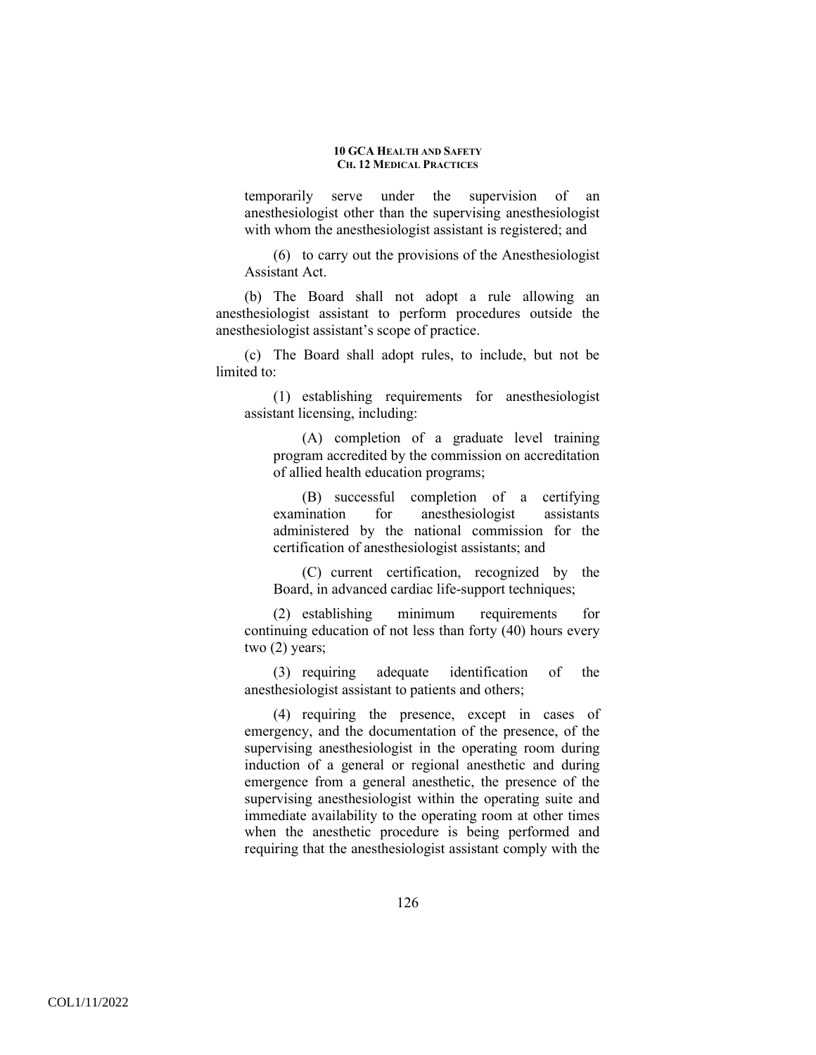temporarily serve under the supervision of an anesthesiologist other than the supervising anesthesiologist with whom the anesthesiologist assistant is registered; and

(6) to carry out the provisions of the Anesthesiologist Assistant Act.

(b) The Board shall not adopt a rule allowing an anesthesiologist assistant to perform procedures outside the anesthesiologist assistant's scope of practice.

(c) The Board shall adopt rules, to include, but not be limited to:

(1) establishing requirements for anesthesiologist assistant licensing, including:

(A) completion of a graduate level training program accredited by the commission on accreditation of allied health education programs;

(B) successful completion of a certifying examination for anesthesiologist assistants administered by the national commission for the certification of anesthesiologist assistants; and

(C) current certification, recognized by the Board, in advanced cardiac life-support techniques;

(2) establishing minimum requirements for continuing education of not less than forty (40) hours every two (2) years;

(3) requiring adequate identification of the anesthesiologist assistant to patients and others;

(4) requiring the presence, except in cases of emergency, and the documentation of the presence, of the supervising anesthesiologist in the operating room during induction of a general or regional anesthetic and during emergence from a general anesthetic, the presence of the supervising anesthesiologist within the operating suite and immediate availability to the operating room at other times when the anesthetic procedure is being performed and requiring that the anesthesiologist assistant comply with the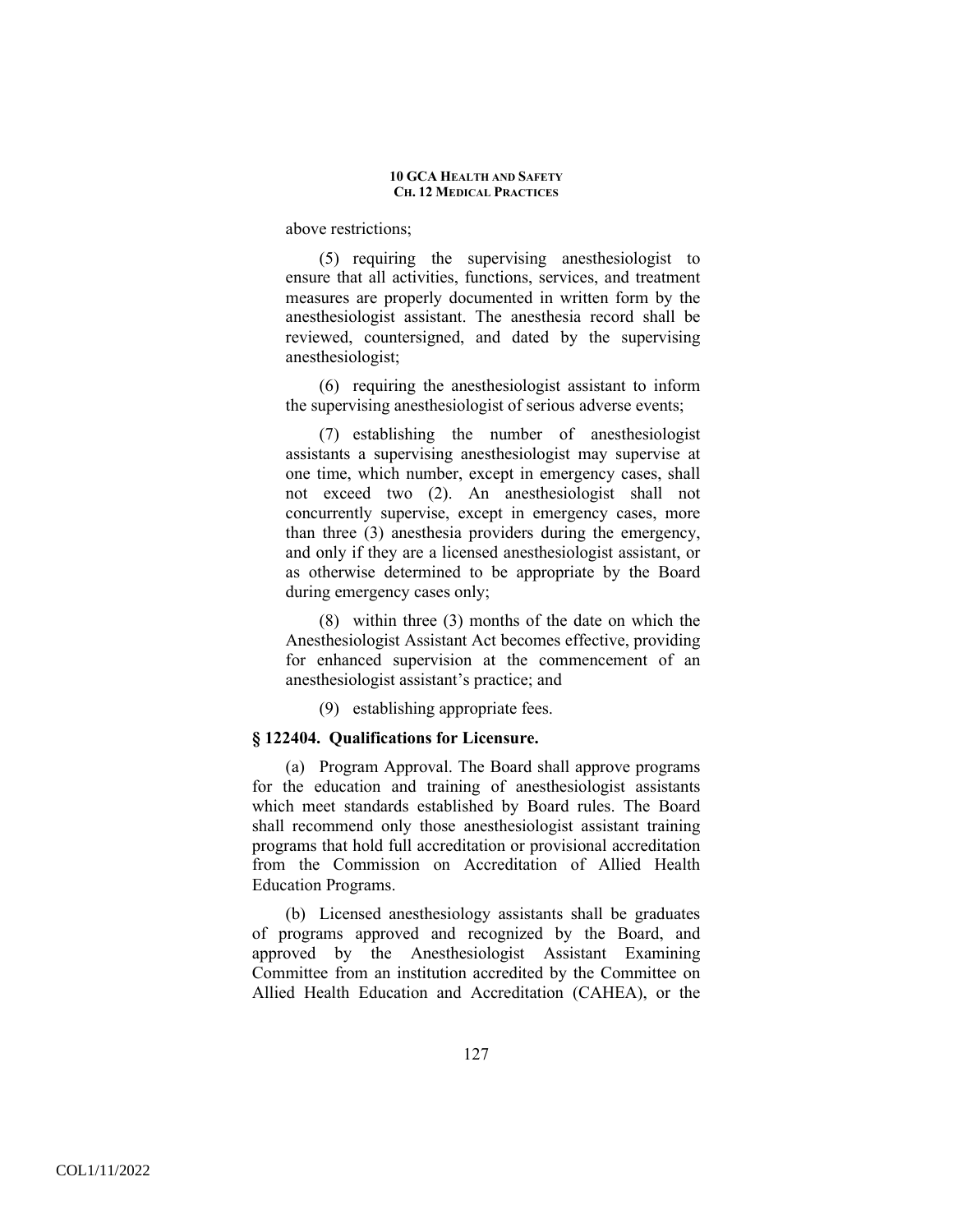above restrictions;

(5) requiring the supervising anesthesiologist to ensure that all activities, functions, services, and treatment measures are properly documented in written form by the anesthesiologist assistant. The anesthesia record shall be reviewed, countersigned, and dated by the supervising anesthesiologist;

(6) requiring the anesthesiologist assistant to inform the supervising anesthesiologist of serious adverse events;

(7) establishing the number of anesthesiologist assistants a supervising anesthesiologist may supervise at one time, which number, except in emergency cases, shall not exceed two (2). An anesthesiologist shall not concurrently supervise, except in emergency cases, more than three (3) anesthesia providers during the emergency, and only if they are a licensed anesthesiologist assistant, or as otherwise determined to be appropriate by the Board during emergency cases only;

(8) within three (3) months of the date on which the Anesthesiologist Assistant Act becomes effective, providing for enhanced supervision at the commencement of an anesthesiologist assistant's practice; and

(9) establishing appropriate fees.

### § 122404. Qualifications for Licensure.

(a) Program Approval. The Board shall approve programs for the education and training of anesthesiologist assistants which meet standards established by Board rules. The Board shall recommend only those anesthesiologist assistant training programs that hold full accreditation or provisional accreditation from the Commission on Accreditation of Allied Health Education Programs.

(b) Licensed anesthesiology assistants shall be graduates of programs approved and recognized by the Board, and approved by the Anesthesiologist Assistant Examining Committee from an institution accredited by the Committee on Allied Health Education and Accreditation (CAHEA), or the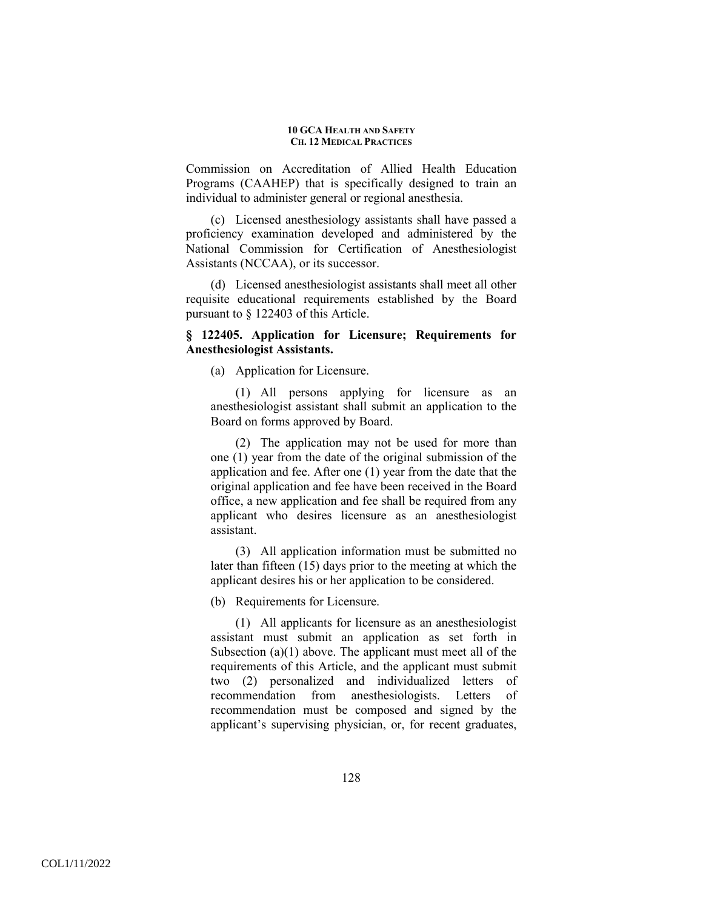Commission on Accreditation of Allied Health Education Programs (CAAHEP) that is specifically designed to train an individual to administer general or regional anesthesia.

(c) Licensed anesthesiology assistants shall have passed a proficiency examination developed and administered by the National Commission for Certification of Anesthesiologist Assistants (NCCAA), or its successor.

(d) Licensed anesthesiologist assistants shall meet all other requisite educational requirements established by the Board pursuant to § 122403 of this Article.

**§ 122405. Application for Licensure; Requirements for Anesthesiologist Assistants.**

(a) Application for Licensure.

(1) All persons applying for licensure as an anesthesiologist assistant shall submit an application to the Board on forms approved by Board.

(2) The application may not be used for more than one (1) year from the date of the original submission of the application and fee. After one (1) year from the date that the original application and fee have been received in the Board office, a new application and fee shall be required from any applicant who desires licensure as an anesthesiologist assistant.

(3) All application information must be submitted no later than fifteen (15) days prior to the meeting at which the applicant desires his or her application to be considered.

(b) Requirements for Licensure.

(1) All applicants for licensure as an anesthesiologist assistant must submit an application as set forth in Subsection (a)(1) above. The applicant must meet all of the requirements of this Article, and the applicant must submit two (2) personalized and individualized letters of recommendation from anesthesiologists. Letters of recommendation must be composed and signed by the applicant's supervising physician, or, for recent graduates,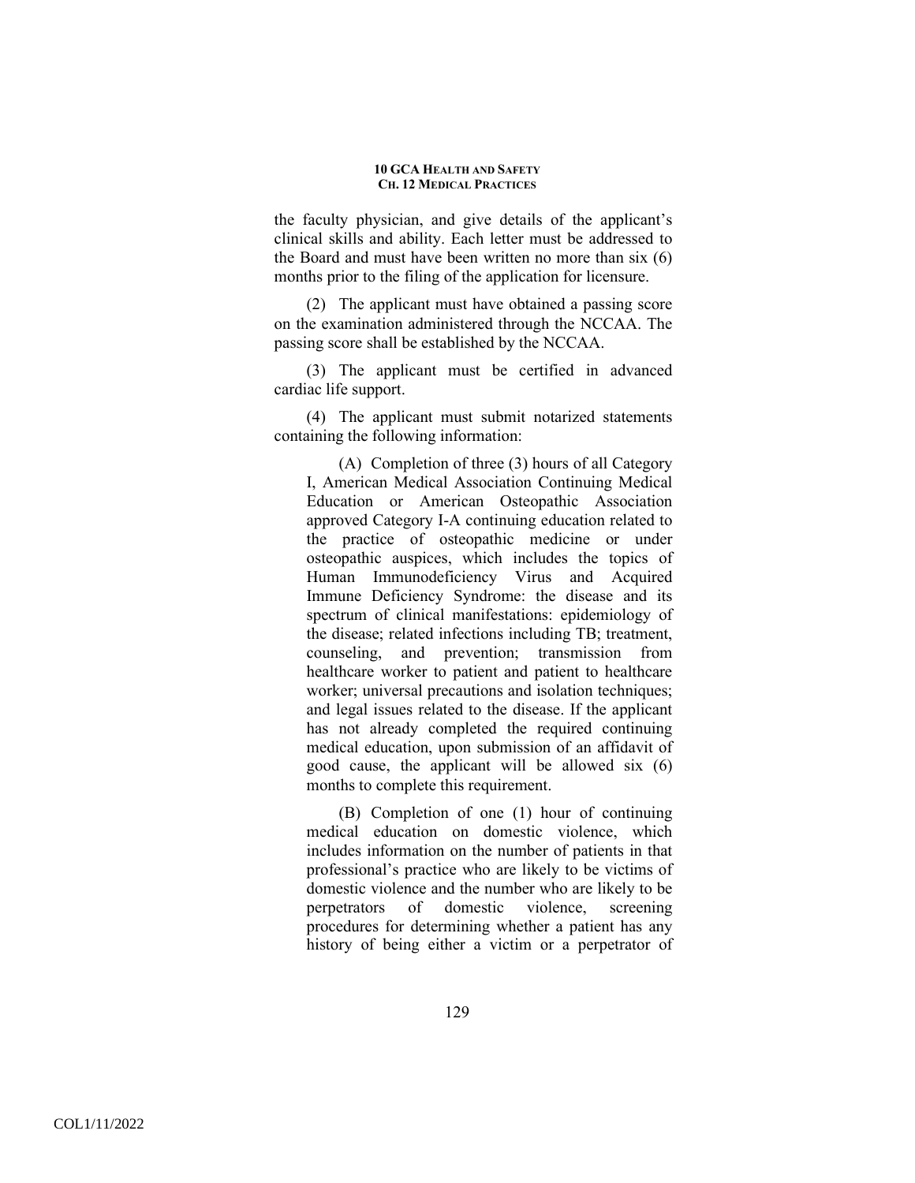the faculty physician, and give details of the applicant's clinical skills and ability. Each letter must be addressed to the Board and must have been written no more than six (6) months prior to the filing of the application for licensure.

(2) The applicant must have obtained a passing score on the examination administered through the NCCAA. The passing score shall be established by the NCCAA.

(3) The applicant must be certified in advanced cardiac life support.

(4) The applicant must submit notarized statements containing the following information:

(A) Completion of three (3) hours of all Category I, American Medical Association Continuing Medical Education or American Osteopathic Association approved Category I-A continuing education related to the practice of osteopathic medicine or under osteopathic auspices, which includes the topics of Human Immunodeficiency Virus and Acquired Immune Deficiency Syndrome: the disease and its spectrum of clinical manifestations: epidemiology of the disease; related infections including TB; treatment, counseling, and prevention; transmission from healthcare worker to patient and patient to healthcare worker; universal precautions and isolation techniques; and legal issues related to the disease. If the applicant has not already completed the required continuing medical education, upon submission of an affidavit of good cause, the applicant will be allowed six (6) months to complete this requirement.

(B) Completion of one (1) hour of continuing medical education on domestic violence, which includes information on the number of patients in that professional's practice who are likely to be victims of domestic violence and the number who are likely to be perpetrators of domestic violence, screening procedures for determining whether a patient has any history of being either a victim or a perpetrator of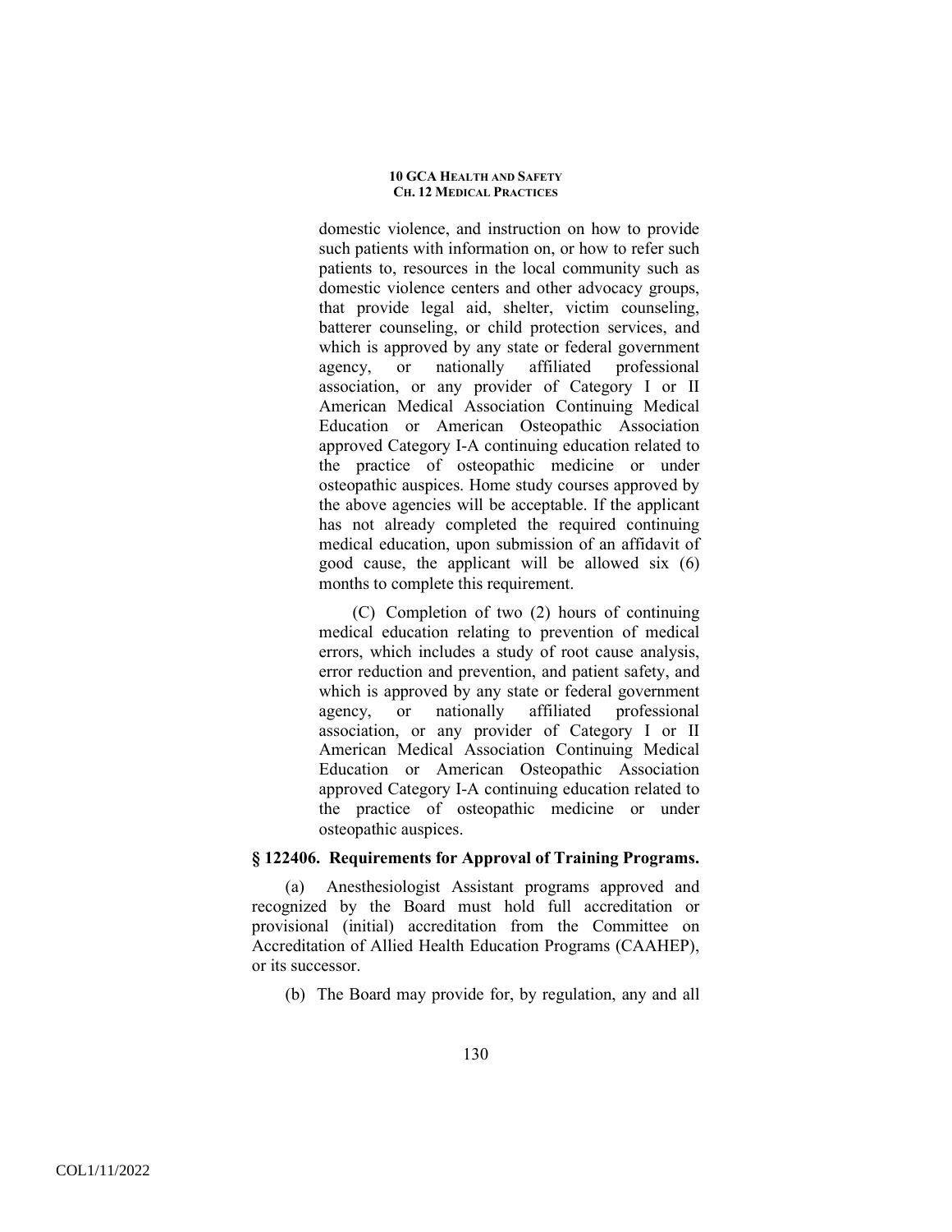domestic violence, and instruction on how to provide such patients with information on, or how to refer such patients to, resources in the local community such as domestic violence centers and other advocacy groups, that provide legal aid, shelter, victim counseling, batterer counseling, or child protection services, and which is approved by any state or federal government agency, or nationally affiliated professional association, or any provider of Category I or II American Medical Association Continuing Medical Education or American Osteopathic Association approved Category I-A continuing education related to the practice of osteopathic medicine or under osteopathic auspices. Home study courses approved by the above agencies will be acceptable. If the applicant has not already completed the required continuing medical education, upon submission of an affidavit of good cause, the applicant will be allowed six (6) months to complete this requirement.

(C) Completion of two (2) hours of continuing medical education relating to prevention of medical errors, which includes a study of root cause analysis, error reduction and prevention, and patient safety, and which is approved by any state or federal government agency, or nationally affiliated professional association, or any provider of Category I or II American Medical Association Continuing Medical Education or American Osteopathic Association approved Category I-A continuing education related to the practice of osteopathic medicine or under osteopathic auspices.

### § 122406. Requirements for Approval of Training Programs.

(a) Anesthesiologist Assistant programs approved and recognized by the Board must hold full accreditation or provisional (initial) accreditation from the Committee on Accreditation of Allied Health Education Programs (CAAHEP), or its successor.

(b) The Board may provide for, by regulation, any and all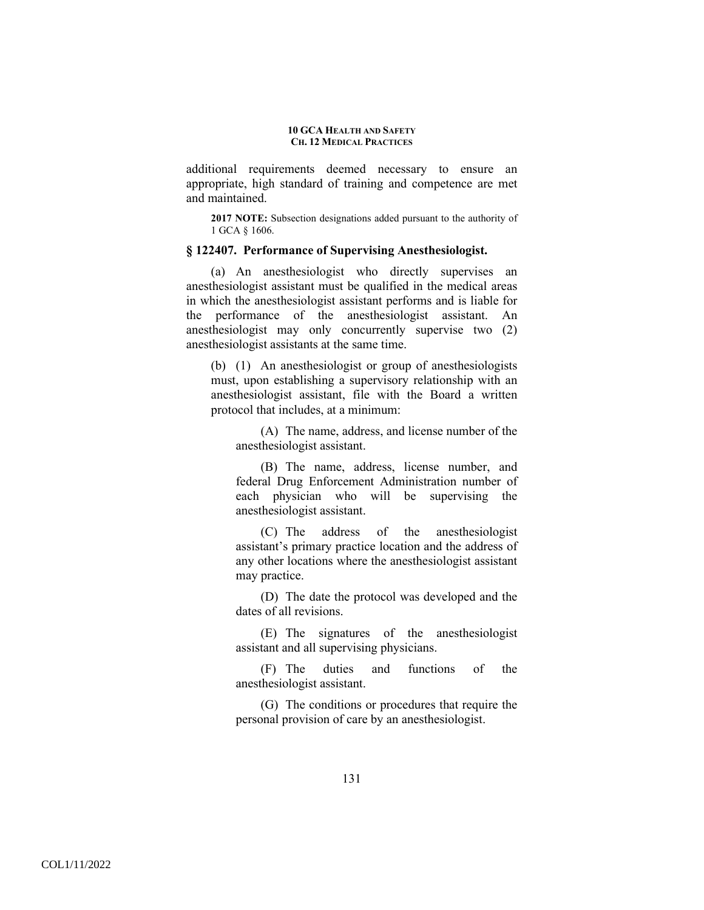additional requirements deemed necessary to ensure an appropriate, high standard of training and competence are met and maintained.

**2017 NOTE:** Subsection designations added pursuant to the authority of 1 GCA § 1606.

### § 122407. Performance of Supervising Anesthesiologist.

(a) An anesthesiologist who directly supervises an anesthesiologist assistant must be qualified in the medical areas in which the anesthesiologist assistant performs and is liable for the performance of the anesthesiologist assistant. An anesthesiologist may only concurrently supervise two (2) anesthesiologist assistants at the same time.

(b) (1) An anesthesiologist or group of anesthesiologists must, upon establishing a supervisory relationship with an anesthesiologist assistant, file with the Board a written protocol that includes, at a minimum:

(A) The name, address, and license number of the anesthesiologist assistant.

(B) The name, address, license number, and federal Drug Enforcement Administration number of each physician who will be supervising the anesthesiologist assistant.

(C) The address of the anesthesiologist assistant's primary practice location and the address of any other locations where the anesthesiologist assistant may practice.

(D) The date the protocol was developed and the dates of all revisions.

(E) The signatures of the anesthesiologist assistant and all supervising physicians.

(F) The duties and functions of the anesthesiologist assistant.

(G) The conditions or procedures that require the personal provision of care by an anesthesiologist.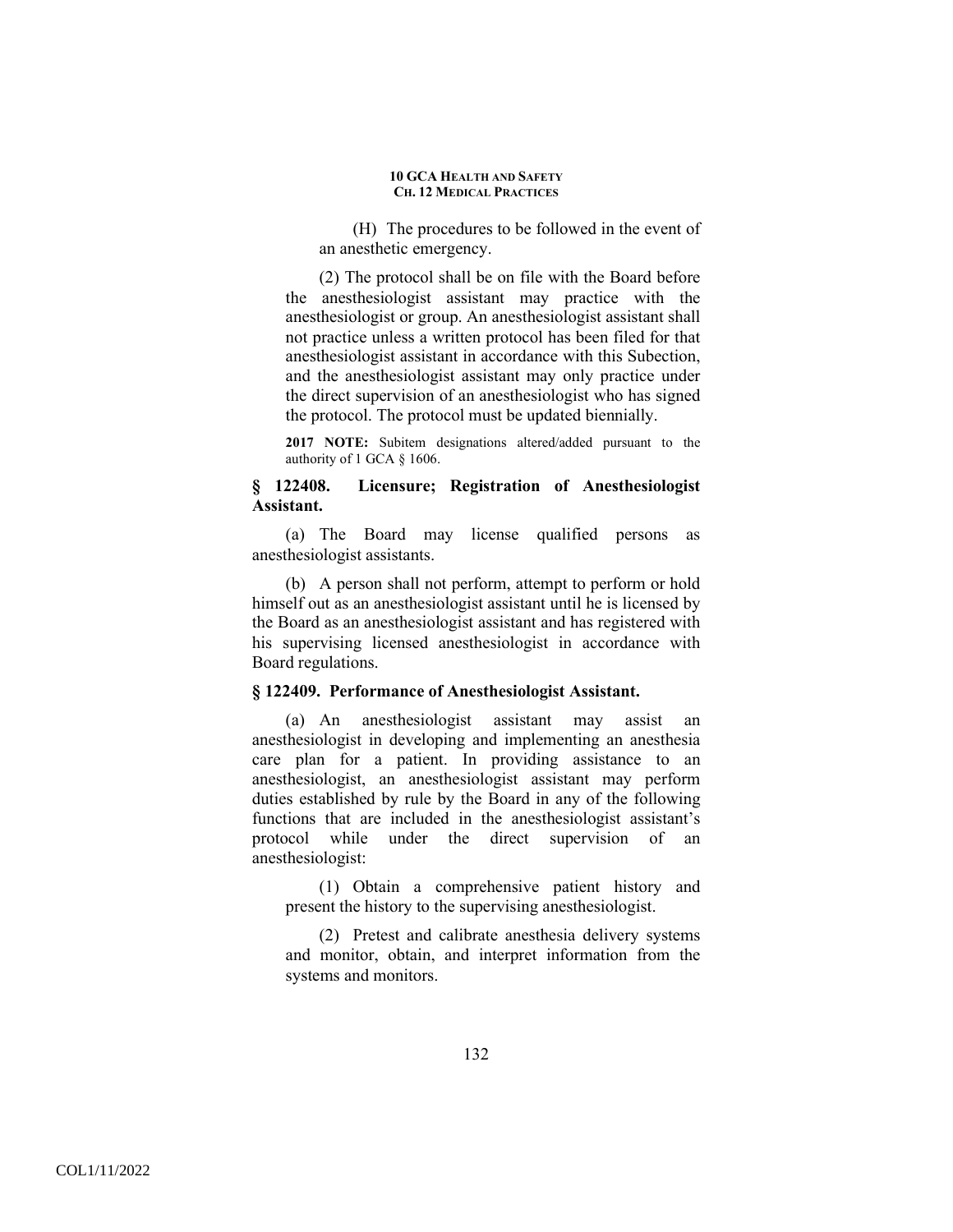(H) The procedures to be followed in the event of an anesthetic emergency.

(2) The protocol shall be on file with the Board before the anesthesiologist assistant may practice with the anesthesiologist or group. An anesthesiologist assistant shall not practice unless a written protocol has been filed for that anesthesiologist assistant in accordance with this Subection, and the anesthesiologist assistant may only practice under the direct supervision of an anesthesiologist who has signed the protocol. The protocol must be updated biennially.

**2017 NOTE:** Subitem designations altered/added pursuant to the authority of 1 GCA § 1606.

### § 122408. Licensure; Registration of Anesthesiologist Assistant.

(a) The Board may license qualified persons as anesthesiologist assistants.

(b) A person shall not perform, attempt to perform or hold himself out as an anesthesiologist assistant until he is licensed by the Board as an anesthesiologist assistant and has registered with his supervising licensed anesthesiologist in accordance with Board regulations.

### § 122409. Performance of Anesthesiologist Assistant.

(a) An anesthesiologist assistant may assist an anesthesiologist in developing and implementing an anesthesia care plan for a patient. In providing assistance to an anesthesiologist, an anesthesiologist assistant may perform duties established by rule by the Board in any of the following functions that are included in the anesthesiologist assistant's protocol while under the direct supervision of an anesthesiologist:

(1) Obtain a comprehensive patient history and present the history to the supervising anesthesiologist.

(2) Pretest and calibrate anesthesia delivery systems and monitor, obtain, and interpret information from the systems and monitors.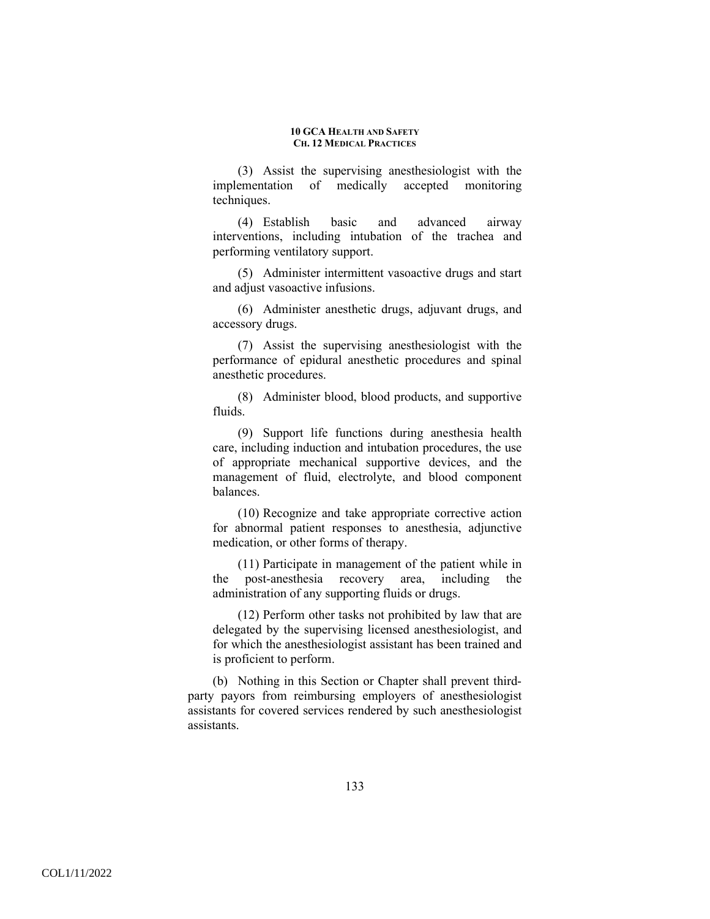(3) Assist the supervising anesthesiologist with the implementation of medically accepted monitoring techniques.

(4) Establish basic and advanced airway interventions, including intubation of the trachea and performing ventilatory support.

(5) Administer intermittent vasoactive drugs and start and adjust vasoactive infusions.

(6) Administer anesthetic drugs, adjuvant drugs, and accessory drugs.

(7) Assist the supervising anesthesiologist with the performance of epidural anesthetic procedures and spinal anesthetic procedures.

(8) Administer blood, blood products, and supportive fluids.

(9) Support life functions during anesthesia health care, including induction and intubation procedures, the use of appropriate mechanical supportive devices, and the management of fluid, electrolyte, and blood component balances.

(10) Recognize and take appropriate corrective action for abnormal patient responses to anesthesia, adjunctive medication, or other forms of therapy.

(11) Participate in management of the patient while in the post-anesthesia recovery area, including the administration of any supporting fluids or drugs.

(12) Perform other tasks not prohibited by law that are delegated by the supervising licensed anesthesiologist, and for which the anesthesiologist assistant has been trained and is proficient to perform.

(b) Nothing in this Section or Chapter shall prevent third-party payors from reimbursing employers of anesthesiologist assistants for covered services rendered by such anesthesiologist assistants.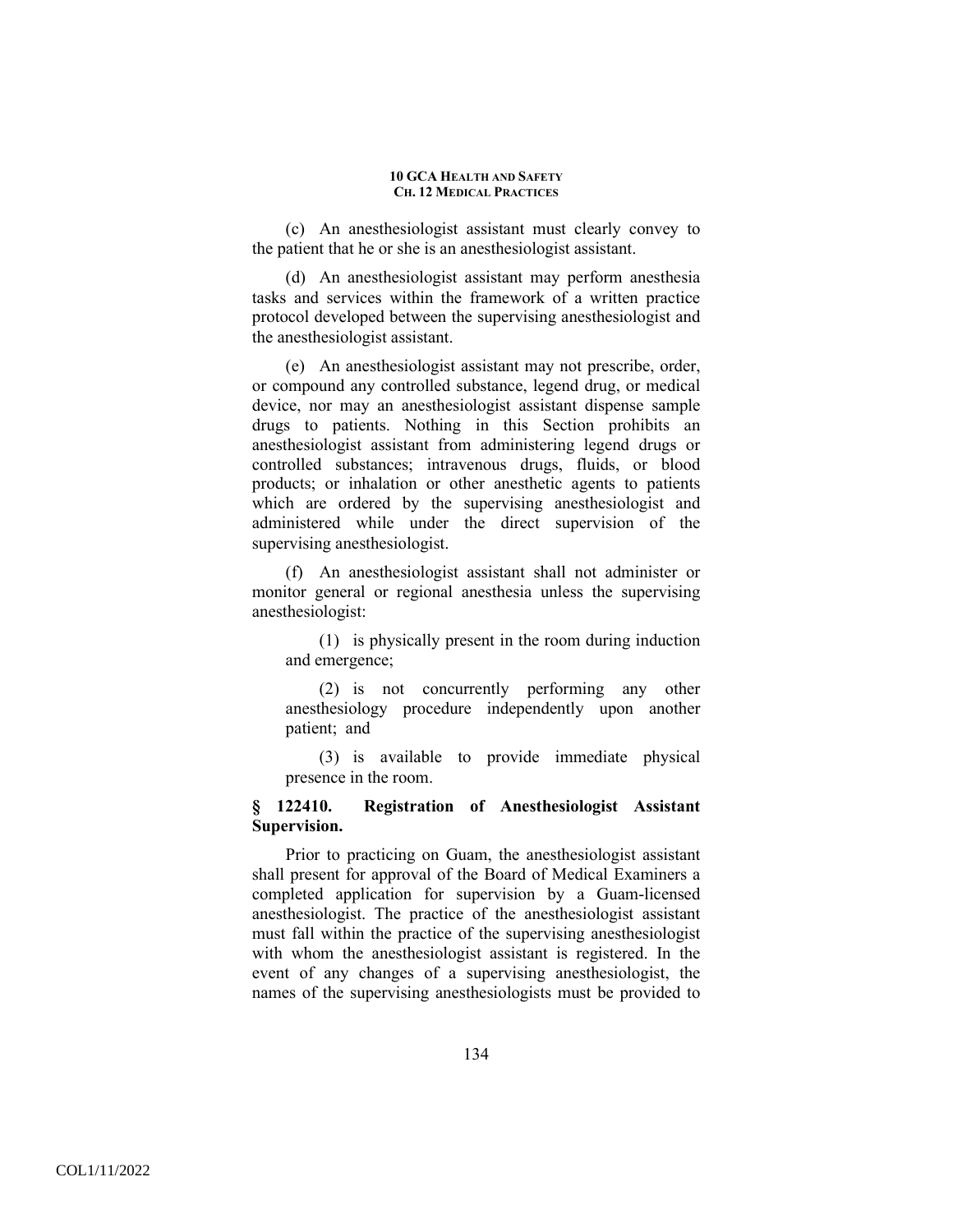(c) An anesthesiologist assistant must clearly convey to the patient that he or she is an anesthesiologist assistant.

(d) An anesthesiologist assistant may perform anesthesia tasks and services within the framework of a written practice protocol developed between the supervising anesthesiologist and the anesthesiologist assistant.

(e) An anesthesiologist assistant may not prescribe, order, or compound any controlled substance, legend drug, or medical device, nor may an anesthesiologist assistant dispense sample drugs to patients. Nothing in this Section prohibits an anesthesiologist assistant from administering legend drugs or controlled substances; intravenous drugs, fluids, or blood products; or inhalation or other anesthetic agents to patients which are ordered by the supervising anesthesiologist and administered while under the direct supervision of the supervising anesthesiologist.

(f) An anesthesiologist assistant shall not administer or monitor general or regional anesthesia unless the supervising anesthesiologist:

(1) is physically present in the room during induction and emergence;

(2) is not concurrently performing any other anesthesiology procedure independently upon another patient; and

(3) is available to provide immediate physical presence in the room.

### § 122410. Registration of Anesthesiologist Assistant Supervision.

Prior to practicing on Guam, the anesthesiologist assistant shall present for approval of the Board of Medical Examiners a completed application for supervision by a Guam-licensed anesthesiologist. The practice of the anesthesiologist assistant must fall within the practice of the supervising anesthesiologist with whom the anesthesiologist assistant is registered. In the event of any changes of a supervising anesthesiologist, the names of the supervising anesthesiologists must be provided to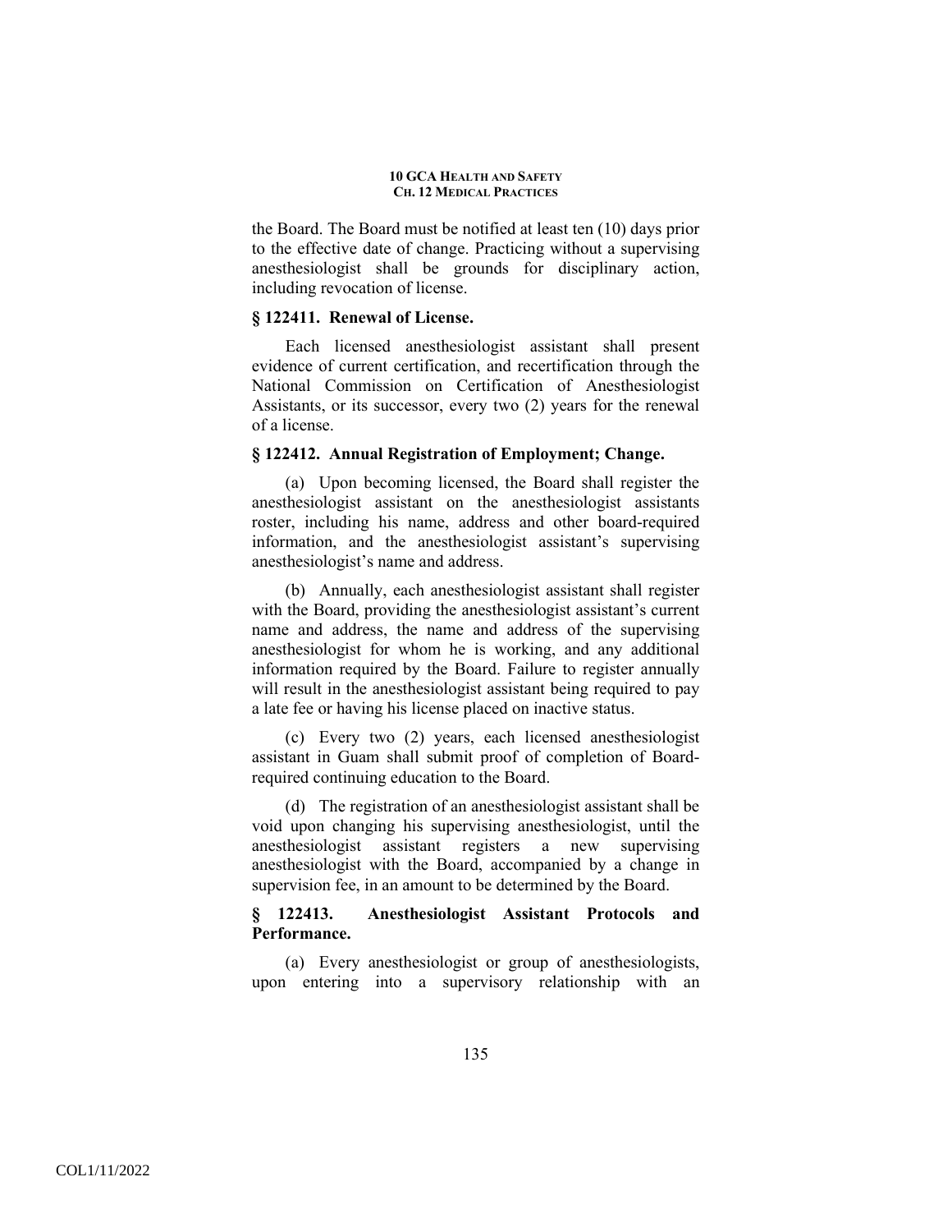the Board. The Board must be notified at least ten (10) days prior to the effective date of change. Practicing without a supervising anesthesiologist shall be grounds for disciplinary action, including revocation of license.

### § 122411. Renewal of License.

Each licensed anesthesiologist assistant shall present evidence of current certification, and recertification through the National Commission on Certification of Anesthesiologist Assistants, or its successor, every two (2) years for the renewal of a license.

### § 122412. Annual Registration of Employment; Change.

(a) Upon becoming licensed, the Board shall register the anesthesiologist assistant on the anesthesiologist assistants roster, including his name, address and other board-required information, and the anesthesiologist assistant's supervising anesthesiologist's name and address.

(b) Annually, each anesthesiologist assistant shall register with the Board, providing the anesthesiologist assistant's current name and address, the name and address of the supervising anesthesiologist for whom he is working, and any additional information required by the Board. Failure to register annually will result in the anesthesiologist assistant being required to pay a late fee or having his license placed on inactive status.

(c) Every two (2) years, each licensed anesthesiologist assistant in Guam shall submit proof of completion of Board-required continuing education to the Board.

(d) The registration of an anesthesiologist assistant shall be void upon changing his supervising anesthesiologist, until the anesthesiologist assistant registers a new supervising anesthesiologist with the Board, accompanied by a change in supervision fee, in an amount to be determined by the Board.

### § 122413. Anesthesiologist Assistant Protocols and Performance.

(a) Every anesthesiologist or group of anesthesiologists, upon entering into a supervisory relationship with an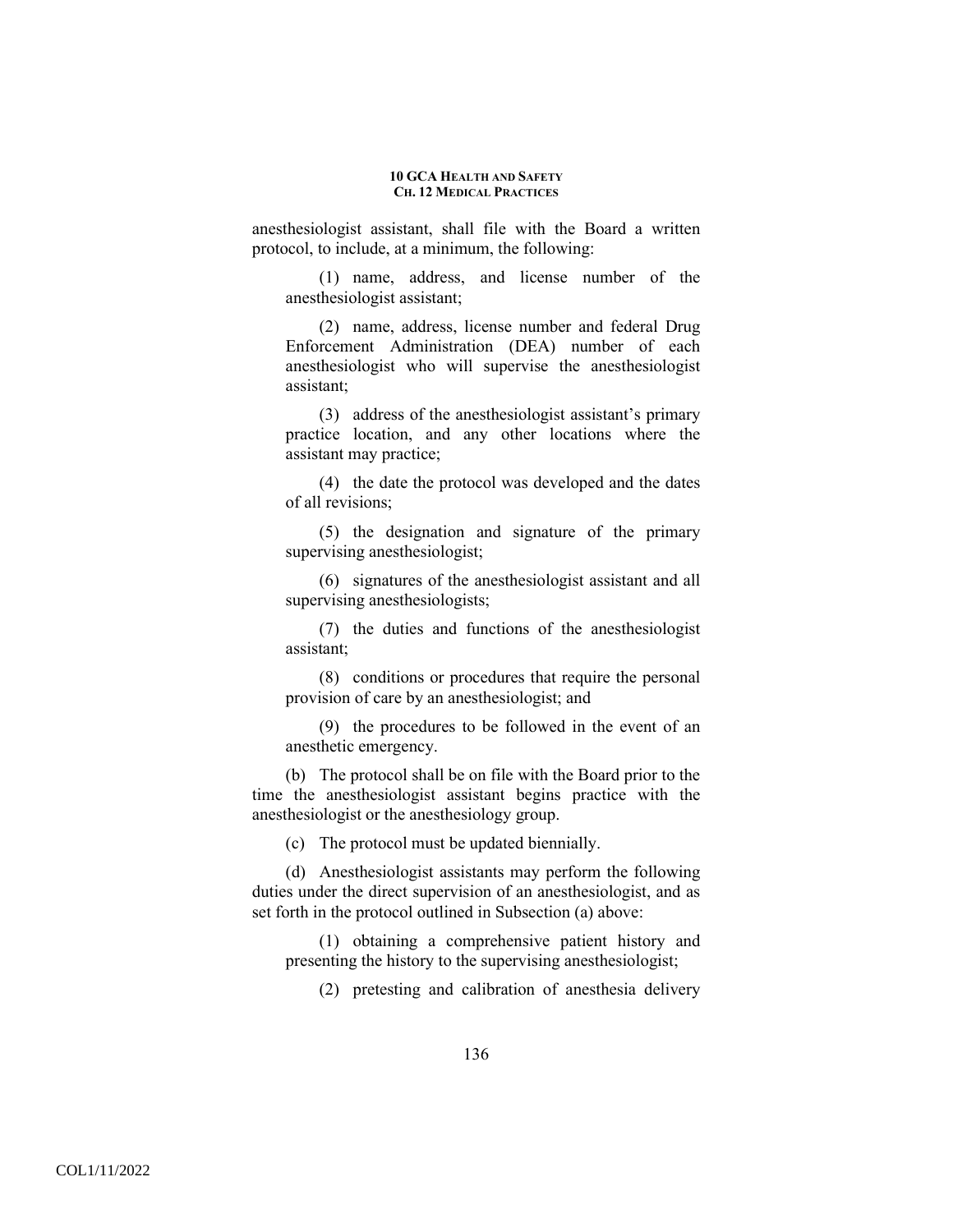anesthesiologist assistant, shall file with the Board a written protocol, to include, at a minimum, the following:

(1) name, address, and license number of the anesthesiologist assistant;

(2) name, address, license number and federal Drug Enforcement Administration (DEA) number of each anesthesiologist who will supervise the anesthesiologist assistant;

(3) address of the anesthesiologist assistant's primary practice location, and any other locations where the assistant may practice;

(4) the date the protocol was developed and the dates of all revisions;

(5) the designation and signature of the primary supervising anesthesiologist;

(6) signatures of the anesthesiologist assistant and all supervising anesthesiologists;

(7) the duties and functions of the anesthesiologist assistant;

(8) conditions or procedures that require the personal provision of care by an anesthesiologist; and

(9) the procedures to be followed in the event of an anesthetic emergency.

(b) The protocol shall be on file with the Board prior to the time the anesthesiologist assistant begins practice with the anesthesiologist or the anesthesiology group.

(c) The protocol must be updated biennially.

(d) Anesthesiologist assistants may perform the following duties under the direct supervision of an anesthesiologist, and as set forth in the protocol outlined in Subsection (a) above:

(1) obtaining a comprehensive patient history and presenting the history to the supervising anesthesiologist;

(2) pretesting and calibration of anesthesia delivery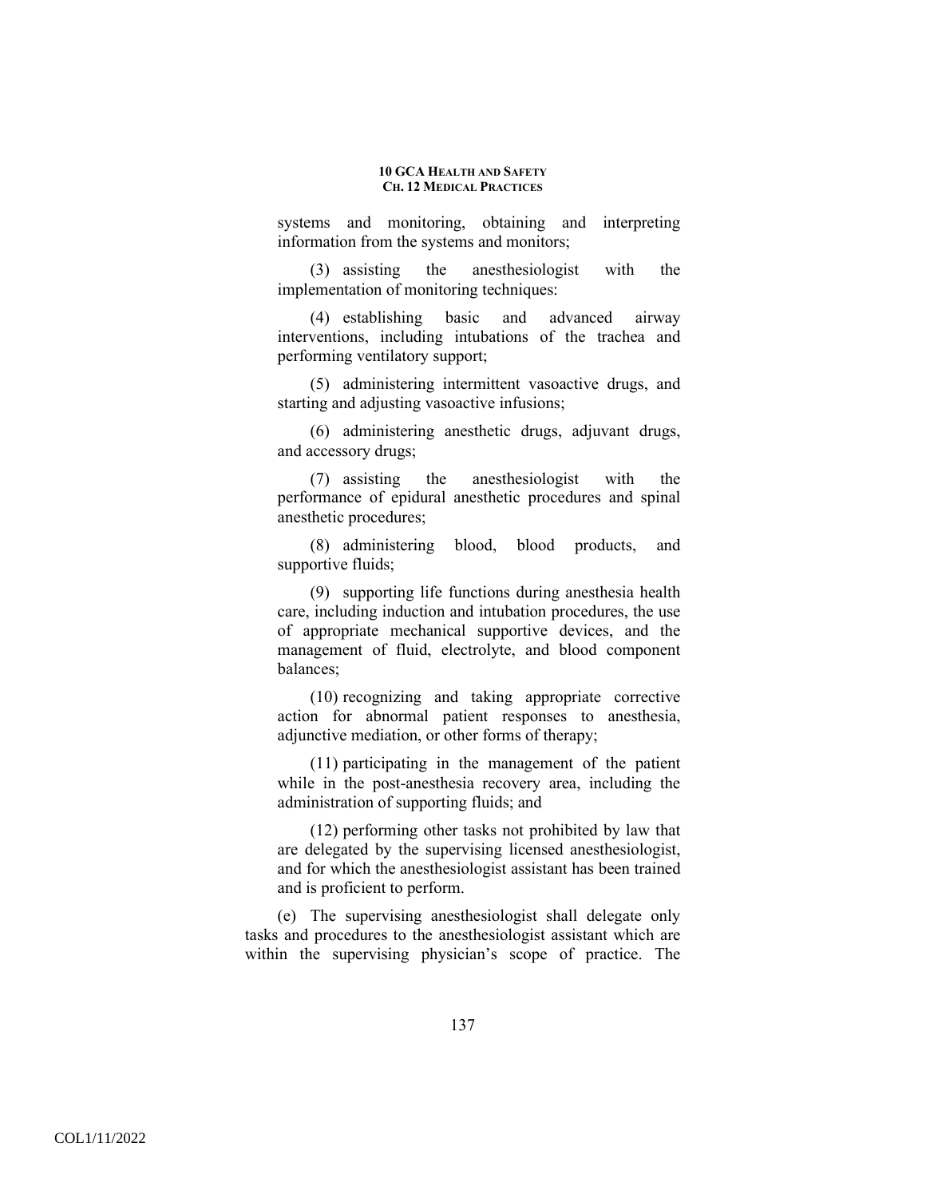systems and monitoring, obtaining and interpreting information from the systems and monitors;

(3) assisting the anesthesiologist with the implementation of monitoring techniques:

(4) establishing basic and advanced airway interventions, including intubations of the trachea and performing ventilatory support;

(5) administering intermittent vasoactive drugs, and starting and adjusting vasoactive infusions;

(6) administering anesthetic drugs, adjuvant drugs, and accessory drugs;

(7) assisting the anesthesiologist with the performance of epidural anesthetic procedures and spinal anesthetic procedures;

(8) administering blood, blood products, and supportive fluids;

(9) supporting life functions during anesthesia health care, including induction and intubation procedures, the use of appropriate mechanical supportive devices, and the management of fluid, electrolyte, and blood component balances;

(10) recognizing and taking appropriate corrective action for abnormal patient responses to anesthesia, adjunctive mediation, or other forms of therapy;

(11) participating in the management of the patient while in the post-anesthesia recovery area, including the administration of supporting fluids; and

(12) performing other tasks not prohibited by law that are delegated by the supervising licensed anesthesiologist, and for which the anesthesiologist assistant has been trained and is proficient to perform.

(e) The supervising anesthesiologist shall delegate only tasks and procedures to the anesthesiologist assistant which are within the supervising physician's scope of practice. The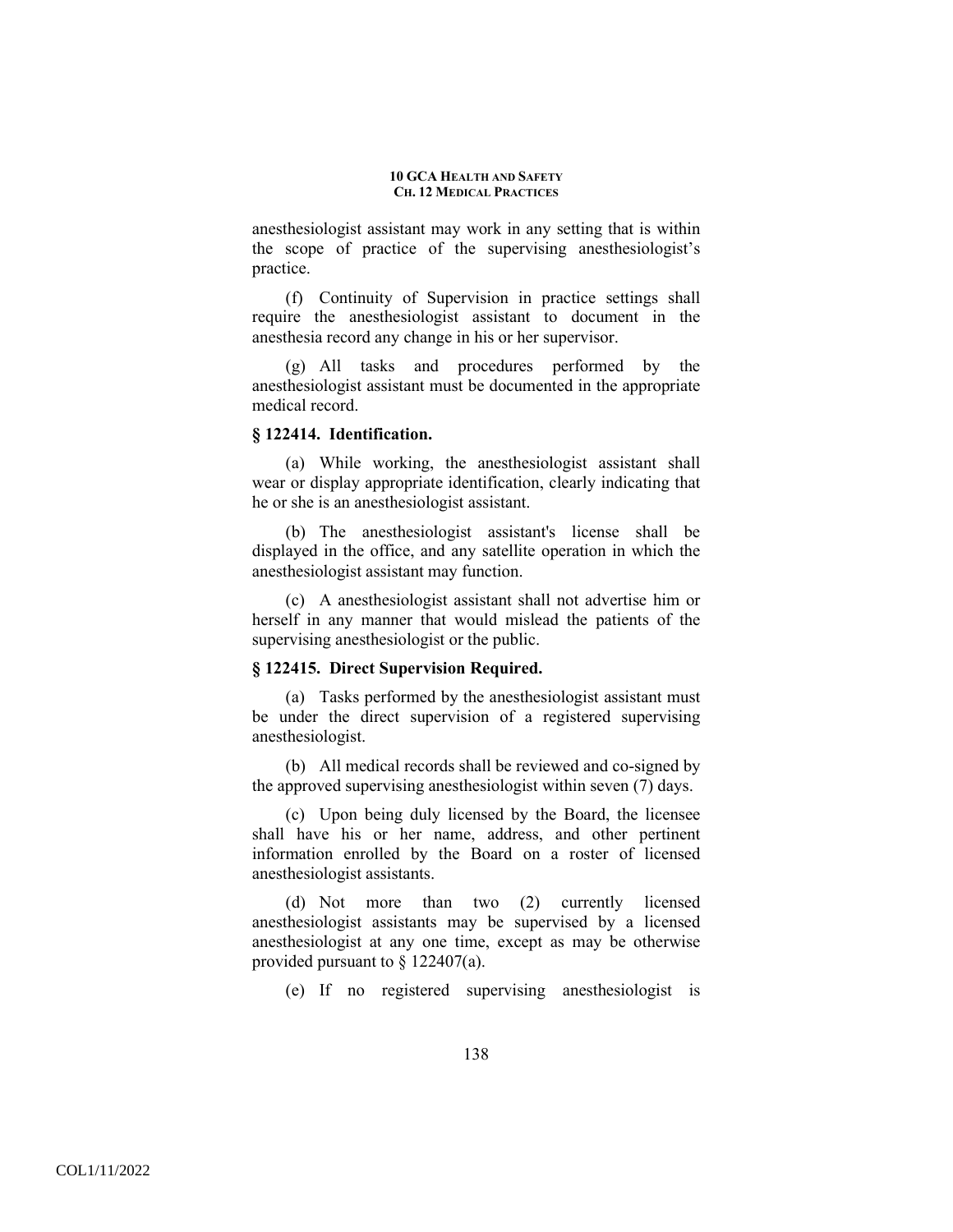anesthesiologist assistant may work in any setting that is within the scope of practice of the supervising anesthesiologist's practice.

(f) Continuity of Supervision in practice settings shall require the anesthesiologist assistant to document in the anesthesia record any change in his or her supervisor.

(g) All tasks and procedures performed by the anesthesiologist assistant must be documented in the appropriate medical record.

### § 122414. Identification.

(a) While working, the anesthesiologist assistant shall wear or display appropriate identification, clearly indicating that he or she is an anesthesiologist assistant.

(b) The anesthesiologist assistant's license shall be displayed in the office, and any satellite operation in which the anesthesiologist assistant may function.

(c) A anesthesiologist assistant shall not advertise him or herself in any manner that would mislead the patients of the supervising anesthesiologist or the public.

### § 122415. Direct Supervision Required.

(a) Tasks performed by the anesthesiologist assistant must be under the direct supervision of a registered supervising anesthesiologist.

(b) All medical records shall be reviewed and co-signed by the approved supervising anesthesiologist within seven (7) days.

(c) Upon being duly licensed by the Board, the licensee shall have his or her name, address, and other pertinent information enrolled by the Board on a roster of licensed anesthesiologist assistants.

(d) Not more than two (2) currently licensed anesthesiologist assistants may be supervised by a licensed anesthesiologist at any one time, except as may be otherwise provided pursuant to § 122407(a).

(e) If no registered supervising anesthesiologist is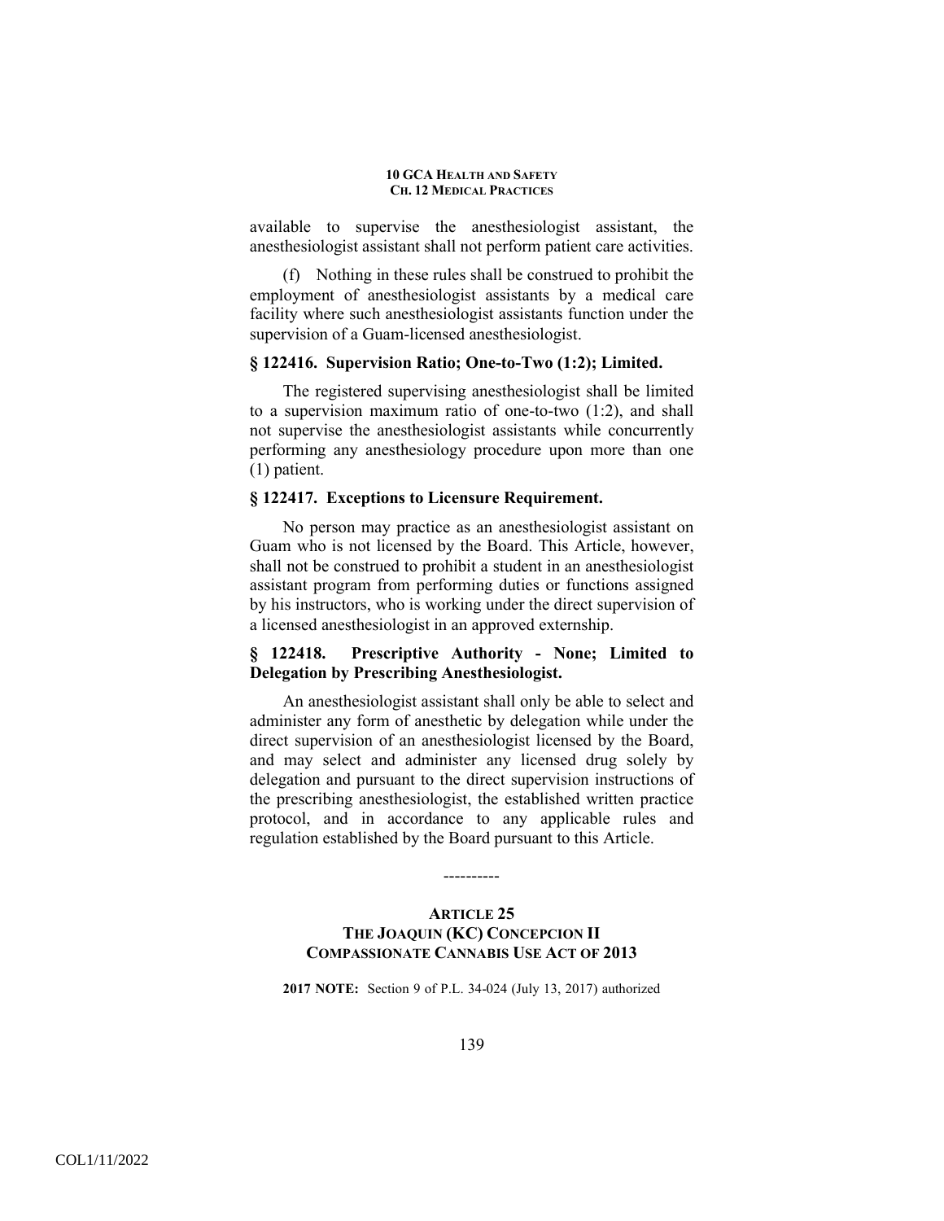available to supervise the anesthesiologist assistant, the anesthesiologist assistant shall not perform patient care activities.

(f) Nothing in these rules shall be construed to prohibit the employment of anesthesiologist assistants by a medical care facility where such anesthesiologist assistants function under the supervision of a Guam-licensed anesthesiologist.

### § 122416. Supervision Ratio; One-to-Two (1:2); Limited.

The registered supervising anesthesiologist shall be limited to a supervision maximum ratio of one-to-two (1:2), and shall not supervise the anesthesiologist assistants while concurrently performing any anesthesiology procedure upon more than one (1) patient.

### § 122417. Exceptions to Licensure Requirement.

No person may practice as an anesthesiologist assistant on Guam who is not licensed by the Board. This Article, however, shall not be construed to prohibit a student in an anesthesiologist assistant program from performing duties or functions assigned by his instructors, who is working under the direct supervision of a licensed anesthesiologist in an approved externship.

### § 122418. Prescriptive Authority - None; Limited to Delegation by Prescribing Anesthesiologist.

An anesthesiologist assistant shall only be able to select and administer any form of anesthetic by delegation while under the direct supervision of an anesthesiologist licensed by the Board, and may select and administer any licensed drug solely by delegation and pursuant to the direct supervision instructions of the prescribing anesthesiologist, the established written practice protocol, and in accordance to any applicable rules and regulation established by the Board pursuant to this Article.

----------

## ARTICLE 25
## THE JOAQUIN (KC) CONCEPCION II COMPASSIONATE CANNABIS USE ACT OF 2013

**2017 NOTE:** Section 9 of P.L. 34-024 (July 13, 2017) authorized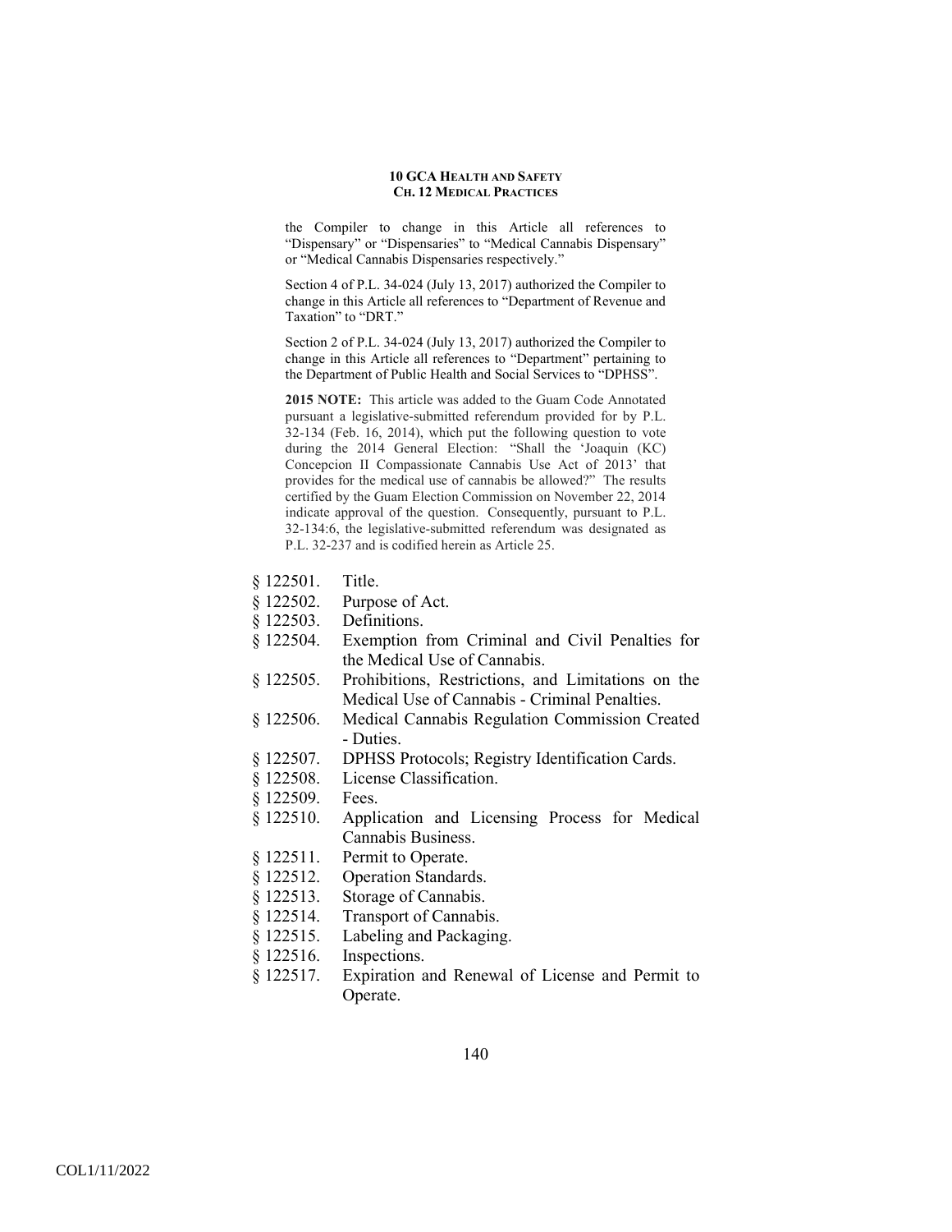the Compiler to change in this Article all references to "Dispensary" or "Dispensaries" to "Medical Cannabis Dispensary" or "Medical Cannabis Dispensaries respectively."

Section 4 of P.L. 34-024 (July 13, 2017) authorized the Compiler to change in this Article all references to "Department of Revenue and Taxation" to "DRT."

Section 2 of P.L. 34-024 (July 13, 2017) authorized the Compiler to change in this Article all references to "Department" pertaining to the Department of Public Health and Social Services to "DPHSS".

**2015 NOTE:** This article was added to the Guam Code Annotated pursuant a legislative-submitted referendum provided for by P.L. 32-134 (Feb. 16, 2014), which put the following question to vote during the 2014 General Election: "Shall the 'Joaquin (KC) Concepcion II Compassionate Cannabis Use Act of 2013' that provides for the medical use of cannabis be allowed?" The results certified by the Guam Election Commission on November 22, 2014 indicate approval of the question. Consequently, pursuant to P.L. 32-134:6, the legislative-submitted referendum was designated as P.L. 32-237 and is codified herein as Article 25.

§ 122501. Title.
§ 122502. Purpose of Act.
§ 122503. Definitions.
§ 122504. Exemption from Criminal and Civil Penalties for the Medical Use of Cannabis.
§ 122505. Prohibitions, Restrictions, and Limitations on the Medical Use of Cannabis - Criminal Penalties.
§ 122506. Medical Cannabis Regulation Commission Created - Duties.
§ 122507. DPHSS Protocols; Registry Identification Cards.
§ 122508. License Classification.
§ 122509. Fees.
§ 122510. Application and Licensing Process for Medical Cannabis Business.
§ 122511. Permit to Operate.
§ 122512. Operation Standards.
§ 122513. Storage of Cannabis.
§ 122514. Transport of Cannabis.
§ 122515. Labeling and Packaging.
§ 122516. Inspections.
§ 122517. Expiration and Renewal of License and Permit to Operate.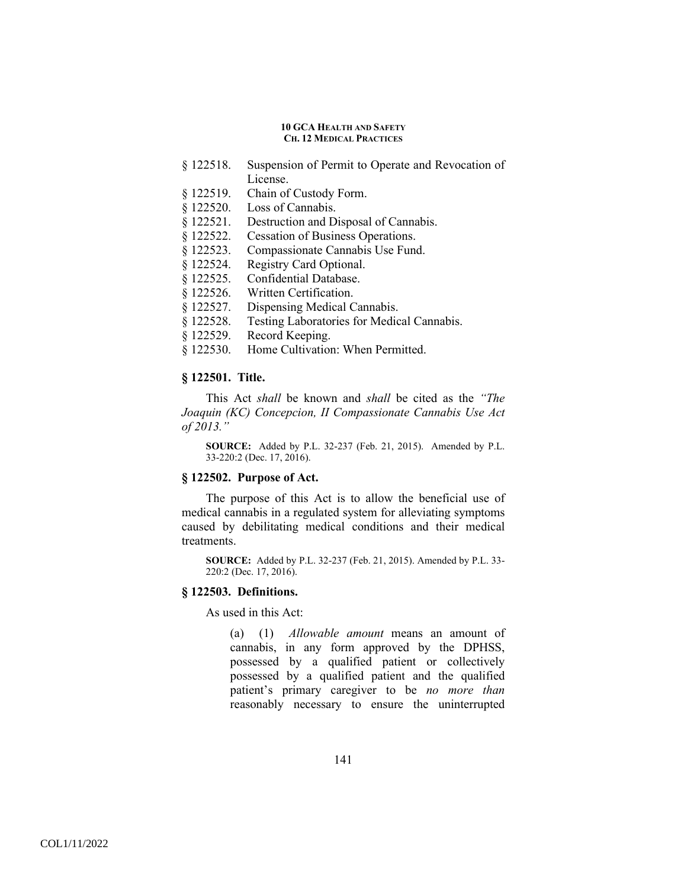§ 122518. Suspension of Permit to Operate and Revocation of License.
§ 122519. Chain of Custody Form.
§ 122520. Loss of Cannabis.
§ 122521. Destruction and Disposal of Cannabis.
§ 122522. Cessation of Business Operations.
§ 122523. Compassionate Cannabis Use Fund.
§ 122524. Registry Card Optional.
§ 122525. Confidential Database.
§ 122526. Written Certification.
§ 122527. Dispensing Medical Cannabis.
§ 122528. Testing Laboratories for Medical Cannabis.
§ 122529. Record Keeping.
§ 122530. Home Cultivation: When Permitted.

### § 122501. Title.

This Act *shall* be known and *shall* be cited as the *"The Joaquin (KC) Concepcion, II Compassionate Cannabis Use Act of 2013."*

**SOURCE:** Added by P.L. 32-237 (Feb. 21, 2015). Amended by P.L. 33-220:2 (Dec. 17, 2016).

### § 122502. Purpose of Act.

The purpose of this Act is to allow the beneficial use of medical cannabis in a regulated system for alleviating symptoms caused by debilitating medical conditions and their medical treatments.

**SOURCE:** Added by P.L. 32-237 (Feb. 21, 2015). Amended by P.L. 33-220:2 (Dec. 17, 2016).

### § 122503. Definitions.

As used in this Act:

(a) (1) *Allowable amount* means an amount of cannabis, in any form approved by the DPHSS, possessed by a qualified patient or collectively possessed by a qualified patient and the qualified patient's primary caregiver to be *no more than* reasonably necessary to ensure the uninterrupted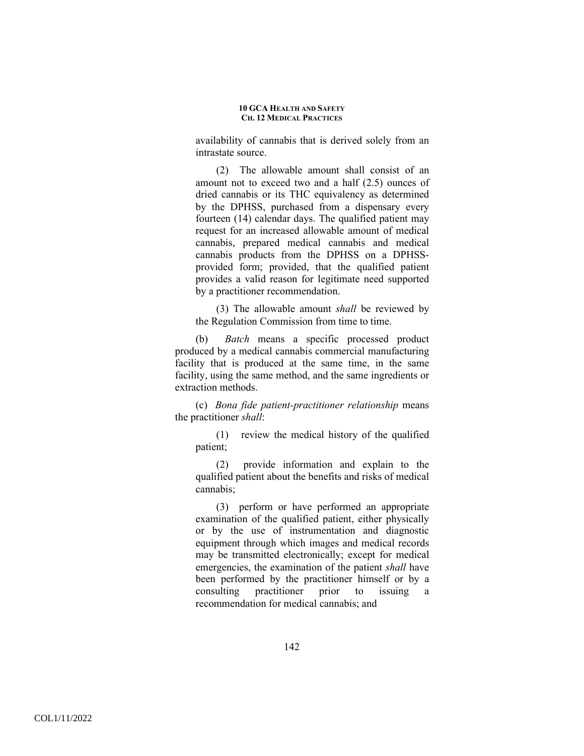availability of cannabis that is derived solely from an intrastate source.

(2) The allowable amount shall consist of an amount not to exceed two and a half (2.5) ounces of dried cannabis or its THC equivalency as determined by the DPHSS, purchased from a dispensary every fourteen (14) calendar days. The qualified patient may request for an increased allowable amount of medical cannabis, prepared medical cannabis and medical cannabis products from the DPHSS on a DPHSS-provided form; provided, that the qualified patient provides a valid reason for legitimate need supported by a practitioner recommendation.

(3) The allowable amount *shall* be reviewed by the Regulation Commission from time to time.

(b) *Batch* means a specific processed product produced by a medical cannabis commercial manufacturing facility that is produced at the same time, in the same facility, using the same method, and the same ingredients or extraction methods.

(c) *Bona fide patient-practitioner relationship* means the practitioner *shall*:

(1) review the medical history of the qualified patient;

(2) provide information and explain to the qualified patient about the benefits and risks of medical cannabis;

(3) perform or have performed an appropriate examination of the qualified patient, either physically or by the use of instrumentation and diagnostic equipment through which images and medical records may be transmitted electronically; except for medical emergencies, the examination of the patient *shall* have been performed by the practitioner himself or by a consulting practitioner prior to issuing a recommendation for medical cannabis; and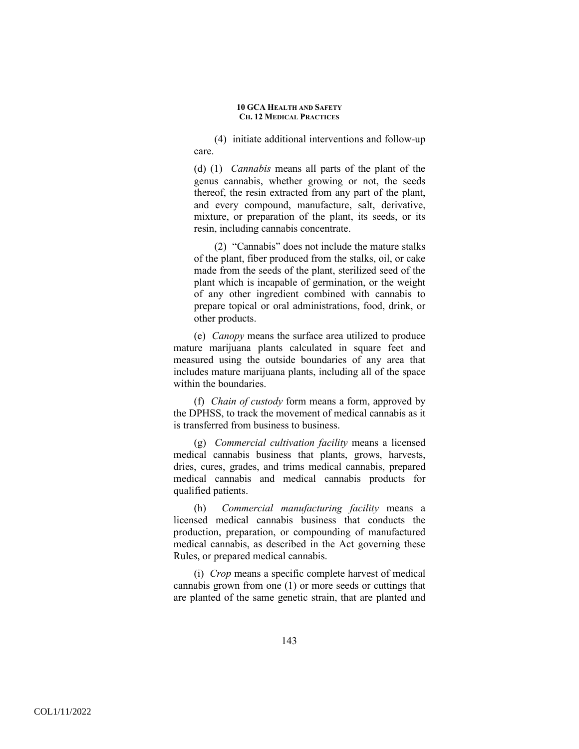(4) initiate additional interventions and follow-up care.

(d) (1) *Cannabis* means all parts of the plant of the genus cannabis, whether growing or not, the seeds thereof, the resin extracted from any part of the plant, and every compound, manufacture, salt, derivative, mixture, or preparation of the plant, its seeds, or its resin, including cannabis concentrate.

(2) "Cannabis" does not include the mature stalks of the plant, fiber produced from the stalks, oil, or cake made from the seeds of the plant, sterilized seed of the plant which is incapable of germination, or the weight of any other ingredient combined with cannabis to prepare topical or oral administrations, food, drink, or other products.

(e) *Canopy* means the surface area utilized to produce mature marijuana plants calculated in square feet and measured using the outside boundaries of any area that includes mature marijuana plants, including all of the space within the boundaries.

(f) *Chain of custody* form means a form, approved by the DPHSS, to track the movement of medical cannabis as it is transferred from business to business.

(g) *Commercial cultivation facility* means a licensed medical cannabis business that plants, grows, harvests, dries, cures, grades, and trims medical cannabis, prepared medical cannabis and medical cannabis products for qualified patients.

(h) *Commercial manufacturing facility* means a licensed medical cannabis business that conducts the production, preparation, or compounding of manufactured medical cannabis, as described in the Act governing these Rules, or prepared medical cannabis.

(i) *Crop* means a specific complete harvest of medical cannabis grown from one (1) or more seeds or cuttings that are planted of the same genetic strain, that are planted and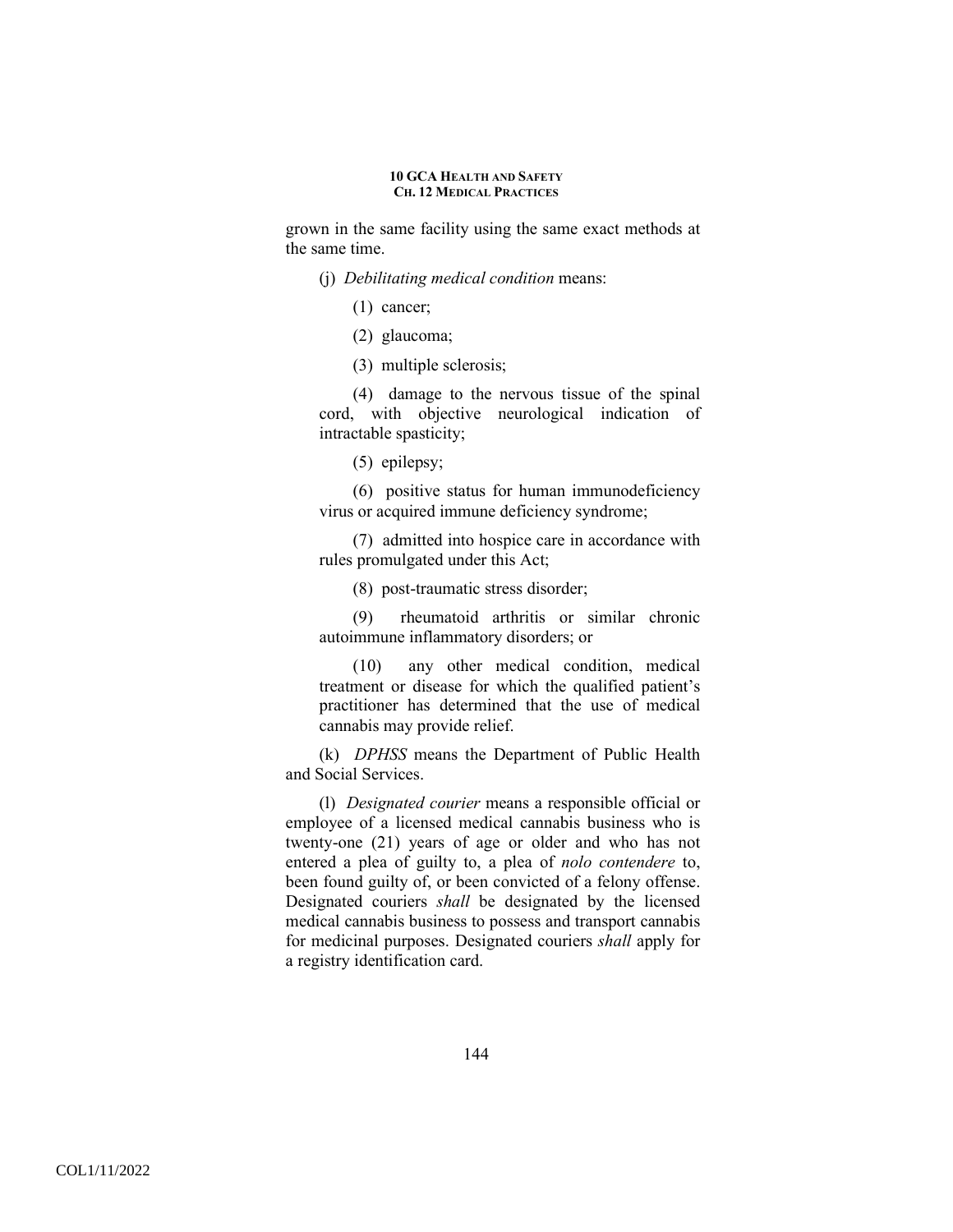grown in the same facility using the same exact methods at the same time.

(j) *Debilitating medical condition* means:

(1) cancer;

(2) glaucoma;

(3) multiple sclerosis;

(4) damage to the nervous tissue of the spinal cord, with objective neurological indication of intractable spasticity;

(5) epilepsy;

(6) positive status for human immunodeficiency virus or acquired immune deficiency syndrome;

(7) admitted into hospice care in accordance with rules promulgated under this Act;

(8) post-traumatic stress disorder;

(9) rheumatoid arthritis or similar chronic autoimmune inflammatory disorders; or

(10) any other medical condition, medical treatment or disease for which the qualified patient's practitioner has determined that the use of medical cannabis may provide relief.

(k) *DPHSS* means the Department of Public Health and Social Services.

(l) *Designated courier* means a responsible official or employee of a licensed medical cannabis business who is twenty-one (21) years of age or older and who has not entered a plea of guilty to, a plea of *nolo contendere* to, been found guilty of, or been convicted of a felony offense. Designated couriers *shall* be designated by the licensed medical cannabis business to possess and transport cannabis for medicinal purposes. Designated couriers *shall* apply for a registry identification card.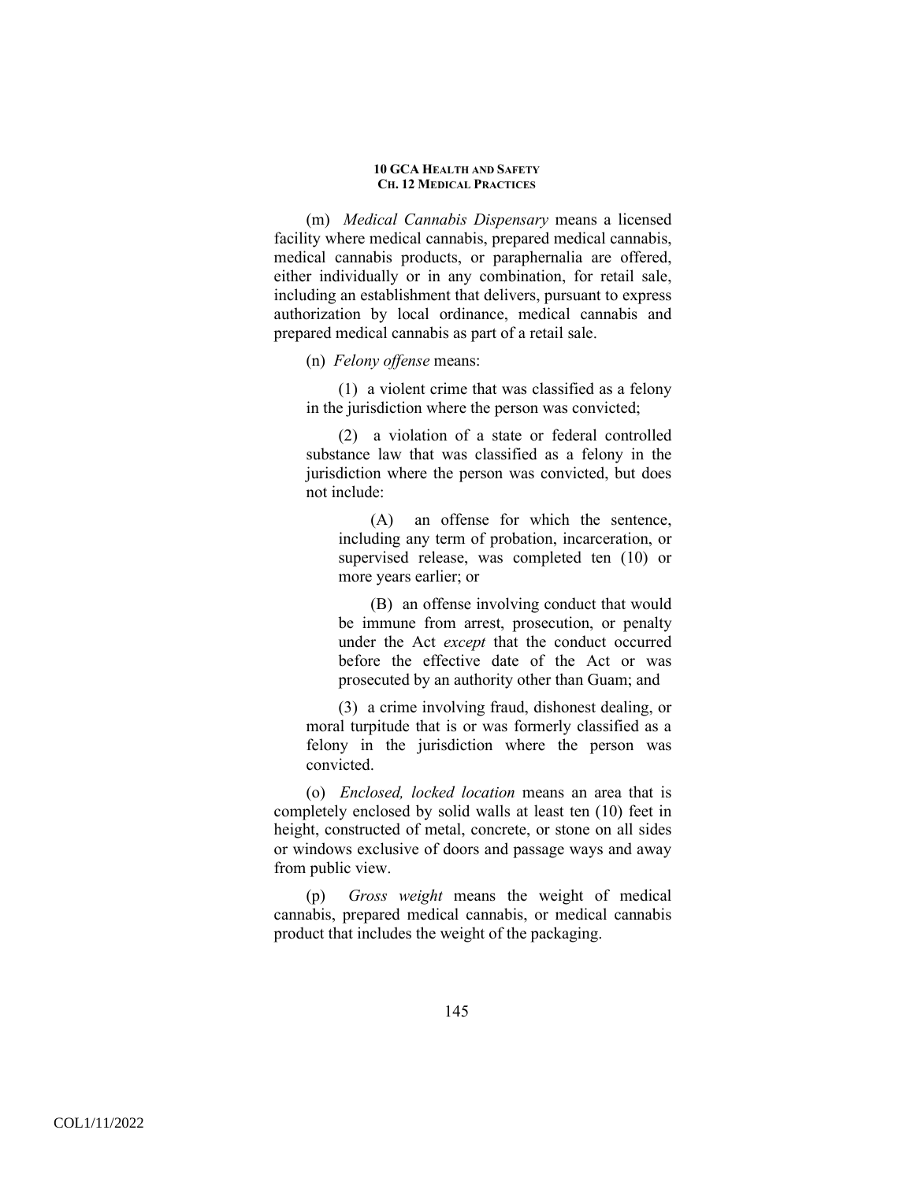(m) *Medical Cannabis Dispensary* means a licensed facility where medical cannabis, prepared medical cannabis, medical cannabis products, or paraphernalia are offered, either individually or in any combination, for retail sale, including an establishment that delivers, pursuant to express authorization by local ordinance, medical cannabis and prepared medical cannabis as part of a retail sale.

(n) *Felony offense* means:

(1) a violent crime that was classified as a felony in the jurisdiction where the person was convicted;

(2) a violation of a state or federal controlled substance law that was classified as a felony in the jurisdiction where the person was convicted, but does not include:

(A) an offense for which the sentence, including any term of probation, incarceration, or supervised release, was completed ten (10) or more years earlier; or

(B) an offense involving conduct that would be immune from arrest, prosecution, or penalty under the Act *except* that the conduct occurred before the effective date of the Act or was prosecuted by an authority other than Guam; and

(3) a crime involving fraud, dishonest dealing, or moral turpitude that is or was formerly classified as a felony in the jurisdiction where the person was convicted.

(o) *Enclosed, locked location* means an area that is completely enclosed by solid walls at least ten (10) feet in height, constructed of metal, concrete, or stone on all sides or windows exclusive of doors and passage ways and away from public view.

(p) *Gross weight* means the weight of medical cannabis, prepared medical cannabis, or medical cannabis product that includes the weight of the packaging.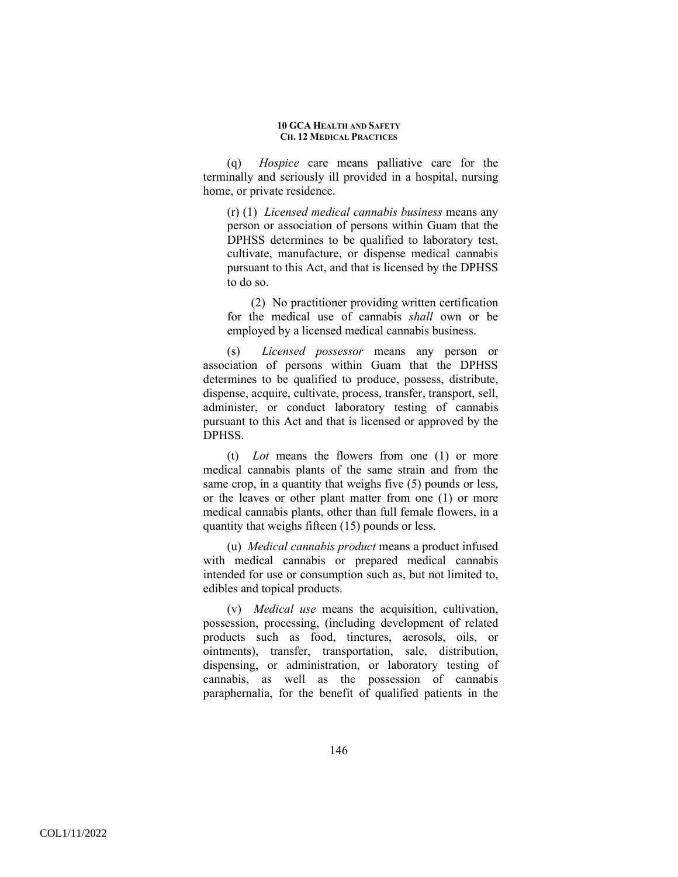(q) *Hospice* care means palliative care for the terminally and seriously ill provided in a hospital, nursing home, or private residence.

(r) (1) *Licensed medical cannabis business* means any person or association of persons within Guam that the DPHSS determines to be qualified to laboratory test, cultivate, manufacture, or dispense medical cannabis pursuant to this Act, and that is licensed by the DPHSS to do so.

(2) No practitioner providing written certification for the medical use of cannabis *shall* own or be employed by a licensed medical cannabis business.

(s) *Licensed possessor* means any person or association of persons within Guam that the DPHSS determines to be qualified to produce, possess, distribute, dispense, acquire, cultivate, process, transfer, transport, sell, administer, or conduct laboratory testing of cannabis pursuant to this Act and that is licensed or approved by the DPHSS.

(t) *Lot* means the flowers from one (1) or more medical cannabis plants of the same strain and from the same crop, in a quantity that weighs five (5) pounds or less, or the leaves or other plant matter from one (1) or more medical cannabis plants, other than full female flowers, in a quantity that weighs fifteen (15) pounds or less.

(u) *Medical cannabis product* means a product infused with medical cannabis or prepared medical cannabis intended for use or consumption such as, but not limited to, edibles and topical products.

(v) *Medical use* means the acquisition, cultivation, possession, processing, (including development of related products such as food, tinctures, aerosols, oils, or ointments), transfer, transportation, sale, distribution, dispensing, or administration, or laboratory testing of cannabis, as well as the possession of cannabis paraphernalia, for the benefit of qualified patients in the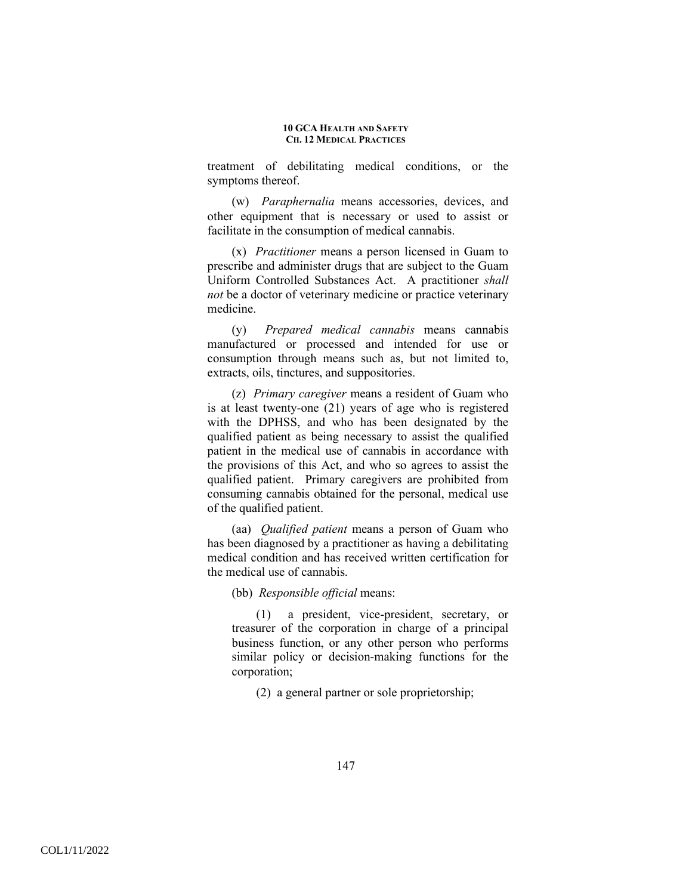treatment of debilitating medical conditions, or the symptoms thereof.

(w) *Paraphernalia* means accessories, devices, and other equipment that is necessary or used to assist or facilitate in the consumption of medical cannabis.

(x) *Practitioner* means a person licensed in Guam to prescribe and administer drugs that are subject to the Guam Uniform Controlled Substances Act. A practitioner *shall not* be a doctor of veterinary medicine or practice veterinary medicine.

(y) *Prepared medical cannabis* means cannabis manufactured or processed and intended for use or consumption through means such as, but not limited to, extracts, oils, tinctures, and suppositories.

(z) *Primary caregiver* means a resident of Guam who is at least twenty-one (21) years of age who is registered with the DPHSS, and who has been designated by the qualified patient as being necessary to assist the qualified patient in the medical use of cannabis in accordance with the provisions of this Act, and who so agrees to assist the qualified patient. Primary caregivers are prohibited from consuming cannabis obtained for the personal, medical use of the qualified patient.

(aa) *Qualified patient* means a person of Guam who has been diagnosed by a practitioner as having a debilitating medical condition and has received written certification for the medical use of cannabis.

(bb) *Responsible official* means:

(1) a president, vice-president, secretary, or treasurer of the corporation in charge of a principal business function, or any other person who performs similar policy or decision-making functions for the corporation;

(2) a general partner or sole proprietorship;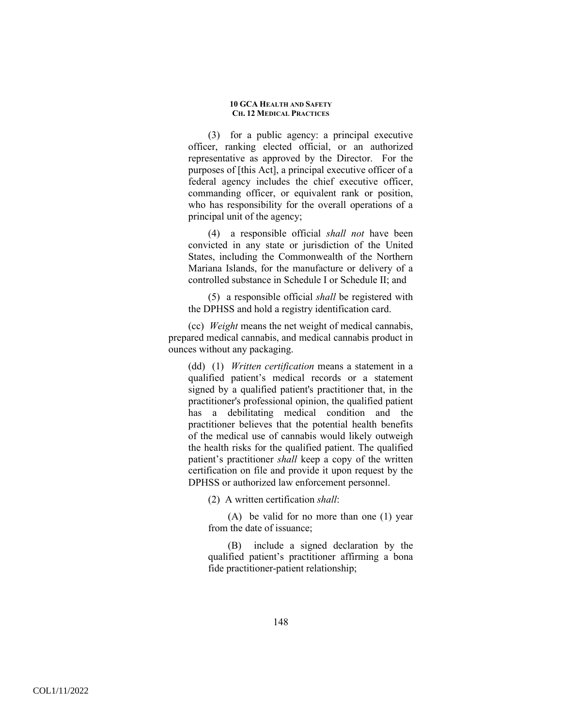(3) for a public agency: a principal executive officer, ranking elected official, or an authorized representative as approved by the Director. For the purposes of [this Act], a principal executive officer of a federal agency includes the chief executive officer, commanding officer, or equivalent rank or position, who has responsibility for the overall operations of a principal unit of the agency;

(4) a responsible official *shall not* have been convicted in any state or jurisdiction of the United States, including the Commonwealth of the Northern Mariana Islands, for the manufacture or delivery of a controlled substance in Schedule I or Schedule II; and

(5) a responsible official *shall* be registered with the DPHSS and hold a registry identification card.

(cc) *Weight* means the net weight of medical cannabis, prepared medical cannabis, and medical cannabis product in ounces without any packaging.

(dd) (1) *Written certification* means a statement in a qualified patient's medical records or a statement signed by a qualified patient's practitioner that, in the practitioner's professional opinion, the qualified patient has a debilitating medical condition and the practitioner believes that the potential health benefits of the medical use of cannabis would likely outweigh the health risks for the qualified patient. The qualified patient's practitioner *shall* keep a copy of the written certification on file and provide it upon request by the DPHSS or authorized law enforcement personnel.

(2) A written certification *shall*:

(A) be valid for no more than one (1) year from the date of issuance;

(B) include a signed declaration by the qualified patient's practitioner affirming a bona fide practitioner-patient relationship;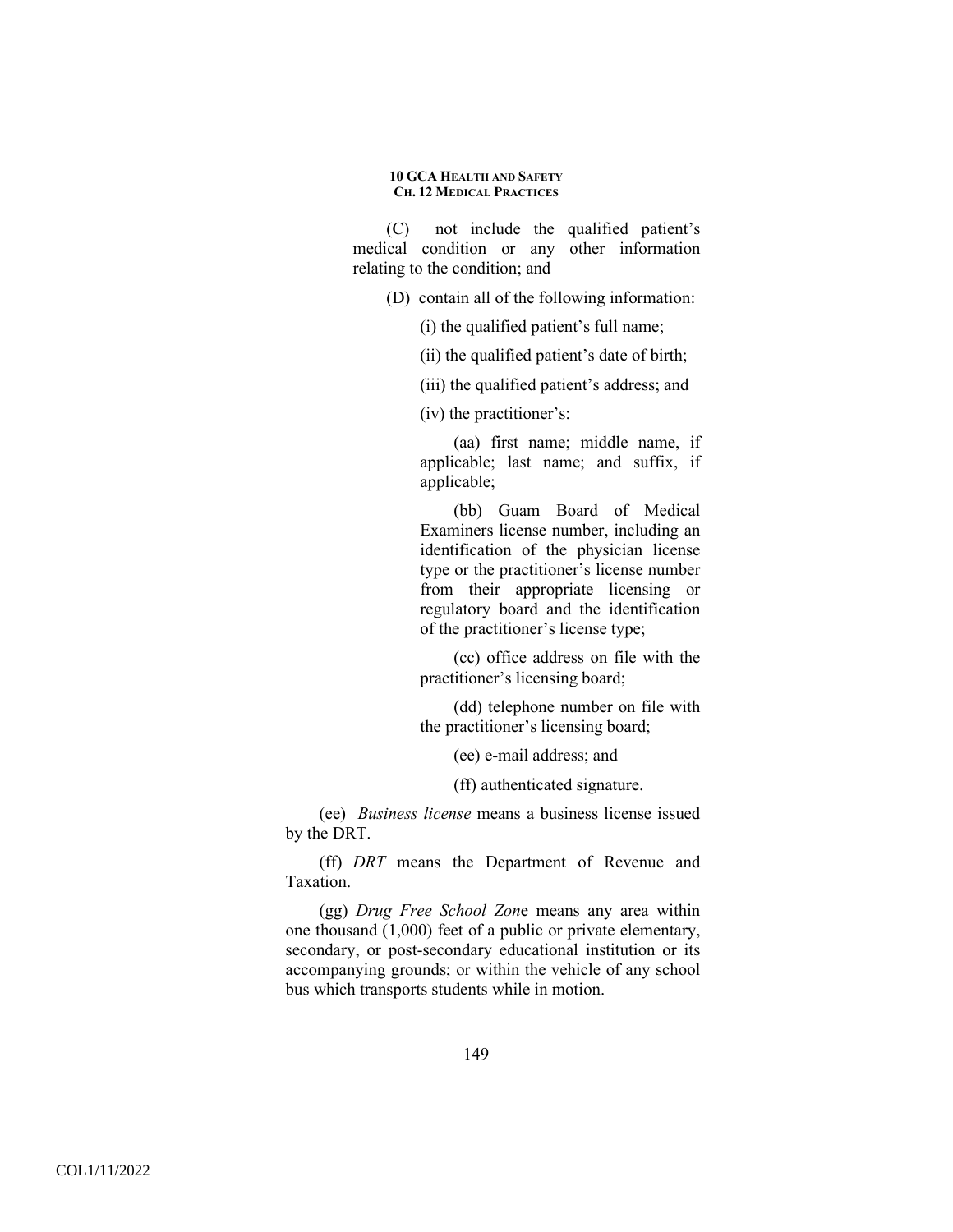(C) not include the qualified patient's medical condition or any other information relating to the condition; and

(D) contain all of the following information:

(i) the qualified patient's full name;

(ii) the qualified patient's date of birth;

(iii) the qualified patient's address; and

(iv) the practitioner's:

(aa) first name; middle name, if applicable; last name; and suffix, if applicable;

(bb) Guam Board of Medical Examiners license number, including an identification of the physician license type or the practitioner's license number from their appropriate licensing or regulatory board and the identification of the practitioner's license type;

(cc) office address on file with the practitioner's licensing board;

(dd) telephone number on file with the practitioner's licensing board;

(ee) e-mail address; and

(ff) authenticated signature.

(ee) *Business license* means a business license issued by the DRT.

(ff) *DRT* means the Department of Revenue and Taxation.

(gg) *Drug Free School Zon*e means any area within one thousand (1,000) feet of a public or private elementary, secondary, or post-secondary educational institution or its accompanying grounds; or within the vehicle of any school bus which transports students while in motion.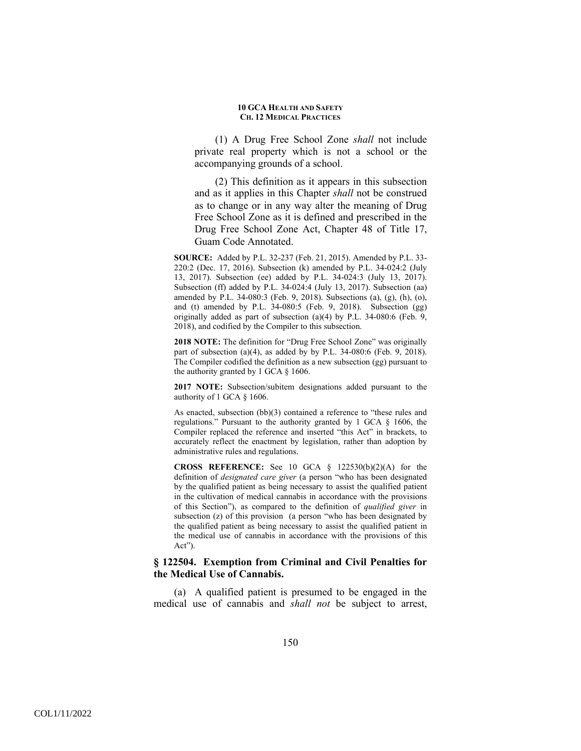(1) A Drug Free School Zone *shall* not include private real property which is not a school or the accompanying grounds of a school.

(2) This definition as it appears in this subsection and as it applies in this Chapter *shall* not be construed as to change or in any way alter the meaning of Drug Free School Zone as it is defined and prescribed in the Drug Free School Zone Act, Chapter 48 of Title 17, Guam Code Annotated.

**SOURCE:** Added by P.L. 32-237 (Feb. 21, 2015). Amended by P.L. 33-220:2 (Dec. 17, 2016). Subsection (k) amended by P.L. 34-024:2 (July 13, 2017). Subsection (ee) added by P.L. 34-024:3 (July 13, 2017). Subsection (ff) added by P.L. 34-024:4 (July 13, 2017). Subsection (aa) amended by P.L. 34-080:3 (Feb. 9, 2018). Subsections (a), (g), (h), (o), and (t) amended by P.L. 34-080:5 (Feb. 9, 2018). Subsection (gg) originally added as part of subsection (a)(4) by P.L. 34-080:6 (Feb. 9, 2018), and codified by the Compiler to this subsection.

**2018 NOTE:** The definition for "Drug Free School Zone" was originally part of subsection (a)(4), as added by by P.L. 34-080:6 (Feb. 9, 2018). The Compiler codified the definition as a new subsection (gg) pursuant to the authority granted by 1 GCA § 1606.

**2017 NOTE:** Subsection/subitem designations added pursuant to the authority of 1 GCA § 1606.

As enacted, subsection (bb)(3) contained a reference to "these rules and regulations." Pursuant to the authority granted by 1 GCA § 1606, the Compiler replaced the reference and inserted "this Act" in brackets, to accurately reflect the enactment by legislation, rather than adoption by administrative rules and regulations.

**CROSS REFERENCE:** See 10 GCA § 122530(b)(2)(A) for the definition of *designated care giver* (a person "who has been designated by the qualified patient as being necessary to assist the qualified patient in the cultivation of medical cannabis in accordance with the provisions of this Section"), as compared to the definition of *qualified giver* in subsection (z) of this provision (a person "who has been designated by the qualified patient as being necessary to assist the qualified patient in the medical use of cannabis in accordance with the provisions of this Act").

### § 122504. Exemption from Criminal and Civil Penalties for the Medical Use of Cannabis.

(a) A qualified patient is presumed to be engaged in the medical use of cannabis and *shall not* be subject to arrest,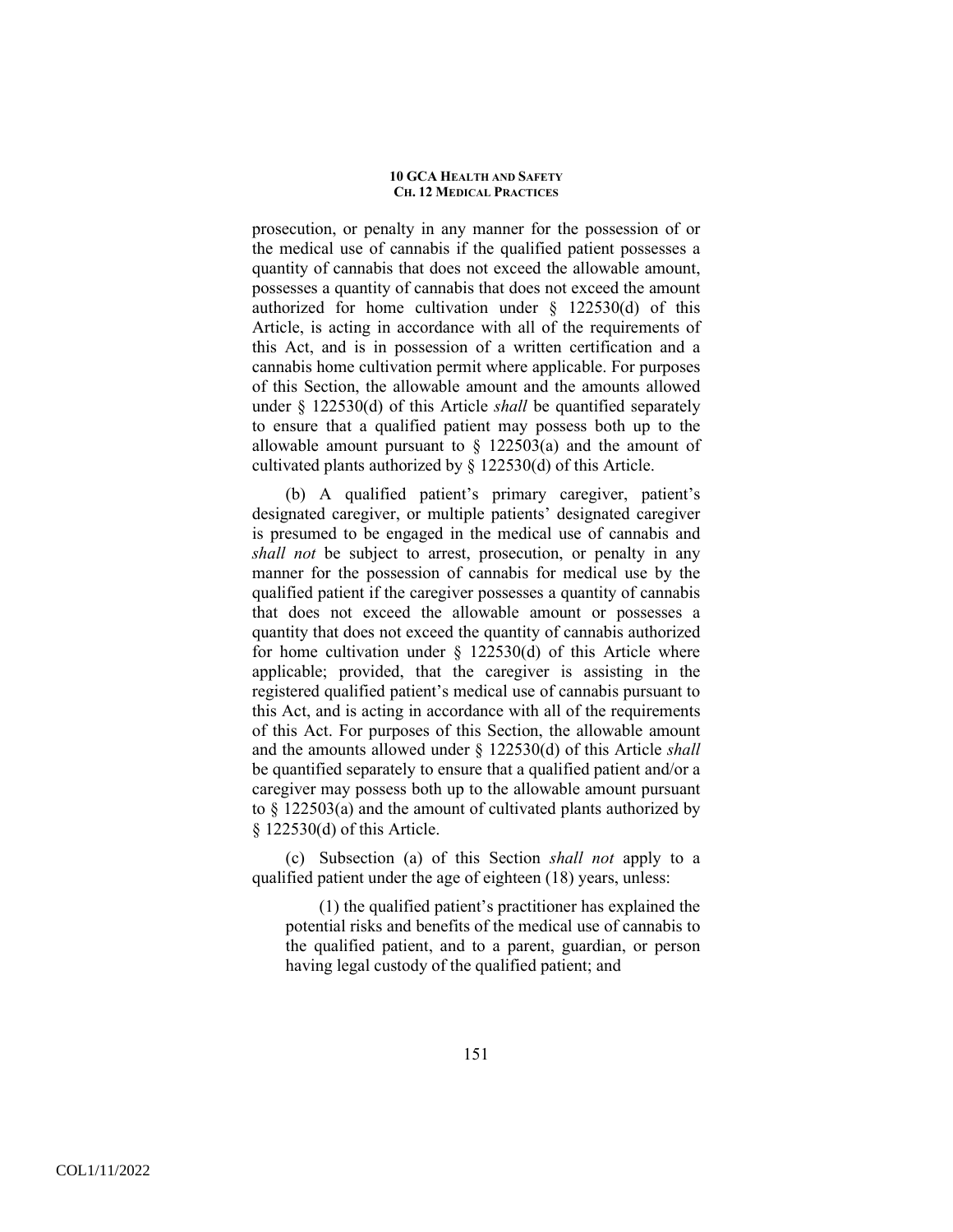prosecution, or penalty in any manner for the possession of or the medical use of cannabis if the qualified patient possesses a quantity of cannabis that does not exceed the allowable amount, possesses a quantity of cannabis that does not exceed the amount authorized for home cultivation under § 122530(d) of this Article, is acting in accordance with all of the requirements of this Act, and is in possession of a written certification and a cannabis home cultivation permit where applicable. For purposes of this Section, the allowable amount and the amounts allowed under § 122530(d) of this Article *shall* be quantified separately to ensure that a qualified patient may possess both up to the allowable amount pursuant to § 122503(a) and the amount of cultivated plants authorized by § 122530(d) of this Article.

(b) A qualified patient's primary caregiver, patient's designated caregiver, or multiple patients' designated caregiver is presumed to be engaged in the medical use of cannabis and *shall not* be subject to arrest, prosecution, or penalty in any manner for the possession of cannabis for medical use by the qualified patient if the caregiver possesses a quantity of cannabis that does not exceed the allowable amount or possesses a quantity that does not exceed the quantity of cannabis authorized for home cultivation under § 122530(d) of this Article where applicable; provided, that the caregiver is assisting in the registered qualified patient's medical use of cannabis pursuant to this Act, and is acting in accordance with all of the requirements of this Act. For purposes of this Section, the allowable amount and the amounts allowed under § 122530(d) of this Article *shall* be quantified separately to ensure that a qualified patient and/or a caregiver may possess both up to the allowable amount pursuant to § 122503(a) and the amount of cultivated plants authorized by § 122530(d) of this Article.

(c) Subsection (a) of this Section *shall not* apply to a qualified patient under the age of eighteen (18) years, unless:

(1) the qualified patient's practitioner has explained the potential risks and benefits of the medical use of cannabis to the qualified patient, and to a parent, guardian, or person having legal custody of the qualified patient; and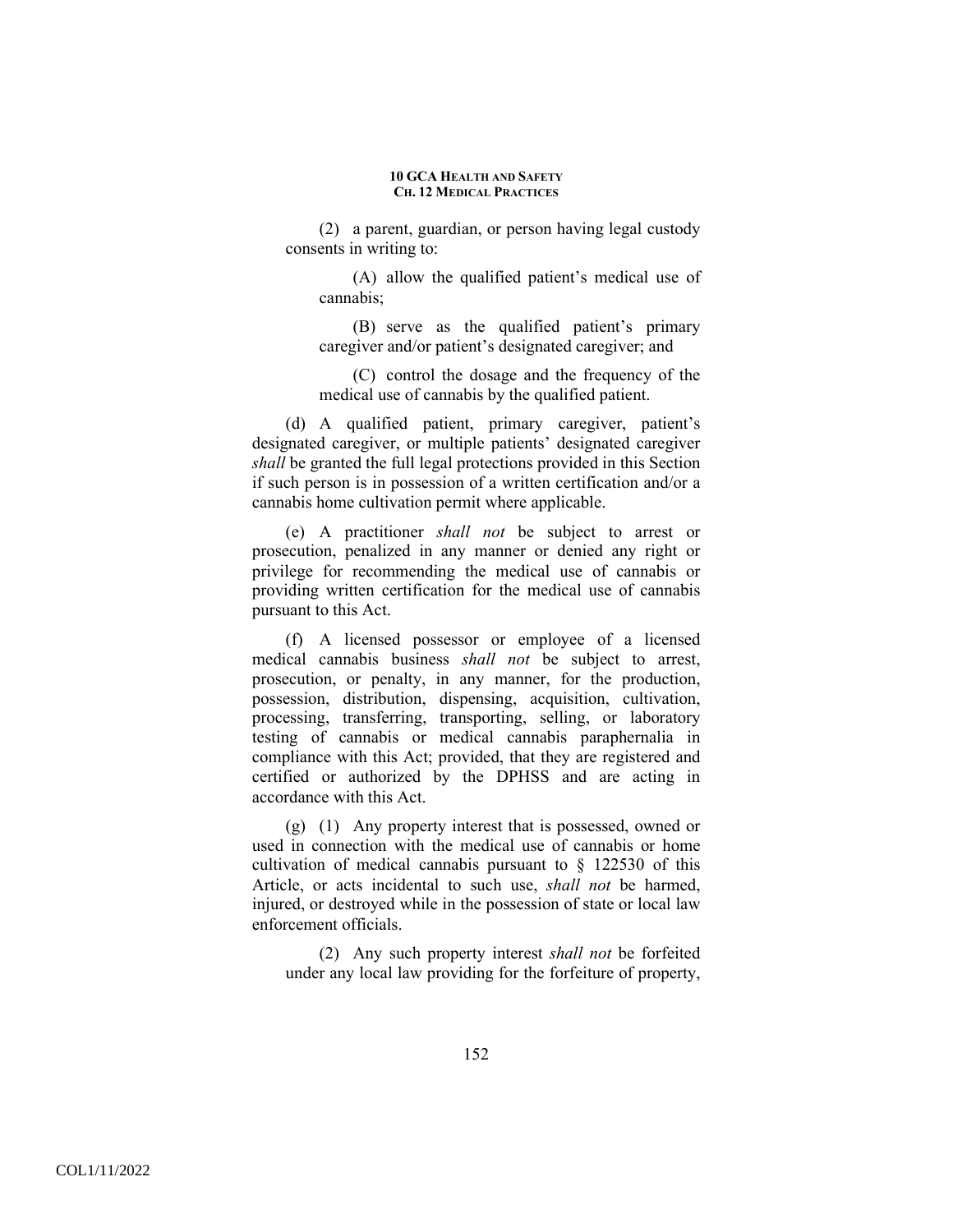(2) a parent, guardian, or person having legal custody consents in writing to:

(A) allow the qualified patient's medical use of cannabis;

(B) serve as the qualified patient's primary caregiver and/or patient's designated caregiver; and

(C) control the dosage and the frequency of the medical use of cannabis by the qualified patient.

(d) A qualified patient, primary caregiver, patient's designated caregiver, or multiple patients' designated caregiver *shall* be granted the full legal protections provided in this Section if such person is in possession of a written certification and/or a cannabis home cultivation permit where applicable.

(e) A practitioner *shall not* be subject to arrest or prosecution, penalized in any manner or denied any right or privilege for recommending the medical use of cannabis or providing written certification for the medical use of cannabis pursuant to this Act.

(f) A licensed possessor or employee of a licensed medical cannabis business *shall not* be subject to arrest, prosecution, or penalty, in any manner, for the production, possession, distribution, dispensing, acquisition, cultivation, processing, transferring, transporting, selling, or laboratory testing of cannabis or medical cannabis paraphernalia in compliance with this Act; provided, that they are registered and certified or authorized by the DPHSS and are acting in accordance with this Act.

(g) (1) Any property interest that is possessed, owned or used in connection with the medical use of cannabis or home cultivation of medical cannabis pursuant to § 122530 of this Article, or acts incidental to such use, *shall not* be harmed, injured, or destroyed while in the possession of state or local law enforcement officials.

(2) Any such property interest *shall not* be forfeited under any local law providing for the forfeiture of property,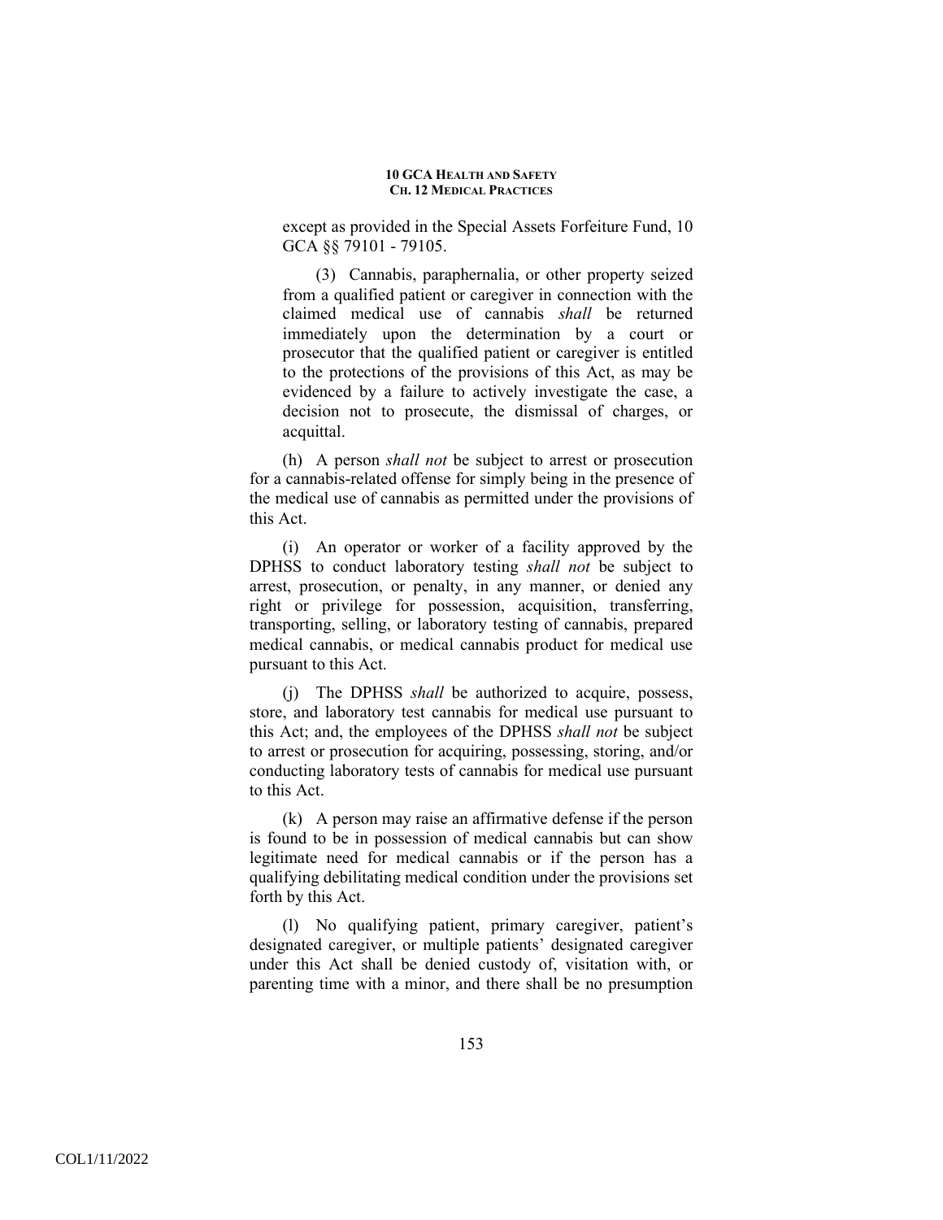except as provided in the Special Assets Forfeiture Fund, 10 GCA §§ 79101 - 79105.

(3) Cannabis, paraphernalia, or other property seized from a qualified patient or caregiver in connection with the claimed medical use of cannabis *shall* be returned immediately upon the determination by a court or prosecutor that the qualified patient or caregiver is entitled to the protections of the provisions of this Act, as may be evidenced by a failure to actively investigate the case, a decision not to prosecute, the dismissal of charges, or acquittal.

(h) A person *shall not* be subject to arrest or prosecution for a cannabis-related offense for simply being in the presence of the medical use of cannabis as permitted under the provisions of this Act.

(i) An operator or worker of a facility approved by the DPHSS to conduct laboratory testing *shall not* be subject to arrest, prosecution, or penalty, in any manner, or denied any right or privilege for possession, acquisition, transferring, transporting, selling, or laboratory testing of cannabis, prepared medical cannabis, or medical cannabis product for medical use pursuant to this Act.

(j) The DPHSS *shall* be authorized to acquire, possess, store, and laboratory test cannabis for medical use pursuant to this Act; and, the employees of the DPHSS *shall not* be subject to arrest or prosecution for acquiring, possessing, storing, and/or conducting laboratory tests of cannabis for medical use pursuant to this Act.

(k) A person may raise an affirmative defense if the person is found to be in possession of medical cannabis but can show legitimate need for medical cannabis or if the person has a qualifying debilitating medical condition under the provisions set forth by this Act.

(l) No qualifying patient, primary caregiver, patient's designated caregiver, or multiple patients' designated caregiver under this Act shall be denied custody of, visitation with, or parenting time with a minor, and there shall be no presumption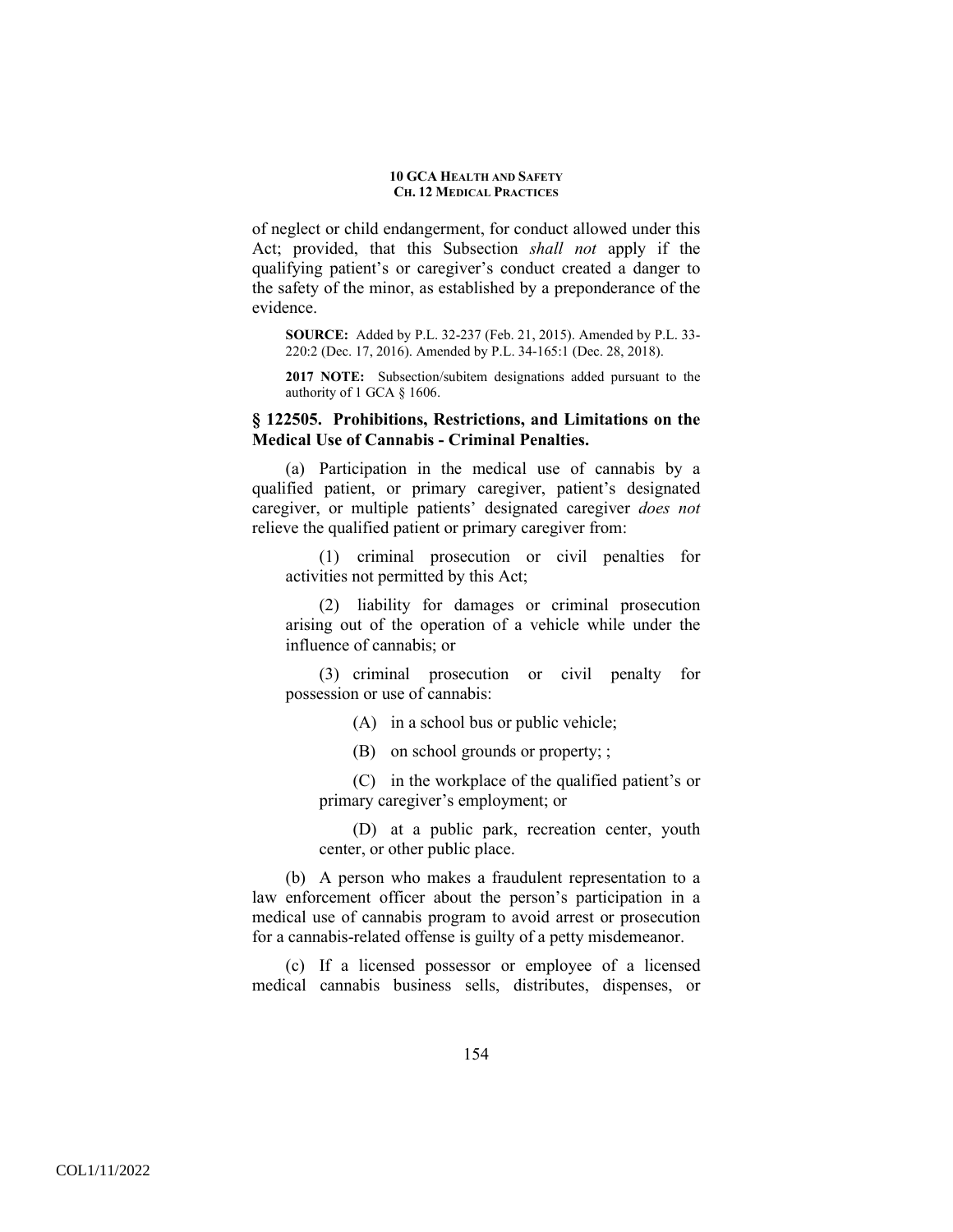of neglect or child endangerment, for conduct allowed under this Act; provided, that this Subsection *shall not* apply if the qualifying patient's or caregiver's conduct created a danger to the safety of the minor, as established by a preponderance of the evidence.

**SOURCE:** Added by P.L. 32-237 (Feb. 21, 2015). Amended by P.L. 33-220:2 (Dec. 17, 2016). Amended by P.L. 34-165:1 (Dec. 28, 2018).

**2017 NOTE:** Subsection/subitem designations added pursuant to the authority of 1 GCA § 1606.

### § 122505. Prohibitions, Restrictions, and Limitations on the Medical Use of Cannabis - Criminal Penalties.

(a) Participation in the medical use of cannabis by a qualified patient, or primary caregiver, patient's designated caregiver, or multiple patients' designated caregiver *does not* relieve the qualified patient or primary caregiver from:

(1) criminal prosecution or civil penalties for activities not permitted by this Act;

(2) liability for damages or criminal prosecution arising out of the operation of a vehicle while under the influence of cannabis; or

(3) criminal prosecution or civil penalty for possession or use of cannabis:

(A) in a school bus or public vehicle;

(B) on school grounds or property; ;

(C) in the workplace of the qualified patient's or primary caregiver's employment; or

(D) at a public park, recreation center, youth center, or other public place.

(b) A person who makes a fraudulent representation to a law enforcement officer about the person's participation in a medical use of cannabis program to avoid arrest or prosecution for a cannabis-related offense is guilty of a petty misdemeanor.

(c) If a licensed possessor or employee of a licensed medical cannabis business sells, distributes, dispenses, or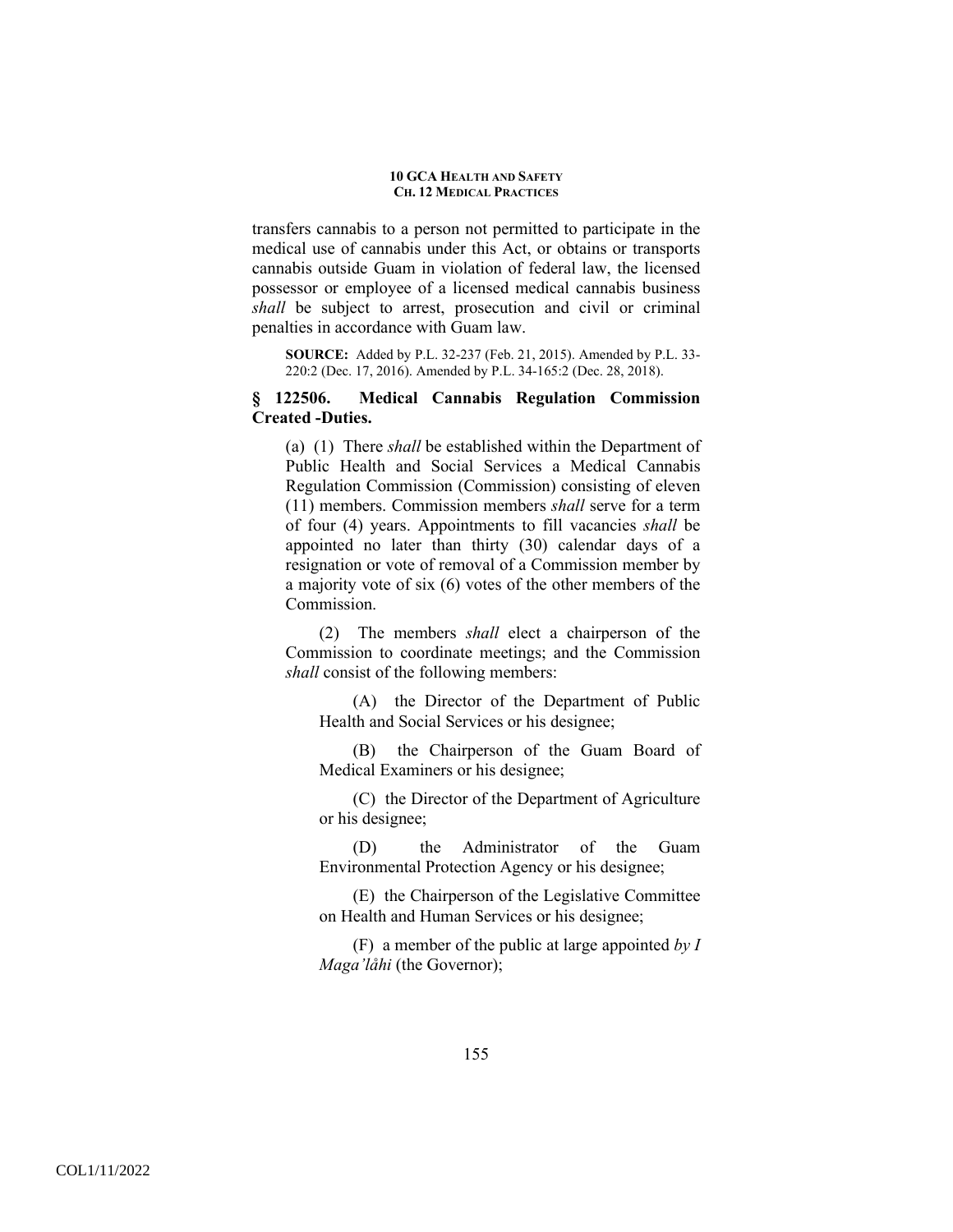transfers cannabis to a person not permitted to participate in the medical use of cannabis under this Act, or obtains or transports cannabis outside Guam in violation of federal law, the licensed possessor or employee of a licensed medical cannabis business *shall* be subject to arrest, prosecution and civil or criminal penalties in accordance with Guam law.

**SOURCE:** Added by P.L. 32-237 (Feb. 21, 2015). Amended by P.L. 33-220:2 (Dec. 17, 2016). Amended by P.L. 34-165:2 (Dec. 28, 2018).

### § 122506. Medical Cannabis Regulation Commission Created -Duties.

(a) (1) There *shall* be established within the Department of Public Health and Social Services a Medical Cannabis Regulation Commission (Commission) consisting of eleven (11) members. Commission members *shall* serve for a term of four (4) years. Appointments to fill vacancies *shall* be appointed no later than thirty (30) calendar days of a resignation or vote of removal of a Commission member by a majority vote of six (6) votes of the other members of the Commission.

(2) The members *shall* elect a chairperson of the Commission to coordinate meetings; and the Commission *shall* consist of the following members:

(A) the Director of the Department of Public Health and Social Services or his designee;

(B) the Chairperson of the Guam Board of Medical Examiners or his designee;

(C) the Director of the Department of Agriculture or his designee;

(D) the Administrator of the Guam Environmental Protection Agency or his designee;

(E) the Chairperson of the Legislative Committee on Health and Human Services or his designee;

(F) a member of the public at large appointed *by I Maga'låhi* (the Governor);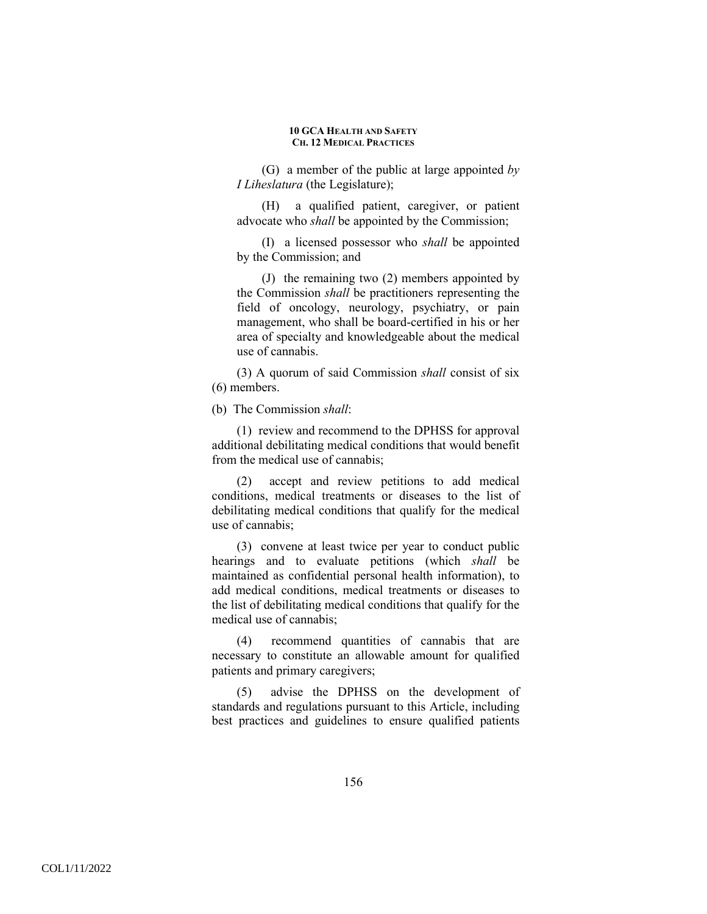(G) a member of the public at large appointed *by I Liheslatura* (the Legislature);

(H) a qualified patient, caregiver, or patient advocate who *shall* be appointed by the Commission;

(I) a licensed possessor who *shall* be appointed by the Commission; and

(J) the remaining two (2) members appointed by the Commission *shall* be practitioners representing the field of oncology, neurology, psychiatry, or pain management, who shall be board-certified in his or her area of specialty and knowledgeable about the medical use of cannabis.

(3) A quorum of said Commission *shall* consist of six (6) members.

(b) The Commission *shall*:

(1) review and recommend to the DPHSS for approval additional debilitating medical conditions that would benefit from the medical use of cannabis;

(2) accept and review petitions to add medical conditions, medical treatments or diseases to the list of debilitating medical conditions that qualify for the medical use of cannabis;

(3) convene at least twice per year to conduct public hearings and to evaluate petitions (which *shall* be maintained as confidential personal health information), to add medical conditions, medical treatments or diseases to the list of debilitating medical conditions that qualify for the medical use of cannabis;

(4) recommend quantities of cannabis that are necessary to constitute an allowable amount for qualified patients and primary caregivers;

(5) advise the DPHSS on the development of standards and regulations pursuant to this Article, including best practices and guidelines to ensure qualified patients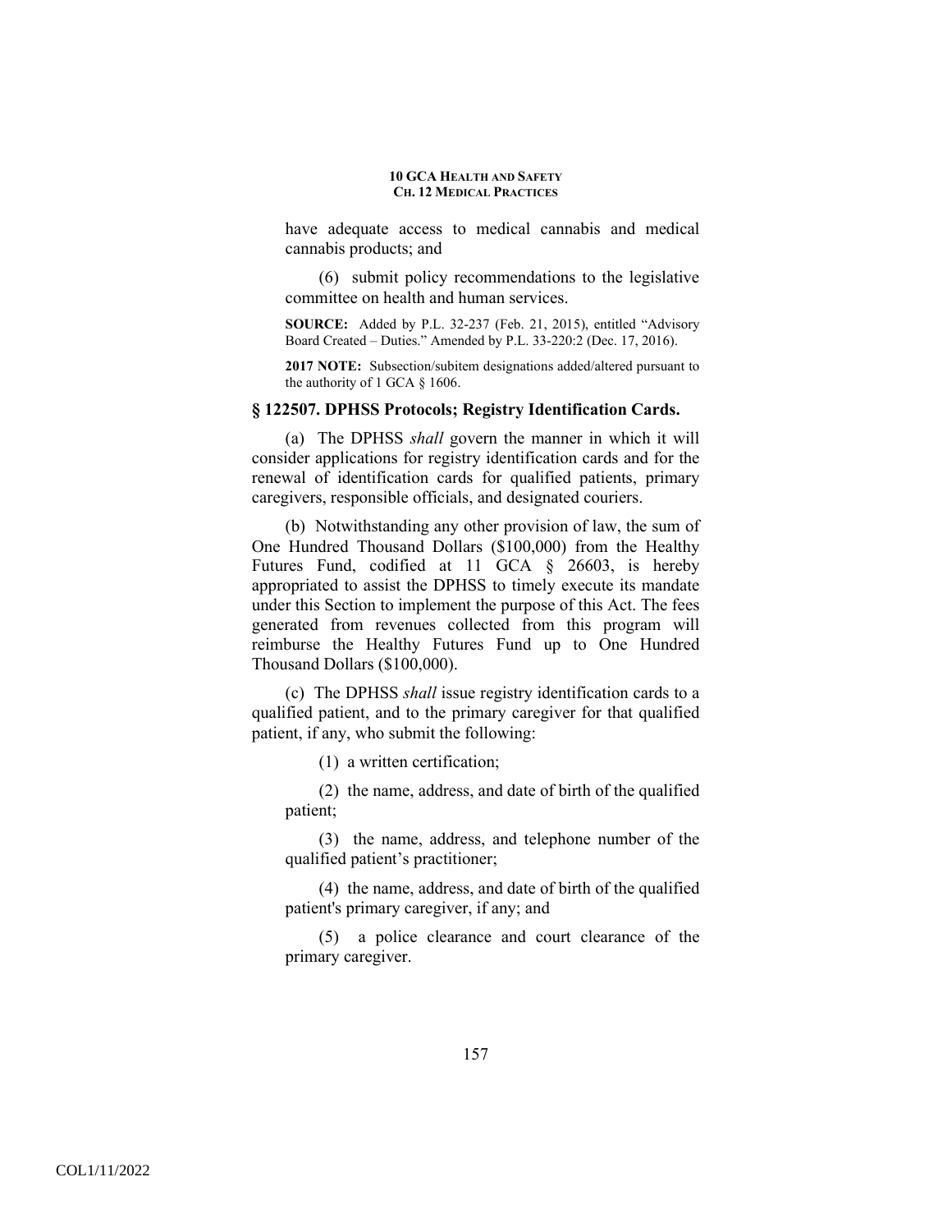have adequate access to medical cannabis and medical cannabis products; and

(6) submit policy recommendations to the legislative committee on health and human services.

**SOURCE:** Added by P.L. 32-237 (Feb. 21, 2015), entitled "Advisory Board Created – Duties." Amended by P.L. 33-220:2 (Dec. 17, 2016).

**2017 NOTE:** Subsection/subitem designations added/altered pursuant to the authority of 1 GCA § 1606.

### § 122507. DPHSS Protocols; Registry Identification Cards.

(a) The DPHSS *shall* govern the manner in which it will consider applications for registry identification cards and for the renewal of identification cards for qualified patients, primary caregivers, responsible officials, and designated couriers.

(b) Notwithstanding any other provision of law, the sum of One Hundred Thousand Dollars ($100,000) from the Healthy Futures Fund, codified at 11 GCA § 26603, is hereby appropriated to assist the DPHSS to timely execute its mandate under this Section to implement the purpose of this Act. The fees generated from revenues collected from this program will reimburse the Healthy Futures Fund up to One Hundred Thousand Dollars ($100,000).

(c) The DPHSS *shall* issue registry identification cards to a qualified patient, and to the primary caregiver for that qualified patient, if any, who submit the following:

(1) a written certification;

(2) the name, address, and date of birth of the qualified patient;

(3) the name, address, and telephone number of the qualified patient's practitioner;

(4) the name, address, and date of birth of the qualified patient's primary caregiver, if any; and

(5) a police clearance and court clearance of the primary caregiver.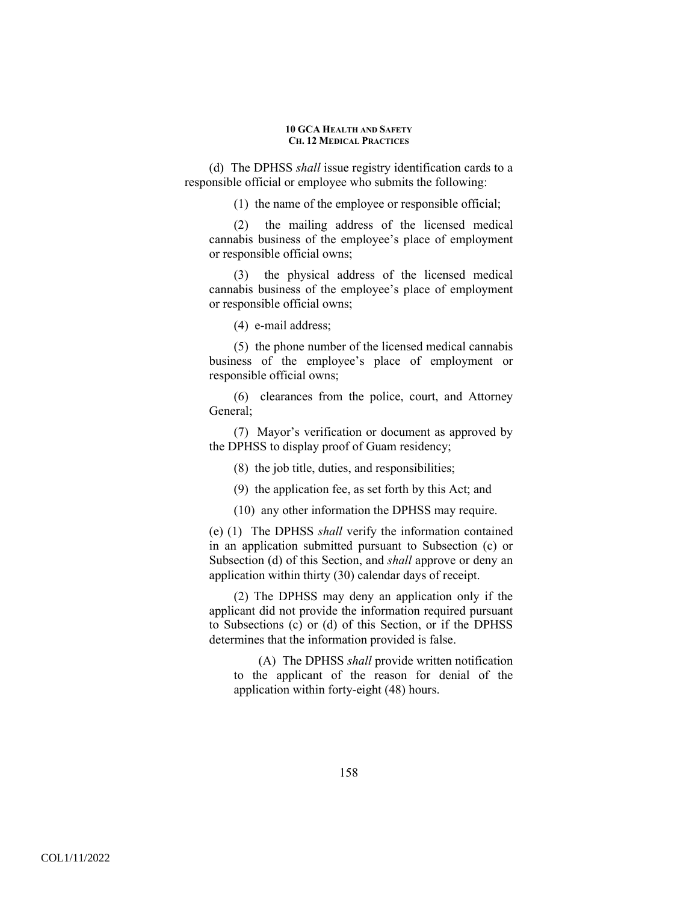(d) The DPHSS *shall* issue registry identification cards to a responsible official or employee who submits the following:

(1) the name of the employee or responsible official;

(2) the mailing address of the licensed medical cannabis business of the employee's place of employment or responsible official owns;

(3) the physical address of the licensed medical cannabis business of the employee's place of employment or responsible official owns;

(4) e-mail address;

(5) the phone number of the licensed medical cannabis business of the employee's place of employment or responsible official owns;

(6) clearances from the police, court, and Attorney General;

(7) Mayor's verification or document as approved by the DPHSS to display proof of Guam residency;

(8) the job title, duties, and responsibilities;

(9) the application fee, as set forth by this Act; and

(10) any other information the DPHSS may require.

(e) (1) The DPHSS *shall* verify the information contained in an application submitted pursuant to Subsection (c) or Subsection (d) of this Section, and *shall* approve or deny an application within thirty (30) calendar days of receipt.

(2) The DPHSS may deny an application only if the applicant did not provide the information required pursuant to Subsections (c) or (d) of this Section, or if the DPHSS determines that the information provided is false.

(A) The DPHSS *shall* provide written notification to the applicant of the reason for denial of the application within forty-eight (48) hours.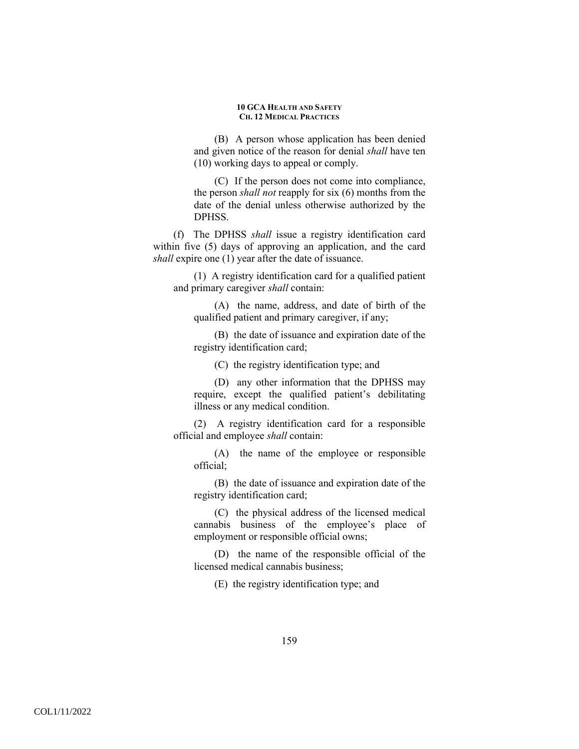(B) A person whose application has been denied and given notice of the reason for denial *shall* have ten (10) working days to appeal or comply.

(C) If the person does not come into compliance, the person *shall not* reapply for six (6) months from the date of the denial unless otherwise authorized by the DPHSS.

(f) The DPHSS *shall* issue a registry identification card within five (5) days of approving an application, and the card *shall* expire one (1) year after the date of issuance.

(1) A registry identification card for a qualified patient and primary caregiver *shall* contain:

(A) the name, address, and date of birth of the qualified patient and primary caregiver, if any;

(B) the date of issuance and expiration date of the registry identification card;

(C) the registry identification type; and

(D) any other information that the DPHSS may require, except the qualified patient's debilitating illness or any medical condition.

(2) A registry identification card for a responsible official and employee *shall* contain:

(A) the name of the employee or responsible official;

(B) the date of issuance and expiration date of the registry identification card;

(C) the physical address of the licensed medical cannabis business of the employee's place of employment or responsible official owns;

(D) the name of the responsible official of the licensed medical cannabis business;

(E) the registry identification type; and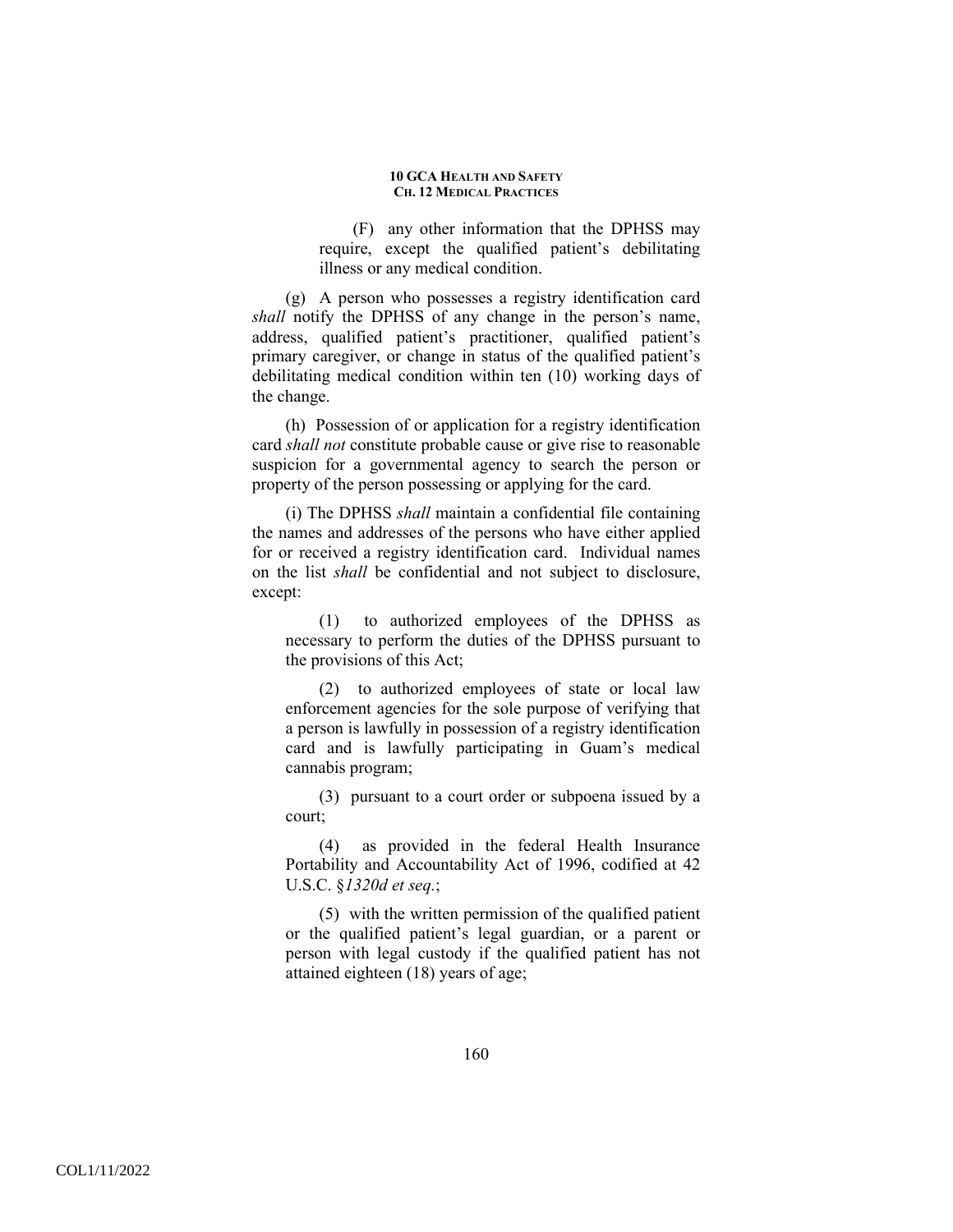(F) any other information that the DPHSS may require, except the qualified patient's debilitating illness or any medical condition.

(g) A person who possesses a registry identification card *shall* notify the DPHSS of any change in the person's name, address, qualified patient's practitioner, qualified patient's primary caregiver, or change in status of the qualified patient's debilitating medical condition within ten (10) working days of the change.

(h) Possession of or application for a registry identification card *shall not* constitute probable cause or give rise to reasonable suspicion for a governmental agency to search the person or property of the person possessing or applying for the card.

(i) The DPHSS *shall* maintain a confidential file containing the names and addresses of the persons who have either applied for or received a registry identification card. Individual names on the list *shall* be confidential and not subject to disclosure, except:

(1) to authorized employees of the DPHSS as necessary to perform the duties of the DPHSS pursuant to the provisions of this Act;

(2) to authorized employees of state or local law enforcement agencies for the sole purpose of verifying that a person is lawfully in possession of a registry identification card and is lawfully participating in Guam's medical cannabis program;

(3) pursuant to a court order or subpoena issued by a court;

(4) as provided in the federal Health Insurance Portability and Accountability Act of 1996, codified at 42 U.S.C. §*1320d et seq.*;

(5) with the written permission of the qualified patient or the qualified patient's legal guardian, or a parent or person with legal custody if the qualified patient has not attained eighteen (18) years of age;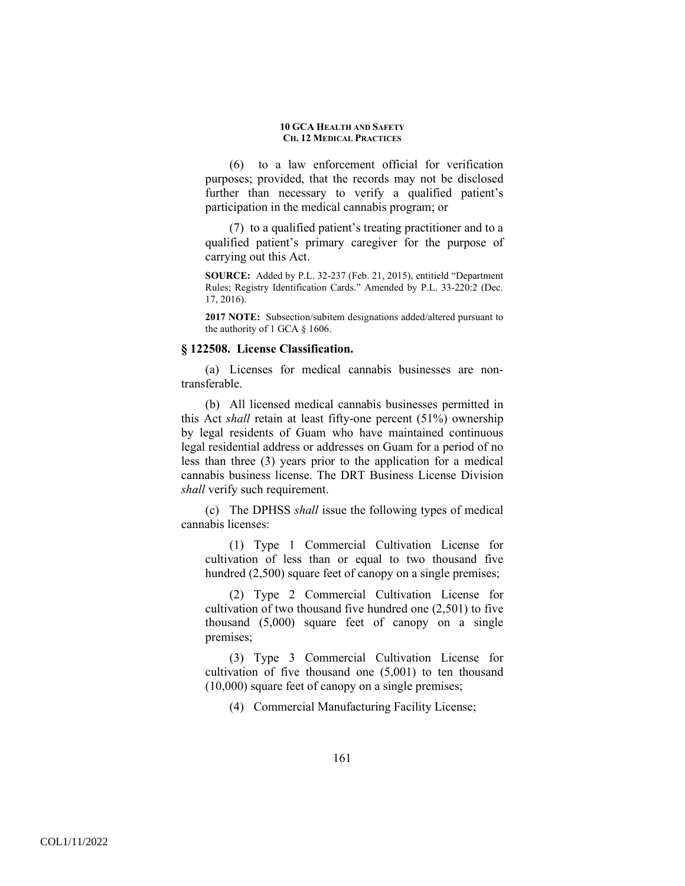(6) to a law enforcement official for verification purposes; provided, that the records may not be disclosed further than necessary to verify a qualified patient's participation in the medical cannabis program; or

(7) to a qualified patient's treating practitioner and to a qualified patient's primary caregiver for the purpose of carrying out this Act.

**SOURCE:** Added by P.L. 32-237 (Feb. 21, 2015), entitield "Department Rules; Registry Identification Cards." Amended by P.L. 33-220:2 (Dec. 17, 2016).

**2017 NOTE:** Subsection/subitem designations added/altered pursuant to the authority of 1 GCA § 1606.

### § 122508. License Classification.

(a) Licenses for medical cannabis businesses are non-transferable.

(b) All licensed medical cannabis businesses permitted in this Act *shall* retain at least fifty-one percent (51%) ownership by legal residents of Guam who have maintained continuous legal residential address or addresses on Guam for a period of no less than three (3) years prior to the application for a medical cannabis business license. The DRT Business License Division *shall* verify such requirement.

(c) The DPHSS *shall* issue the following types of medical cannabis licenses:

(1) Type 1 Commercial Cultivation License for cultivation of less than or equal to two thousand five hundred (2,500) square feet of canopy on a single premises;

(2) Type 2 Commercial Cultivation License for cultivation of two thousand five hundred one (2,501) to five thousand (5,000) square feet of canopy on a single premises;

(3) Type 3 Commercial Cultivation License for cultivation of five thousand one (5,001) to ten thousand (10,000) square feet of canopy on a single premises;

(4) Commercial Manufacturing Facility License;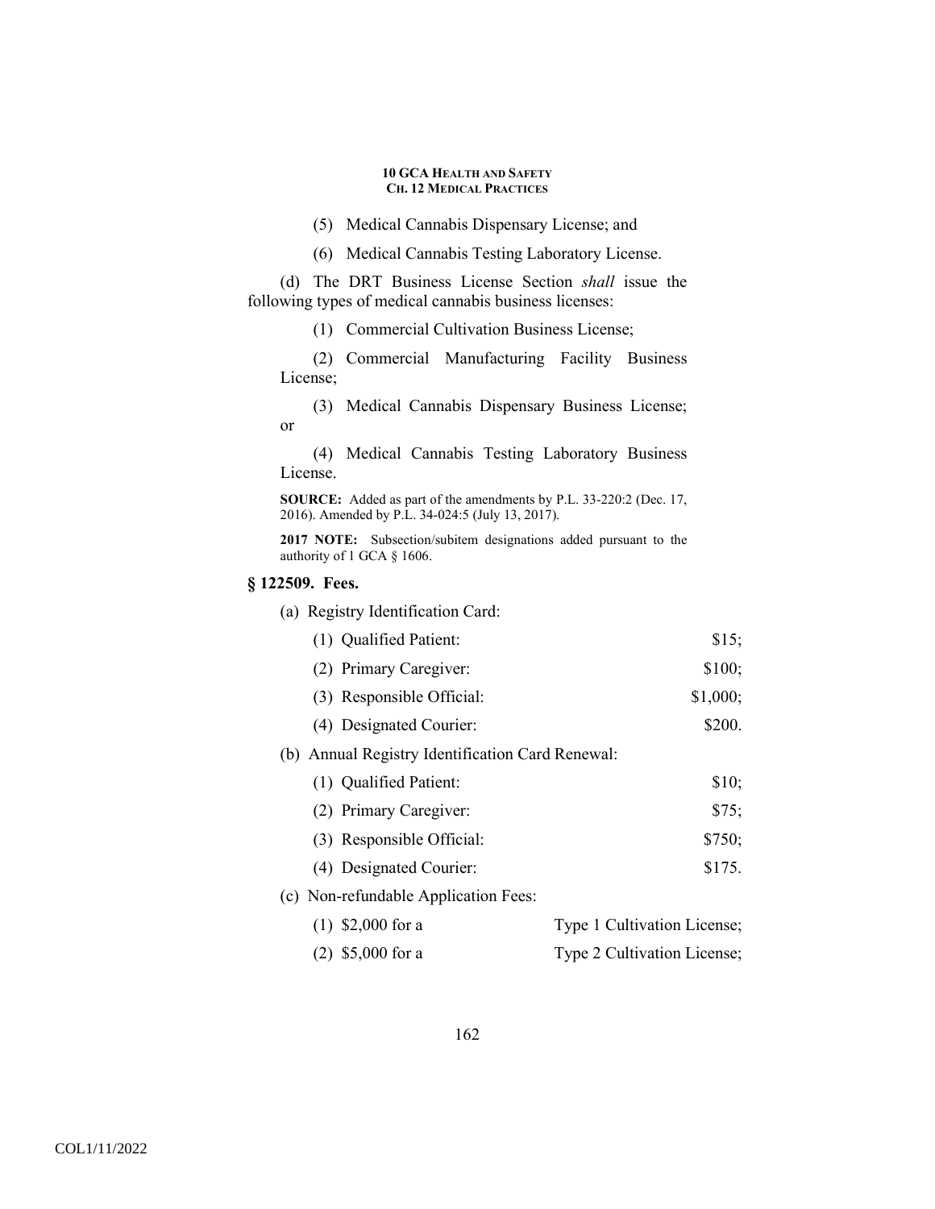(5) Medical Cannabis Dispensary License; and

(6) Medical Cannabis Testing Laboratory License.

(d) The DRT Business License Section *shall* issue the following types of medical cannabis business licenses:

(1) Commercial Cultivation Business License;

(2) Commercial Manufacturing Facility Business License;

(3) Medical Cannabis Dispensary Business License; or

(4) Medical Cannabis Testing Laboratory Business License.

**SOURCE:** Added as part of the amendments by P.L. 33-220:2 (Dec. 17, 2016). Amended by P.L. 34-024:5 (July 13, 2017).

**2017 NOTE:** Subsection/subitem designations added pursuant to the authority of 1 GCA § 1606.

### § 122509. Fees.

(a) Registry Identification Card:

(1) Qualified Patient: $15;

(2) Primary Caregiver: $100;

(3) Responsible Official: $1,000;

(4) Designated Courier: $200.

(b) Annual Registry Identification Card Renewal:

(1) Qualified Patient: $10;

(2) Primary Caregiver: $75;

(3) Responsible Official: $750;

(4) Designated Courier: $175.

(c) Non-refundable Application Fees:

(1) $2,000 for a Type 1 Cultivation License;

(2) $5,000 for a Type 2 Cultivation License;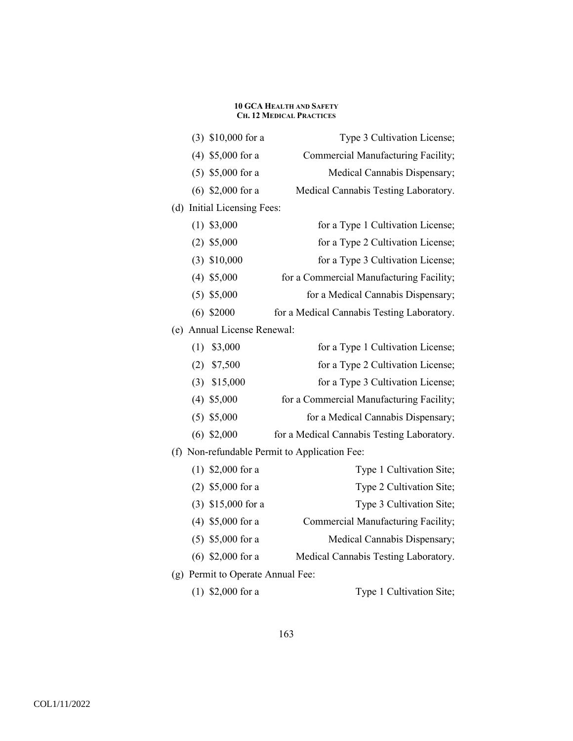(3) $10,000 for a Type 3 Cultivation License;

(4) $5,000 for a Commercial Manufacturing Facility;

(5) $5,000 for a Medical Cannabis Dispensary;

(6) $2,000 for a Medical Cannabis Testing Laboratory.

(d) Initial Licensing Fees:

(1) $3,000 for a Type 1 Cultivation License;

(2) $5,000 for a Type 2 Cultivation License;

(3) $10,000 for a Type 3 Cultivation License;

(4) $5,000 for a Commercial Manufacturing Facility;

(5) $5,000 for a Medical Cannabis Dispensary;

(6) $2000 for a Medical Cannabis Testing Laboratory.

(e) Annual License Renewal:

(1) $3,000 for a Type 1 Cultivation License;

(2) $7,500 for a Type 2 Cultivation License;

(3) $15,000 for a Type 3 Cultivation License;

(4) $5,000 for a Commercial Manufacturing Facility;

(5) $5,000 for a Medical Cannabis Dispensary;

(6) $2,000 for a Medical Cannabis Testing Laboratory.

(f) Non-refundable Permit to Application Fee:

(1) $2,000 for a Type 1 Cultivation Site;

(2) $5,000 for a Type 2 Cultivation Site;

(3) $15,000 for a Type 3 Cultivation Site;

(4) $5,000 for a Commercial Manufacturing Facility;

(5) $5,000 for a Medical Cannabis Dispensary;

(6) $2,000 for a Medical Cannabis Testing Laboratory.

(g) Permit to Operate Annual Fee:

(1) $2,000 for a Type 1 Cultivation Site;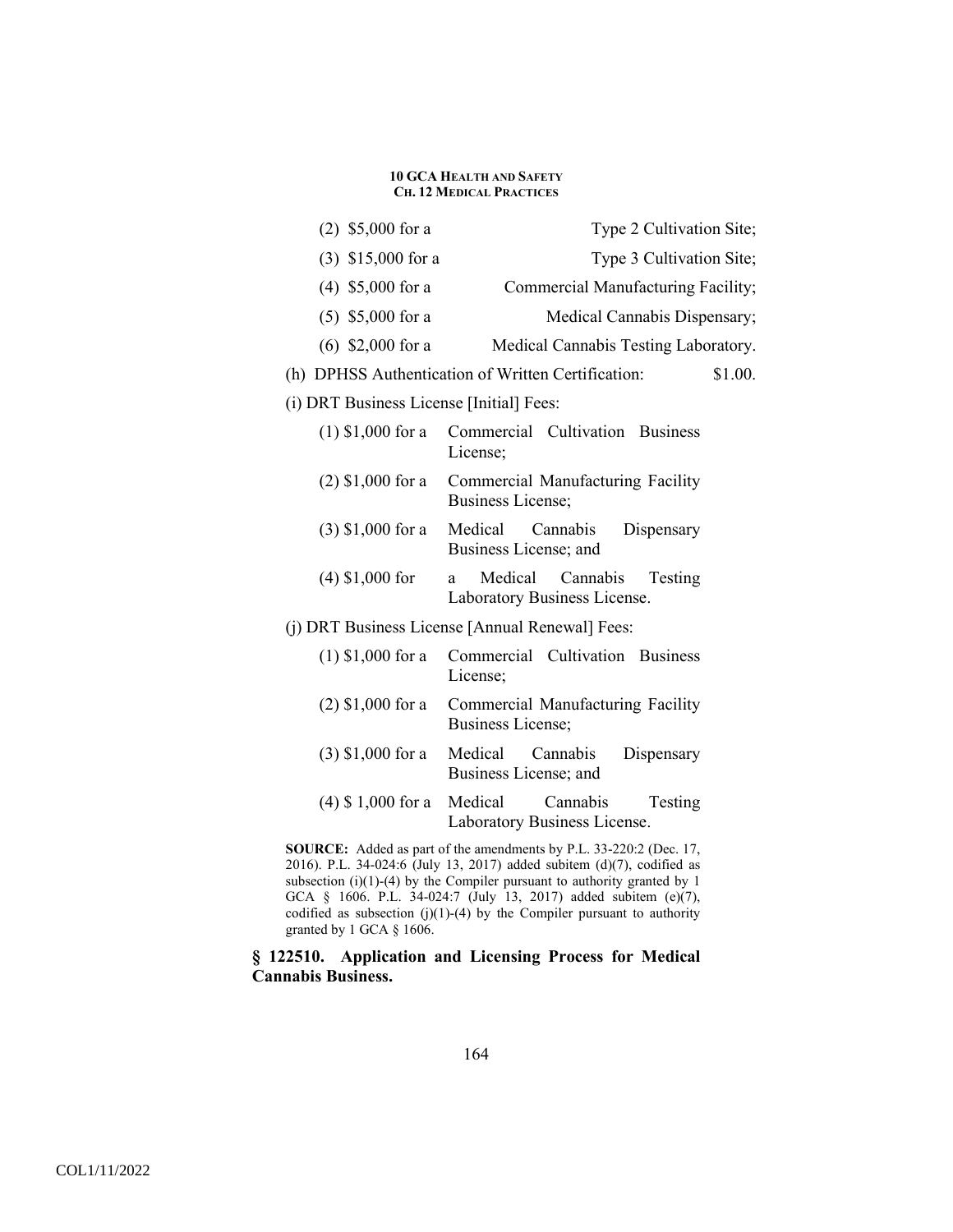(2) $5,000 for a Type 2 Cultivation Site;

(3) $15,000 for a Type 3 Cultivation Site;

(4) $5,000 for a Commercial Manufacturing Facility;

(5) $5,000 for a Medical Cannabis Dispensary;

(6) $2,000 for a Medical Cannabis Testing Laboratory.

(h) DPHSS Authentication of Written Certification: $1.00.

(i) DRT Business License [Initial] Fees:

(1) $1,000 for a Commercial Cultivation Business License;

(2) $1,000 for a Commercial Manufacturing Facility Business License;

(3) $1,000 for a Medical Cannabis Dispensary Business License; and

(4) $1,000 for a Medical Cannabis Testing Laboratory Business License.

(j) DRT Business License [Annual Renewal] Fees:

(1) $1,000 for a Commercial Cultivation Business License;

(2) $1,000 for a Commercial Manufacturing Facility Business License;

(3) $1,000 for a Medical Cannabis Dispensary Business License; and

(4) $ 1,000 for a Medical Cannabis Testing Laboratory Business License.

**SOURCE:** Added as part of the amendments by P.L. 33-220:2 (Dec. 17, 2016). P.L. 34-024:6 (July 13, 2017) added subitem (d)(7), codified as subsection (i)(1)-(4) by the Compiler pursuant to authority granted by 1 GCA § 1606. P.L. 34-024:7 (July 13, 2017) added subitem (e)(7), codified as subsection (j)(1)-(4) by the Compiler pursuant to authority granted by 1 GCA § 1606.

**§ 122510. Application and Licensing Process for Medical Cannabis Business.**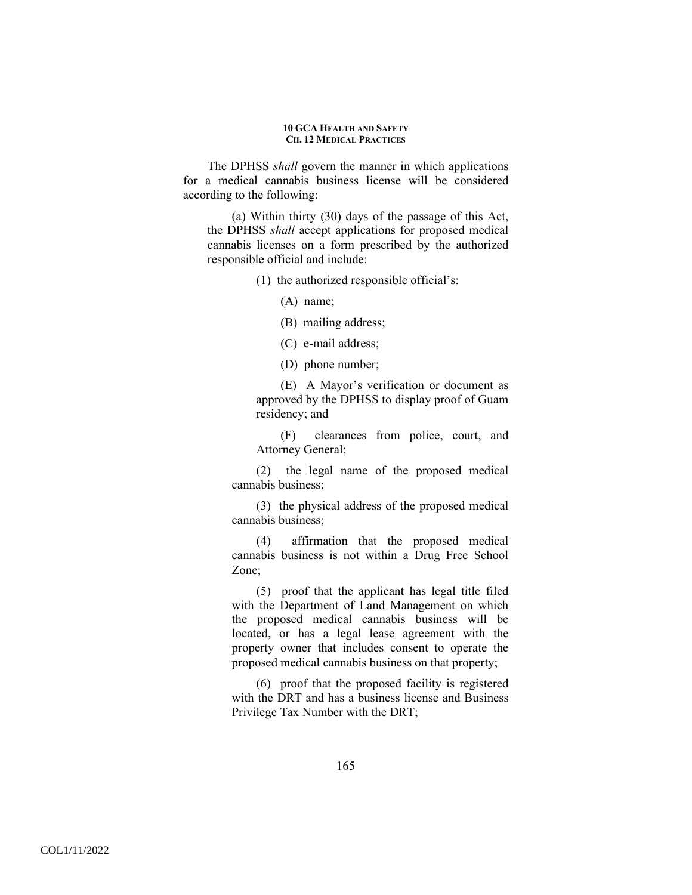The DPHSS *shall* govern the manner in which applications for a medical cannabis business license will be considered according to the following:

(a) Within thirty (30) days of the passage of this Act, the DPHSS *shall* accept applications for proposed medical cannabis licenses on a form prescribed by the authorized responsible official and include:

(1) the authorized responsible official's:

(A) name;

(B) mailing address;

(C) e-mail address;

(D) phone number;

(E) A Mayor's verification or document as approved by the DPHSS to display proof of Guam residency; and

(F) clearances from police, court, and Attorney General;

(2) the legal name of the proposed medical cannabis business;

(3) the physical address of the proposed medical cannabis business;

(4) affirmation that the proposed medical cannabis business is not within a Drug Free School Zone;

(5) proof that the applicant has legal title filed with the Department of Land Management on which the proposed medical cannabis business will be located, or has a legal lease agreement with the property owner that includes consent to operate the proposed medical cannabis business on that property;

(6) proof that the proposed facility is registered with the DRT and has a business license and Business Privilege Tax Number with the DRT;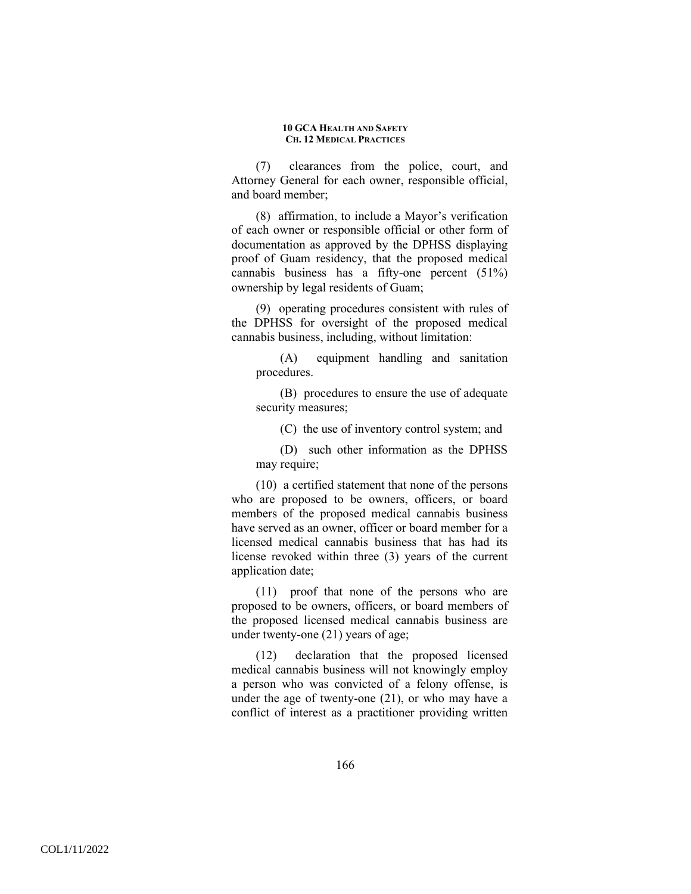(7) clearances from the police, court, and Attorney General for each owner, responsible official, and board member;

(8) affirmation, to include a Mayor's verification of each owner or responsible official or other form of documentation as approved by the DPHSS displaying proof of Guam residency, that the proposed medical cannabis business has a fifty-one percent (51%) ownership by legal residents of Guam;

(9) operating procedures consistent with rules of the DPHSS for oversight of the proposed medical cannabis business, including, without limitation:

> (A) equipment handling and sanitation procedures.
>
> (B) procedures to ensure the use of adequate security measures;
>
> (C) the use of inventory control system; and
>
> (D) such other information as the DPHSS may require;

(10) a certified statement that none of the persons who are proposed to be owners, officers, or board members of the proposed medical cannabis business have served as an owner, officer or board member for a licensed medical cannabis business that has had its license revoked within three (3) years of the current application date;

(11) proof that none of the persons who are proposed to be owners, officers, or board members of the proposed licensed medical cannabis business are under twenty-one (21) years of age;

(12) declaration that the proposed licensed medical cannabis business will not knowingly employ a person who was convicted of a felony offense, is under the age of twenty-one (21), or who may have a conflict of interest as a practitioner providing written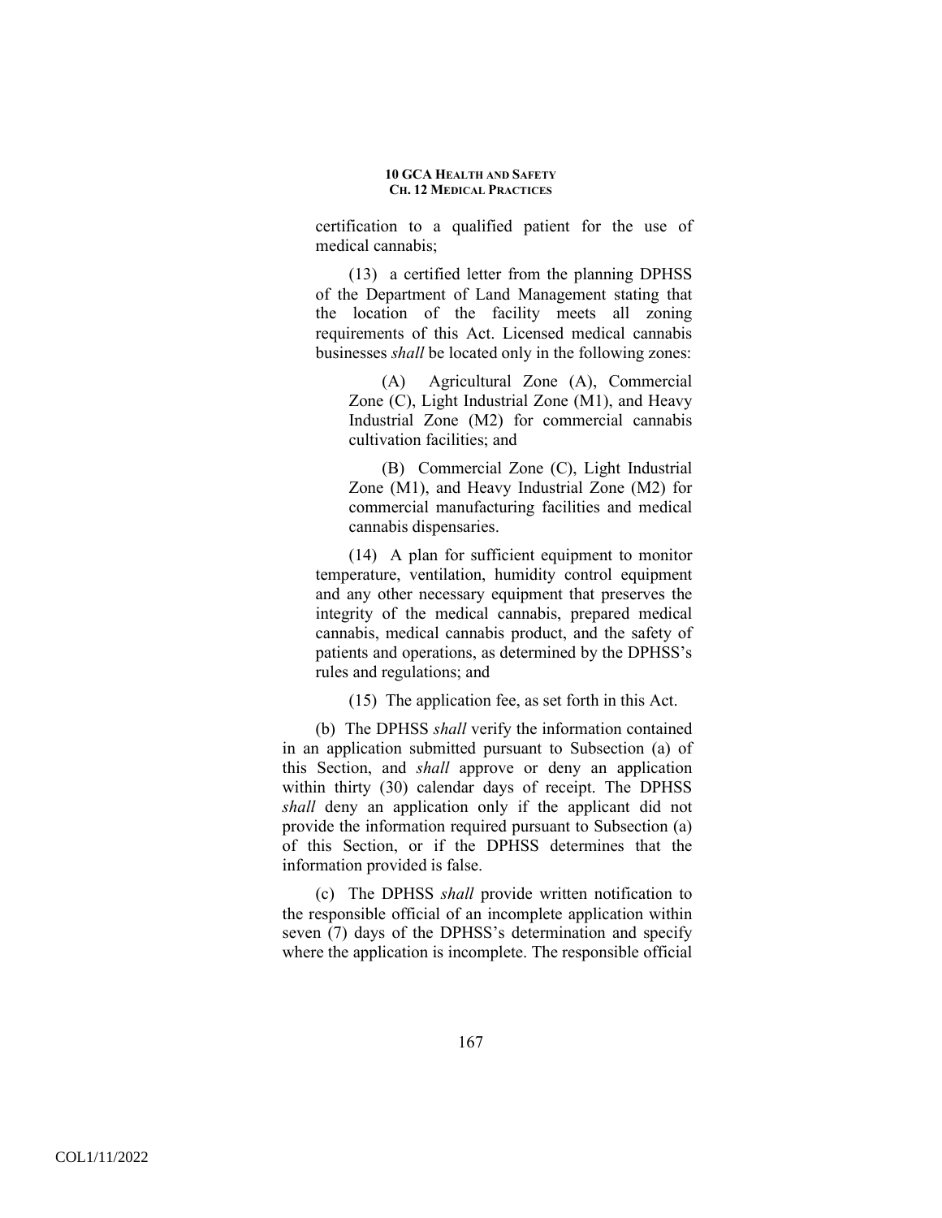certification to a qualified patient for the use of medical cannabis;

(13) a certified letter from the planning DPHSS of the Department of Land Management stating that the location of the facility meets all zoning requirements of this Act. Licensed medical cannabis businesses *shall* be located only in the following zones:

(A) Agricultural Zone (A), Commercial Zone (C), Light Industrial Zone (M1), and Heavy Industrial Zone (M2) for commercial cannabis cultivation facilities; and

(B) Commercial Zone (C), Light Industrial Zone (M1), and Heavy Industrial Zone (M2) for commercial manufacturing facilities and medical cannabis dispensaries.

(14) A plan for sufficient equipment to monitor temperature, ventilation, humidity control equipment and any other necessary equipment that preserves the integrity of the medical cannabis, prepared medical cannabis, medical cannabis product, and the safety of patients and operations, as determined by the DPHSS's rules and regulations; and

(15) The application fee, as set forth in this Act.

(b) The DPHSS *shall* verify the information contained in an application submitted pursuant to Subsection (a) of this Section, and *shall* approve or deny an application within thirty (30) calendar days of receipt. The DPHSS *shall* deny an application only if the applicant did not provide the information required pursuant to Subsection (a) of this Section, or if the DPHSS determines that the information provided is false.

(c) The DPHSS *shall* provide written notification to the responsible official of an incomplete application within seven (7) days of the DPHSS's determination and specify where the application is incomplete. The responsible official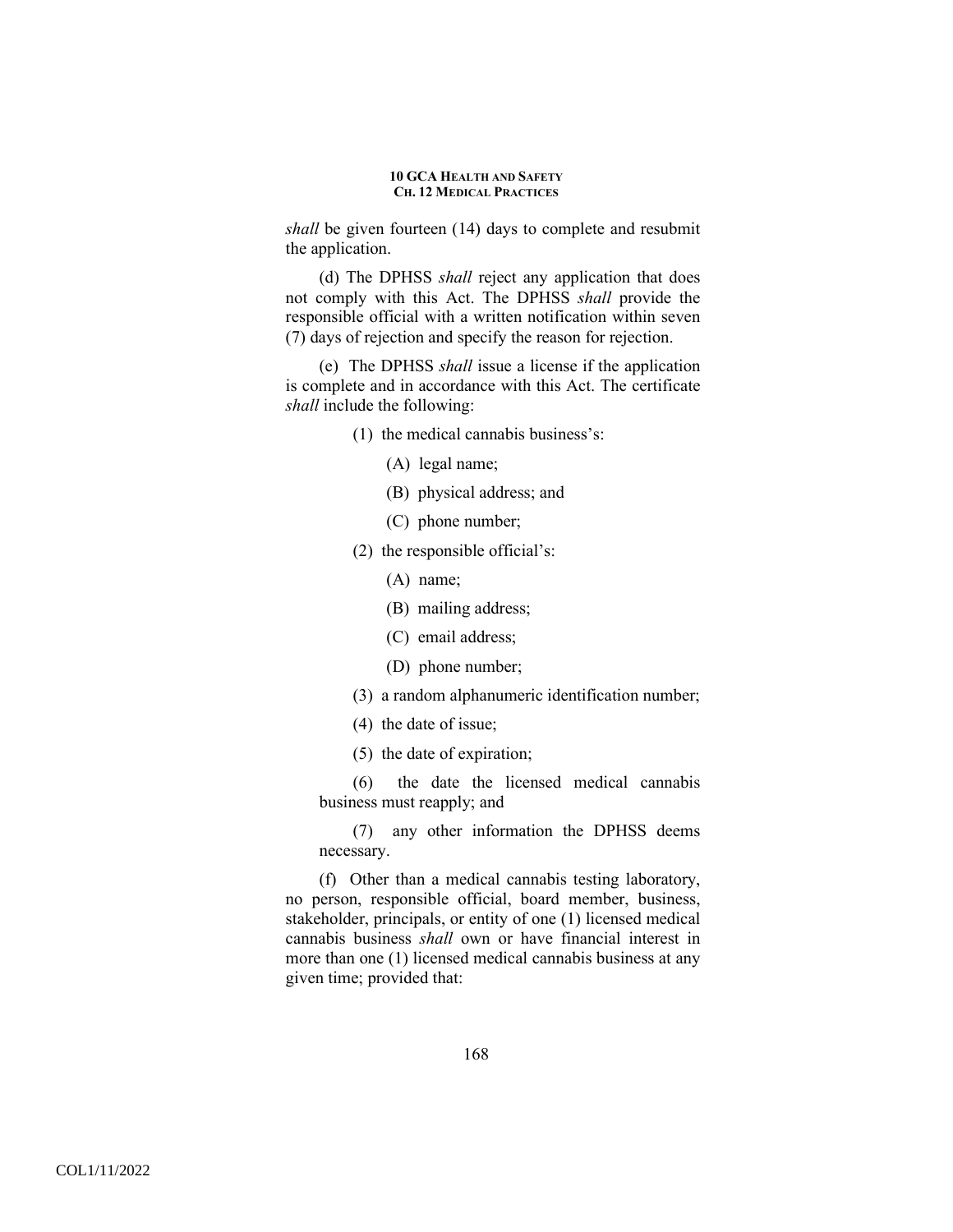*shall* be given fourteen (14) days to complete and resubmit the application.

(d) The DPHSS *shall* reject any application that does not comply with this Act. The DPHSS *shall* provide the responsible official with a written notification within seven (7) days of rejection and specify the reason for rejection.

(e) The DPHSS *shall* issue a license if the application is complete and in accordance with this Act. The certificate *shall* include the following:

(1) the medical cannabis business's:

(A) legal name;

(B) physical address; and

(C) phone number;

(2) the responsible official's:

(A) name;

(B) mailing address;

(C) email address;

(D) phone number;

(3) a random alphanumeric identification number;

(4) the date of issue;

(5) the date of expiration;

(6) the date the licensed medical cannabis business must reapply; and

(7) any other information the DPHSS deems necessary.

(f) Other than a medical cannabis testing laboratory, no person, responsible official, board member, business, stakeholder, principals, or entity of one (1) licensed medical cannabis business *shall* own or have financial interest in more than one (1) licensed medical cannabis business at any given time; provided that: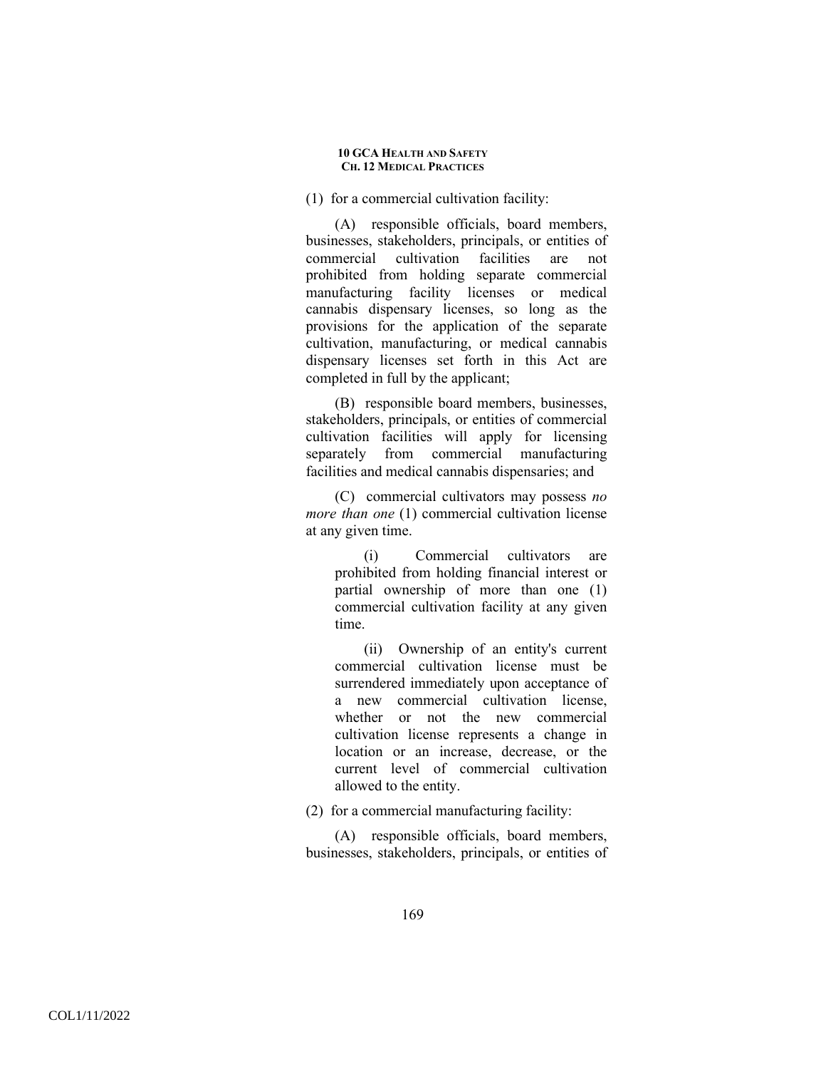(1) for a commercial cultivation facility:

(A) responsible officials, board members, businesses, stakeholders, principals, or entities of commercial cultivation facilities are not prohibited from holding separate commercial manufacturing facility licenses or medical cannabis dispensary licenses, so long as the provisions for the application of the separate cultivation, manufacturing, or medical cannabis dispensary licenses set forth in this Act are completed in full by the applicant;

(B) responsible board members, businesses, stakeholders, principals, or entities of commercial cultivation facilities will apply for licensing separately from commercial manufacturing facilities and medical cannabis dispensaries; and

(C) commercial cultivators may possess *no more than one* (1) commercial cultivation license at any given time.

(i) Commercial cultivators are prohibited from holding financial interest or partial ownership of more than one (1) commercial cultivation facility at any given time.

(ii) Ownership of an entity's current commercial cultivation license must be surrendered immediately upon acceptance of a new commercial cultivation license, whether or not the new commercial cultivation license represents a change in location or an increase, decrease, or the current level of commercial cultivation allowed to the entity.

(2) for a commercial manufacturing facility:

(A) responsible officials, board members, businesses, stakeholders, principals, or entities of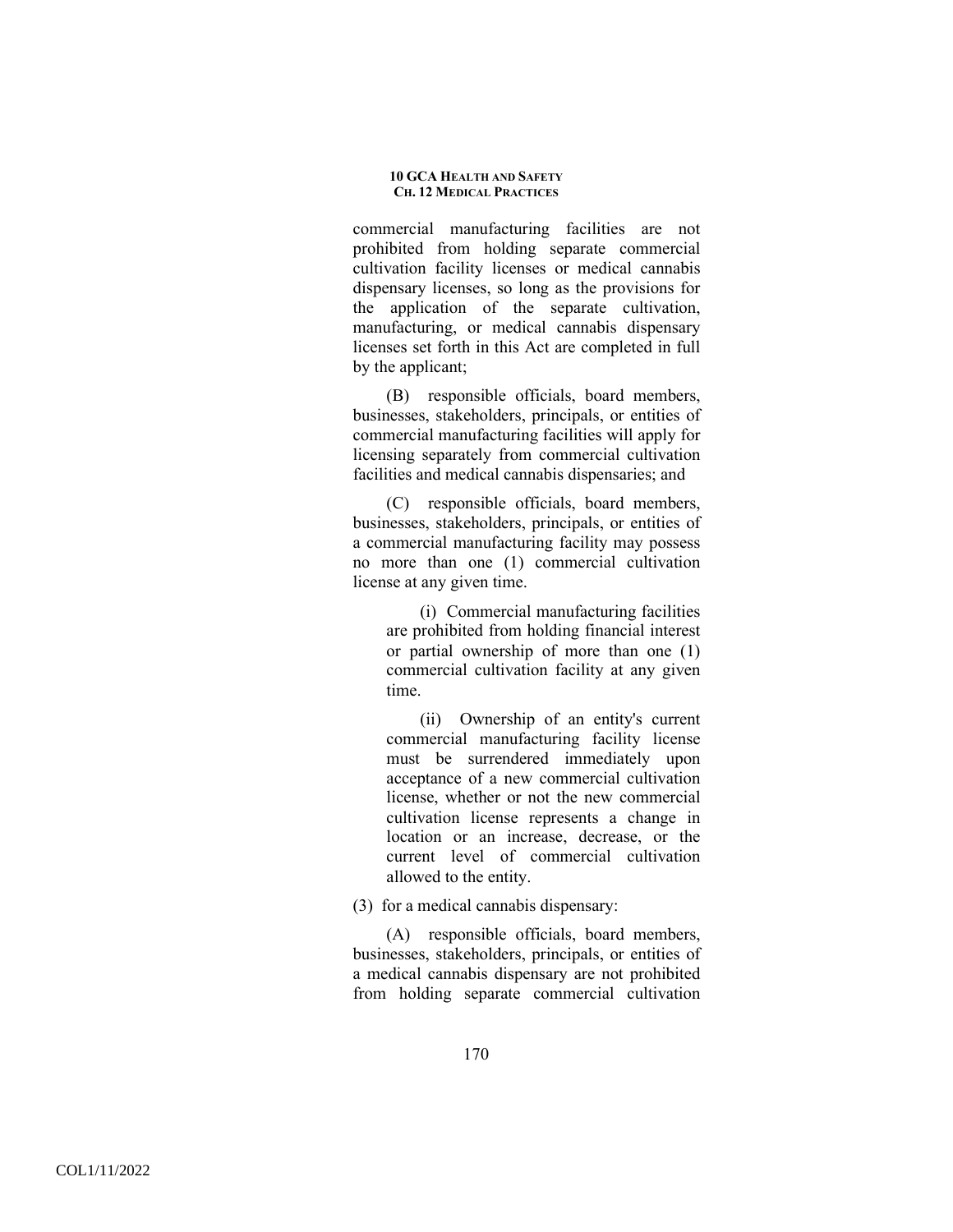commercial manufacturing facilities are not prohibited from holding separate commercial cultivation facility licenses or medical cannabis dispensary licenses, so long as the provisions for the application of the separate cultivation, manufacturing, or medical cannabis dispensary licenses set forth in this Act are completed in full by the applicant;

(B) responsible officials, board members, businesses, stakeholders, principals, or entities of commercial manufacturing facilities will apply for licensing separately from commercial cultivation facilities and medical cannabis dispensaries; and

(C) responsible officials, board members, businesses, stakeholders, principals, or entities of a commercial manufacturing facility may possess no more than one (1) commercial cultivation license at any given time.

(i) Commercial manufacturing facilities are prohibited from holding financial interest or partial ownership of more than one (1) commercial cultivation facility at any given time.

(ii) Ownership of an entity's current commercial manufacturing facility license must be surrendered immediately upon acceptance of a new commercial cultivation license, whether or not the new commercial cultivation license represents a change in location or an increase, decrease, or the current level of commercial cultivation allowed to the entity.

(3) for a medical cannabis dispensary:

(A) responsible officials, board members, businesses, stakeholders, principals, or entities of a medical cannabis dispensary are not prohibited from holding separate commercial cultivation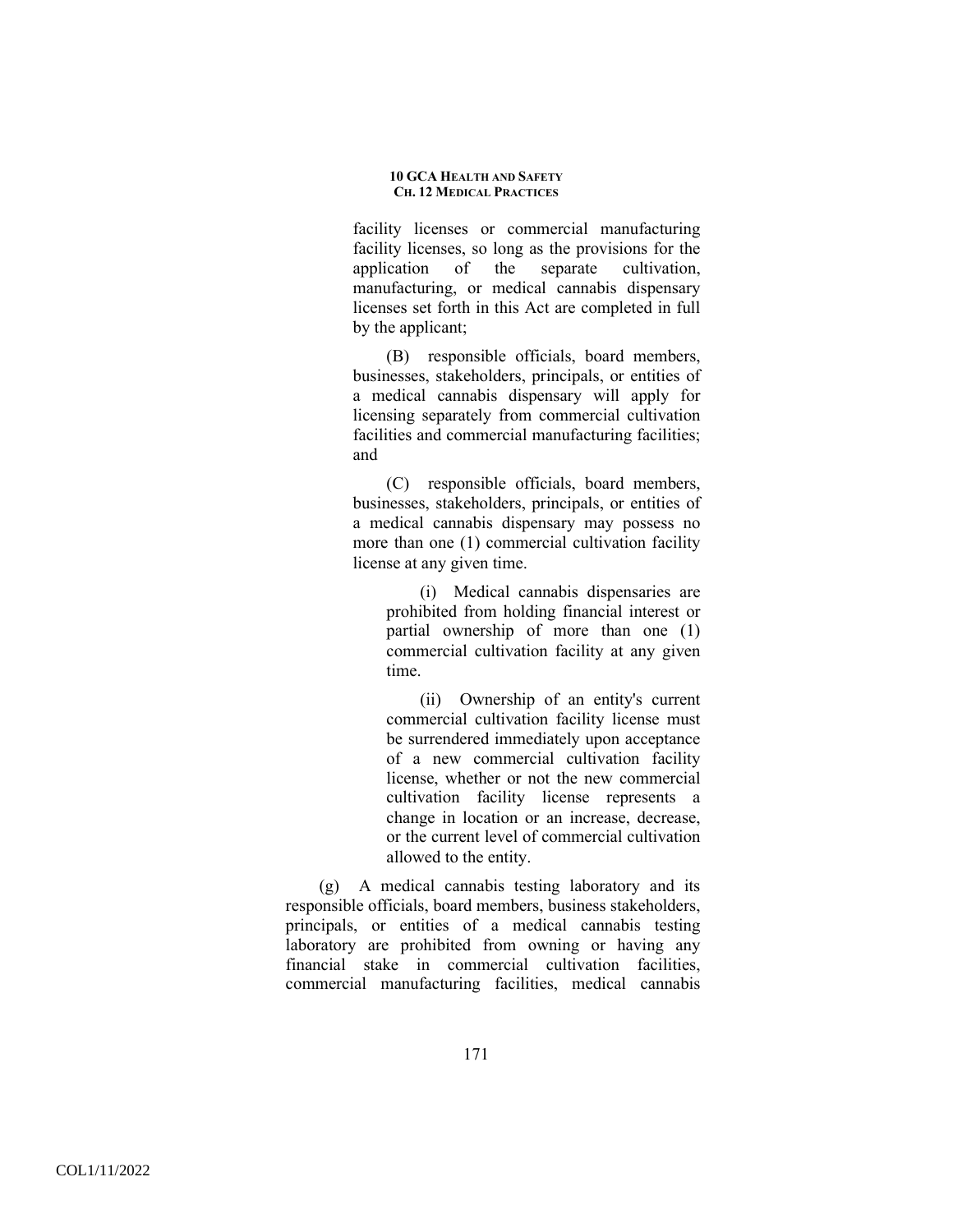facility licenses or commercial manufacturing facility licenses, so long as the provisions for the application of the separate cultivation, manufacturing, or medical cannabis dispensary licenses set forth in this Act are completed in full by the applicant;

(B) responsible officials, board members, businesses, stakeholders, principals, or entities of a medical cannabis dispensary will apply for licensing separately from commercial cultivation facilities and commercial manufacturing facilities; and

(C) responsible officials, board members, businesses, stakeholders, principals, or entities of a medical cannabis dispensary may possess no more than one (1) commercial cultivation facility license at any given time.

(i) Medical cannabis dispensaries are prohibited from holding financial interest or partial ownership of more than one (1) commercial cultivation facility at any given time.

(ii) Ownership of an entity's current commercial cultivation facility license must be surrendered immediately upon acceptance of a new commercial cultivation facility license, whether or not the new commercial cultivation facility license represents a change in location or an increase, decrease, or the current level of commercial cultivation allowed to the entity.

(g) A medical cannabis testing laboratory and its responsible officials, board members, business stakeholders, principals, or entities of a medical cannabis testing laboratory are prohibited from owning or having any financial stake in commercial cultivation facilities, commercial manufacturing facilities, medical cannabis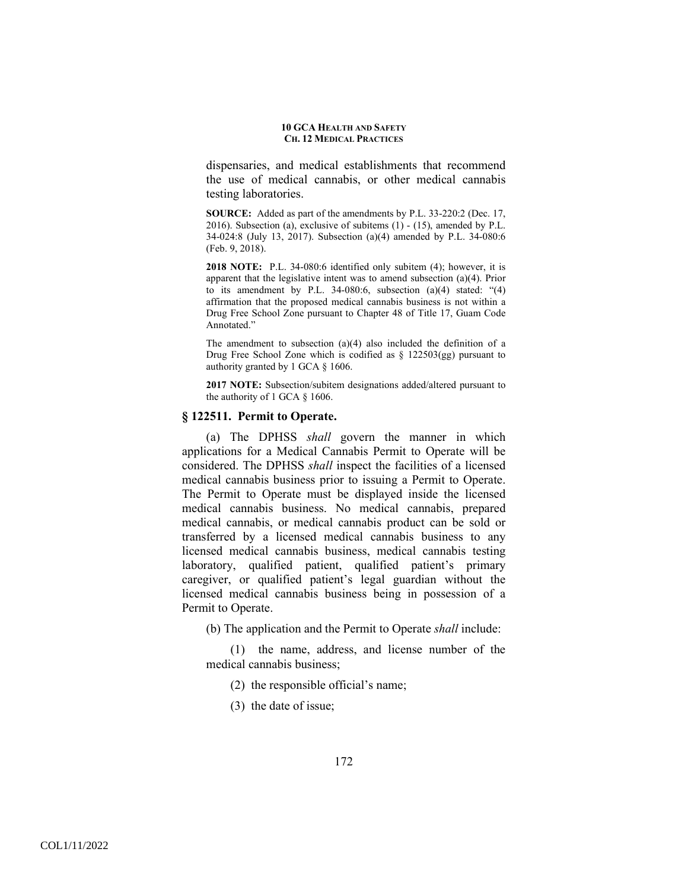dispensaries, and medical establishments that recommend the use of medical cannabis, or other medical cannabis testing laboratories.

**SOURCE:** Added as part of the amendments by P.L. 33-220:2 (Dec. 17, 2016). Subsection (a), exclusive of subitems (1) - (15), amended by P.L. 34-024:8 (July 13, 2017). Subsection (a)(4) amended by P.L. 34-080:6 (Feb. 9, 2018).

**2018 NOTE:** P.L. 34-080:6 identified only subitem (4); however, it is apparent that the legislative intent was to amend subsection (a)(4). Prior to its amendment by P.L. 34-080:6, subsection (a)(4) stated: "(4) affirmation that the proposed medical cannabis business is not within a Drug Free School Zone pursuant to Chapter 48 of Title 17, Guam Code Annotated."

The amendment to subsection (a)(4) also included the definition of a Drug Free School Zone which is codified as § 122503(gg) pursuant to authority granted by 1 GCA § 1606.

**2017 NOTE:** Subsection/subitem designations added/altered pursuant to the authority of 1 GCA § 1606.

### § 122511. Permit to Operate.

(a) The DPHSS *shall* govern the manner in which applications for a Medical Cannabis Permit to Operate will be considered. The DPHSS *shall* inspect the facilities of a licensed medical cannabis business prior to issuing a Permit to Operate. The Permit to Operate must be displayed inside the licensed medical cannabis business. No medical cannabis, prepared medical cannabis, or medical cannabis product can be sold or transferred by a licensed medical cannabis business to any licensed medical cannabis business, medical cannabis testing laboratory, qualified patient, qualified patient's primary caregiver, or qualified patient's legal guardian without the licensed medical cannabis business being in possession of a Permit to Operate.

(b) The application and the Permit to Operate *shall* include:

(1) the name, address, and license number of the medical cannabis business;

(2) the responsible official's name;

(3) the date of issue;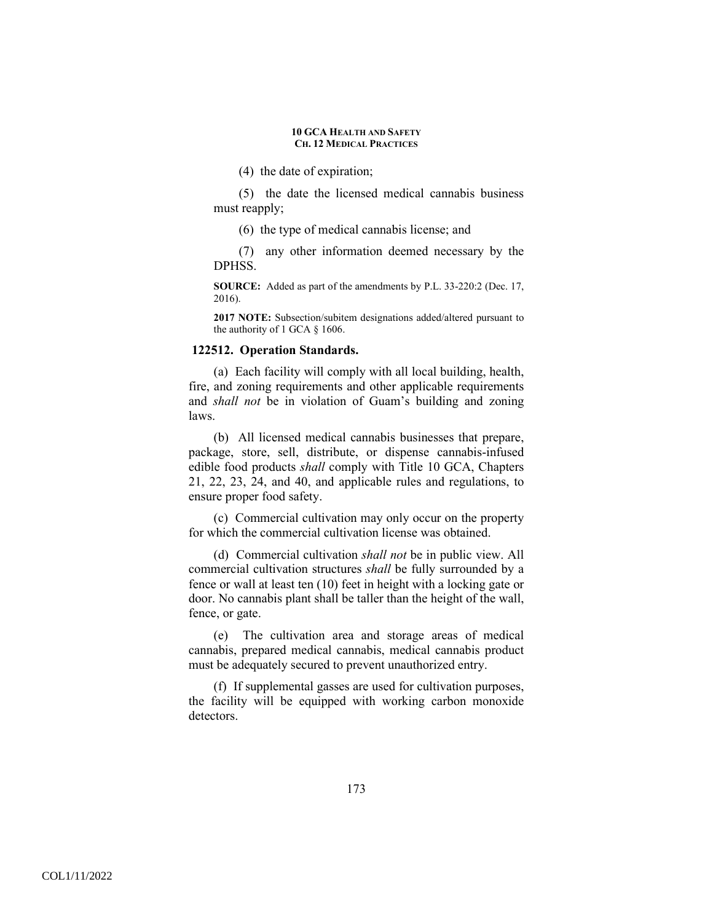(4) the date of expiration;

(5) the date the licensed medical cannabis business must reapply;

(6) the type of medical cannabis license; and

(7) any other information deemed necessary by the DPHSS.

**SOURCE:** Added as part of the amendments by P.L. 33-220:2 (Dec. 17, 2016).

**2017 NOTE:** Subsection/subitem designations added/altered pursuant to the authority of 1 GCA § 1606.

### 122512. Operation Standards.

(a) Each facility will comply with all local building, health, fire, and zoning requirements and other applicable requirements and *shall not* be in violation of Guam's building and zoning laws.

(b) All licensed medical cannabis businesses that prepare, package, store, sell, distribute, or dispense cannabis-infused edible food products *shall* comply with Title 10 GCA, Chapters 21, 22, 23, 24, and 40, and applicable rules and regulations, to ensure proper food safety.

(c) Commercial cultivation may only occur on the property for which the commercial cultivation license was obtained.

(d) Commercial cultivation *shall not* be in public view. All commercial cultivation structures *shall* be fully surrounded by a fence or wall at least ten (10) feet in height with a locking gate or door. No cannabis plant shall be taller than the height of the wall, fence, or gate.

(e) The cultivation area and storage areas of medical cannabis, prepared medical cannabis, medical cannabis product must be adequately secured to prevent unauthorized entry.

(f) If supplemental gasses are used for cultivation purposes, the facility will be equipped with working carbon monoxide detectors.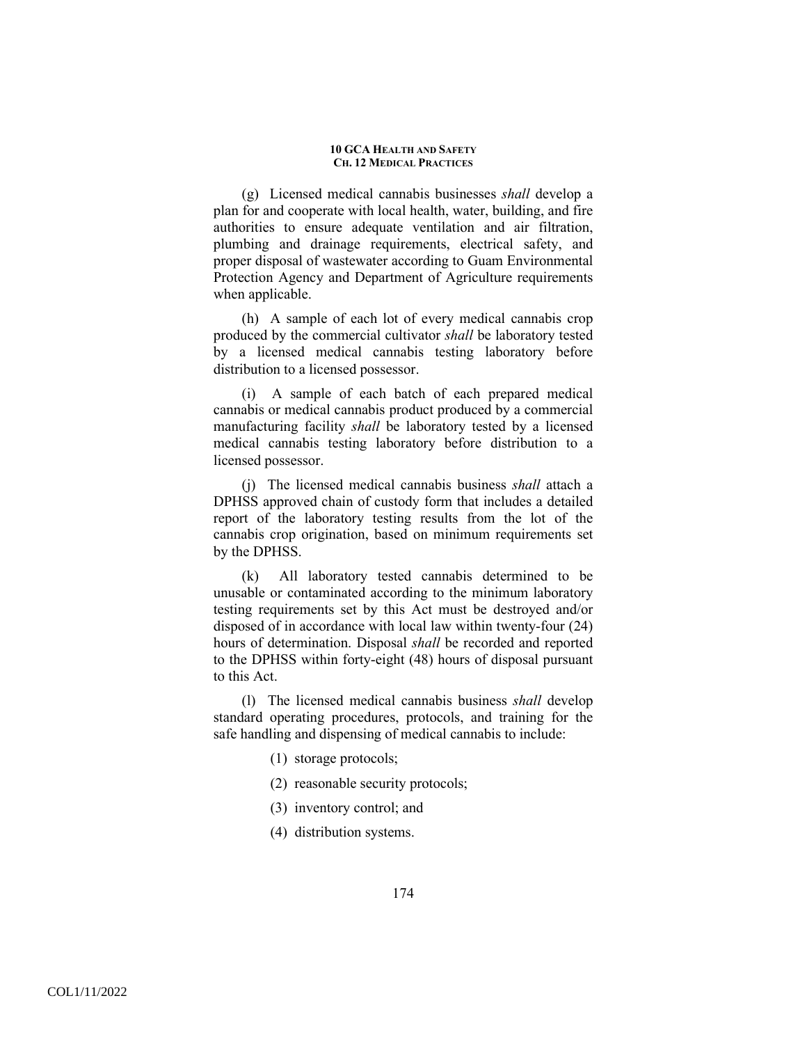(g) Licensed medical cannabis businesses *shall* develop a plan for and cooperate with local health, water, building, and fire authorities to ensure adequate ventilation and air filtration, plumbing and drainage requirements, electrical safety, and proper disposal of wastewater according to Guam Environmental Protection Agency and Department of Agriculture requirements when applicable.

(h) A sample of each lot of every medical cannabis crop produced by the commercial cultivator *shall* be laboratory tested by a licensed medical cannabis testing laboratory before distribution to a licensed possessor.

(i) A sample of each batch of each prepared medical cannabis or medical cannabis product produced by a commercial manufacturing facility *shall* be laboratory tested by a licensed medical cannabis testing laboratory before distribution to a licensed possessor.

(j) The licensed medical cannabis business *shall* attach a DPHSS approved chain of custody form that includes a detailed report of the laboratory testing results from the lot of the cannabis crop origination, based on minimum requirements set by the DPHSS.

(k) All laboratory tested cannabis determined to be unusable or contaminated according to the minimum laboratory testing requirements set by this Act must be destroyed and/or disposed of in accordance with local law within twenty-four (24) hours of determination. Disposal *shall* be recorded and reported to the DPHSS within forty-eight (48) hours of disposal pursuant to this Act.

(l) The licensed medical cannabis business *shall* develop standard operating procedures, protocols, and training for the safe handling and dispensing of medical cannabis to include:

(1) storage protocols;

(2) reasonable security protocols;

(3) inventory control; and

(4) distribution systems.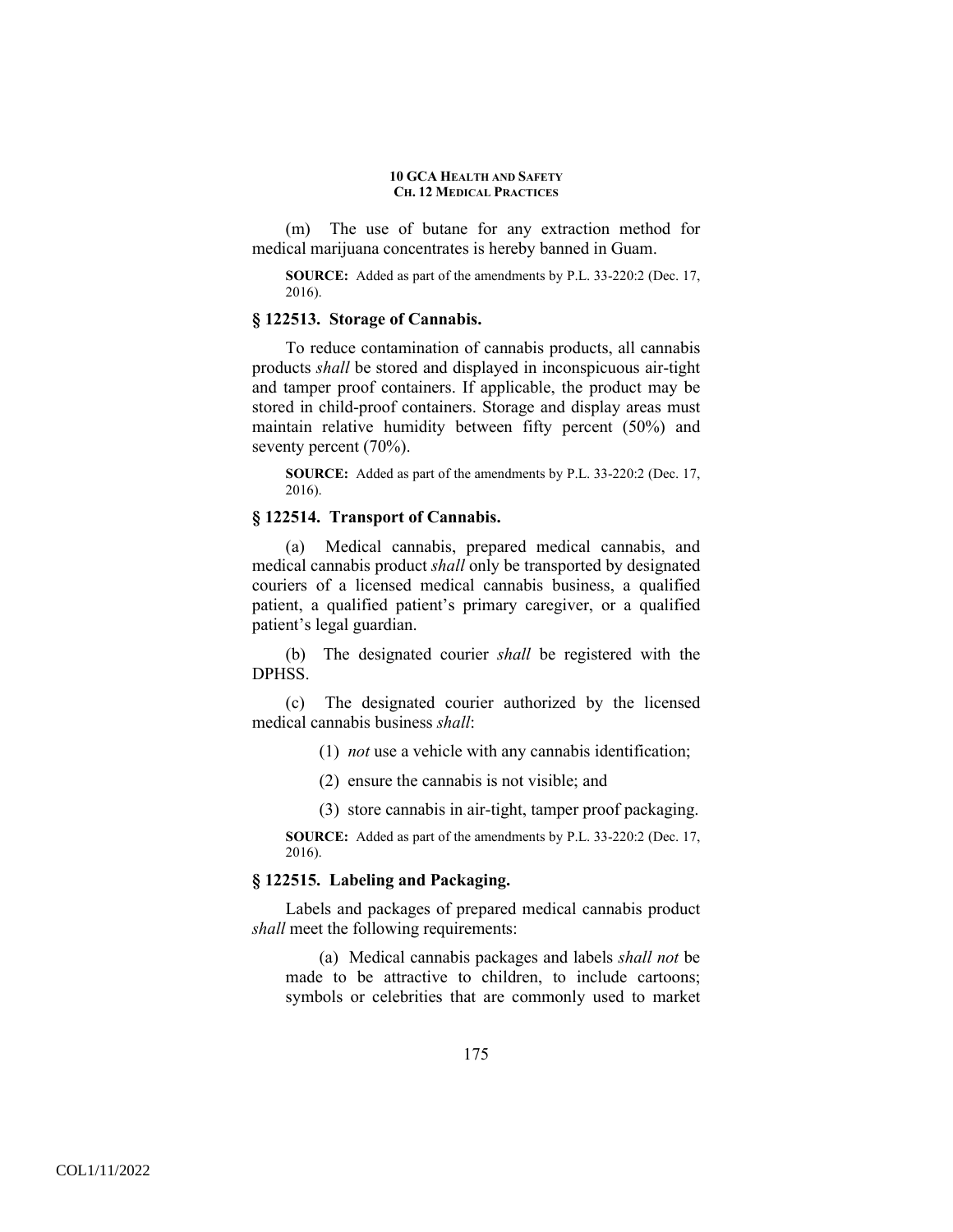(m) The use of butane for any extraction method for medical marijuana concentrates is hereby banned in Guam.

**SOURCE:** Added as part of the amendments by P.L. 33-220:2 (Dec. 17, 2016).

### § 122513. Storage of Cannabis.

To reduce contamination of cannabis products, all cannabis products *shall* be stored and displayed in inconspicuous air-tight and tamper proof containers. If applicable, the product may be stored in child-proof containers. Storage and display areas must maintain relative humidity between fifty percent (50%) and seventy percent (70%).

**SOURCE:** Added as part of the amendments by P.L. 33-220:2 (Dec. 17, 2016).

### § 122514. Transport of Cannabis.

(a) Medical cannabis, prepared medical cannabis, and medical cannabis product *shall* only be transported by designated couriers of a licensed medical cannabis business, a qualified patient, a qualified patient's primary caregiver, or a qualified patient's legal guardian.

(b) The designated courier *shall* be registered with the DPHSS.

(c) The designated courier authorized by the licensed medical cannabis business *shall*:

(1) *not* use a vehicle with any cannabis identification;

(2) ensure the cannabis is not visible; and

(3) store cannabis in air-tight, tamper proof packaging.

**SOURCE:** Added as part of the amendments by P.L. 33-220:2 (Dec. 17, 2016).

### § 122515. Labeling and Packaging.

Labels and packages of prepared medical cannabis product *shall* meet the following requirements:

(a) Medical cannabis packages and labels *shall not* be made to be attractive to children, to include cartoons; symbols or celebrities that are commonly used to market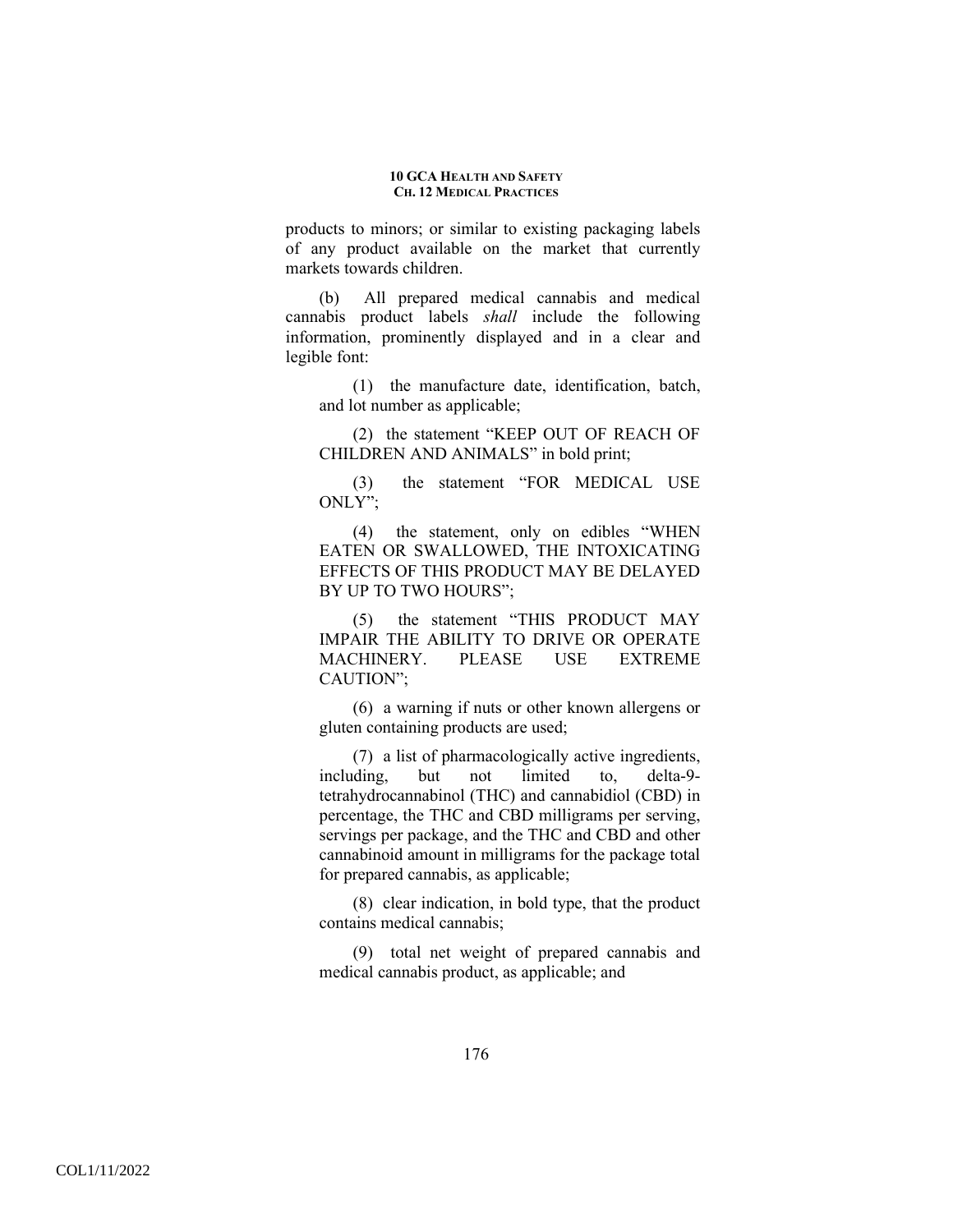products to minors; or similar to existing packaging labels of any product available on the market that currently markets towards children.

(b) All prepared medical cannabis and medical cannabis product labels *shall* include the following information, prominently displayed and in a clear and legible font:

(1) the manufacture date, identification, batch, and lot number as applicable;

(2) the statement "KEEP OUT OF REACH OF CHILDREN AND ANIMALS" in bold print;

(3) the statement "FOR MEDICAL USE ONLY";

(4) the statement, only on edibles "WHEN EATEN OR SWALLOWED, THE INTOXICATING EFFECTS OF THIS PRODUCT MAY BE DELAYED BY UP TO TWO HOURS";

(5) the statement "THIS PRODUCT MAY IMPAIR THE ABILITY TO DRIVE OR OPERATE MACHINERY. PLEASE USE EXTREME CAUTION";

(6) a warning if nuts or other known allergens or gluten containing products are used;

(7) a list of pharmacologically active ingredients, including, but not limited to, delta-9-tetrahydrocannabinol (THC) and cannabidiol (CBD) in percentage, the THC and CBD milligrams per serving, servings per package, and the THC and CBD and other cannabinoid amount in milligrams for the package total for prepared cannabis, as applicable;

(8) clear indication, in bold type, that the product contains medical cannabis;

(9) total net weight of prepared cannabis and medical cannabis product, as applicable; and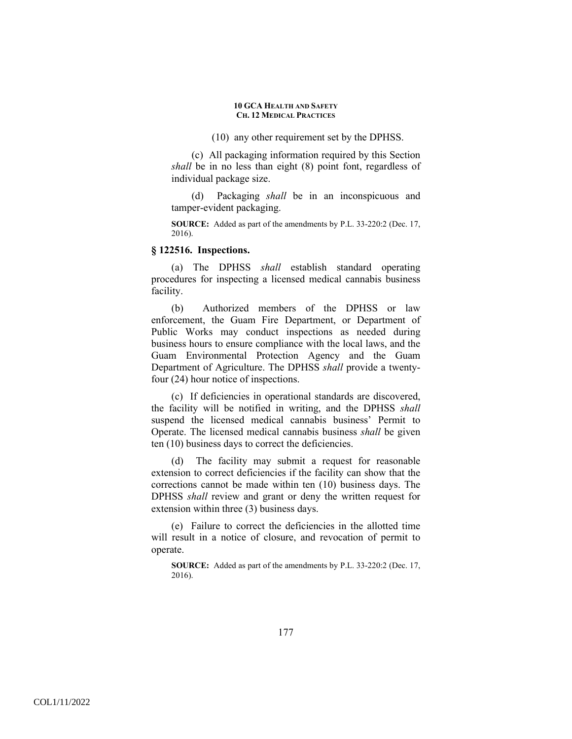(10) any other requirement set by the DPHSS.

(c) All packaging information required by this Section *shall* be in no less than eight (8) point font, regardless of individual package size.

(d) Packaging *shall* be in an inconspicuous and tamper-evident packaging.

**SOURCE:** Added as part of the amendments by P.L. 33-220:2 (Dec. 17, 2016).

### § 122516. Inspections.

(a) The DPHSS *shall* establish standard operating procedures for inspecting a licensed medical cannabis business facility.

(b) Authorized members of the DPHSS or law enforcement, the Guam Fire Department, or Department of Public Works may conduct inspections as needed during business hours to ensure compliance with the local laws, and the Guam Environmental Protection Agency and the Guam Department of Agriculture. The DPHSS *shall* provide a twenty-four (24) hour notice of inspections.

(c) If deficiencies in operational standards are discovered, the facility will be notified in writing, and the DPHSS *shall* suspend the licensed medical cannabis business' Permit to Operate. The licensed medical cannabis business *shall* be given ten (10) business days to correct the deficiencies.

(d) The facility may submit a request for reasonable extension to correct deficiencies if the facility can show that the corrections cannot be made within ten (10) business days. The DPHSS *shall* review and grant or deny the written request for extension within three (3) business days.

(e) Failure to correct the deficiencies in the allotted time will result in a notice of closure, and revocation of permit to operate.

**SOURCE:** Added as part of the amendments by P.L. 33-220:2 (Dec. 17, 2016).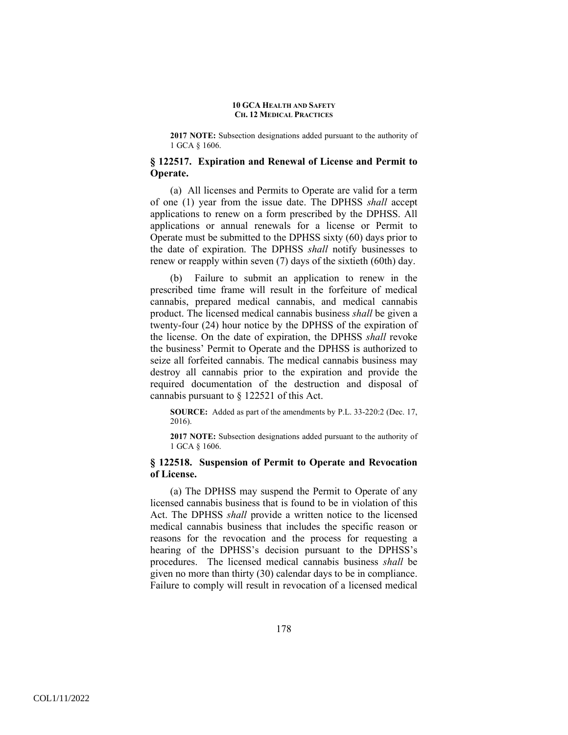**2017 NOTE:** Subsection designations added pursuant to the authority of 1 GCA § 1606.

### § 122517. Expiration and Renewal of License and Permit to Operate.

(a) All licenses and Permits to Operate are valid for a term of one (1) year from the issue date. The DPHSS *shall* accept applications to renew on a form prescribed by the DPHSS. All applications or annual renewals for a license or Permit to Operate must be submitted to the DPHSS sixty (60) days prior to the date of expiration. The DPHSS *shall* notify businesses to renew or reapply within seven (7) days of the sixtieth (60th) day.

(b) Failure to submit an application to renew in the prescribed time frame will result in the forfeiture of medical cannabis, prepared medical cannabis, and medical cannabis product. The licensed medical cannabis business *shall* be given a twenty-four (24) hour notice by the DPHSS of the expiration of the license. On the date of expiration, the DPHSS *shall* revoke the business' Permit to Operate and the DPHSS is authorized to seize all forfeited cannabis. The medical cannabis business may destroy all cannabis prior to the expiration and provide the required documentation of the destruction and disposal of cannabis pursuant to § 122521 of this Act.

**SOURCE:** Added as part of the amendments by P.L. 33-220:2 (Dec. 17, 2016).

**2017 NOTE:** Subsection designations added pursuant to the authority of 1 GCA § 1606.

### § 122518. Suspension of Permit to Operate and Revocation of License.

(a) The DPHSS may suspend the Permit to Operate of any licensed cannabis business that is found to be in violation of this Act. The DPHSS *shall* provide a written notice to the licensed medical cannabis business that includes the specific reason or reasons for the revocation and the process for requesting a hearing of the DPHSS's decision pursuant to the DPHSS's procedures. The licensed medical cannabis business *shall* be given no more than thirty (30) calendar days to be in compliance. Failure to comply will result in revocation of a licensed medical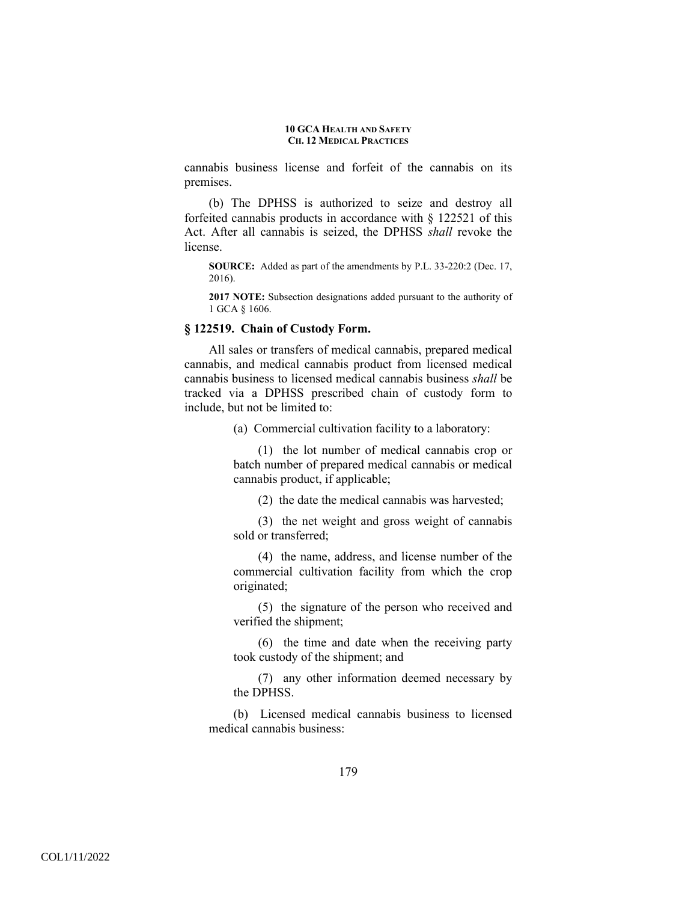cannabis business license and forfeit of the cannabis on its premises.

(b) The DPHSS is authorized to seize and destroy all forfeited cannabis products in accordance with § 122521 of this Act. After all cannabis is seized, the DPHSS *shall* revoke the license.

**SOURCE:** Added as part of the amendments by P.L. 33-220:2 (Dec. 17, 2016).

**2017 NOTE:** Subsection designations added pursuant to the authority of 1 GCA § 1606.

### § 122519. Chain of Custody Form.

All sales or transfers of medical cannabis, prepared medical cannabis, and medical cannabis product from licensed medical cannabis business to licensed medical cannabis business *shall* be tracked via a DPHSS prescribed chain of custody form to include, but not be limited to:

(a) Commercial cultivation facility to a laboratory:

(1) the lot number of medical cannabis crop or batch number of prepared medical cannabis or medical cannabis product, if applicable;

(2) the date the medical cannabis was harvested;

(3) the net weight and gross weight of cannabis sold or transferred;

(4) the name, address, and license number of the commercial cultivation facility from which the crop originated;

(5) the signature of the person who received and verified the shipment;

(6) the time and date when the receiving party took custody of the shipment; and

(7) any other information deemed necessary by the DPHSS.

(b) Licensed medical cannabis business to licensed medical cannabis business: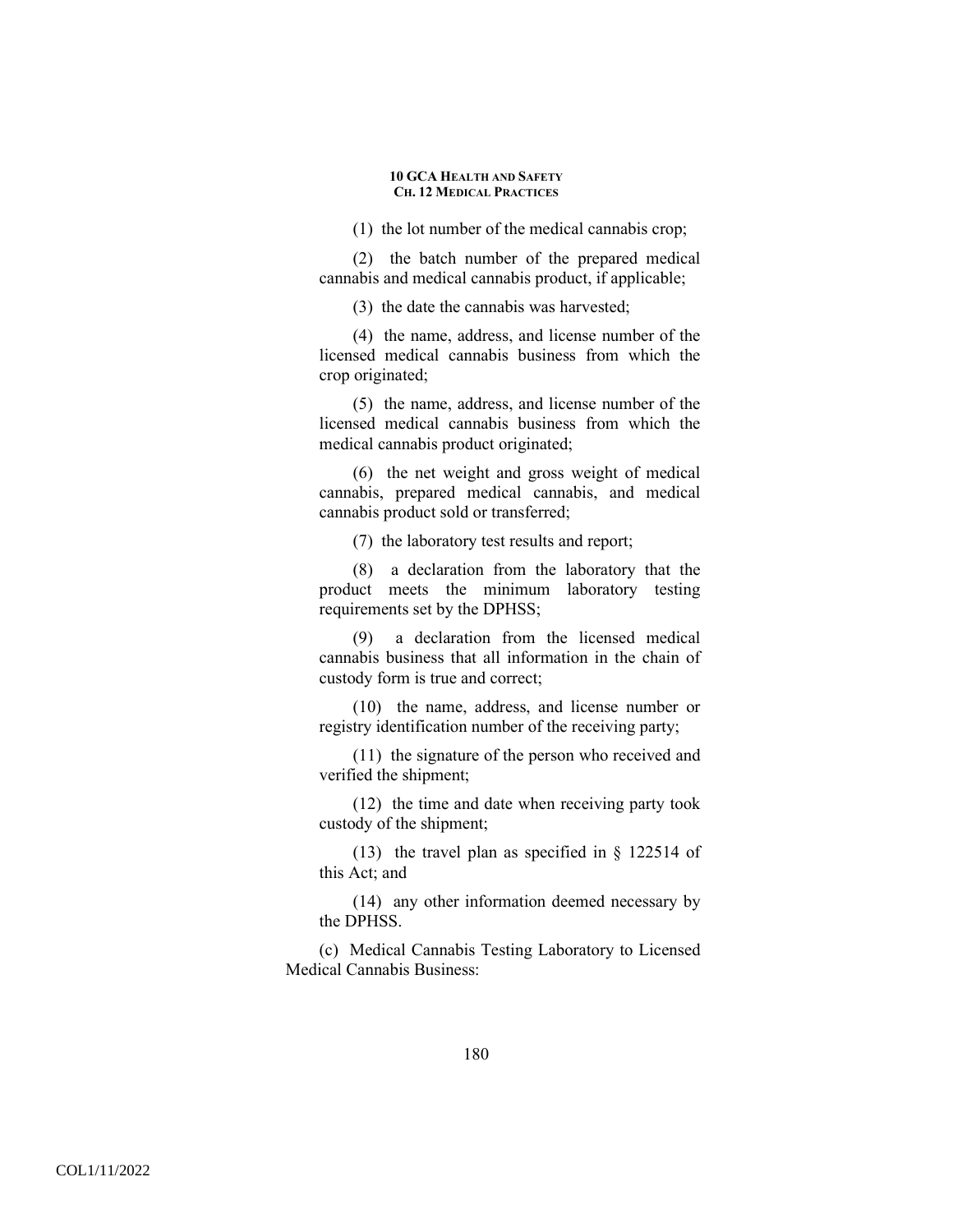(1) the lot number of the medical cannabis crop;

(2) the batch number of the prepared medical cannabis and medical cannabis product, if applicable;

(3) the date the cannabis was harvested;

(4) the name, address, and license number of the licensed medical cannabis business from which the crop originated;

(5) the name, address, and license number of the licensed medical cannabis business from which the medical cannabis product originated;

(6) the net weight and gross weight of medical cannabis, prepared medical cannabis, and medical cannabis product sold or transferred;

(7) the laboratory test results and report;

(8) a declaration from the laboratory that the product meets the minimum laboratory testing requirements set by the DPHSS;

(9) a declaration from the licensed medical cannabis business that all information in the chain of custody form is true and correct;

(10) the name, address, and license number or registry identification number of the receiving party;

(11) the signature of the person who received and verified the shipment;

(12) the time and date when receiving party took custody of the shipment;

(13) the travel plan as specified in § 122514 of this Act; and

(14) any other information deemed necessary by the DPHSS.

(c) Medical Cannabis Testing Laboratory to Licensed Medical Cannabis Business: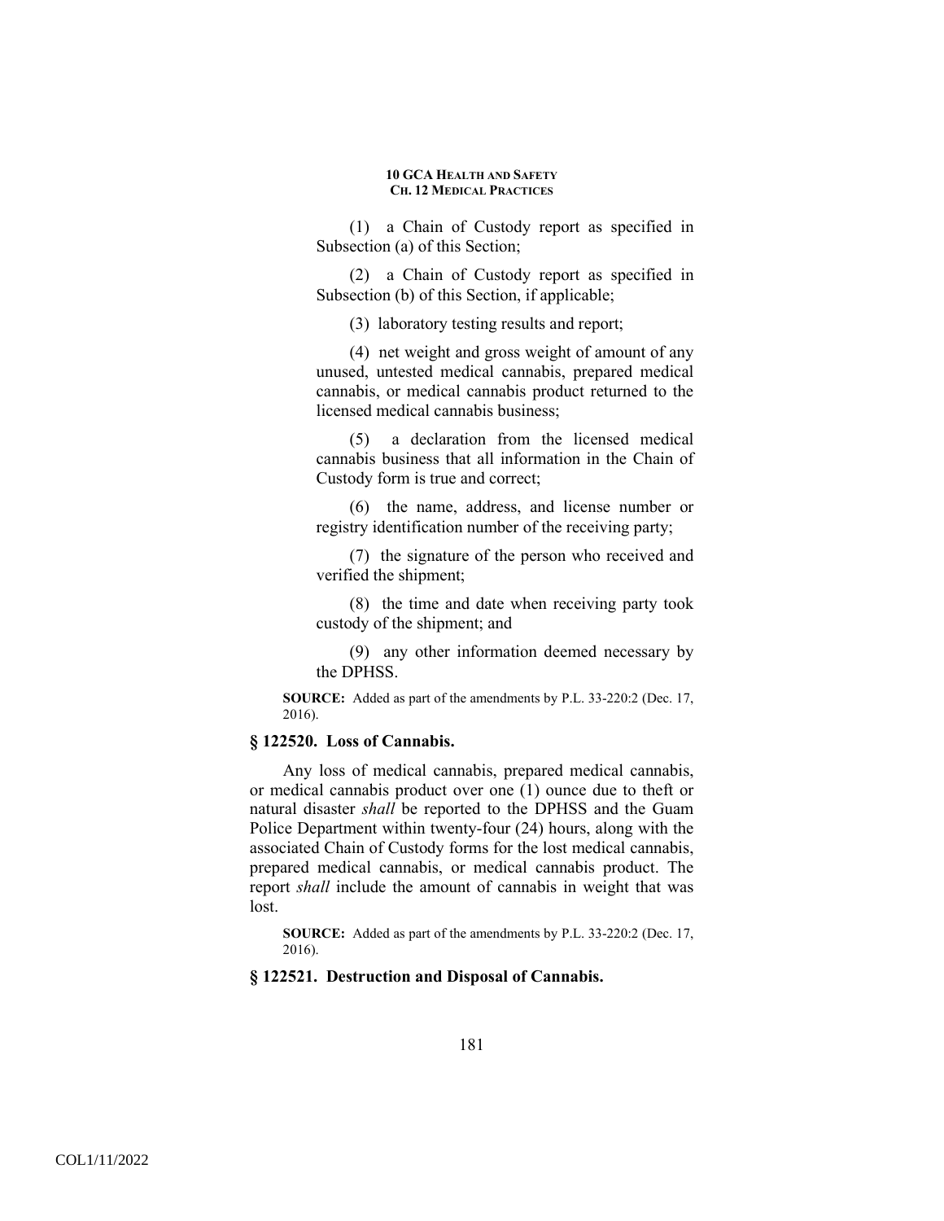(1) a Chain of Custody report as specified in Subsection (a) of this Section;

(2) a Chain of Custody report as specified in Subsection (b) of this Section, if applicable;

(3) laboratory testing results and report;

(4) net weight and gross weight of amount of any unused, untested medical cannabis, prepared medical cannabis, or medical cannabis product returned to the licensed medical cannabis business;

(5) a declaration from the licensed medical cannabis business that all information in the Chain of Custody form is true and correct;

(6) the name, address, and license number or registry identification number of the receiving party;

(7) the signature of the person who received and verified the shipment;

(8) the time and date when receiving party took custody of the shipment; and

(9) any other information deemed necessary by the DPHSS.

**SOURCE:** Added as part of the amendments by P.L. 33-220:2 (Dec. 17, 2016).

### § 122520. Loss of Cannabis.

Any loss of medical cannabis, prepared medical cannabis, or medical cannabis product over one (1) ounce due to theft or natural disaster *shall* be reported to the DPHSS and the Guam Police Department within twenty-four (24) hours, along with the associated Chain of Custody forms for the lost medical cannabis, prepared medical cannabis, or medical cannabis product. The report *shall* include the amount of cannabis in weight that was lost.

**SOURCE:** Added as part of the amendments by P.L. 33-220:2 (Dec. 17, 2016).

### § 122521. Destruction and Disposal of Cannabis.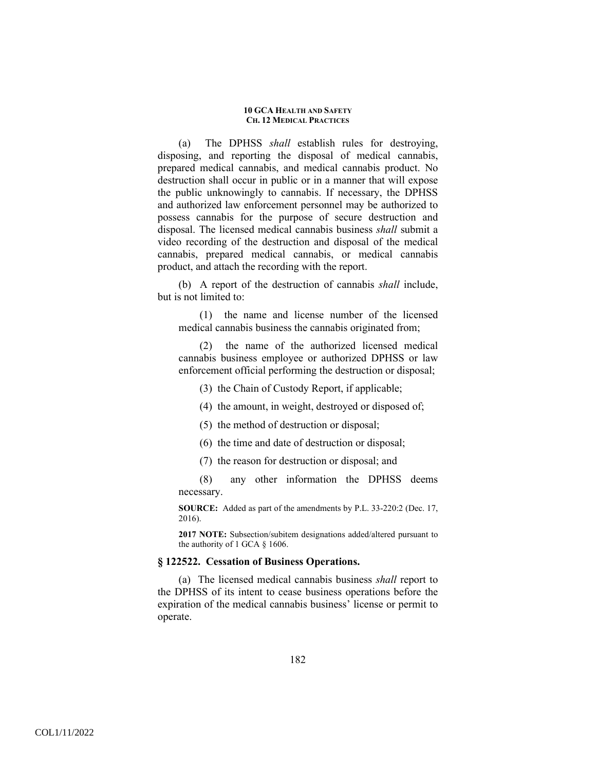(a) The DPHSS *shall* establish rules for destroying, disposing, and reporting the disposal of medical cannabis, prepared medical cannabis, and medical cannabis product. No destruction shall occur in public or in a manner that will expose the public unknowingly to cannabis. If necessary, the DPHSS and authorized law enforcement personnel may be authorized to possess cannabis for the purpose of secure destruction and disposal. The licensed medical cannabis business *shall* submit a video recording of the destruction and disposal of the medical cannabis, prepared medical cannabis, or medical cannabis product, and attach the recording with the report.

(b) A report of the destruction of cannabis *shall* include, but is not limited to:

(1) the name and license number of the licensed medical cannabis business the cannabis originated from;

(2) the name of the authorized licensed medical cannabis business employee or authorized DPHSS or law enforcement official performing the destruction or disposal;

(3) the Chain of Custody Report, if applicable;

(4) the amount, in weight, destroyed or disposed of;

(5) the method of destruction or disposal;

(6) the time and date of destruction or disposal;

(7) the reason for destruction or disposal; and

(8) any other information the DPHSS deems necessary.

**SOURCE:** Added as part of the amendments by P.L. 33-220:2 (Dec. 17, 2016).

**2017 NOTE:** Subsection/subitem designations added/altered pursuant to the authority of 1 GCA § 1606.

### § 122522. Cessation of Business Operations.

(a) The licensed medical cannabis business *shall* report to the DPHSS of its intent to cease business operations before the expiration of the medical cannabis business' license or permit to operate.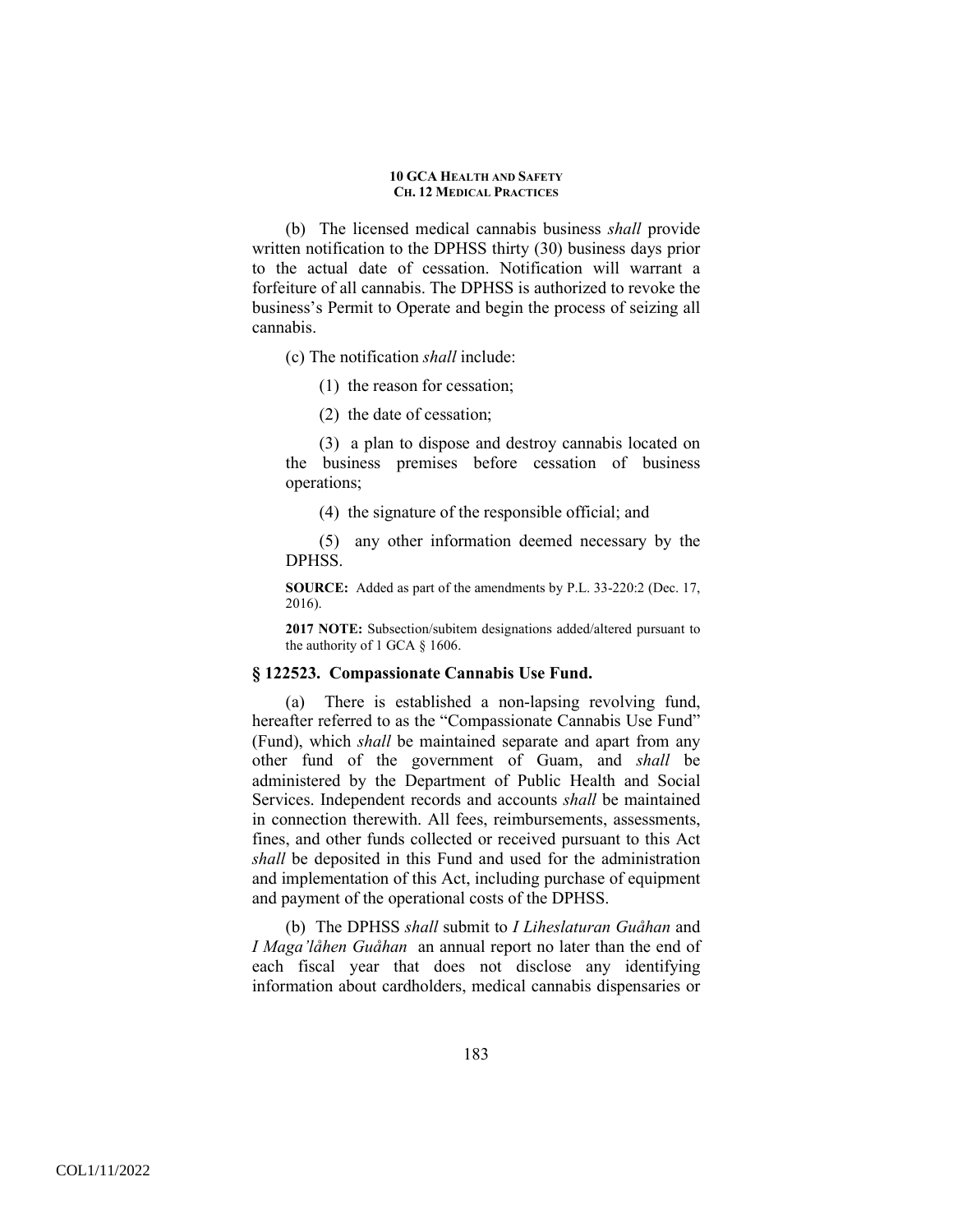(b) The licensed medical cannabis business *shall* provide written notification to the DPHSS thirty (30) business days prior to the actual date of cessation. Notification will warrant a forfeiture of all cannabis. The DPHSS is authorized to revoke the business's Permit to Operate and begin the process of seizing all cannabis.

(c) The notification *shall* include:

(1) the reason for cessation;

(2) the date of cessation;

(3) a plan to dispose and destroy cannabis located on the business premises before cessation of business operations;

(4) the signature of the responsible official; and

(5) any other information deemed necessary by the DPHSS.

**SOURCE:** Added as part of the amendments by P.L. 33-220:2 (Dec. 17, 2016).

**2017 NOTE:** Subsection/subitem designations added/altered pursuant to the authority of 1 GCA § 1606.

### § 122523. Compassionate Cannabis Use Fund.

(a) There is established a non-lapsing revolving fund, hereafter referred to as the "Compassionate Cannabis Use Fund" (Fund), which *shall* be maintained separate and apart from any other fund of the government of Guam, and *shall* be administered by the Department of Public Health and Social Services. Independent records and accounts *shall* be maintained in connection therewith. All fees, reimbursements, assessments, fines, and other funds collected or received pursuant to this Act *shall* be deposited in this Fund and used for the administration and implementation of this Act, including purchase of equipment and payment of the operational costs of the DPHSS.

(b) The DPHSS *shall* submit to *I Liheslaturan Guåhan* and *I Maga'låhen Guåhan* an annual report no later than the end of each fiscal year that does not disclose any identifying information about cardholders, medical cannabis dispensaries or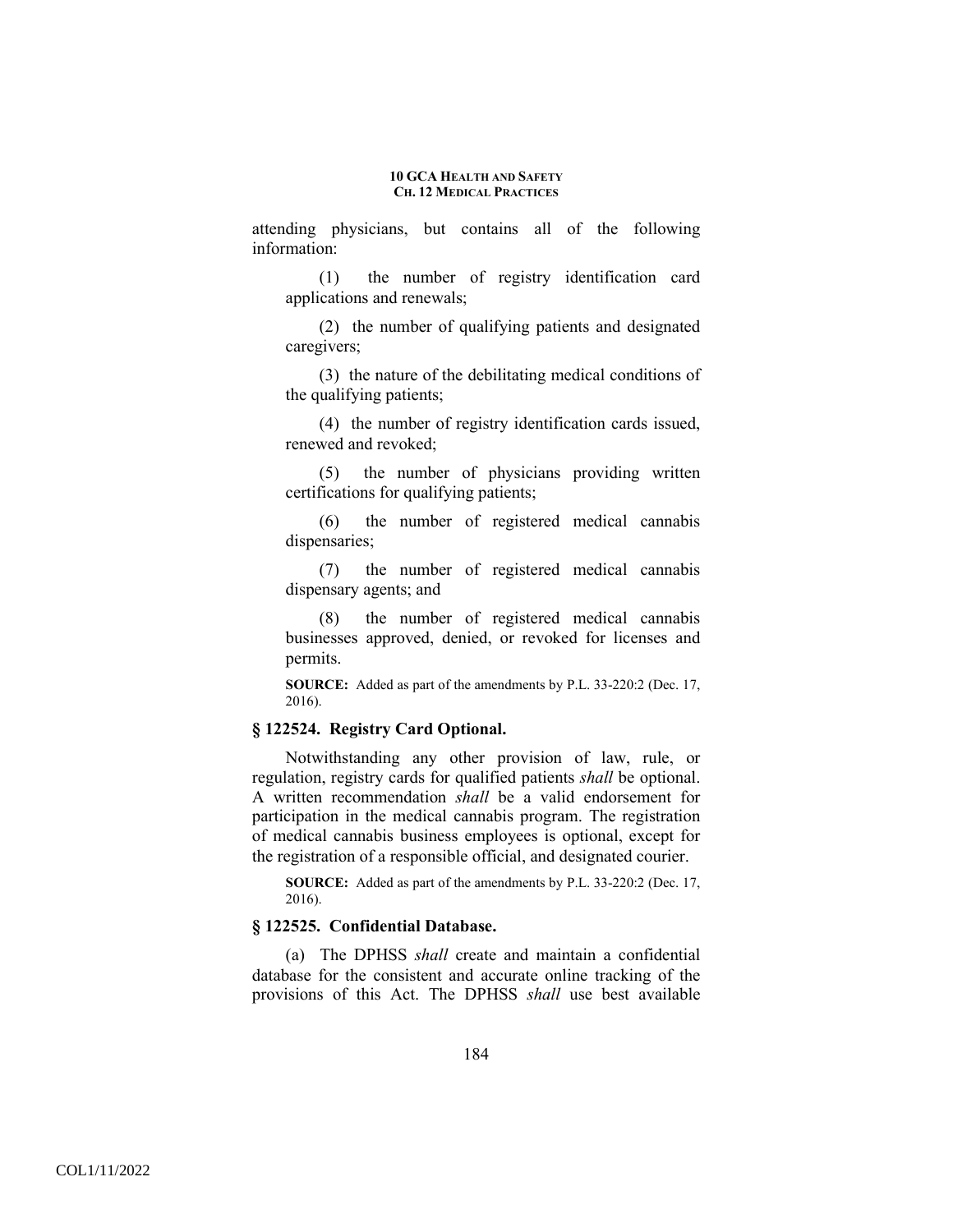attending physicians, but contains all of the following information:

(1) the number of registry identification card applications and renewals;

(2) the number of qualifying patients and designated caregivers;

(3) the nature of the debilitating medical conditions of the qualifying patients;

(4) the number of registry identification cards issued, renewed and revoked;

(5) the number of physicians providing written certifications for qualifying patients;

(6) the number of registered medical cannabis dispensaries;

(7) the number of registered medical cannabis dispensary agents; and

(8) the number of registered medical cannabis businesses approved, denied, or revoked for licenses and permits.

**SOURCE:** Added as part of the amendments by P.L. 33-220:2 (Dec. 17, 2016).

### § 122524. Registry Card Optional.

Notwithstanding any other provision of law, rule, or regulation, registry cards for qualified patients *shall* be optional. A written recommendation *shall* be a valid endorsement for participation in the medical cannabis program. The registration of medical cannabis business employees is optional, except for the registration of a responsible official, and designated courier.

**SOURCE:** Added as part of the amendments by P.L. 33-220:2 (Dec. 17, 2016).

### § 122525. Confidential Database.

(a) The DPHSS *shall* create and maintain a confidential database for the consistent and accurate online tracking of the provisions of this Act. The DPHSS *shall* use best available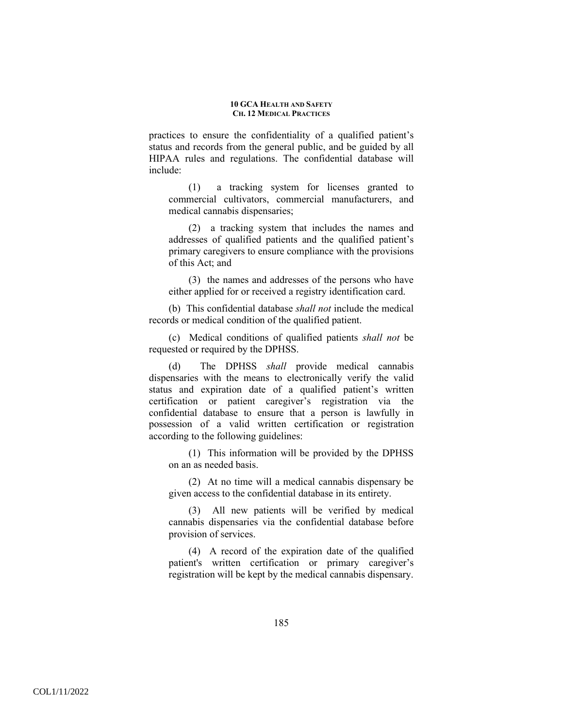practices to ensure the confidentiality of a qualified patient's status and records from the general public, and be guided by all HIPAA rules and regulations. The confidential database will include:

(1) a tracking system for licenses granted to commercial cultivators, commercial manufacturers, and medical cannabis dispensaries;

(2) a tracking system that includes the names and addresses of qualified patients and the qualified patient's primary caregivers to ensure compliance with the provisions of this Act; and

(3) the names and addresses of the persons who have either applied for or received a registry identification card.

(b) This confidential database *shall not* include the medical records or medical condition of the qualified patient.

(c) Medical conditions of qualified patients *shall not* be requested or required by the DPHSS.

(d) The DPHSS *shall* provide medical cannabis dispensaries with the means to electronically verify the valid status and expiration date of a qualified patient's written certification or patient caregiver's registration via the confidential database to ensure that a person is lawfully in possession of a valid written certification or registration according to the following guidelines:

(1) This information will be provided by the DPHSS on an as needed basis.

(2) At no time will a medical cannabis dispensary be given access to the confidential database in its entirety.

(3) All new patients will be verified by medical cannabis dispensaries via the confidential database before provision of services.

(4) A record of the expiration date of the qualified patient's written certification or primary caregiver's registration will be kept by the medical cannabis dispensary.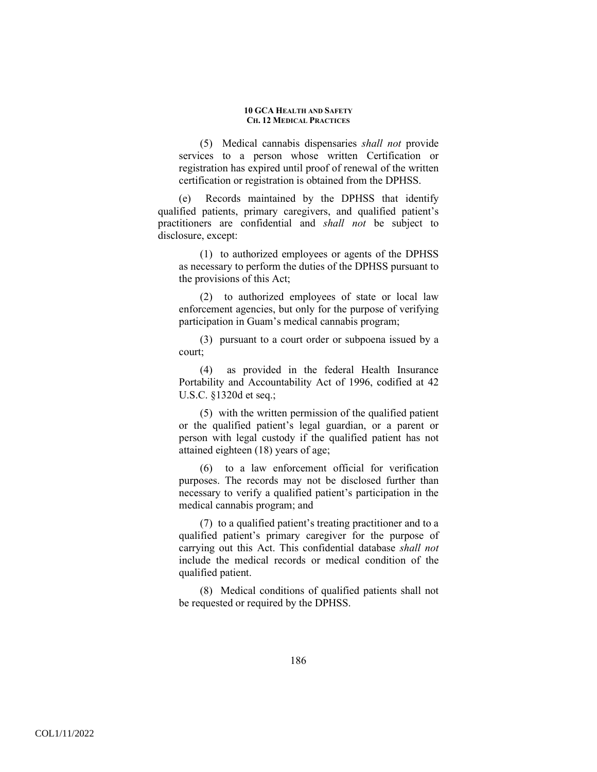(5) Medical cannabis dispensaries *shall not* provide services to a person whose written Certification or registration has expired until proof of renewal of the written certification or registration is obtained from the DPHSS.

(e) Records maintained by the DPHSS that identify qualified patients, primary caregivers, and qualified patient's practitioners are confidential and *shall not* be subject to disclosure, except:

(1) to authorized employees or agents of the DPHSS as necessary to perform the duties of the DPHSS pursuant to the provisions of this Act;

(2) to authorized employees of state or local law enforcement agencies, but only for the purpose of verifying participation in Guam's medical cannabis program;

(3) pursuant to a court order or subpoena issued by a court;

(4) as provided in the federal Health Insurance Portability and Accountability Act of 1996, codified at 42 U.S.C. §1320d et seq.;

(5) with the written permission of the qualified patient or the qualified patient's legal guardian, or a parent or person with legal custody if the qualified patient has not attained eighteen (18) years of age;

(6) to a law enforcement official for verification purposes. The records may not be disclosed further than necessary to verify a qualified patient's participation in the medical cannabis program; and

(7) to a qualified patient's treating practitioner and to a qualified patient's primary caregiver for the purpose of carrying out this Act. This confidential database *shall not* include the medical records or medical condition of the qualified patient.

(8) Medical conditions of qualified patients shall not be requested or required by the DPHSS.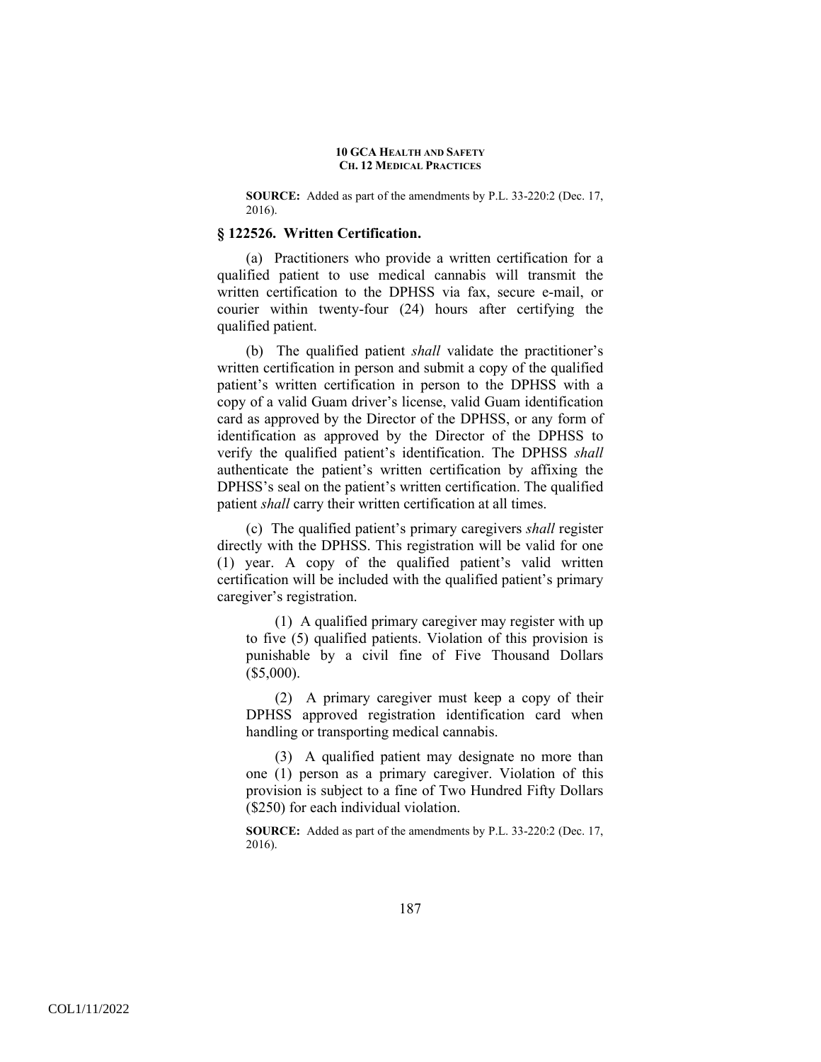**SOURCE:** Added as part of the amendments by P.L. 33-220:2 (Dec. 17, 2016).

### § 122526. Written Certification.

(a) Practitioners who provide a written certification for a qualified patient to use medical cannabis will transmit the written certification to the DPHSS via fax, secure e-mail, or courier within twenty-four (24) hours after certifying the qualified patient.

(b) The qualified patient *shall* validate the practitioner's written certification in person and submit a copy of the qualified patient's written certification in person to the DPHSS with a copy of a valid Guam driver's license, valid Guam identification card as approved by the Director of the DPHSS, or any form of identification as approved by the Director of the DPHSS to verify the qualified patient's identification. The DPHSS *shall* authenticate the patient's written certification by affixing the DPHSS's seal on the patient's written certification. The qualified patient *shall* carry their written certification at all times.

(c) The qualified patient's primary caregivers *shall* register directly with the DPHSS. This registration will be valid for one (1) year. A copy of the qualified patient's valid written certification will be included with the qualified patient's primary caregiver's registration.

(1) A qualified primary caregiver may register with up to five (5) qualified patients. Violation of this provision is punishable by a civil fine of Five Thousand Dollars ($5,000).

(2) A primary caregiver must keep a copy of their DPHSS approved registration identification card when handling or transporting medical cannabis.

(3) A qualified patient may designate no more than one (1) person as a primary caregiver. Violation of this provision is subject to a fine of Two Hundred Fifty Dollars ($250) for each individual violation.

**SOURCE:** Added as part of the amendments by P.L. 33-220:2 (Dec. 17, 2016).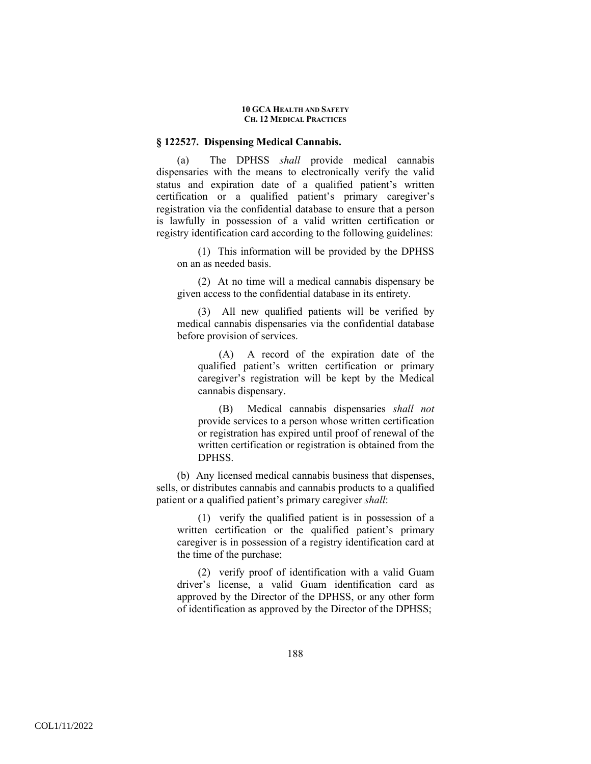## § 122527. Dispensing Medical Cannabis.

(a) The DPHSS *shall* provide medical cannabis dispensaries with the means to electronically verify the valid status and expiration date of a qualified patient's written certification or a qualified patient's primary caregiver's registration via the confidential database to ensure that a person is lawfully in possession of a valid written certification or registry identification card according to the following guidelines:

(1) This information will be provided by the DPHSS on an as needed basis.

(2) At no time will a medical cannabis dispensary be given access to the confidential database in its entirety.

(3) All new qualified patients will be verified by medical cannabis dispensaries via the confidential database before provision of services.

(A) A record of the expiration date of the qualified patient's written certification or primary caregiver's registration will be kept by the Medical cannabis dispensary.

(B) Medical cannabis dispensaries *shall not* provide services to a person whose written certification or registration has expired until proof of renewal of the written certification or registration is obtained from the DPHSS.

(b) Any licensed medical cannabis business that dispenses, sells, or distributes cannabis and cannabis products to a qualified patient or a qualified patient's primary caregiver *shall*:

(1) verify the qualified patient is in possession of a written certification or the qualified patient's primary caregiver is in possession of a registry identification card at the time of the purchase;

(2) verify proof of identification with a valid Guam driver's license, a valid Guam identification card as approved by the Director of the DPHSS, or any other form of identification as approved by the Director of the DPHSS;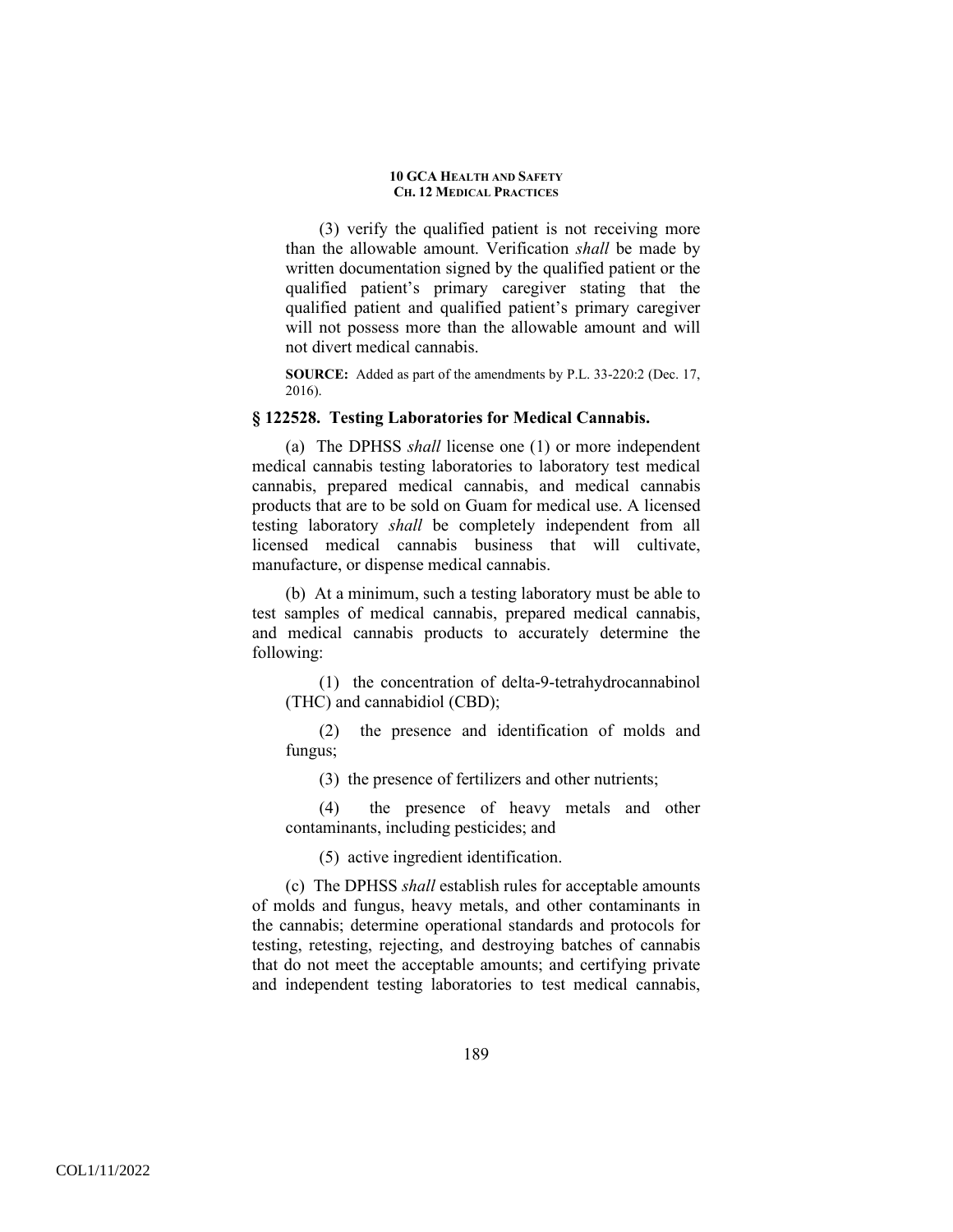(3) verify the qualified patient is not receiving more than the allowable amount. Verification *shall* be made by written documentation signed by the qualified patient or the qualified patient's primary caregiver stating that the qualified patient and qualified patient's primary caregiver will not possess more than the allowable amount and will not divert medical cannabis.

**SOURCE:** Added as part of the amendments by P.L. 33-220:2 (Dec. 17, 2016).

### § 122528. Testing Laboratories for Medical Cannabis.

(a) The DPHSS *shall* license one (1) or more independent medical cannabis testing laboratories to laboratory test medical cannabis, prepared medical cannabis, and medical cannabis products that are to be sold on Guam for medical use. A licensed testing laboratory *shall* be completely independent from all licensed medical cannabis business that will cultivate, manufacture, or dispense medical cannabis.

(b) At a minimum, such a testing laboratory must be able to test samples of medical cannabis, prepared medical cannabis, and medical cannabis products to accurately determine the following:

(1) the concentration of delta-9-tetrahydrocannabinol (THC) and cannabidiol (CBD);

(2) the presence and identification of molds and fungus;

(3) the presence of fertilizers and other nutrients;

(4) the presence of heavy metals and other contaminants, including pesticides; and

(5) active ingredient identification.

(c) The DPHSS *shall* establish rules for acceptable amounts of molds and fungus, heavy metals, and other contaminants in the cannabis; determine operational standards and protocols for testing, retesting, rejecting, and destroying batches of cannabis that do not meet the acceptable amounts; and certifying private and independent testing laboratories to test medical cannabis,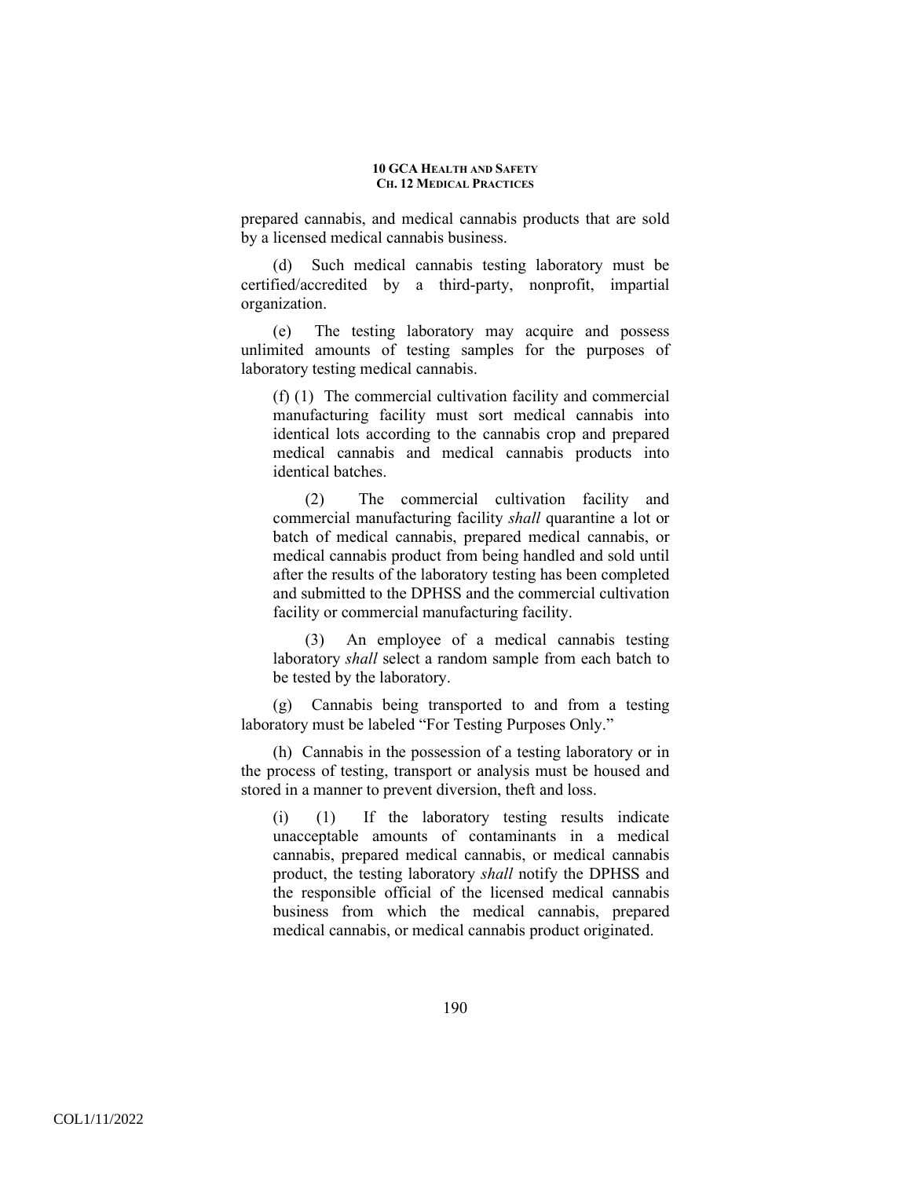prepared cannabis, and medical cannabis products that are sold by a licensed medical cannabis business.

(d) Such medical cannabis testing laboratory must be certified/accredited by a third-party, nonprofit, impartial organization.

(e) The testing laboratory may acquire and possess unlimited amounts of testing samples for the purposes of laboratory testing medical cannabis.

(f) (1) The commercial cultivation facility and commercial manufacturing facility must sort medical cannabis into identical lots according to the cannabis crop and prepared medical cannabis and medical cannabis products into identical batches.

(2) The commercial cultivation facility and commercial manufacturing facility *shall* quarantine a lot or batch of medical cannabis, prepared medical cannabis, or medical cannabis product from being handled and sold until after the results of the laboratory testing has been completed and submitted to the DPHSS and the commercial cultivation facility or commercial manufacturing facility.

(3) An employee of a medical cannabis testing laboratory *shall* select a random sample from each batch to be tested by the laboratory.

(g) Cannabis being transported to and from a testing laboratory must be labeled "For Testing Purposes Only."

(h) Cannabis in the possession of a testing laboratory or in the process of testing, transport or analysis must be housed and stored in a manner to prevent diversion, theft and loss.

(i) (1) If the laboratory testing results indicate unacceptable amounts of contaminants in a medical cannabis, prepared medical cannabis, or medical cannabis product, the testing laboratory *shall* notify the DPHSS and the responsible official of the licensed medical cannabis business from which the medical cannabis, prepared medical cannabis, or medical cannabis product originated.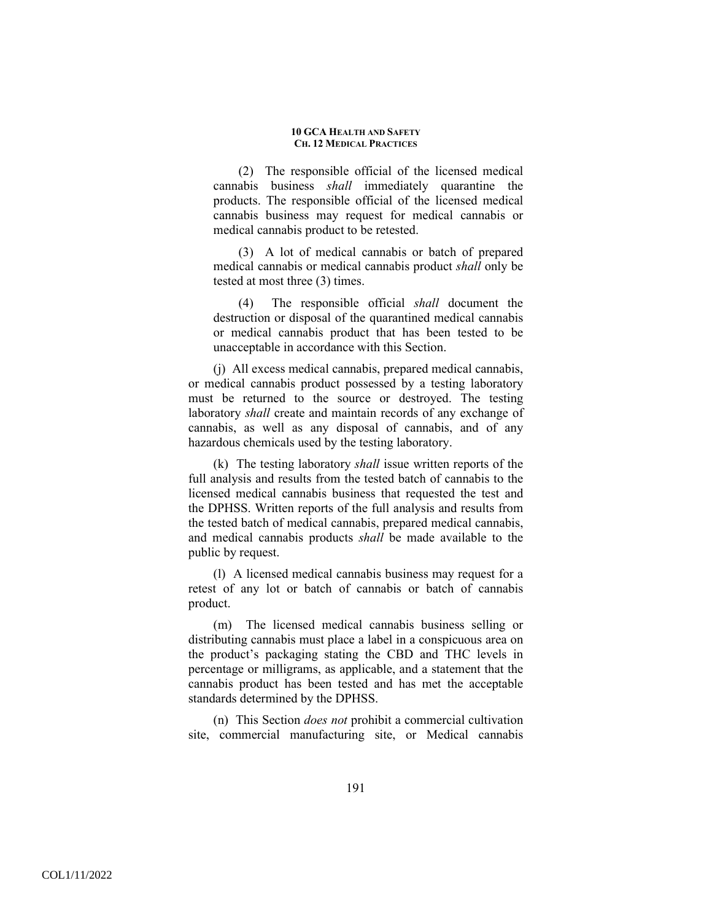(2) The responsible official of the licensed medical cannabis business *shall* immediately quarantine the products. The responsible official of the licensed medical cannabis business may request for medical cannabis or medical cannabis product to be retested.

(3) A lot of medical cannabis or batch of prepared medical cannabis or medical cannabis product *shall* only be tested at most three (3) times.

(4) The responsible official *shall* document the destruction or disposal of the quarantined medical cannabis or medical cannabis product that has been tested to be unacceptable in accordance with this Section.

(j) All excess medical cannabis, prepared medical cannabis, or medical cannabis product possessed by a testing laboratory must be returned to the source or destroyed. The testing laboratory *shall* create and maintain records of any exchange of cannabis, as well as any disposal of cannabis, and of any hazardous chemicals used by the testing laboratory.

(k) The testing laboratory *shall* issue written reports of the full analysis and results from the tested batch of cannabis to the licensed medical cannabis business that requested the test and the DPHSS. Written reports of the full analysis and results from the tested batch of medical cannabis, prepared medical cannabis, and medical cannabis products *shall* be made available to the public by request.

(l) A licensed medical cannabis business may request for a retest of any lot or batch of cannabis or batch of cannabis product.

(m) The licensed medical cannabis business selling or distributing cannabis must place a label in a conspicuous area on the product's packaging stating the CBD and THC levels in percentage or milligrams, as applicable, and a statement that the cannabis product has been tested and has met the acceptable standards determined by the DPHSS.

(n) This Section *does not* prohibit a commercial cultivation site, commercial manufacturing site, or Medical cannabis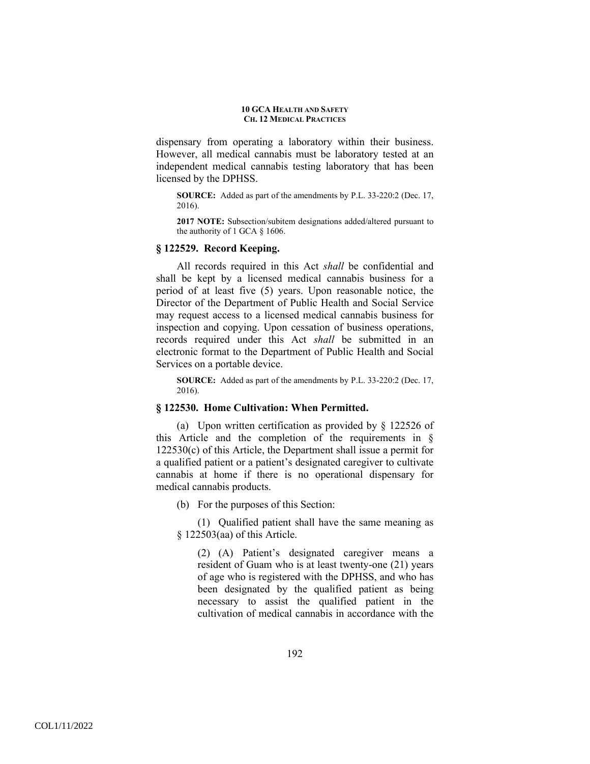dispensary from operating a laboratory within their business. However, all medical cannabis must be laboratory tested at an independent medical cannabis testing laboratory that has been licensed by the DPHSS.

**SOURCE:** Added as part of the amendments by P.L. 33-220:2 (Dec. 17, 2016).

**2017 NOTE:** Subsection/subitem designations added/altered pursuant to the authority of 1 GCA § 1606.

### § 122529. Record Keeping.

All records required in this Act *shall* be confidential and shall be kept by a licensed medical cannabis business for a period of at least five (5) years. Upon reasonable notice, the Director of the Department of Public Health and Social Service may request access to a licensed medical cannabis business for inspection and copying. Upon cessation of business operations, records required under this Act *shall* be submitted in an electronic format to the Department of Public Health and Social Services on a portable device.

**SOURCE:** Added as part of the amendments by P.L. 33-220:2 (Dec. 17, 2016).

### § 122530. Home Cultivation: When Permitted.

(a) Upon written certification as provided by § 122526 of this Article and the completion of the requirements in § 122530(c) of this Article, the Department shall issue a permit for a qualified patient or a patient's designated caregiver to cultivate cannabis at home if there is no operational dispensary for medical cannabis products.

(b) For the purposes of this Section:

(1) Qualified patient shall have the same meaning as § 122503(aa) of this Article.

(2) (A) Patient's designated caregiver means a resident of Guam who is at least twenty-one (21) years of age who is registered with the DPHSS, and who has been designated by the qualified patient as being necessary to assist the qualified patient in the cultivation of medical cannabis in accordance with the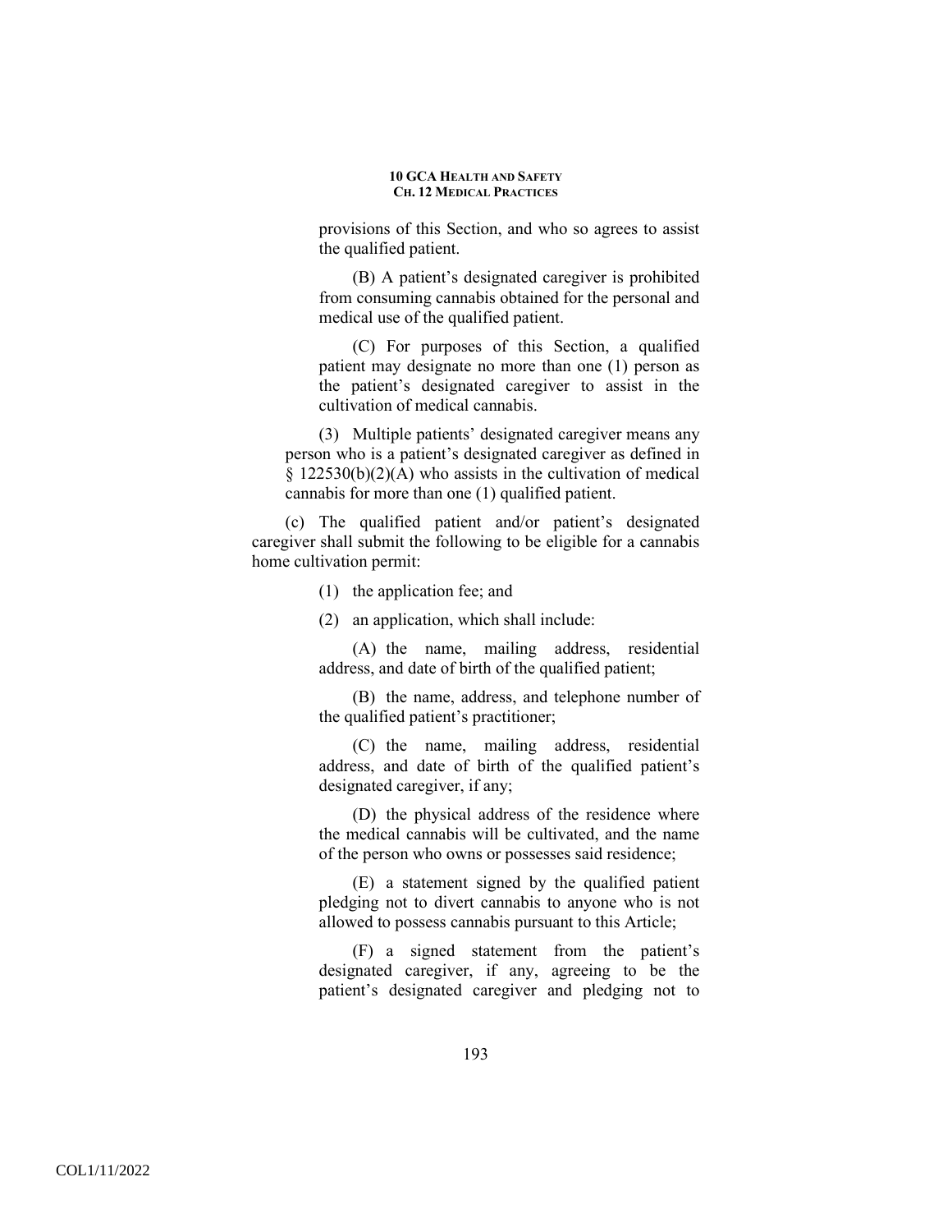provisions of this Section, and who so agrees to assist the qualified patient.

(B) A patient's designated caregiver is prohibited from consuming cannabis obtained for the personal and medical use of the qualified patient.

(C) For purposes of this Section, a qualified patient may designate no more than one (1) person as the patient's designated caregiver to assist in the cultivation of medical cannabis.

(3) Multiple patients' designated caregiver means any person who is a patient's designated caregiver as defined in § 122530(b)(2)(A) who assists in the cultivation of medical cannabis for more than one (1) qualified patient.

(c) The qualified patient and/or patient's designated caregiver shall submit the following to be eligible for a cannabis home cultivation permit:

(1) the application fee; and

(2) an application, which shall include:

(A) the name, mailing address, residential address, and date of birth of the qualified patient;

(B) the name, address, and telephone number of the qualified patient's practitioner;

(C) the name, mailing address, residential address, and date of birth of the qualified patient's designated caregiver, if any;

(D) the physical address of the residence where the medical cannabis will be cultivated, and the name of the person who owns or possesses said residence;

(E) a statement signed by the qualified patient pledging not to divert cannabis to anyone who is not allowed to possess cannabis pursuant to this Article;

(F) a signed statement from the patient's designated caregiver, if any, agreeing to be the patient's designated caregiver and pledging not to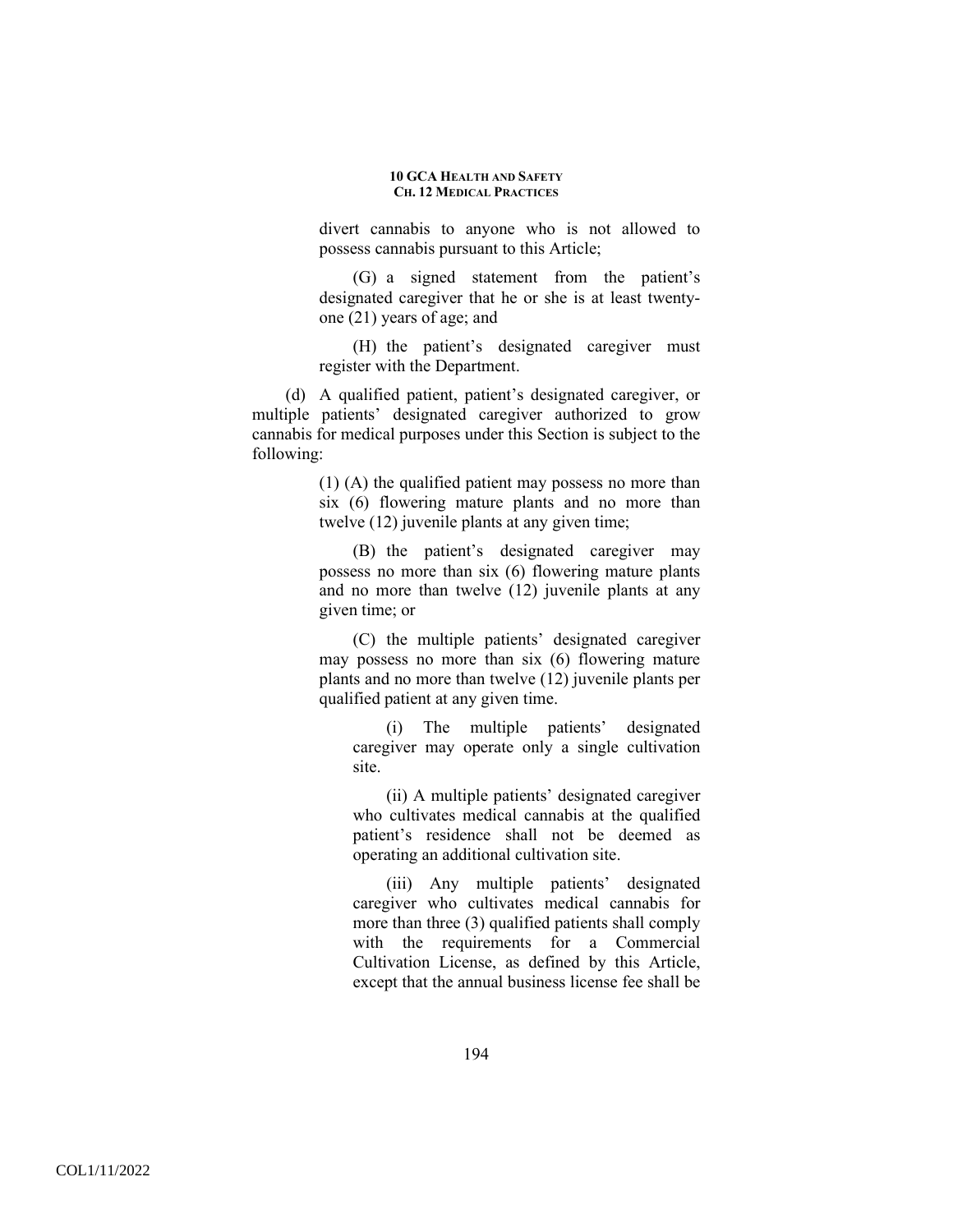divert cannabis to anyone who is not allowed to possess cannabis pursuant to this Article;

(G) a signed statement from the patient's designated caregiver that he or she is at least twenty-one (21) years of age; and

(H) the patient's designated caregiver must register with the Department.

(d) A qualified patient, patient's designated caregiver, or multiple patients' designated caregiver authorized to grow cannabis for medical purposes under this Section is subject to the following:

(1) (A) the qualified patient may possess no more than six (6) flowering mature plants and no more than twelve (12) juvenile plants at any given time;

(B) the patient's designated caregiver may possess no more than six (6) flowering mature plants and no more than twelve (12) juvenile plants at any given time; or

(C) the multiple patients' designated caregiver may possess no more than six (6) flowering mature plants and no more than twelve (12) juvenile plants per qualified patient at any given time.

(i) The multiple patients' designated caregiver may operate only a single cultivation site.

(ii) A multiple patients' designated caregiver who cultivates medical cannabis at the qualified patient's residence shall not be deemed as operating an additional cultivation site.

(iii) Any multiple patients' designated caregiver who cultivates medical cannabis for more than three (3) qualified patients shall comply with the requirements for a Commercial Cultivation License, as defined by this Article, except that the annual business license fee shall be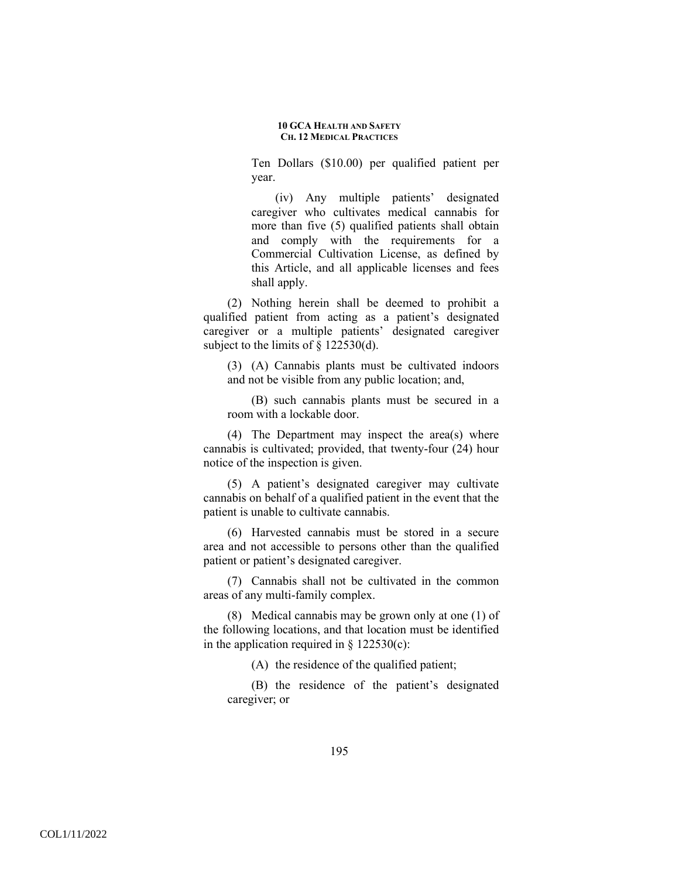Ten Dollars ($10.00) per qualified patient per year.

(iv) Any multiple patients' designated caregiver who cultivates medical cannabis for more than five (5) qualified patients shall obtain and comply with the requirements for a Commercial Cultivation License, as defined by this Article, and all applicable licenses and fees shall apply.

(2) Nothing herein shall be deemed to prohibit a qualified patient from acting as a patient's designated caregiver or a multiple patients' designated caregiver subject to the limits of § 122530(d).

(3) (A) Cannabis plants must be cultivated indoors and not be visible from any public location; and,

(B) such cannabis plants must be secured in a room with a lockable door.

(4) The Department may inspect the area(s) where cannabis is cultivated; provided, that twenty-four (24) hour notice of the inspection is given.

(5) A patient's designated caregiver may cultivate cannabis on behalf of a qualified patient in the event that the patient is unable to cultivate cannabis.

(6) Harvested cannabis must be stored in a secure area and not accessible to persons other than the qualified patient or patient's designated caregiver.

(7) Cannabis shall not be cultivated in the common areas of any multi-family complex.

(8) Medical cannabis may be grown only at one (1) of the following locations, and that location must be identified in the application required in § 122530(c):

(A) the residence of the qualified patient;

(B) the residence of the patient's designated caregiver; or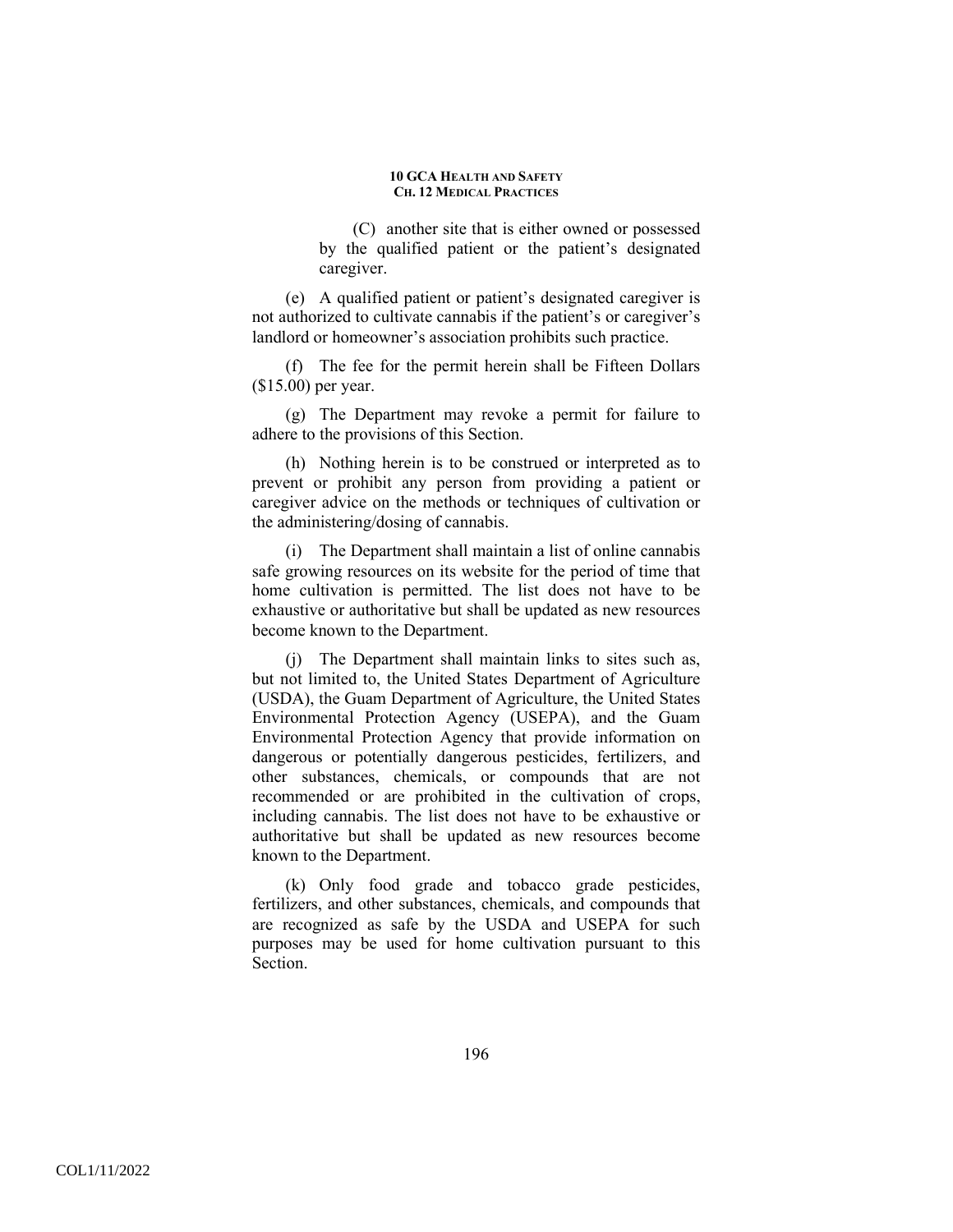(C) another site that is either owned or possessed by the qualified patient or the patient's designated caregiver.

(e) A qualified patient or patient's designated caregiver is not authorized to cultivate cannabis if the patient's or caregiver's landlord or homeowner's association prohibits such practice.

(f) The fee for the permit herein shall be Fifteen Dollars ($15.00) per year.

(g) The Department may revoke a permit for failure to adhere to the provisions of this Section.

(h) Nothing herein is to be construed or interpreted as to prevent or prohibit any person from providing a patient or caregiver advice on the methods or techniques of cultivation or the administering/dosing of cannabis.

(i) The Department shall maintain a list of online cannabis safe growing resources on its website for the period of time that home cultivation is permitted. The list does not have to be exhaustive or authoritative but shall be updated as new resources become known to the Department.

(j) The Department shall maintain links to sites such as, but not limited to, the United States Department of Agriculture (USDA), the Guam Department of Agriculture, the United States Environmental Protection Agency (USEPA), and the Guam Environmental Protection Agency that provide information on dangerous or potentially dangerous pesticides, fertilizers, and other substances, chemicals, or compounds that are not recommended or are prohibited in the cultivation of crops, including cannabis. The list does not have to be exhaustive or authoritative but shall be updated as new resources become known to the Department.

(k) Only food grade and tobacco grade pesticides, fertilizers, and other substances, chemicals, and compounds that are recognized as safe by the USDA and USEPA for such purposes may be used for home cultivation pursuant to this Section.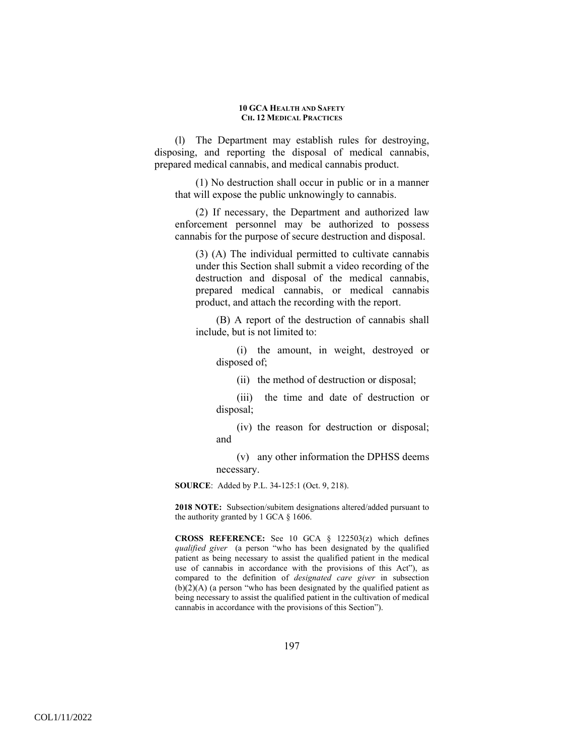(l) The Department may establish rules for destroying, disposing, and reporting the disposal of medical cannabis, prepared medical cannabis, and medical cannabis product.

(1) No destruction shall occur in public or in a manner that will expose the public unknowingly to cannabis.

(2) If necessary, the Department and authorized law enforcement personnel may be authorized to possess cannabis for the purpose of secure destruction and disposal.

(3) (A) The individual permitted to cultivate cannabis under this Section shall submit a video recording of the destruction and disposal of the medical cannabis, prepared medical cannabis, or medical cannabis product, and attach the recording with the report.

(B) A report of the destruction of cannabis shall include, but is not limited to:

(i) the amount, in weight, destroyed or disposed of;

(ii) the method of destruction or disposal;

(iii) the time and date of destruction or disposal;

(iv) the reason for destruction or disposal; and

(v) any other information the DPHSS deems necessary.

**SOURCE**: Added by P.L. 34-125:1 (Oct. 9, 218).

**2018 NOTE:** Subsection/subitem designations altered/added pursuant to the authority granted by 1 GCA § 1606.

**CROSS REFERENCE:** See 10 GCA § 122503(z) which defines *qualified giver* (a person "who has been designated by the qualified patient as being necessary to assist the qualified patient in the medical use of cannabis in accordance with the provisions of this Act"), as compared to the definition of *designated care giver* in subsection (b)(2)(A) (a person "who has been designated by the qualified patient as being necessary to assist the qualified patient in the cultivation of medical cannabis in accordance with the provisions of this Section").